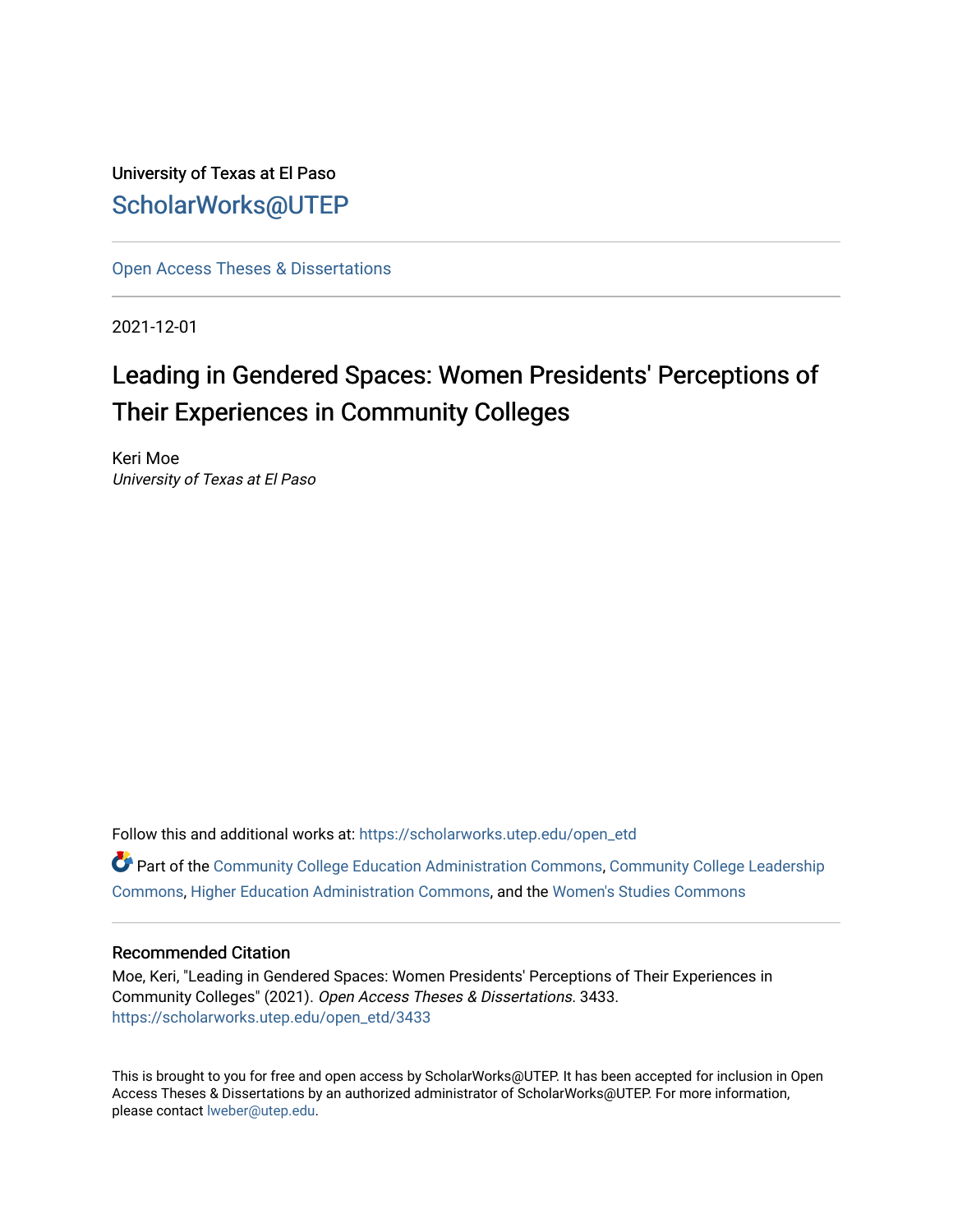University of Texas at El Paso

ScholarWorks@UTEP

Open Access Theses & Dissertations

2021-12-01

# Leading in Gendered Spaces: Women Presidents' Perceptions of Their Experiences in Community Colleges

Keri Moe
*University of Texas at El Paso*

Follow this and additional works at: https://scholarworks.utep.edu/open_etd

Part of the Community College Education Administration Commons, Community College Leadership Commons, Higher Education Administration Commons, and the Women's Studies Commons

## Recommended Citation

Moe, Keri, "Leading in Gendered Spaces: Women Presidents' Perceptions of Their Experiences in Community Colleges" (2021). *Open Access Theses & Dissertations*. 3433.
https://scholarworks.utep.edu/open_etd/3433

This is brought to you for free and open access by ScholarWorks@UTEP. It has been accepted for inclusion in Open Access Theses & Dissertations by an authorized administrator of ScholarWorks@UTEP. For more information, please contact lweber@utep.edu.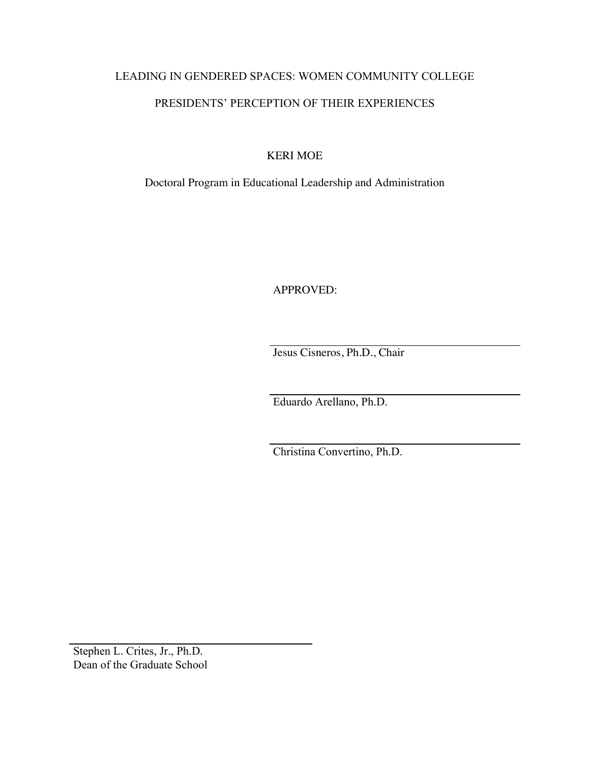LEADING IN GENDERED SPACES: WOMEN COMMUNITY COLLEGE

PRESIDENTS' PERCEPTION OF THEIR EXPERIENCES

KERI MOE

Doctoral Program in Educational Leadership and Administration

APPROVED:

Jesus Cisneros, Ph.D., Chair

Eduardo Arellano, Ph.D.

Christina Convertino, Ph.D.

Stephen L. Crites, Jr., Ph.D.
Dean of the Graduate School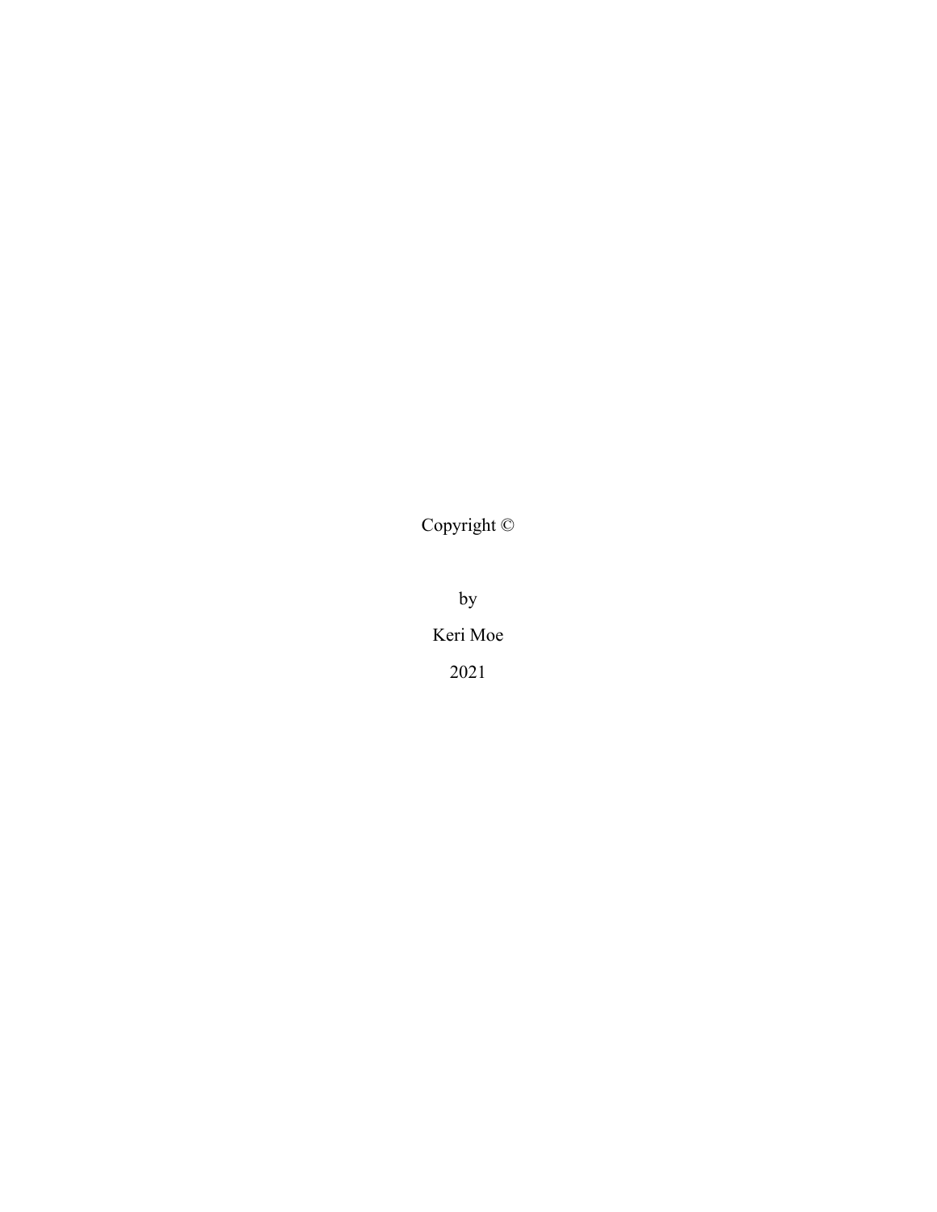Copyright ©

by

Keri Moe

2021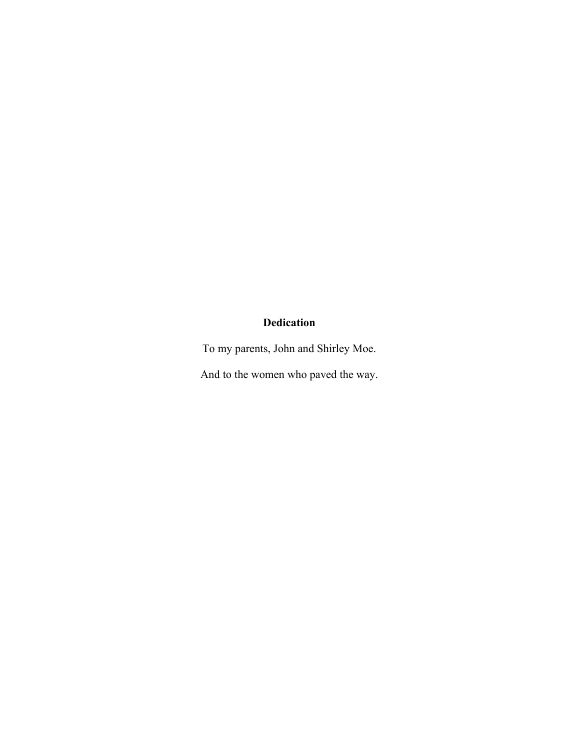**Dedication**

To my parents, John and Shirley Moe.

And to the women who paved the way.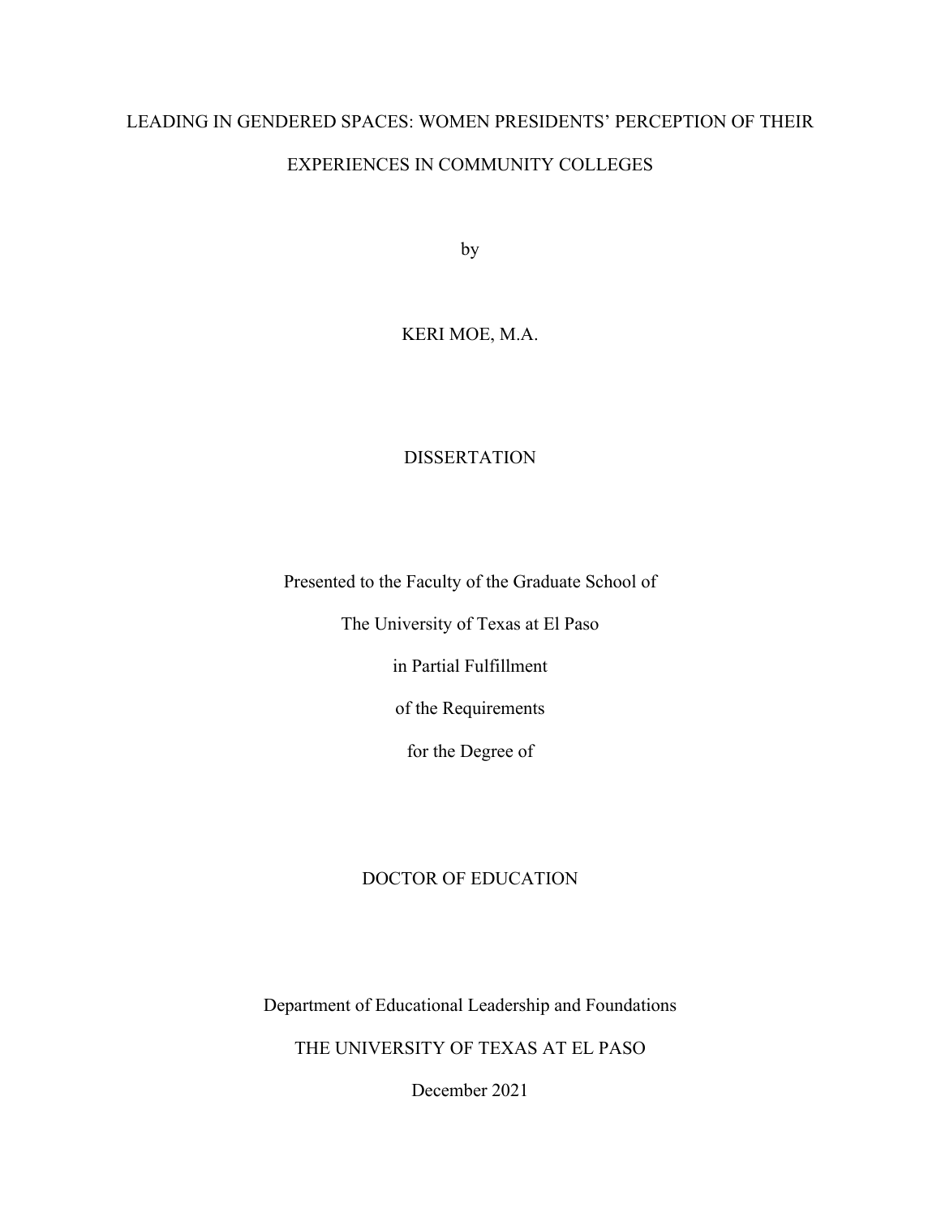LEADING IN GENDERED SPACES: WOMEN PRESIDENTS' PERCEPTION OF THEIR EXPERIENCES IN COMMUNITY COLLEGES

by

KERI MOE, M.A.

DISSERTATION

Presented to the Faculty of the Graduate School of

The University of Texas at El Paso

in Partial Fulfillment

of the Requirements

for the Degree of

DOCTOR OF EDUCATION

Department of Educational Leadership and Foundations

THE UNIVERSITY OF TEXAS AT EL PASO

December 2021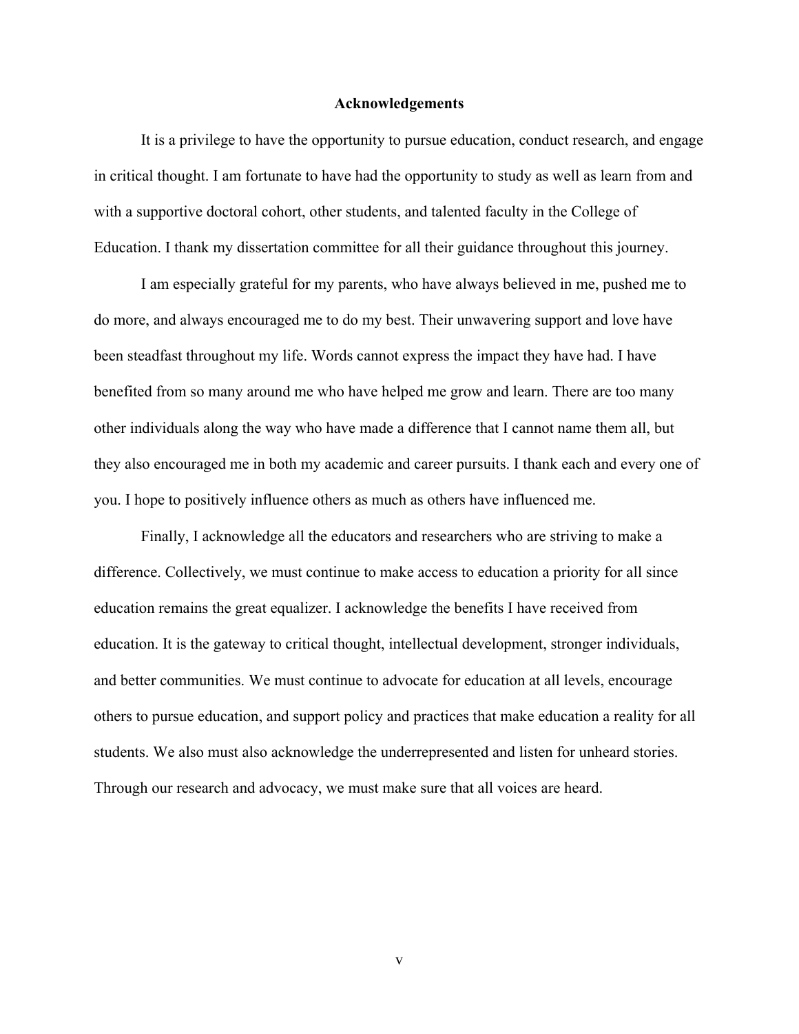## Acknowledgements

It is a privilege to have the opportunity to pursue education, conduct research, and engage in critical thought. I am fortunate to have had the opportunity to study as well as learn from and with a supportive doctoral cohort, other students, and talented faculty in the College of Education. I thank my dissertation committee for all their guidance throughout this journey.

I am especially grateful for my parents, who have always believed in me, pushed me to do more, and always encouraged me to do my best. Their unwavering support and love have been steadfast throughout my life. Words cannot express the impact they have had. I have benefited from so many around me who have helped me grow and learn. There are too many other individuals along the way who have made a difference that I cannot name them all, but they also encouraged me in both my academic and career pursuits. I thank each and every one of you. I hope to positively influence others as much as others have influenced me.

Finally, I acknowledge all the educators and researchers who are striving to make a difference. Collectively, we must continue to make access to education a priority for all since education remains the great equalizer. I acknowledge the benefits I have received from education. It is the gateway to critical thought, intellectual development, stronger individuals, and better communities. We must continue to advocate for education at all levels, encourage others to pursue education, and support policy and practices that make education a reality for all students. We also must also acknowledge the underrepresented and listen for unheard stories. Through our research and advocacy, we must make sure that all voices are heard.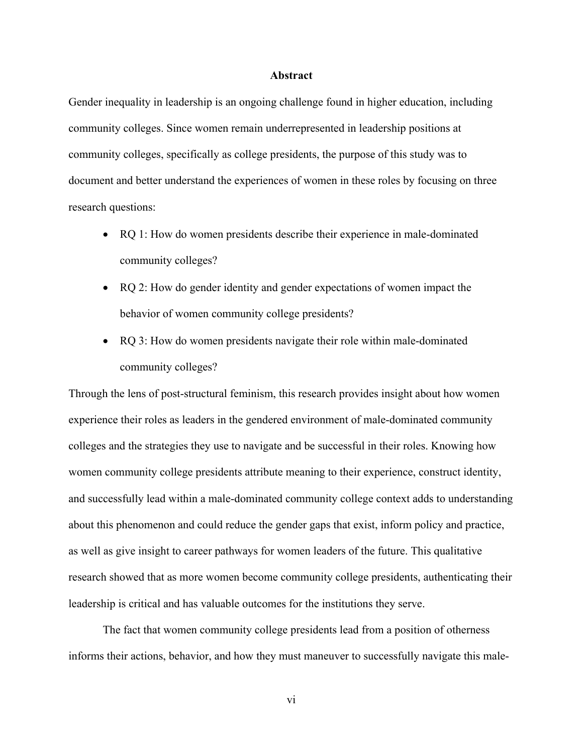## Abstract

Gender inequality in leadership is an ongoing challenge found in higher education, including community colleges. Since women remain underrepresented in leadership positions at community colleges, specifically as college presidents, the purpose of this study was to document and better understand the experiences of women in these roles by focusing on three research questions:

- RQ 1: How do women presidents describe their experience in male-dominated community colleges?
- RQ 2: How do gender identity and gender expectations of women impact the behavior of women community college presidents?
- RQ 3: How do women presidents navigate their role within male-dominated community colleges?

Through the lens of post-structural feminism, this research provides insight about how women experience their roles as leaders in the gendered environment of male-dominated community colleges and the strategies they use to navigate and be successful in their roles. Knowing how women community college presidents attribute meaning to their experience, construct identity, and successfully lead within a male-dominated community college context adds to understanding about this phenomenon and could reduce the gender gaps that exist, inform policy and practice, as well as give insight to career pathways for women leaders of the future. This qualitative research showed that as more women become community college presidents, authenticating their leadership is critical and has valuable outcomes for the institutions they serve.

The fact that women community college presidents lead from a position of otherness informs their actions, behavior, and how they must maneuver to successfully navigate this male-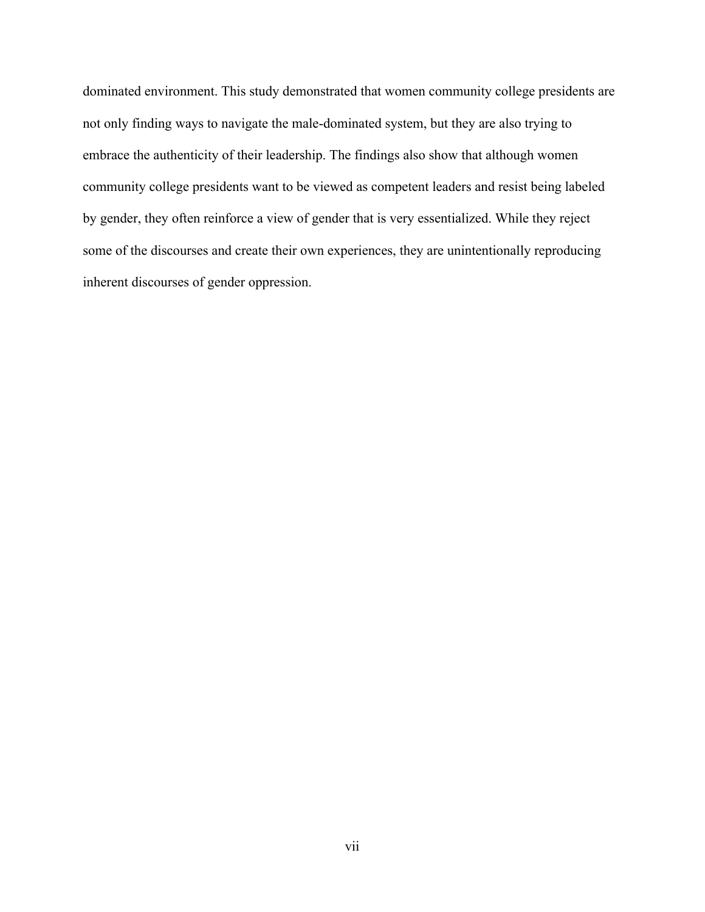dominated environment. This study demonstrated that women community college presidents are not only finding ways to navigate the male-dominated system, but they are also trying to embrace the authenticity of their leadership. The findings also show that although women community college presidents want to be viewed as competent leaders and resist being labeled by gender, they often reinforce a view of gender that is very essentialized. While they reject some of the discourses and create their own experiences, they are unintentionally reproducing inherent discourses of gender oppression.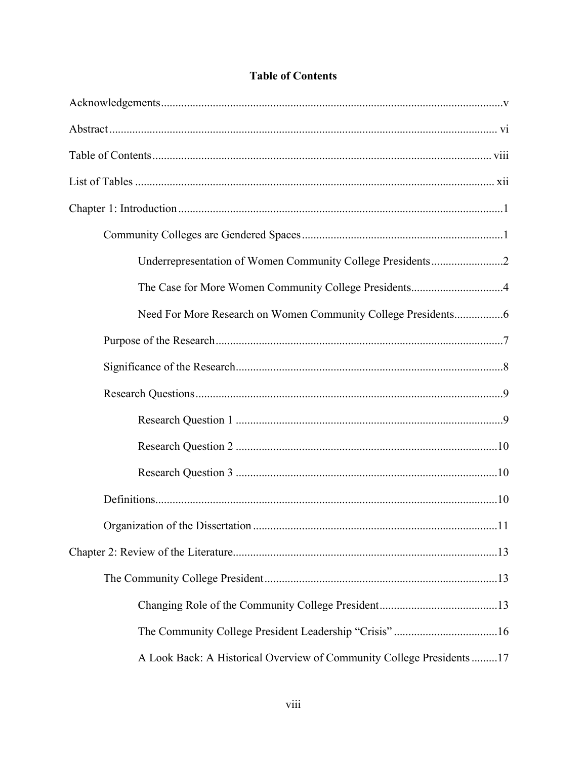# Table of Contents

Acknowledgements .......... v

Abstract .......... vi

Table of Contents .......... viii

List of Tables .......... xii

Chapter 1: Introduction .......... 1

- Community Colleges are Gendered Spaces .......... 1
  - Underrepresentation of Women Community College Presidents .......... 2
  - The Case for More Women Community College Presidents .......... 4
  - Need For More Research on Women Community College Presidents .......... 6
- Purpose of the Research .......... 7
- Significance of the Research .......... 8
- Research Questions .......... 9
  - Research Question 1 .......... 9
  - Research Question 2 .......... 10
  - Research Question 3 .......... 10
- Definitions .......... 10
- Organization of the Dissertation .......... 11

Chapter 2: Review of the Literature .......... 13

- The Community College President .......... 13
  - Changing Role of the Community College President .......... 13
  - The Community College President Leadership "Crisis" .......... 16
  - A Look Back: A Historical Overview of Community College Presidents .......... 17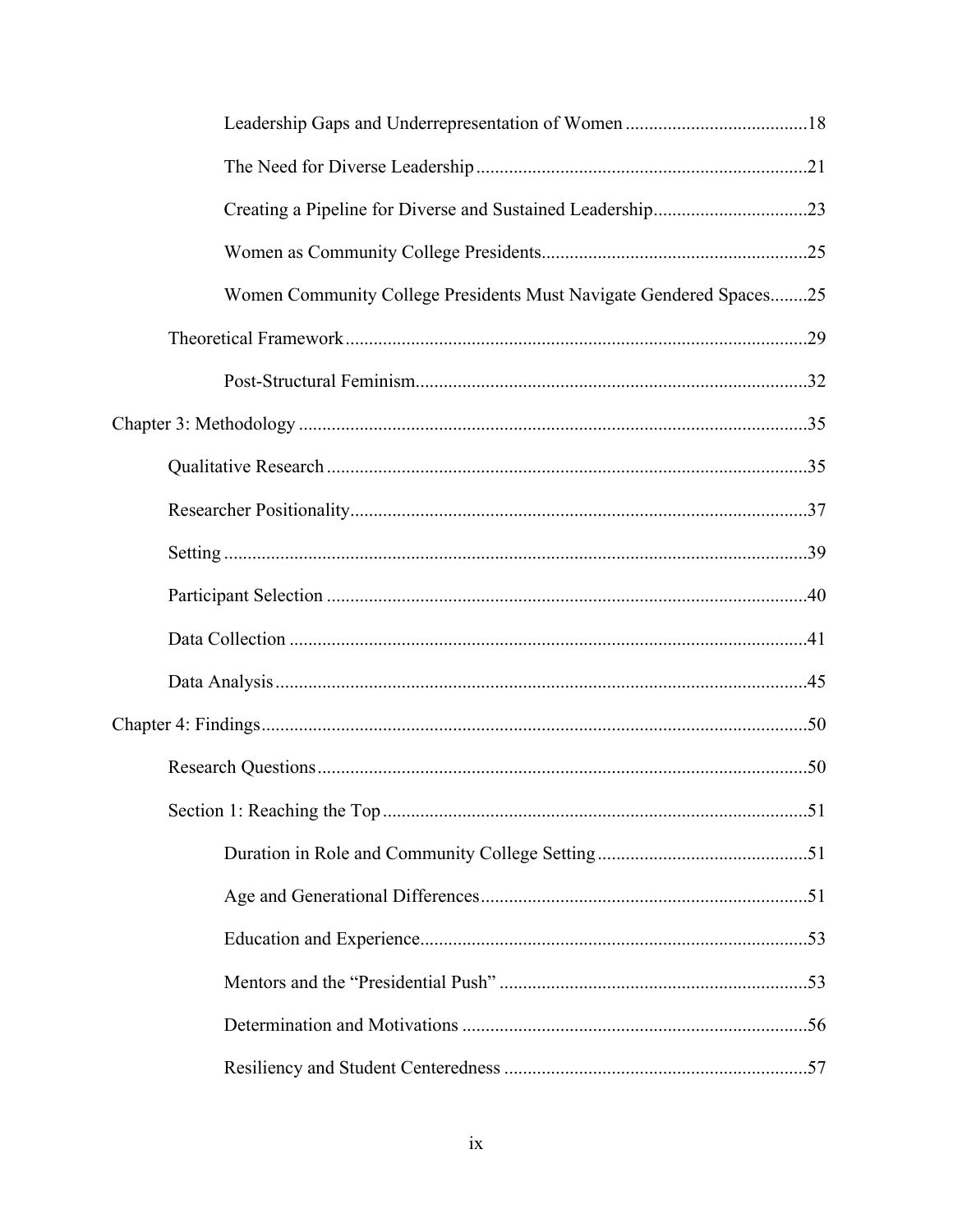Leadership Gaps and Underrepresentation of Women ......................................18

The Need for Diverse Leadership ......................................................................21

Creating a Pipeline for Diverse and Sustained Leadership.................................23

Women as Community College Presidents.........................................................25

Women Community College Presidents Must Navigate Gendered Spaces........25

Theoretical Framework ..................................................................................................29

Post-Structural Feminism...................................................................................32

Chapter 3: Methodology ............................................................................................................35

Qualitative Research ......................................................................................................35

Researcher Positionality.................................................................................................37

Setting ...........................................................................................................................39

Participant Selection ......................................................................................................40

Data Collection ..............................................................................................................41

Data Analysis .................................................................................................................45

Chapter 4: Findings....................................................................................................................50

Research Questions ........................................................................................................50

Section 1: Reaching the Top ..........................................................................................51

Duration in Role and Community College Setting .............................................51

Age and Generational Differences......................................................................51

Education and Experience...................................................................................53

Mentors and the "Presidential Push" ..................................................................53

Determination and Motivations ..........................................................................56

Resiliency and Student Centeredness .................................................................57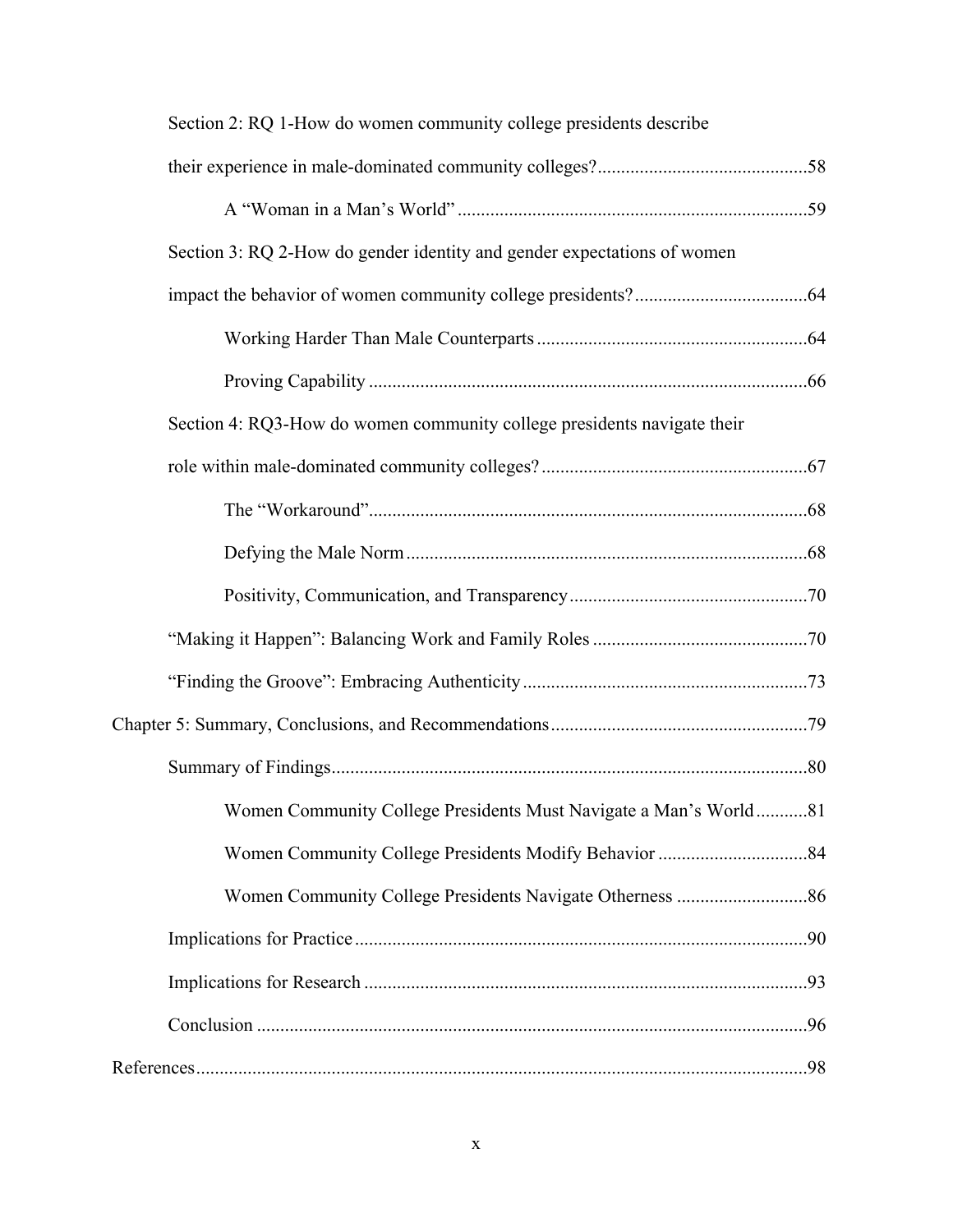Section 2: RQ 1-How do women community college presidents describe their experience in male-dominated community colleges?............................................58

A "Woman in a Man's World" ..........................................................................59

Section 3: RQ 2-How do gender identity and gender expectations of women impact the behavior of women community college presidents?....................................64

Working Harder Than Male Counterparts .........................................................64

Proving Capability .............................................................................................66

Section 4: RQ3-How do women community college presidents navigate their role within male-dominated community colleges?.........................................................67

The "Workaround"..............................................................................................68

Defying the Male Norm .....................................................................................68

Positivity, Communication, and Transparency..................................................70

"Making it Happen": Balancing Work and Family Roles .............................................70

"Finding the Groove": Embracing Authenticity............................................................73

Chapter 5: Summary, Conclusions, and Recommendations......................................................79

Summary of Findings.....................................................................................................80

Women Community College Presidents Must Navigate a Man's World...........81

Women Community College Presidents Modify Behavior ................................84

Women Community College Presidents Navigate Otherness ............................86

Implications for Practice ................................................................................................90

Implications for Research ..............................................................................................93

Conclusion .....................................................................................................................96

References..................................................................................................................................98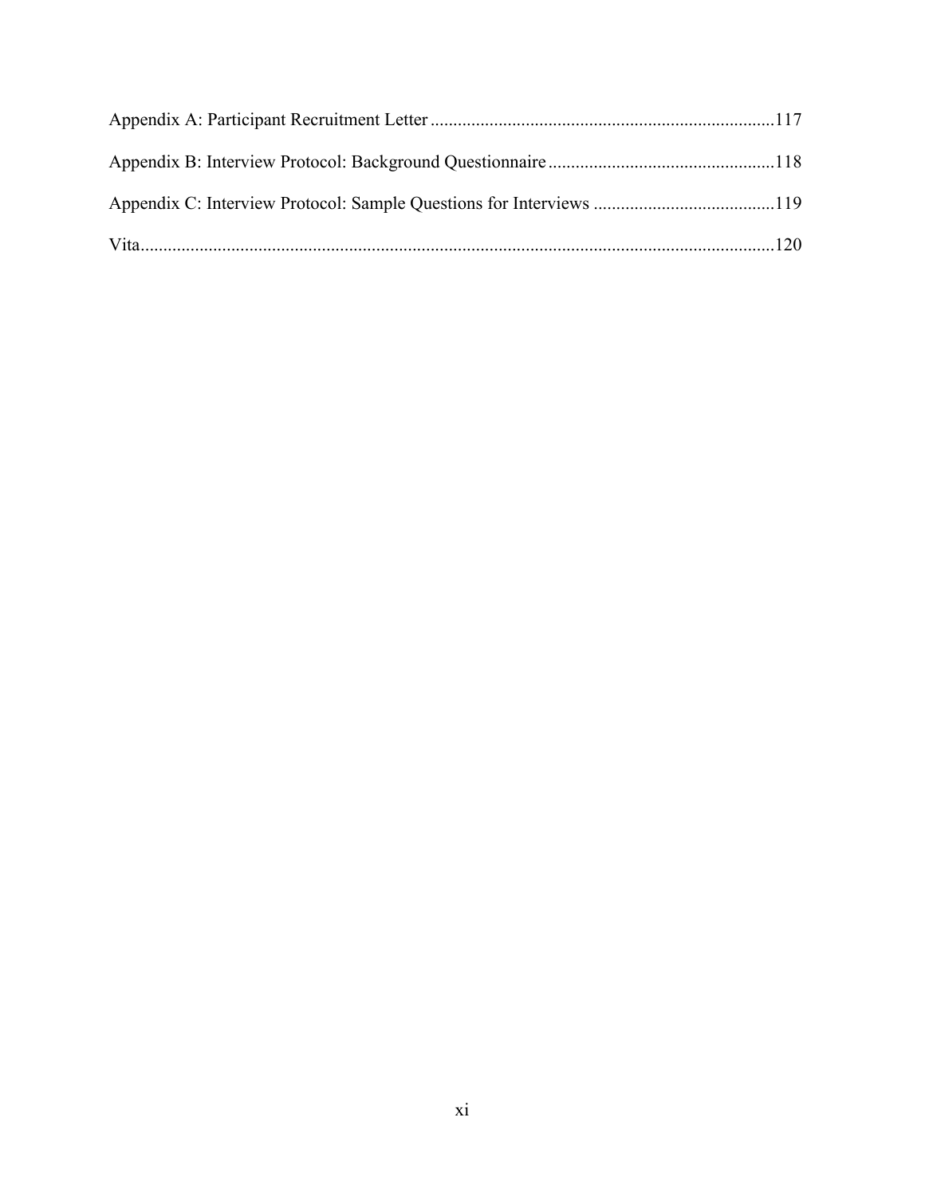Appendix A: Participant Recruitment Letter ........................................................................117

Appendix B: Interview Protocol: Background Questionnaire ..............................................118

Appendix C: Interview Protocol: Sample Questions for Interviews .....................................119

Vita.......................................................................................................................................120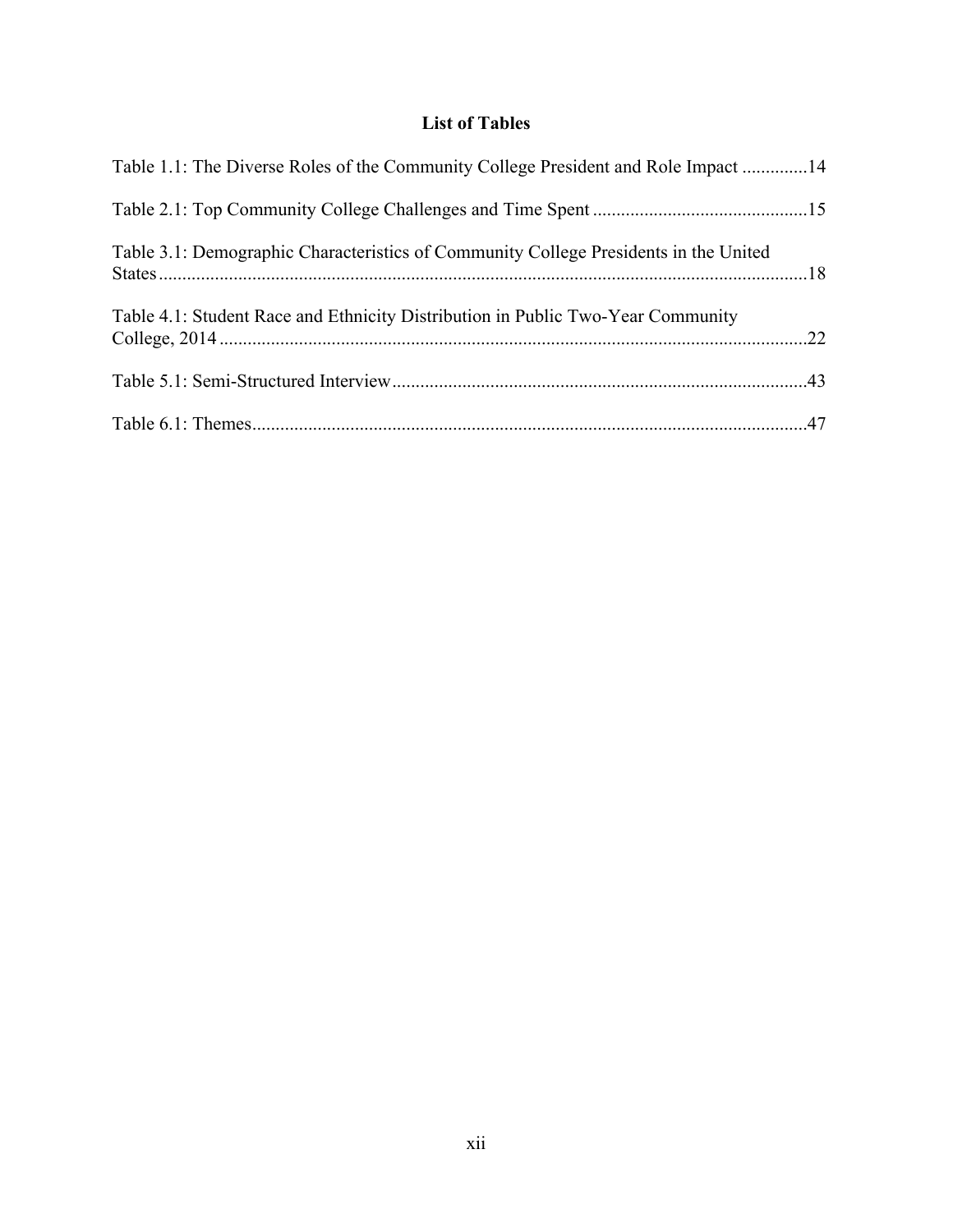# List of Tables

Table 1.1: The Diverse Roles of the Community College President and Role Impact .............14

Table 2.1: Top Community College Challenges and Time Spent .............................................15

Table 3.1: Demographic Characteristics of Community College Presidents in the United States ..........................................................................................................................................18

Table 4.1: Student Race and Ethnicity Distribution in Public Two-Year Community College, 2014 .............................................................................................................................22

Table 5.1: Semi-Structured Interview .........................................................................................43

Table 6.1: Themes .......................................................................................................................47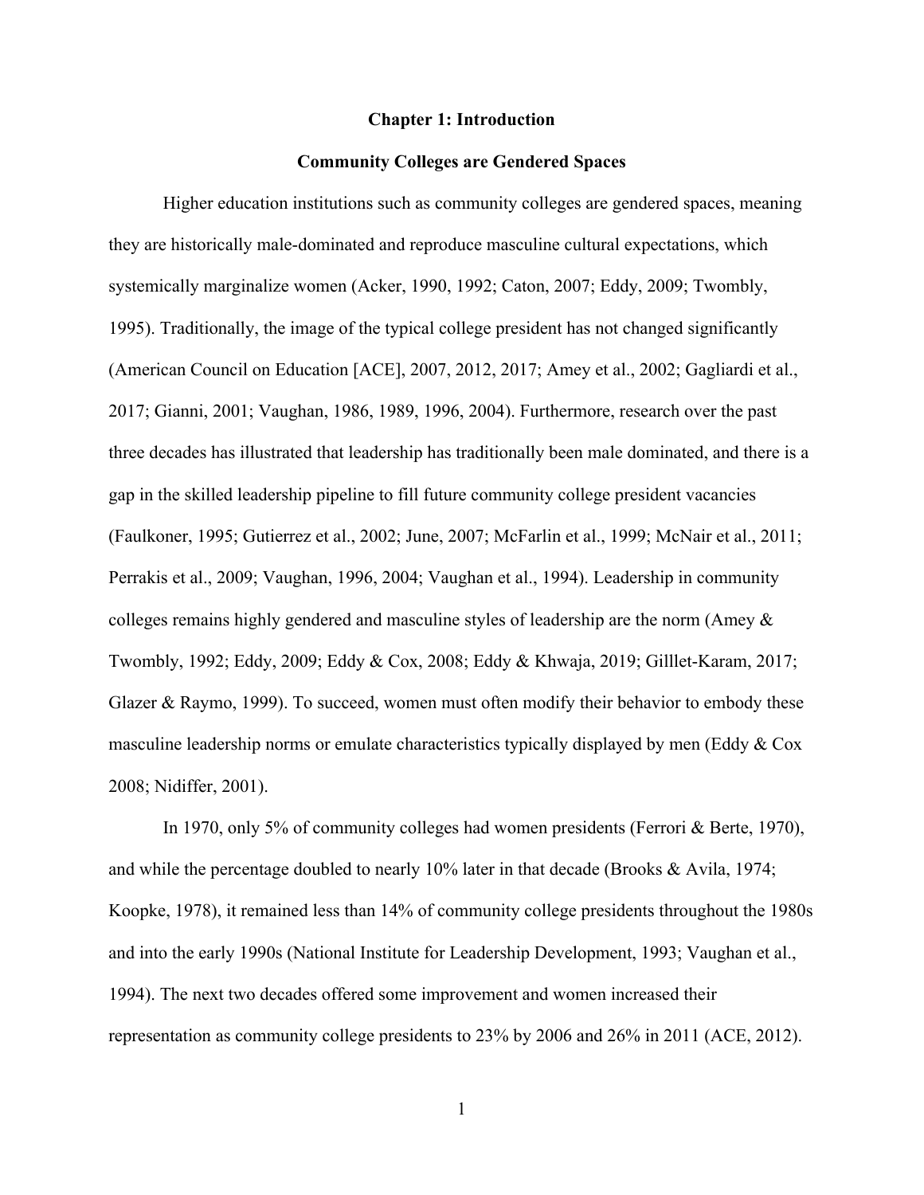# Chapter 1: Introduction

## Community Colleges are Gendered Spaces

Higher education institutions such as community colleges are gendered spaces, meaning they are historically male-dominated and reproduce masculine cultural expectations, which systemically marginalize women (Acker, 1990, 1992; Caton, 2007; Eddy, 2009; Twombly, 1995). Traditionally, the image of the typical college president has not changed significantly (American Council on Education [ACE], 2007, 2012, 2017; Amey et al., 2002; Gagliardi et al., 2017; Gianni, 2001; Vaughan, 1986, 1989, 1996, 2004). Furthermore, research over the past three decades has illustrated that leadership has traditionally been male dominated, and there is a gap in the skilled leadership pipeline to fill future community college president vacancies (Faulkoner, 1995; Gutierrez et al., 2002; June, 2007; McFarlin et al., 1999; McNair et al., 2011; Perrakis et al., 2009; Vaughan, 1996, 2004; Vaughan et al., 1994). Leadership in community colleges remains highly gendered and masculine styles of leadership are the norm (Amey & Twombly, 1992; Eddy, 2009; Eddy & Cox, 2008; Eddy & Khwaja, 2019; Gilllet-Karam, 2017; Glazer & Raymo, 1999). To succeed, women must often modify their behavior to embody these masculine leadership norms or emulate characteristics typically displayed by men (Eddy & Cox 2008; Nidiffer, 2001).

In 1970, only 5% of community colleges had women presidents (Ferrori & Berte, 1970), and while the percentage doubled to nearly 10% later in that decade (Brooks & Avila, 1974; Koopke, 1978), it remained less than 14% of community college presidents throughout the 1980s and into the early 1990s (National Institute for Leadership Development, 1993; Vaughan et al., 1994). The next two decades offered some improvement and women increased their representation as community college presidents to 23% by 2006 and 26% in 2011 (ACE, 2012).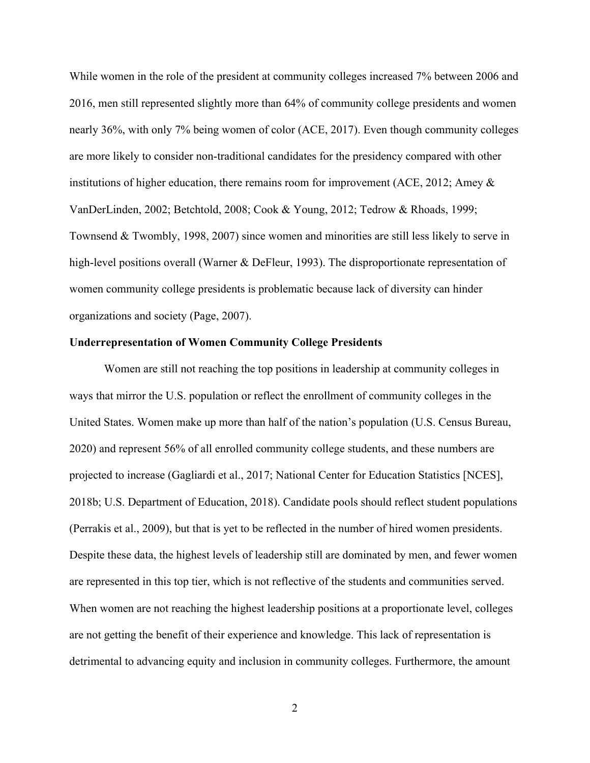While women in the role of the president at community colleges increased 7% between 2006 and 2016, men still represented slightly more than 64% of community college presidents and women nearly 36%, with only 7% being women of color (ACE, 2017). Even though community colleges are more likely to consider non-traditional candidates for the presidency compared with other institutions of higher education, there remains room for improvement (ACE, 2012; Amey & VanDerLinden, 2002; Betchtold, 2008; Cook & Young, 2012; Tedrow & Rhoads, 1999; Townsend & Twombly, 1998, 2007) since women and minorities are still less likely to serve in high-level positions overall (Warner & DeFleur, 1993). The disproportionate representation of women community college presidents is problematic because lack of diversity can hinder organizations and society (Page, 2007).

### Underrepresentation of Women Community College Presidents

Women are still not reaching the top positions in leadership at community colleges in ways that mirror the U.S. population or reflect the enrollment of community colleges in the United States. Women make up more than half of the nation's population (U.S. Census Bureau, 2020) and represent 56% of all enrolled community college students, and these numbers are projected to increase (Gagliardi et al., 2017; National Center for Education Statistics [NCES], 2018b; U.S. Department of Education, 2018). Candidate pools should reflect student populations (Perrakis et al., 2009), but that is yet to be reflected in the number of hired women presidents. Despite these data, the highest levels of leadership still are dominated by men, and fewer women are represented in this top tier, which is not reflective of the students and communities served. When women are not reaching the highest leadership positions at a proportionate level, colleges are not getting the benefit of their experience and knowledge. This lack of representation is detrimental to advancing equity and inclusion in community colleges. Furthermore, the amount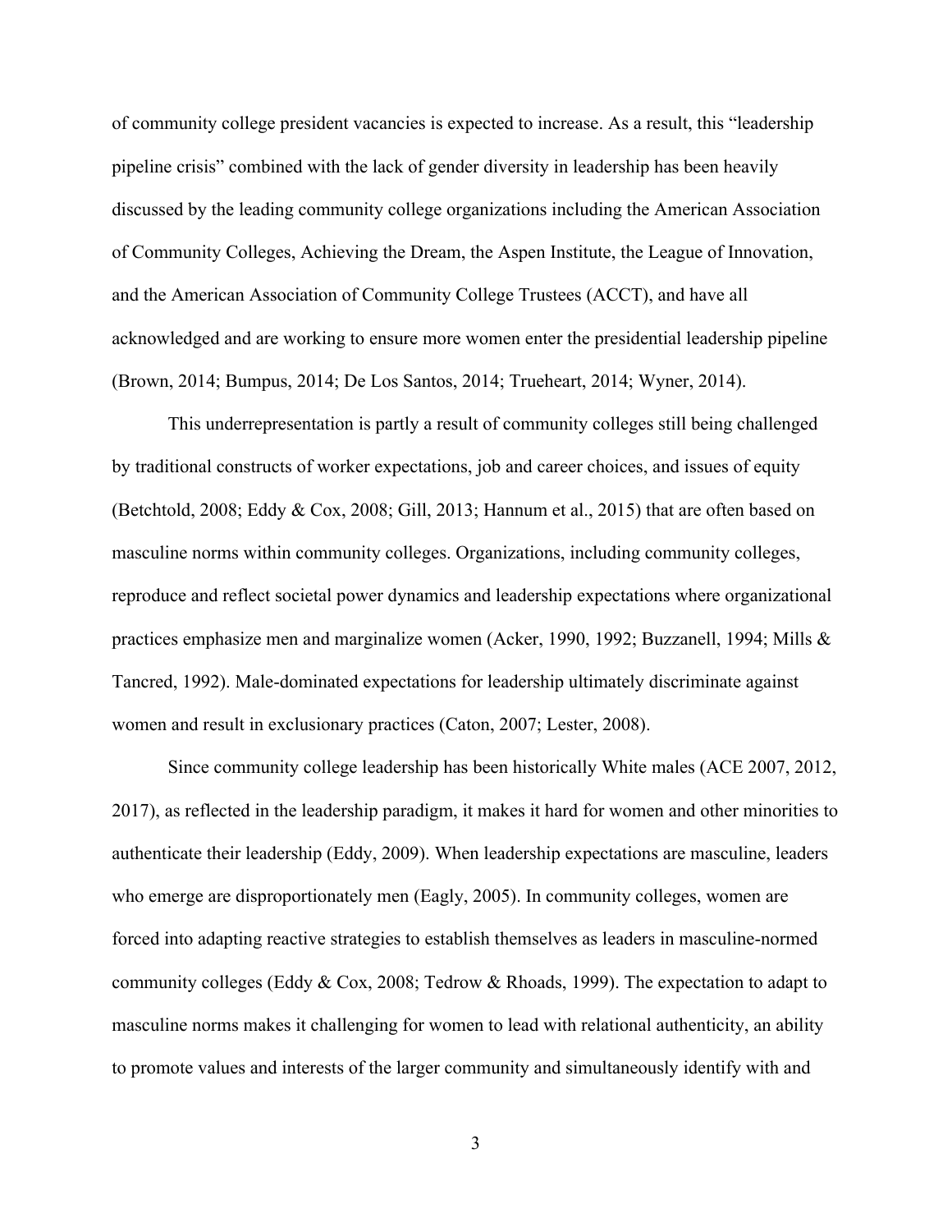of community college president vacancies is expected to increase. As a result, this "leadership pipeline crisis" combined with the lack of gender diversity in leadership has been heavily discussed by the leading community college organizations including the American Association of Community Colleges, Achieving the Dream, the Aspen Institute, the League of Innovation, and the American Association of Community College Trustees (ACCT), and have all acknowledged and are working to ensure more women enter the presidential leadership pipeline (Brown, 2014; Bumpus, 2014; De Los Santos, 2014; Trueheart, 2014; Wyner, 2014).

This underrepresentation is partly a result of community colleges still being challenged by traditional constructs of worker expectations, job and career choices, and issues of equity (Betchtold, 2008; Eddy & Cox, 2008; Gill, 2013; Hannum et al., 2015) that are often based on masculine norms within community colleges. Organizations, including community colleges, reproduce and reflect societal power dynamics and leadership expectations where organizational practices emphasize men and marginalize women (Acker, 1990, 1992; Buzzanell, 1994; Mills & Tancred, 1992). Male-dominated expectations for leadership ultimately discriminate against women and result in exclusionary practices (Caton, 2007; Lester, 2008).

Since community college leadership has been historically White males (ACE 2007, 2012, 2017), as reflected in the leadership paradigm, it makes it hard for women and other minorities to authenticate their leadership (Eddy, 2009). When leadership expectations are masculine, leaders who emerge are disproportionately men (Eagly, 2005). In community colleges, women are forced into adapting reactive strategies to establish themselves as leaders in masculine-normed community colleges (Eddy & Cox, 2008; Tedrow & Rhoads, 1999). The expectation to adapt to masculine norms makes it challenging for women to lead with relational authenticity, an ability to promote values and interests of the larger community and simultaneously identify with and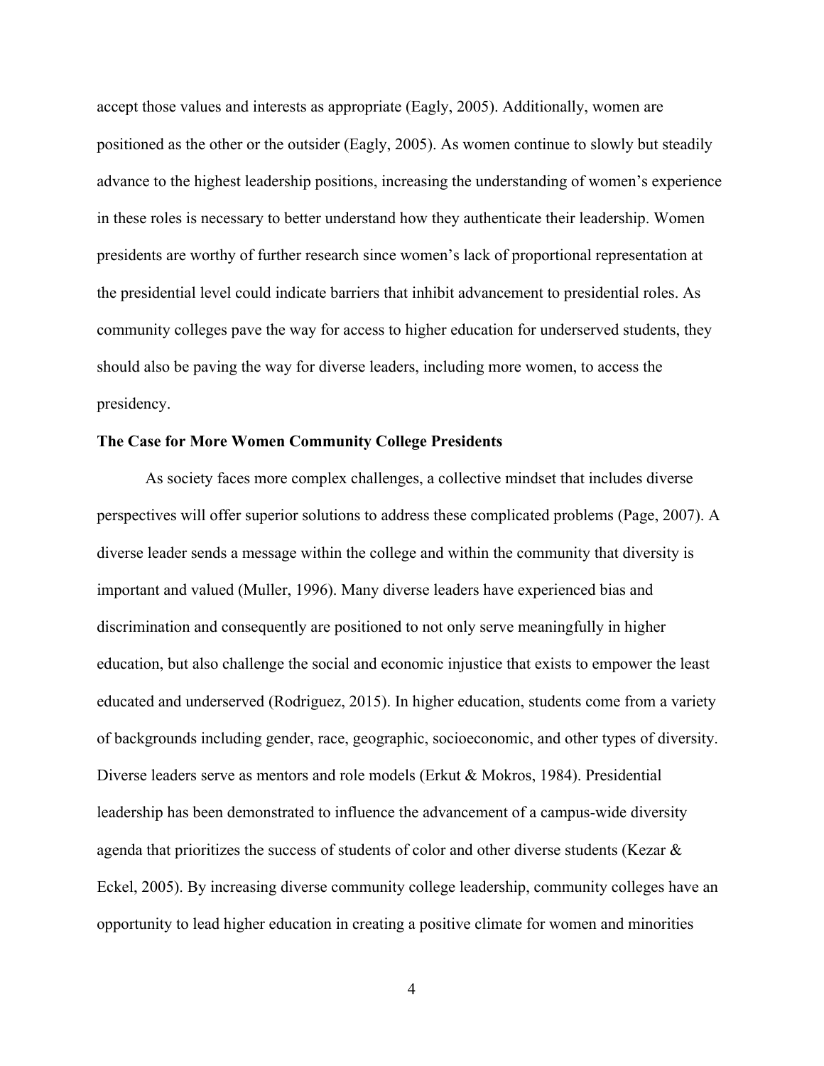accept those values and interests as appropriate (Eagly, 2005). Additionally, women are positioned as the other or the outsider (Eagly, 2005). As women continue to slowly but steadily advance to the highest leadership positions, increasing the understanding of women's experience in these roles is necessary to better understand how they authenticate their leadership. Women presidents are worthy of further research since women's lack of proportional representation at the presidential level could indicate barriers that inhibit advancement to presidential roles. As community colleges pave the way for access to higher education for underserved students, they should also be paving the way for diverse leaders, including more women, to access the presidency.

### The Case for More Women Community College Presidents

As society faces more complex challenges, a collective mindset that includes diverse perspectives will offer superior solutions to address these complicated problems (Page, 2007). A diverse leader sends a message within the college and within the community that diversity is important and valued (Muller, 1996). Many diverse leaders have experienced bias and discrimination and consequently are positioned to not only serve meaningfully in higher education, but also challenge the social and economic injustice that exists to empower the least educated and underserved (Rodriguez, 2015). In higher education, students come from a variety of backgrounds including gender, race, geographic, socioeconomic, and other types of diversity. Diverse leaders serve as mentors and role models (Erkut & Mokros, 1984). Presidential leadership has been demonstrated to influence the advancement of a campus-wide diversity agenda that prioritizes the success of students of color and other diverse students (Kezar & Eckel, 2005). By increasing diverse community college leadership, community colleges have an opportunity to lead higher education in creating a positive climate for women and minorities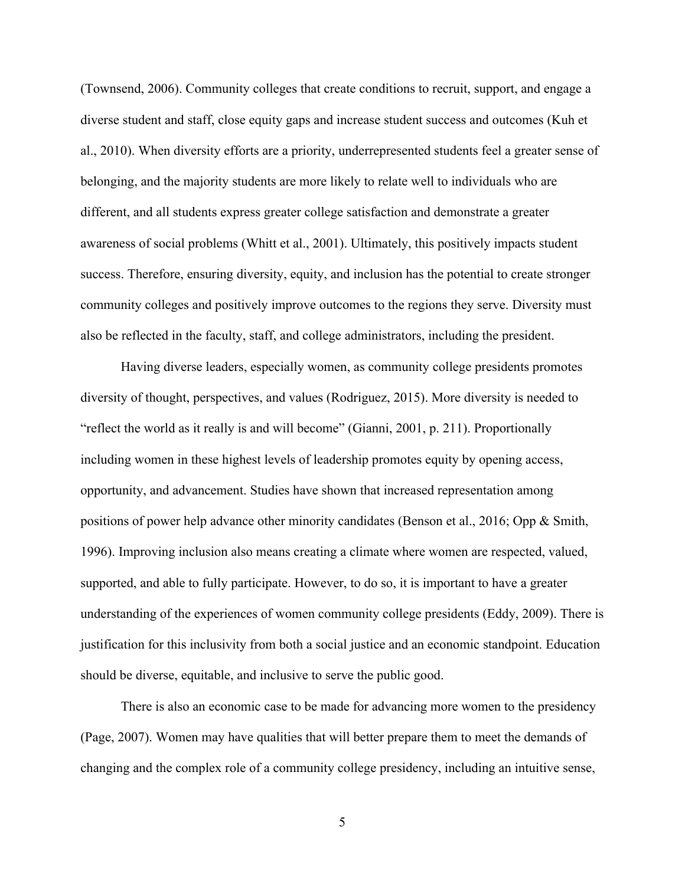(Townsend, 2006). Community colleges that create conditions to recruit, support, and engage a diverse student and staff, close equity gaps and increase student success and outcomes (Kuh et al., 2010). When diversity efforts are a priority, underrepresented students feel a greater sense of belonging, and the majority students are more likely to relate well to individuals who are different, and all students express greater college satisfaction and demonstrate a greater awareness of social problems (Whitt et al., 2001). Ultimately, this positively impacts student success. Therefore, ensuring diversity, equity, and inclusion has the potential to create stronger community colleges and positively improve outcomes to the regions they serve. Diversity must also be reflected in the faculty, staff, and college administrators, including the president.

Having diverse leaders, especially women, as community college presidents promotes diversity of thought, perspectives, and values (Rodriguez, 2015). More diversity is needed to "reflect the world as it really is and will become" (Gianni, 2001, p. 211). Proportionally including women in these highest levels of leadership promotes equity by opening access, opportunity, and advancement. Studies have shown that increased representation among positions of power help advance other minority candidates (Benson et al., 2016; Opp & Smith, 1996). Improving inclusion also means creating a climate where women are respected, valued, supported, and able to fully participate. However, to do so, it is important to have a greater understanding of the experiences of women community college presidents (Eddy, 2009). There is justification for this inclusivity from both a social justice and an economic standpoint. Education should be diverse, equitable, and inclusive to serve the public good.

There is also an economic case to be made for advancing more women to the presidency (Page, 2007). Women may have qualities that will better prepare them to meet the demands of changing and the complex role of a community college presidency, including an intuitive sense,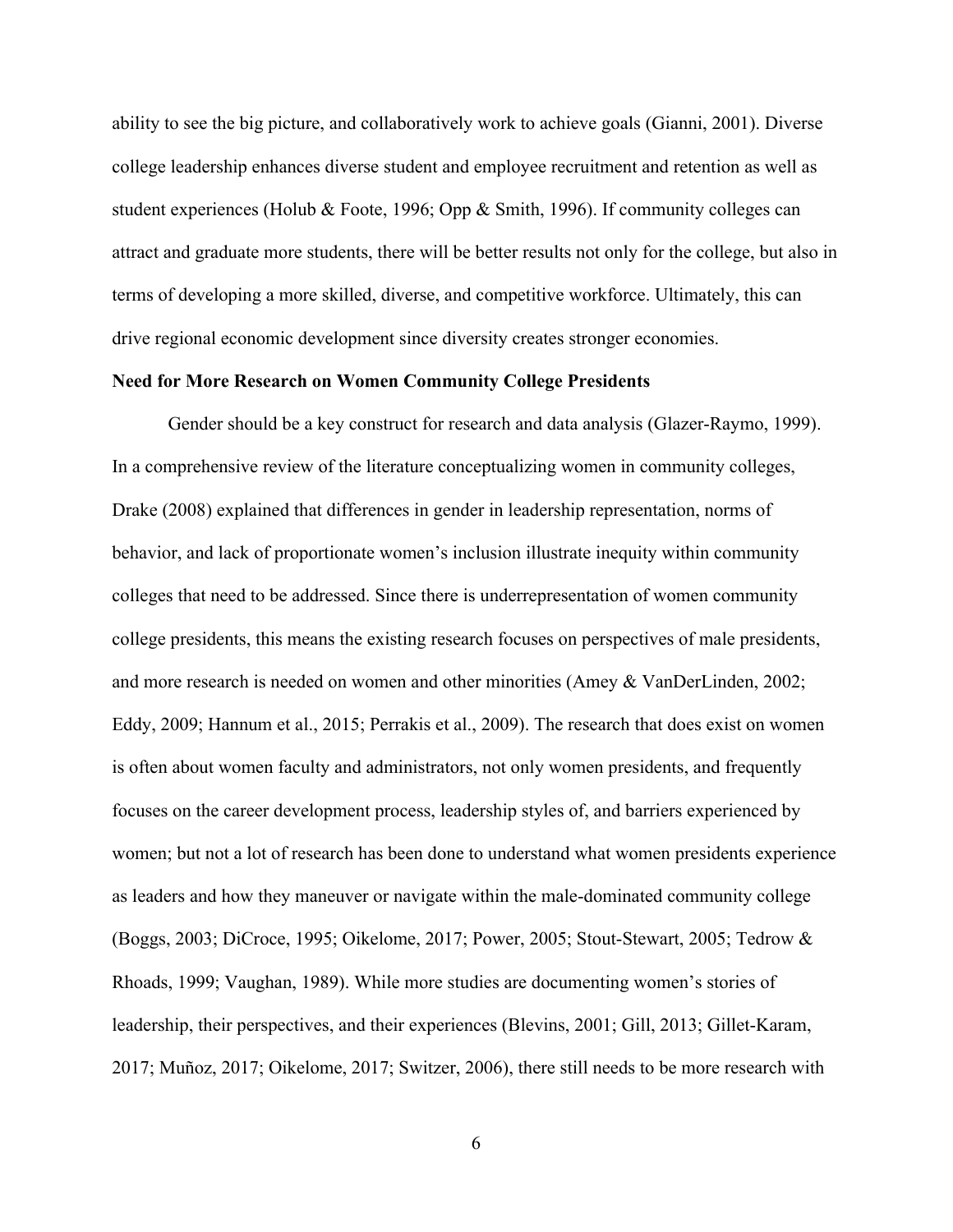ability to see the big picture, and collaboratively work to achieve goals (Gianni, 2001). Diverse college leadership enhances diverse student and employee recruitment and retention as well as student experiences (Holub & Foote, 1996; Opp & Smith, 1996). If community colleges can attract and graduate more students, there will be better results not only for the college, but also in terms of developing a more skilled, diverse, and competitive workforce. Ultimately, this can drive regional economic development since diversity creates stronger economies.

**Need for More Research on Women Community College Presidents**

Gender should be a key construct for research and data analysis (Glazer-Raymo, 1999). In a comprehensive review of the literature conceptualizing women in community colleges, Drake (2008) explained that differences in gender in leadership representation, norms of behavior, and lack of proportionate women's inclusion illustrate inequity within community colleges that need to be addressed. Since there is underrepresentation of women community college presidents, this means the existing research focuses on perspectives of male presidents, and more research is needed on women and other minorities (Amey & VanDerLinden, 2002; Eddy, 2009; Hannum et al., 2015; Perrakis et al., 2009). The research that does exist on women is often about women faculty and administrators, not only women presidents, and frequently focuses on the career development process, leadership styles of, and barriers experienced by women; but not a lot of research has been done to understand what women presidents experience as leaders and how they maneuver or navigate within the male-dominated community college (Boggs, 2003; DiCroce, 1995; Oikelome, 2017; Power, 2005; Stout-Stewart, 2005; Tedrow & Rhoads, 1999; Vaughan, 1989). While more studies are documenting women's stories of leadership, their perspectives, and their experiences (Blevins, 2001; Gill, 2013; Gillet-Karam, 2017; Muñoz, 2017; Oikelome, 2017; Switzer, 2006), there still needs to be more research with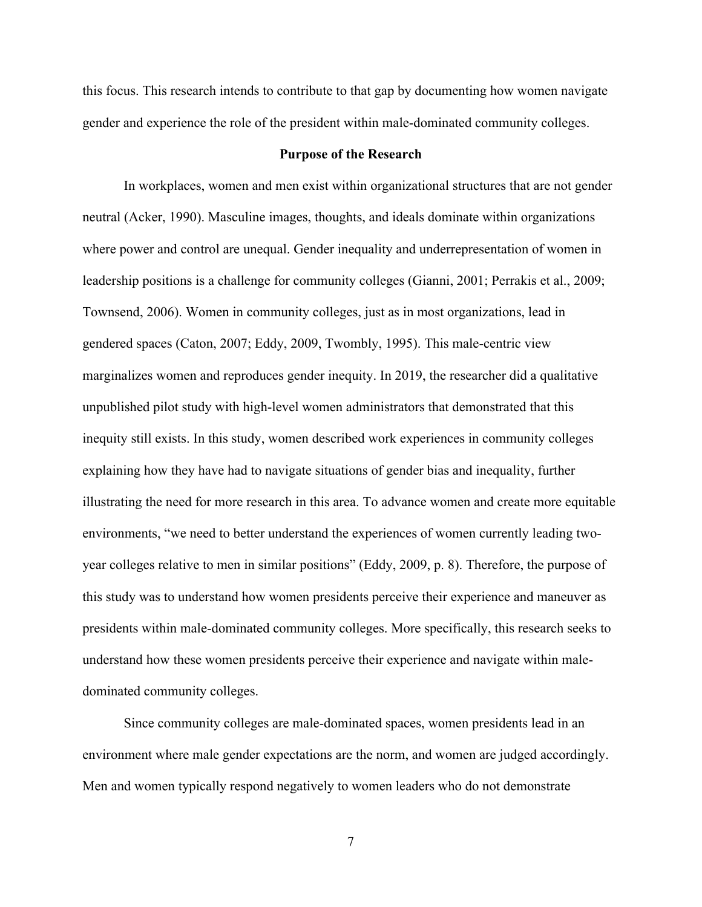this focus. This research intends to contribute to that gap by documenting how women navigate gender and experience the role of the president within male-dominated community colleges.

## Purpose of the Research

In workplaces, women and men exist within organizational structures that are not gender neutral (Acker, 1990). Masculine images, thoughts, and ideals dominate within organizations where power and control are unequal. Gender inequality and underrepresentation of women in leadership positions is a challenge for community colleges (Gianni, 2001; Perrakis et al., 2009; Townsend, 2006). Women in community colleges, just as in most organizations, lead in gendered spaces (Caton, 2007; Eddy, 2009, Twombly, 1995). This male-centric view marginalizes women and reproduces gender inequity. In 2019, the researcher did a qualitative unpublished pilot study with high-level women administrators that demonstrated that this inequity still exists. In this study, women described work experiences in community colleges explaining how they have had to navigate situations of gender bias and inequality, further illustrating the need for more research in this area. To advance women and create more equitable environments, "we need to better understand the experiences of women currently leading two-year colleges relative to men in similar positions" (Eddy, 2009, p. 8). Therefore, the purpose of this study was to understand how women presidents perceive their experience and maneuver as presidents within male-dominated community colleges. More specifically, this research seeks to understand how these women presidents perceive their experience and navigate within male-dominated community colleges.

Since community colleges are male-dominated spaces, women presidents lead in an environment where male gender expectations are the norm, and women are judged accordingly. Men and women typically respond negatively to women leaders who do not demonstrate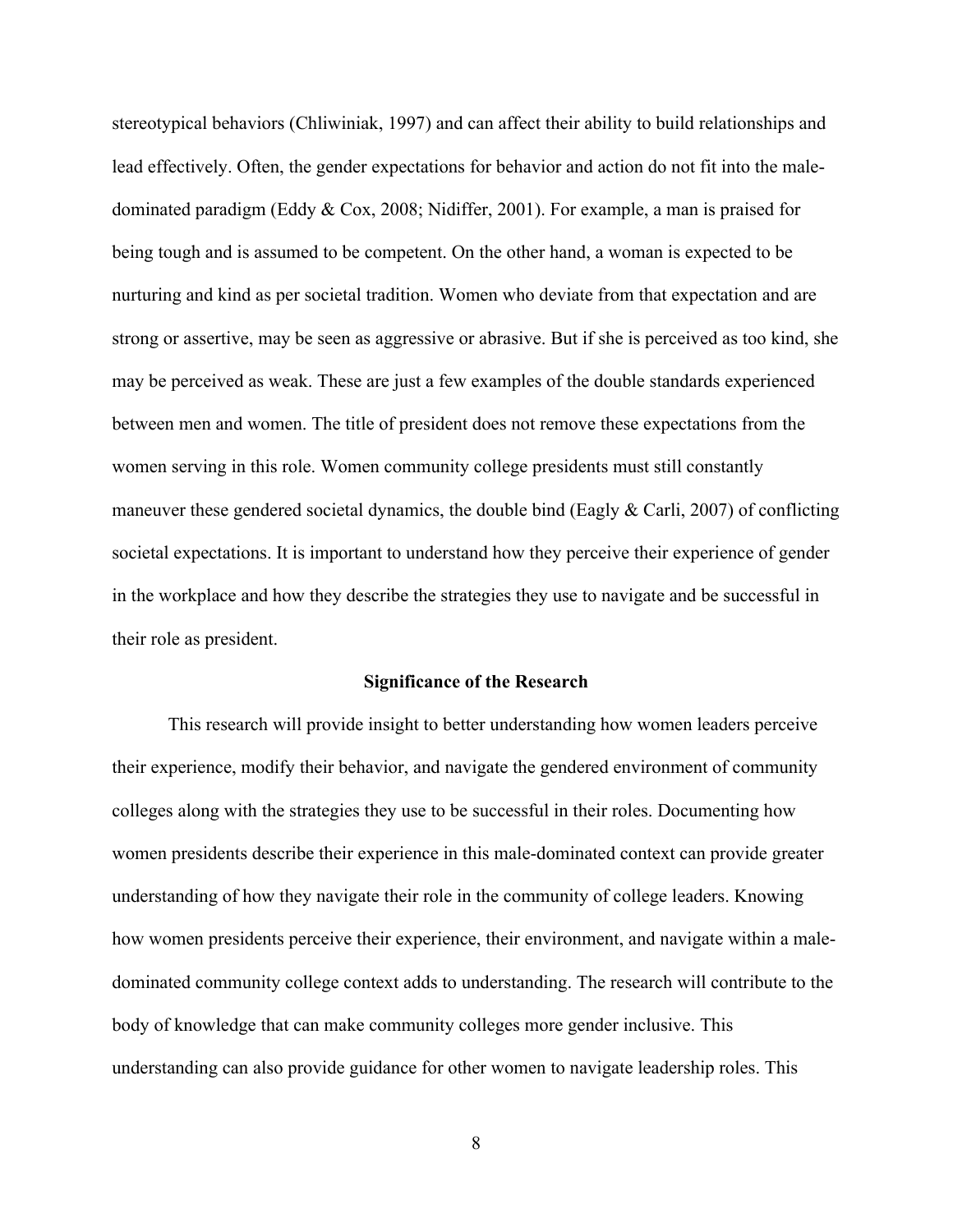stereotypical behaviors (Chliwiniak, 1997) and can affect their ability to build relationships and lead effectively. Often, the gender expectations for behavior and action do not fit into the male-dominated paradigm (Eddy & Cox, 2008; Nidiffer, 2001). For example, a man is praised for being tough and is assumed to be competent. On the other hand, a woman is expected to be nurturing and kind as per societal tradition. Women who deviate from that expectation and are strong or assertive, may be seen as aggressive or abrasive. But if she is perceived as too kind, she may be perceived as weak. These are just a few examples of the double standards experienced between men and women. The title of president does not remove these expectations from the women serving in this role. Women community college presidents must still constantly maneuver these gendered societal dynamics, the double bind (Eagly & Carli, 2007) of conflicting societal expectations. It is important to understand how they perceive their experience of gender in the workplace and how they describe the strategies they use to navigate and be successful in their role as president.

## Significance of the Research

This research will provide insight to better understanding how women leaders perceive their experience, modify their behavior, and navigate the gendered environment of community colleges along with the strategies they use to be successful in their roles. Documenting how women presidents describe their experience in this male-dominated context can provide greater understanding of how they navigate their role in the community of college leaders. Knowing how women presidents perceive their experience, their environment, and navigate within a male-dominated community college context adds to understanding. The research will contribute to the body of knowledge that can make community colleges more gender inclusive. This understanding can also provide guidance for other women to navigate leadership roles. This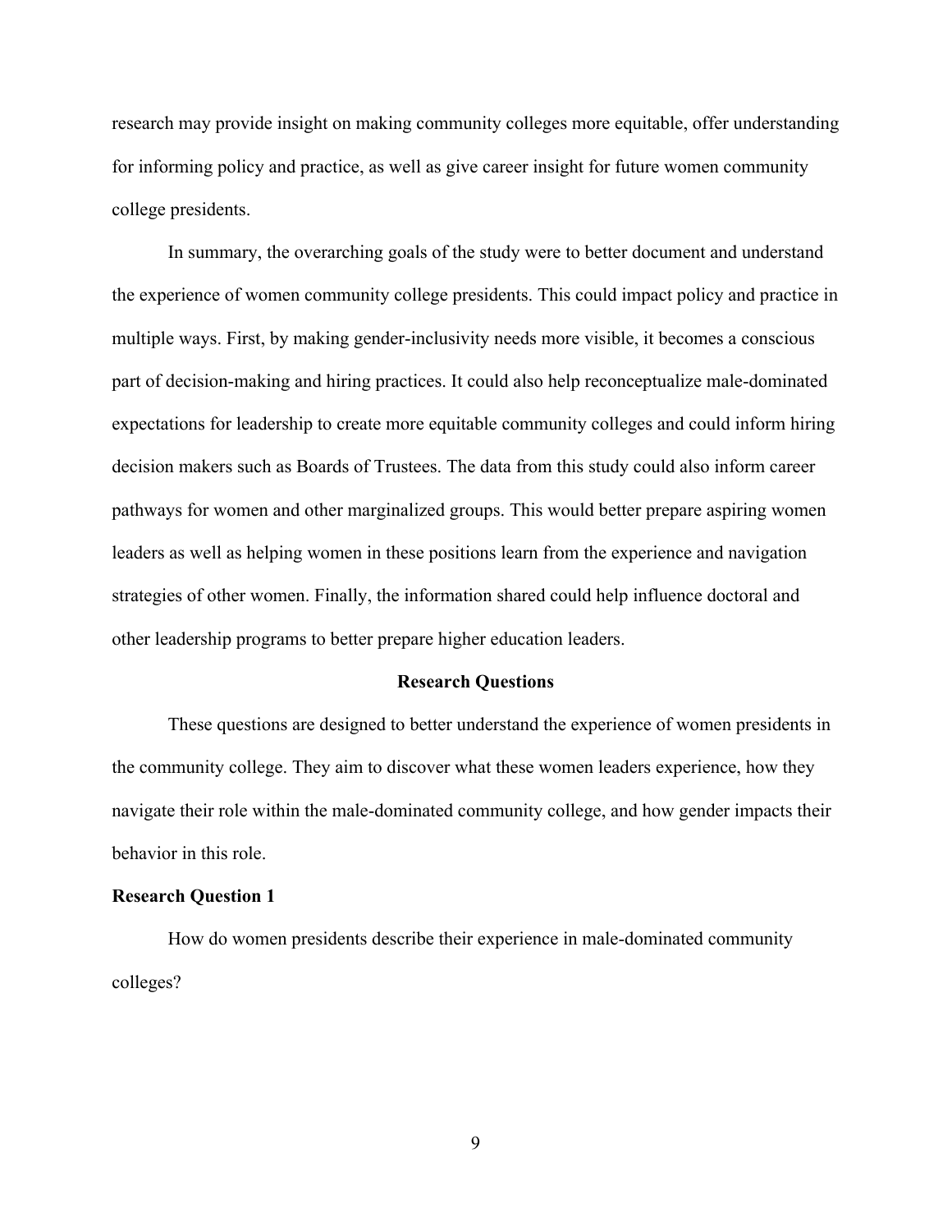research may provide insight on making community colleges more equitable, offer understanding for informing policy and practice, as well as give career insight for future women community college presidents.

In summary, the overarching goals of the study were to better document and understand the experience of women community college presidents. This could impact policy and practice in multiple ways. First, by making gender-inclusivity needs more visible, it becomes a conscious part of decision-making and hiring practices. It could also help reconceptualize male-dominated expectations for leadership to create more equitable community colleges and could inform hiring decision makers such as Boards of Trustees. The data from this study could also inform career pathways for women and other marginalized groups. This would better prepare aspiring women leaders as well as helping women in these positions learn from the experience and navigation strategies of other women. Finally, the information shared could help influence doctoral and other leadership programs to better prepare higher education leaders.

## Research Questions

These questions are designed to better understand the experience of women presidents in the community college. They aim to discover what these women leaders experience, how they navigate their role within the male-dominated community college, and how gender impacts their behavior in this role.

### Research Question 1

How do women presidents describe their experience in male-dominated community colleges?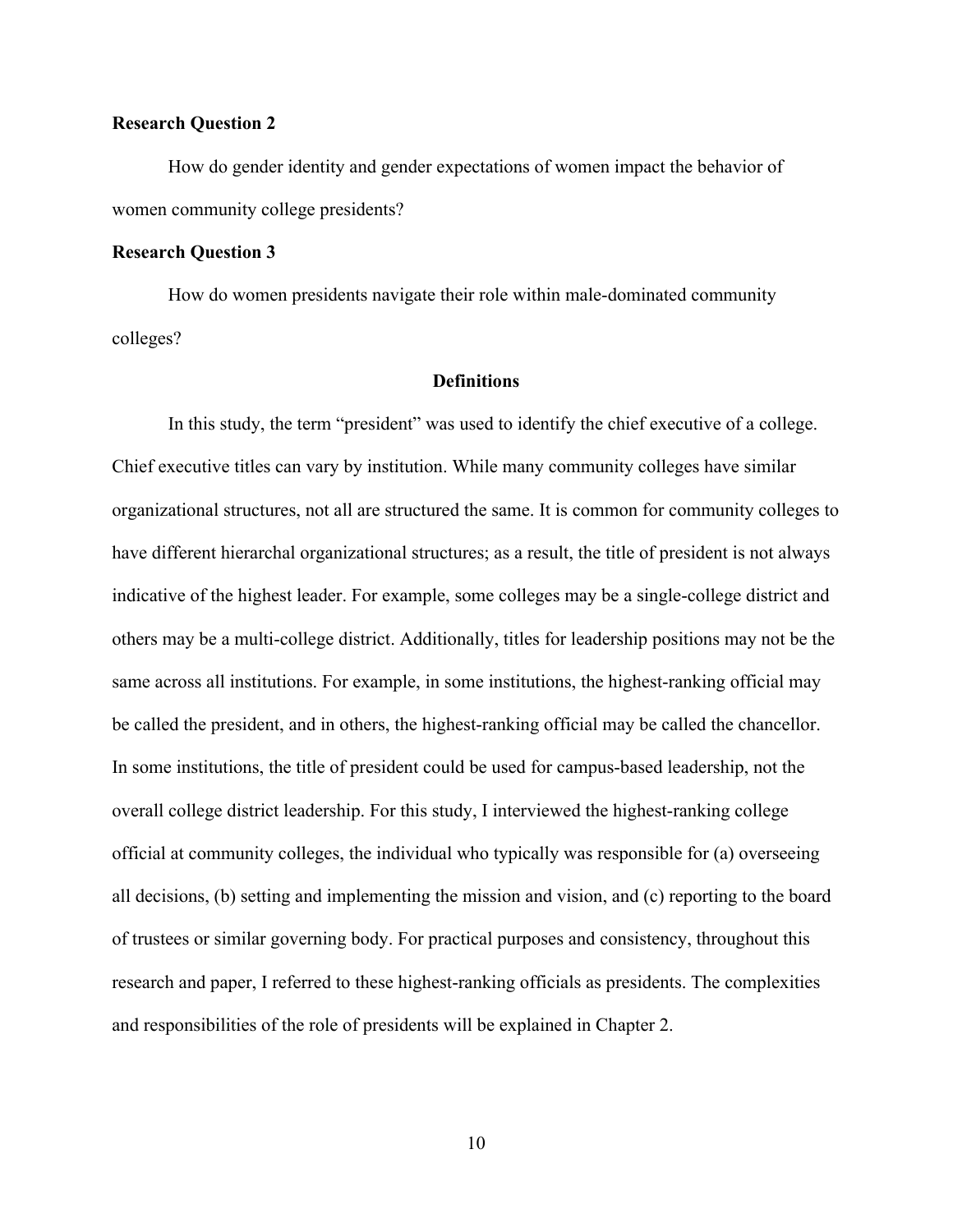### Research Question 2

How do gender identity and gender expectations of women impact the behavior of women community college presidents?

### Research Question 3

How do women presidents navigate their role within male-dominated community colleges?

## Definitions

In this study, the term "president" was used to identify the chief executive of a college. Chief executive titles can vary by institution. While many community colleges have similar organizational structures, not all are structured the same. It is common for community colleges to have different hierarchal organizational structures; as a result, the title of president is not always indicative of the highest leader. For example, some colleges may be a single-college district and others may be a multi-college district. Additionally, titles for leadership positions may not be the same across all institutions. For example, in some institutions, the highest-ranking official may be called the president, and in others, the highest-ranking official may be called the chancellor. In some institutions, the title of president could be used for campus-based leadership, not the overall college district leadership. For this study, I interviewed the highest-ranking college official at community colleges, the individual who typically was responsible for (a) overseeing all decisions, (b) setting and implementing the mission and vision, and (c) reporting to the board of trustees or similar governing body. For practical purposes and consistency, throughout this research and paper, I referred to these highest-ranking officials as presidents. The complexities and responsibilities of the role of presidents will be explained in Chapter 2.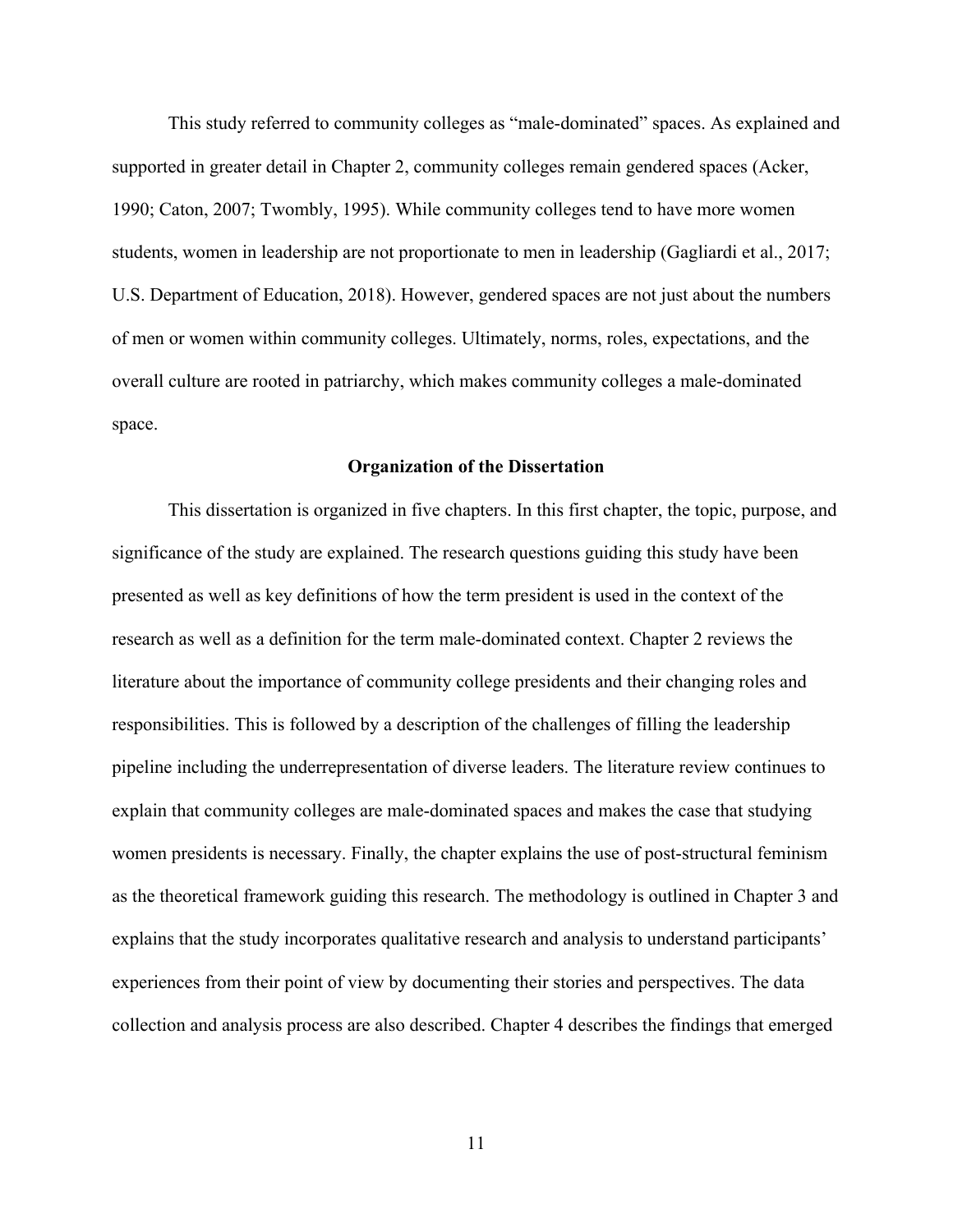This study referred to community colleges as “male-dominated” spaces. As explained and supported in greater detail in Chapter 2, community colleges remain gendered spaces (Acker, 1990; Caton, 2007; Twombly, 1995). While community colleges tend to have more women students, women in leadership are not proportionate to men in leadership (Gagliardi et al., 2017; U.S. Department of Education, 2018). However, gendered spaces are not just about the numbers of men or women within community colleges. Ultimately, norms, roles, expectations, and the overall culture are rooted in patriarchy, which makes community colleges a male-dominated space.

## Organization of the Dissertation

This dissertation is organized in five chapters. In this first chapter, the topic, purpose, and significance of the study are explained. The research questions guiding this study have been presented as well as key definitions of how the term president is used in the context of the research as well as a definition for the term male-dominated context. Chapter 2 reviews the literature about the importance of community college presidents and their changing roles and responsibilities. This is followed by a description of the challenges of filling the leadership pipeline including the underrepresentation of diverse leaders. The literature review continues to explain that community colleges are male-dominated spaces and makes the case that studying women presidents is necessary. Finally, the chapter explains the use of post-structural feminism as the theoretical framework guiding this research. The methodology is outlined in Chapter 3 and explains that the study incorporates qualitative research and analysis to understand participants’ experiences from their point of view by documenting their stories and perspectives. The data collection and analysis process are also described. Chapter 4 describes the findings that emerged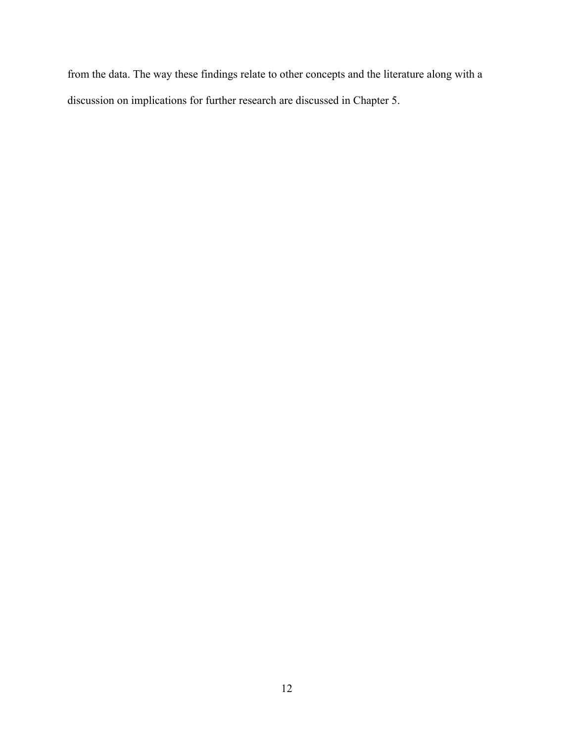from the data. The way these findings relate to other concepts and the literature along with a discussion on implications for further research are discussed in Chapter 5.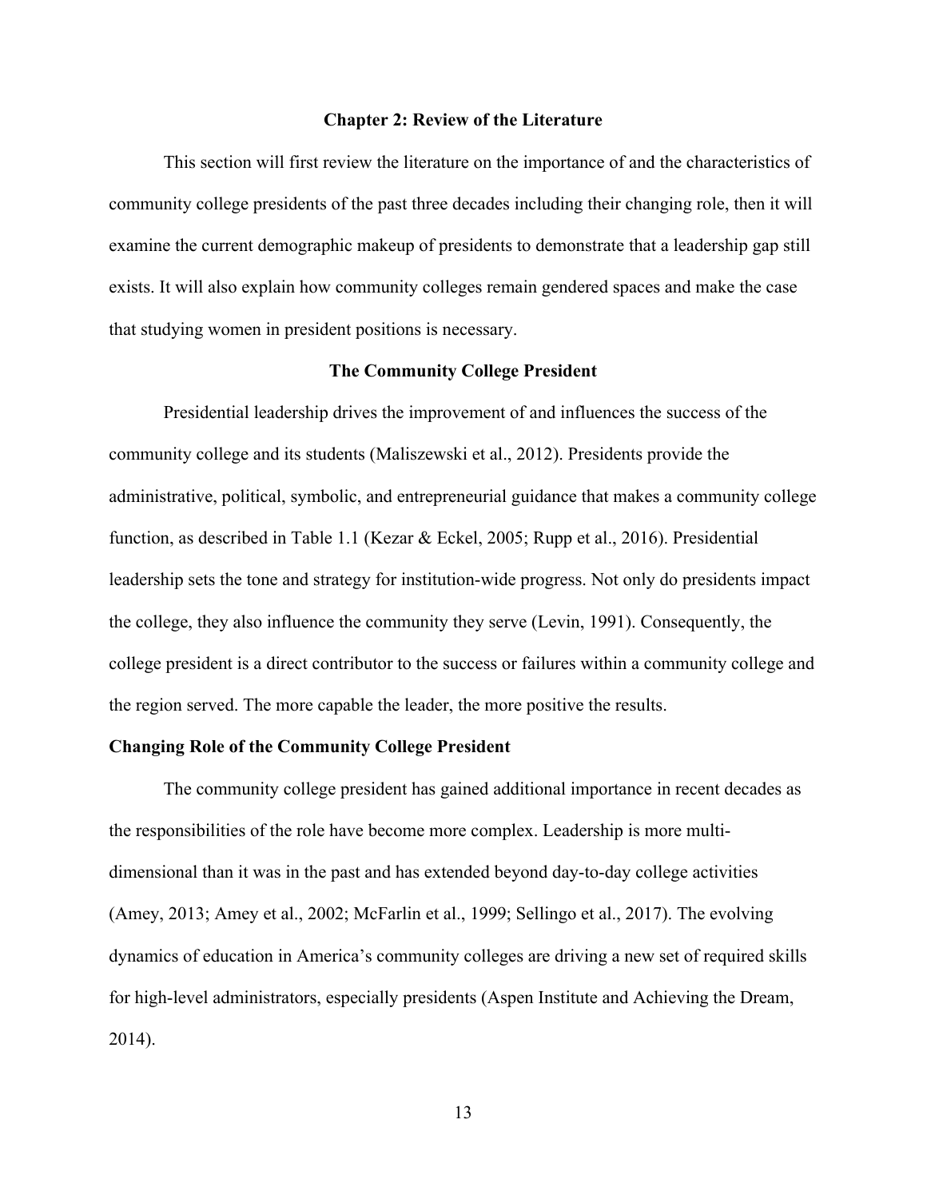# Chapter 2: Review of the Literature

This section will first review the literature on the importance of and the characteristics of community college presidents of the past three decades including their changing role, then it will examine the current demographic makeup of presidents to demonstrate that a leadership gap still exists. It will also explain how community colleges remain gendered spaces and make the case that studying women in president positions is necessary.

## The Community College President

Presidential leadership drives the improvement of and influences the success of the community college and its students (Maliszewski et al., 2012). Presidents provide the administrative, political, symbolic, and entrepreneurial guidance that makes a community college function, as described in Table 1.1 (Kezar & Eckel, 2005; Rupp et al., 2016). Presidential leadership sets the tone and strategy for institution-wide progress. Not only do presidents impact the college, they also influence the community they serve (Levin, 1991). Consequently, the college president is a direct contributor to the success or failures within a community college and the region served. The more capable the leader, the more positive the results.

### Changing Role of the Community College President

The community college president has gained additional importance in recent decades as the responsibilities of the role have become more complex. Leadership is more multi-dimensional than it was in the past and has extended beyond day-to-day college activities (Amey, 2013; Amey et al., 2002; McFarlin et al., 1999; Sellingo et al., 2017). The evolving dynamics of education in America's community colleges are driving a new set of required skills for high-level administrators, especially presidents (Aspen Institute and Achieving the Dream, 2014).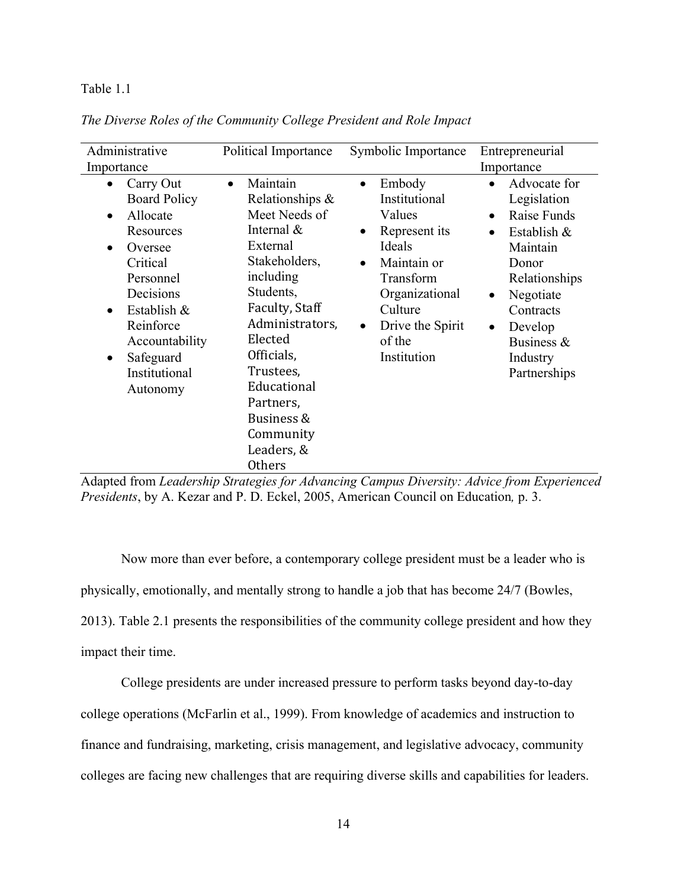Table 1.1

*The Diverse Roles of the Community College President and Role Impact*

| Administrative Importance | Political Importance | Symbolic Importance | Entrepreneurial Importance |
|---|---|---|---|
| • Carry Out Board Policy<br>• Allocate Resources<br>• Oversee Critical Personnel Decisions<br>• Establish & Reinforce Accountability<br>• Safeguard Institutional Autonomy | • Maintain Relationships & Meet Needs of Internal & External Stakeholders, including Students, Faculty, Staff Administrators, Elected Officials, Trustees, Educational Partners, Business & Community Leaders, & Others | • Embody Institutional Values<br>• Represent its Ideals<br>• Maintain or Transform Organizational Culture<br>• Drive the Spirit of the Institution | • Advocate for Legislation<br>• Raise Funds<br>• Establish & Maintain Donor Relationships<br>• Negotiate Contracts<br>• Develop Business & Industry Partnerships |

Adapted from *Leadership Strategies for Advancing Campus Diversity: Advice from Experienced Presidents*, by A. Kezar and P. D. Eckel, 2005, American Council on Education*,* p. 3.

Now more than ever before, a contemporary college president must be a leader who is physically, emotionally, and mentally strong to handle a job that has become 24/7 (Bowles, 2013). Table 2.1 presents the responsibilities of the community college president and how they impact their time.

College presidents are under increased pressure to perform tasks beyond day-to-day college operations (McFarlin et al., 1999). From knowledge of academics and instruction to finance and fundraising, marketing, crisis management, and legislative advocacy, community colleges are facing new challenges that are requiring diverse skills and capabilities for leaders.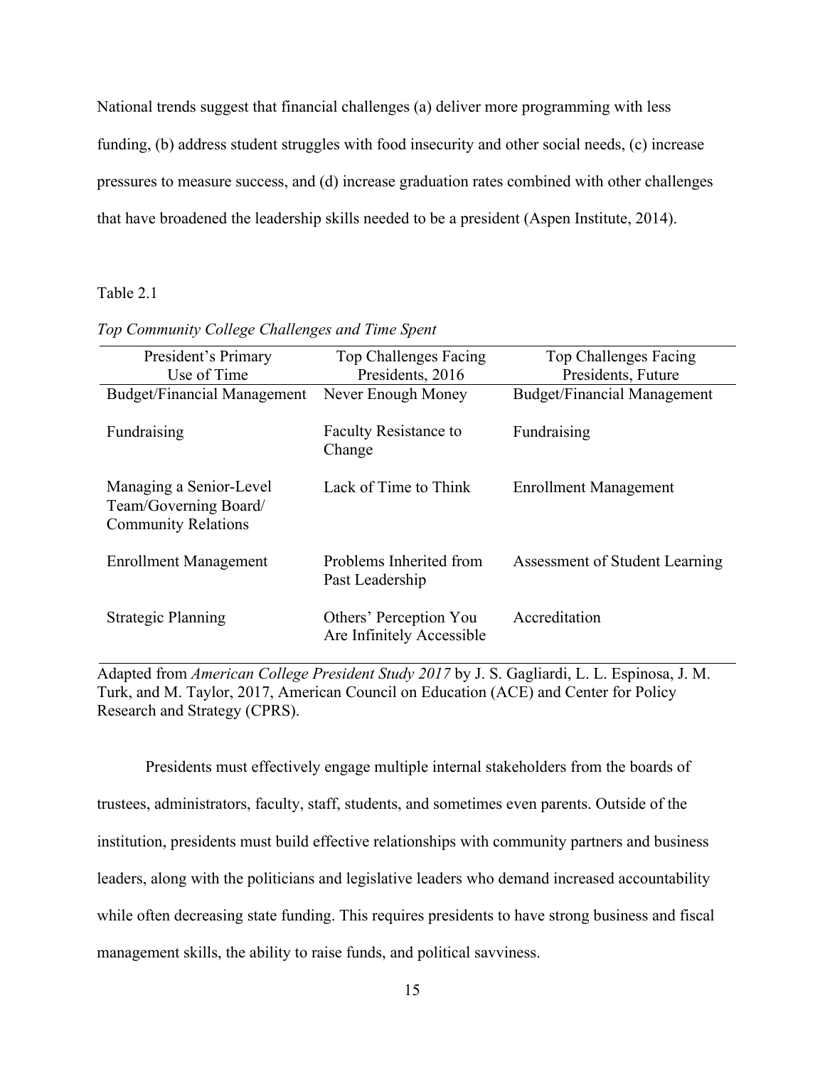National trends suggest that financial challenges (a) deliver more programming with less funding, (b) address student struggles with food insecurity and other social needs, (c) increase pressures to measure success, and (d) increase graduation rates combined with other challenges that have broadened the leadership skills needed to be a president (Aspen Institute, 2014).

Table 2.1

*Top Community College Challenges and Time Spent*

| President's Primary Use of Time | Top Challenges Facing Presidents, 2016 | Top Challenges Facing Presidents, Future |
|---|---|---|
| Budget/Financial Management | Never Enough Money | Budget/Financial Management |
| Fundraising | Faculty Resistance to Change | Fundraising |
| Managing a Senior-Level Team/Governing Board/ Community Relations | Lack of Time to Think | Enrollment Management |
| Enrollment Management | Problems Inherited from Past Leadership | Assessment of Student Learning |
| Strategic Planning | Others' Perception You Are Infinitely Accessible | Accreditation |

Adapted from *American College President Study 2017* by J. S. Gagliardi, L. L. Espinosa, J. M. Turk, and M. Taylor, 2017, American Council on Education (ACE) and Center for Policy Research and Strategy (CPRS).

Presidents must effectively engage multiple internal stakeholders from the boards of trustees, administrators, faculty, staff, students, and sometimes even parents. Outside of the institution, presidents must build effective relationships with community partners and business leaders, along with the politicians and legislative leaders who demand increased accountability while often decreasing state funding. This requires presidents to have strong business and fiscal management skills, the ability to raise funds, and political savviness.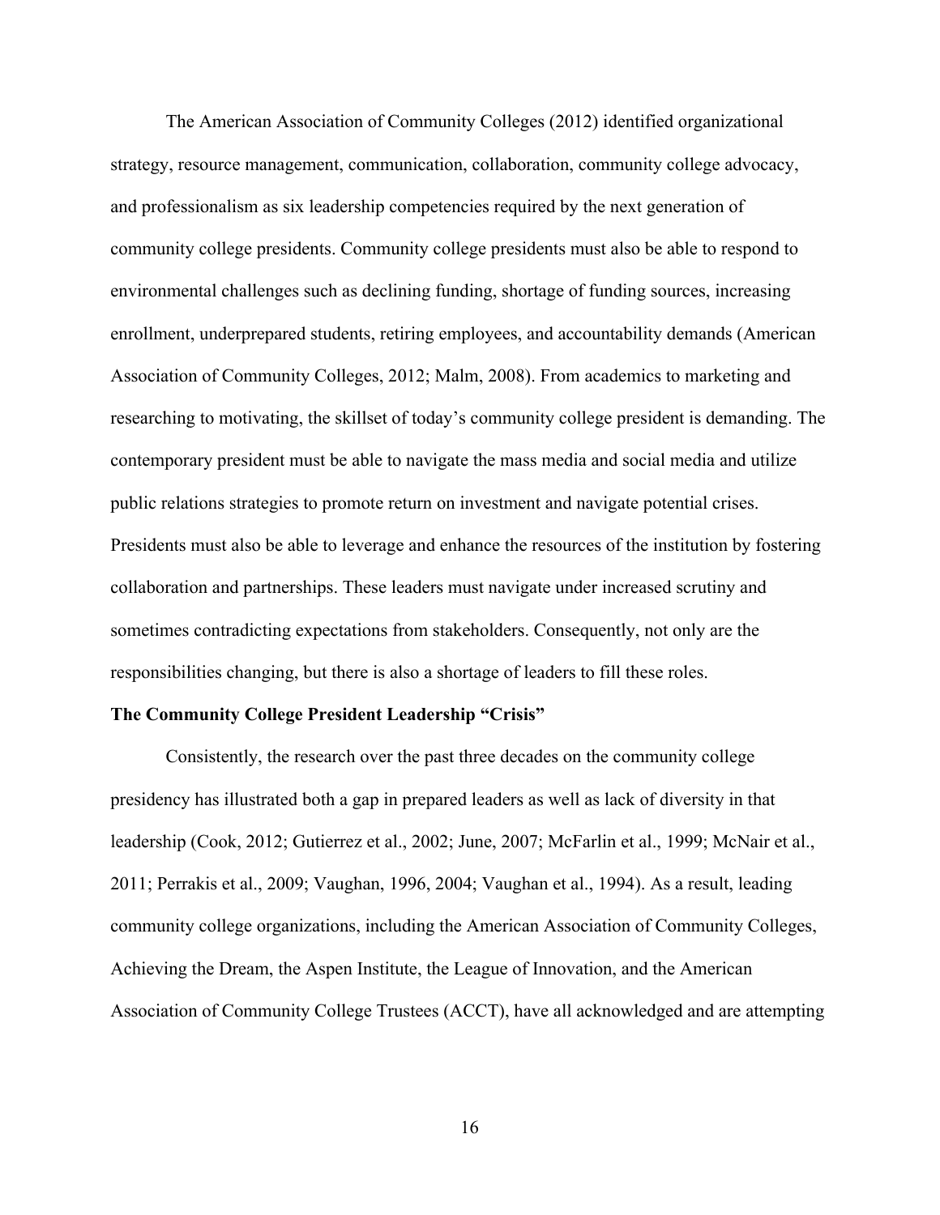The American Association of Community Colleges (2012) identified organizational strategy, resource management, communication, collaboration, community college advocacy, and professionalism as six leadership competencies required by the next generation of community college presidents. Community college presidents must also be able to respond to environmental challenges such as declining funding, shortage of funding sources, increasing enrollment, underprepared students, retiring employees, and accountability demands (American Association of Community Colleges, 2012; Malm, 2008). From academics to marketing and researching to motivating, the skillset of today's community college president is demanding. The contemporary president must be able to navigate the mass media and social media and utilize public relations strategies to promote return on investment and navigate potential crises. Presidents must also be able to leverage and enhance the resources of the institution by fostering collaboration and partnerships. These leaders must navigate under increased scrutiny and sometimes contradicting expectations from stakeholders. Consequently, not only are the responsibilities changing, but there is also a shortage of leaders to fill these roles.

**The Community College President Leadership "Crisis"**

Consistently, the research over the past three decades on the community college presidency has illustrated both a gap in prepared leaders as well as lack of diversity in that leadership (Cook, 2012; Gutierrez et al., 2002; June, 2007; McFarlin et al., 1999; McNair et al., 2011; Perrakis et al., 2009; Vaughan, 1996, 2004; Vaughan et al., 1994). As a result, leading community college organizations, including the American Association of Community Colleges, Achieving the Dream, the Aspen Institute, the League of Innovation, and the American Association of Community College Trustees (ACCT), have all acknowledged and are attempting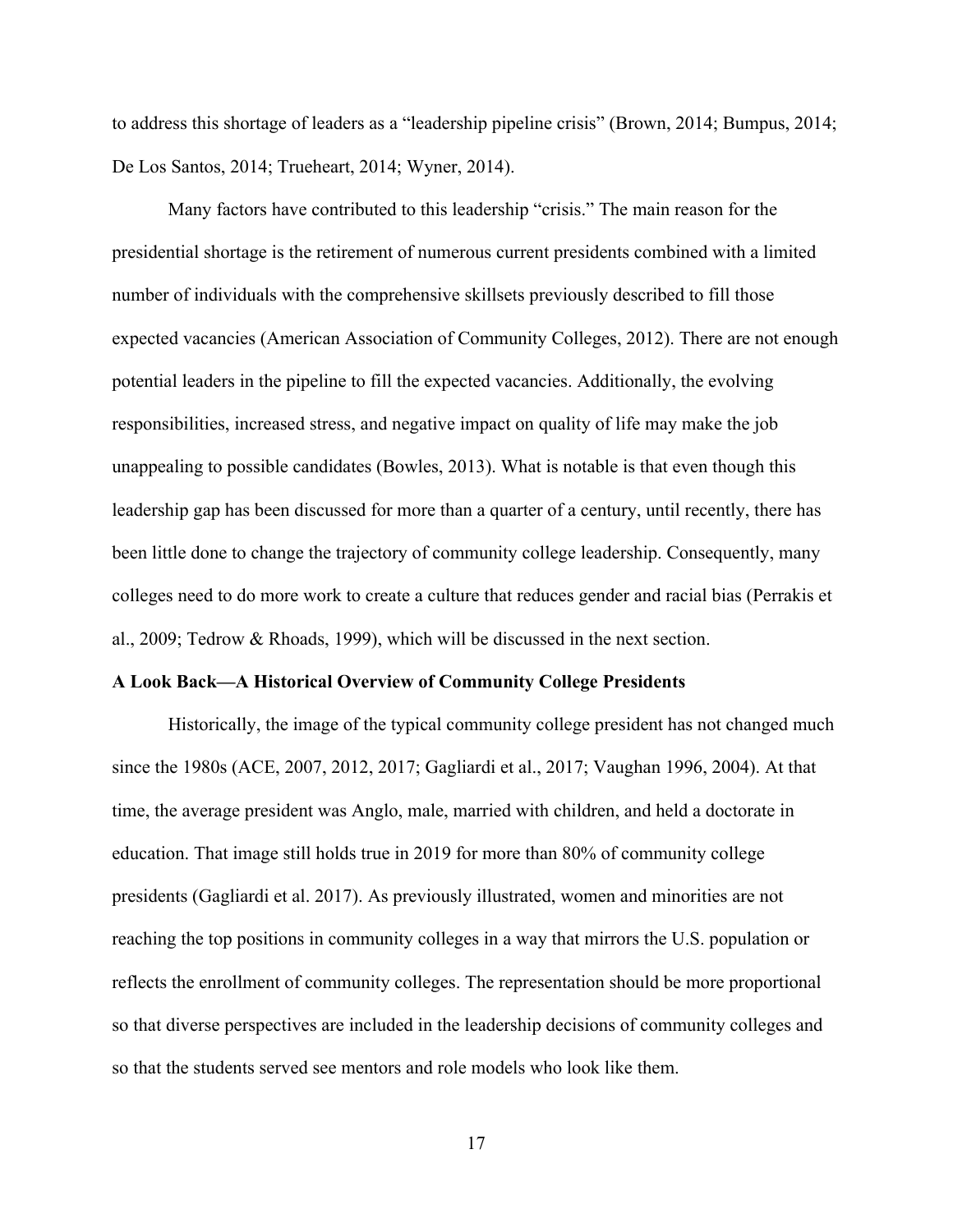to address this shortage of leaders as a "leadership pipeline crisis" (Brown, 2014; Bumpus, 2014; De Los Santos, 2014; Trueheart, 2014; Wyner, 2014).

Many factors have contributed to this leadership "crisis." The main reason for the presidential shortage is the retirement of numerous current presidents combined with a limited number of individuals with the comprehensive skillsets previously described to fill those expected vacancies (American Association of Community Colleges, 2012). There are not enough potential leaders in the pipeline to fill the expected vacancies. Additionally, the evolving responsibilities, increased stress, and negative impact on quality of life may make the job unappealing to possible candidates (Bowles, 2013). What is notable is that even though this leadership gap has been discussed for more than a quarter of a century, until recently, there has been little done to change the trajectory of community college leadership. Consequently, many colleges need to do more work to create a culture that reduces gender and racial bias (Perrakis et al., 2009; Tedrow & Rhoads, 1999), which will be discussed in the next section.

**A Look Back—A Historical Overview of Community College Presidents**

Historically, the image of the typical community college president has not changed much since the 1980s (ACE, 2007, 2012, 2017; Gagliardi et al., 2017; Vaughan 1996, 2004). At that time, the average president was Anglo, male, married with children, and held a doctorate in education. That image still holds true in 2019 for more than 80% of community college presidents (Gagliardi et al. 2017). As previously illustrated, women and minorities are not reaching the top positions in community colleges in a way that mirrors the U.S. population or reflects the enrollment of community colleges. The representation should be more proportional so that diverse perspectives are included in the leadership decisions of community colleges and so that the students served see mentors and role models who look like them.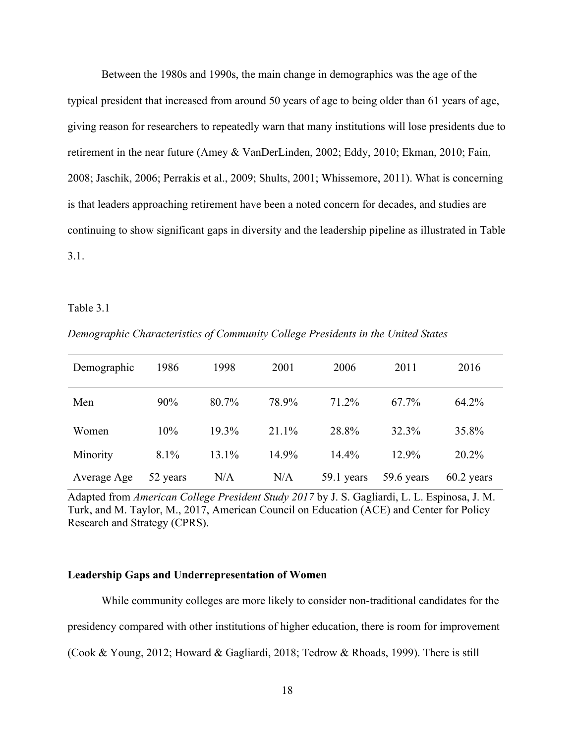Between the 1980s and 1990s, the main change in demographics was the age of the typical president that increased from around 50 years of age to being older than 61 years of age, giving reason for researchers to repeatedly warn that many institutions will lose presidents due to retirement in the near future (Amey & VanDerLinden, 2002; Eddy, 2010; Ekman, 2010; Fain, 2008; Jaschik, 2006; Perrakis et al., 2009; Shults, 2001; Whissemore, 2011). What is concerning is that leaders approaching retirement have been a noted concern for decades, and studies are continuing to show significant gaps in diversity and the leadership pipeline as illustrated in Table 3.1.

Table 3.1

*Demographic Characteristics of Community College Presidents in the United States*

| Demographic | 1986 | 1998 | 2001 | 2006 | 2011 | 2016 |
|---|---|---|---|---|---|---|
| Men | 90% | 80.7% | 78.9% | 71.2% | 67.7% | 64.2% |
| Women | 10% | 19.3% | 21.1% | 28.8% | 32.3% | 35.8% |
| Minority | 8.1% | 13.1% | 14.9% | 14.4% | 12.9% | 20.2% |
| Average Age | 52 years | N/A | N/A | 59.1 years | 59.6 years | 60.2 years |

Adapted from *American College President Study 2017* by J. S. Gagliardi, L. L. Espinosa, J. M. Turk, and M. Taylor, M., 2017, American Council on Education (ACE) and Center for Policy Research and Strategy (CPRS).

### Leadership Gaps and Underrepresentation of Women

While community colleges are more likely to consider non-traditional candidates for the presidency compared with other institutions of higher education, there is room for improvement (Cook & Young, 2012; Howard & Gagliardi, 2018; Tedrow & Rhoads, 1999). There is still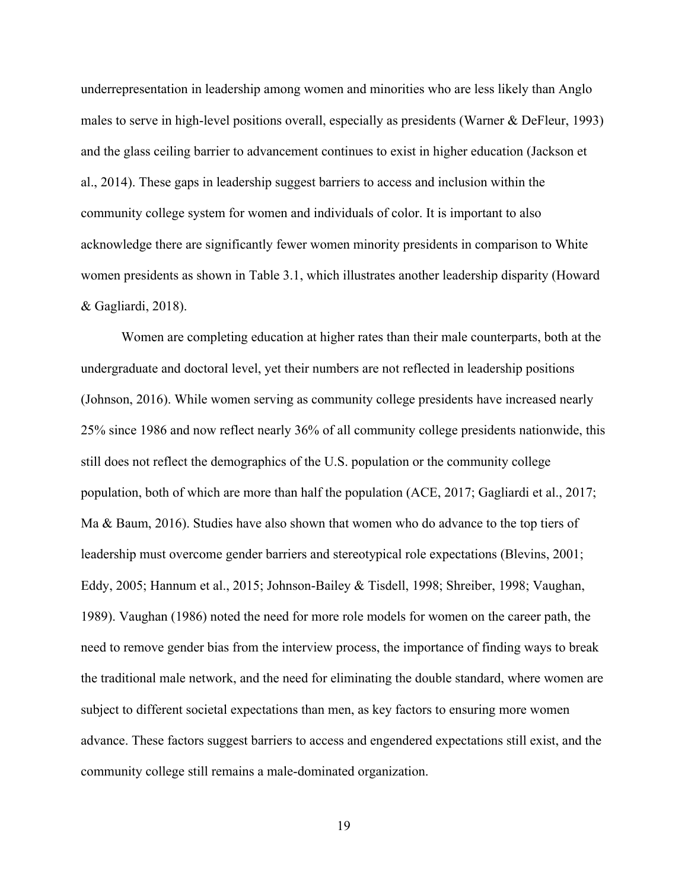underrepresentation in leadership among women and minorities who are less likely than Anglo males to serve in high-level positions overall, especially as presidents (Warner & DeFleur, 1993) and the glass ceiling barrier to advancement continues to exist in higher education (Jackson et al., 2014). These gaps in leadership suggest barriers to access and inclusion within the community college system for women and individuals of color. It is important to also acknowledge there are significantly fewer women minority presidents in comparison to White women presidents as shown in Table 3.1, which illustrates another leadership disparity (Howard & Gagliardi, 2018).

Women are completing education at higher rates than their male counterparts, both at the undergraduate and doctoral level, yet their numbers are not reflected in leadership positions (Johnson, 2016). While women serving as community college presidents have increased nearly 25% since 1986 and now reflect nearly 36% of all community college presidents nationwide, this still does not reflect the demographics of the U.S. population or the community college population, both of which are more than half the population (ACE, 2017; Gagliardi et al., 2017; Ma & Baum, 2016). Studies have also shown that women who do advance to the top tiers of leadership must overcome gender barriers and stereotypical role expectations (Blevins, 2001; Eddy, 2005; Hannum et al., 2015; Johnson-Bailey & Tisdell, 1998; Shreiber, 1998; Vaughan, 1989). Vaughan (1986) noted the need for more role models for women on the career path, the need to remove gender bias from the interview process, the importance of finding ways to break the traditional male network, and the need for eliminating the double standard, where women are subject to different societal expectations than men, as key factors to ensuring more women advance. These factors suggest barriers to access and engendered expectations still exist, and the community college still remains a male-dominated organization.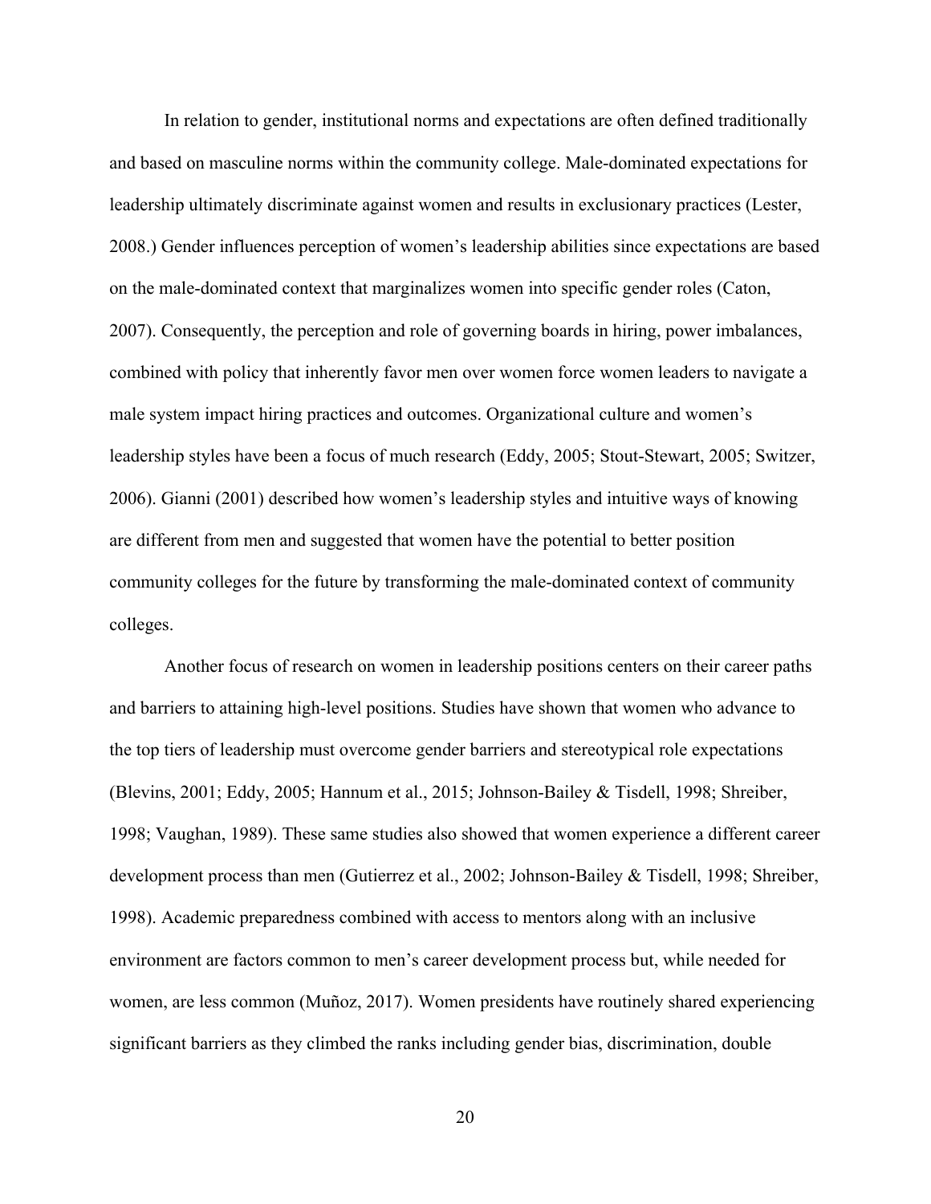In relation to gender, institutional norms and expectations are often defined traditionally and based on masculine norms within the community college. Male-dominated expectations for leadership ultimately discriminate against women and results in exclusionary practices (Lester, 2008.) Gender influences perception of women's leadership abilities since expectations are based on the male-dominated context that marginalizes women into specific gender roles (Caton, 2007). Consequently, the perception and role of governing boards in hiring, power imbalances, combined with policy that inherently favor men over women force women leaders to navigate a male system impact hiring practices and outcomes. Organizational culture and women's leadership styles have been a focus of much research (Eddy, 2005; Stout-Stewart, 2005; Switzer, 2006). Gianni (2001) described how women's leadership styles and intuitive ways of knowing are different from men and suggested that women have the potential to better position community colleges for the future by transforming the male-dominated context of community colleges.

Another focus of research on women in leadership positions centers on their career paths and barriers to attaining high-level positions. Studies have shown that women who advance to the top tiers of leadership must overcome gender barriers and stereotypical role expectations (Blevins, 2001; Eddy, 2005; Hannum et al., 2015; Johnson-Bailey & Tisdell, 1998; Shreiber, 1998; Vaughan, 1989). These same studies also showed that women experience a different career development process than men (Gutierrez et al., 2002; Johnson-Bailey & Tisdell, 1998; Shreiber, 1998). Academic preparedness combined with access to mentors along with an inclusive environment are factors common to men's career development process but, while needed for women, are less common (Muñoz, 2017). Women presidents have routinely shared experiencing significant barriers as they climbed the ranks including gender bias, discrimination, double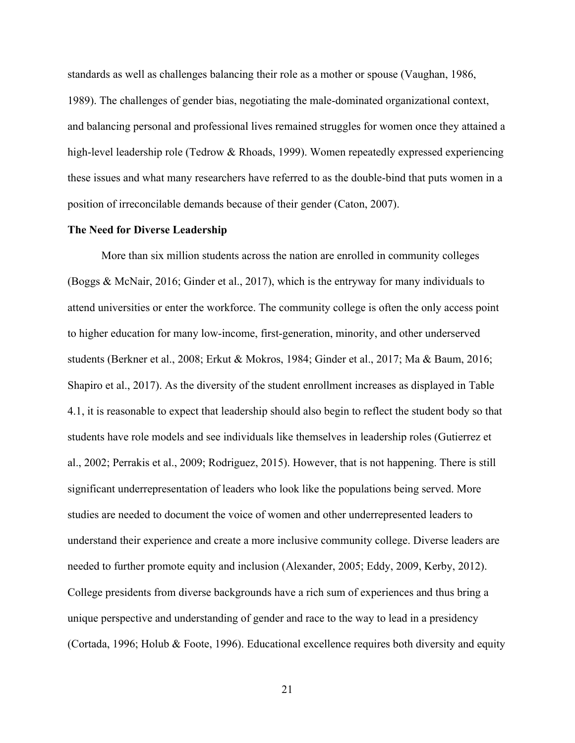standards as well as challenges balancing their role as a mother or spouse (Vaughan, 1986, 1989). The challenges of gender bias, negotiating the male-dominated organizational context, and balancing personal and professional lives remained struggles for women once they attained a high-level leadership role (Tedrow & Rhoads, 1999). Women repeatedly expressed experiencing these issues and what many researchers have referred to as the double-bind that puts women in a position of irreconcilable demands because of their gender (Caton, 2007).

**The Need for Diverse Leadership**

More than six million students across the nation are enrolled in community colleges (Boggs & McNair, 2016; Ginder et al., 2017), which is the entryway for many individuals to attend universities or enter the workforce. The community college is often the only access point to higher education for many low-income, first-generation, minority, and other underserved students (Berkner et al., 2008; Erkut & Mokros, 1984; Ginder et al., 2017; Ma & Baum, 2016; Shapiro et al., 2017). As the diversity of the student enrollment increases as displayed in Table 4.1, it is reasonable to expect that leadership should also begin to reflect the student body so that students have role models and see individuals like themselves in leadership roles (Gutierrez et al., 2002; Perrakis et al., 2009; Rodriguez, 2015). However, that is not happening. There is still significant underrepresentation of leaders who look like the populations being served. More studies are needed to document the voice of women and other underrepresented leaders to understand their experience and create a more inclusive community college. Diverse leaders are needed to further promote equity and inclusion (Alexander, 2005; Eddy, 2009, Kerby, 2012). College presidents from diverse backgrounds have a rich sum of experiences and thus bring a unique perspective and understanding of gender and race to the way to lead in a presidency (Cortada, 1996; Holub & Foote, 1996). Educational excellence requires both diversity and equity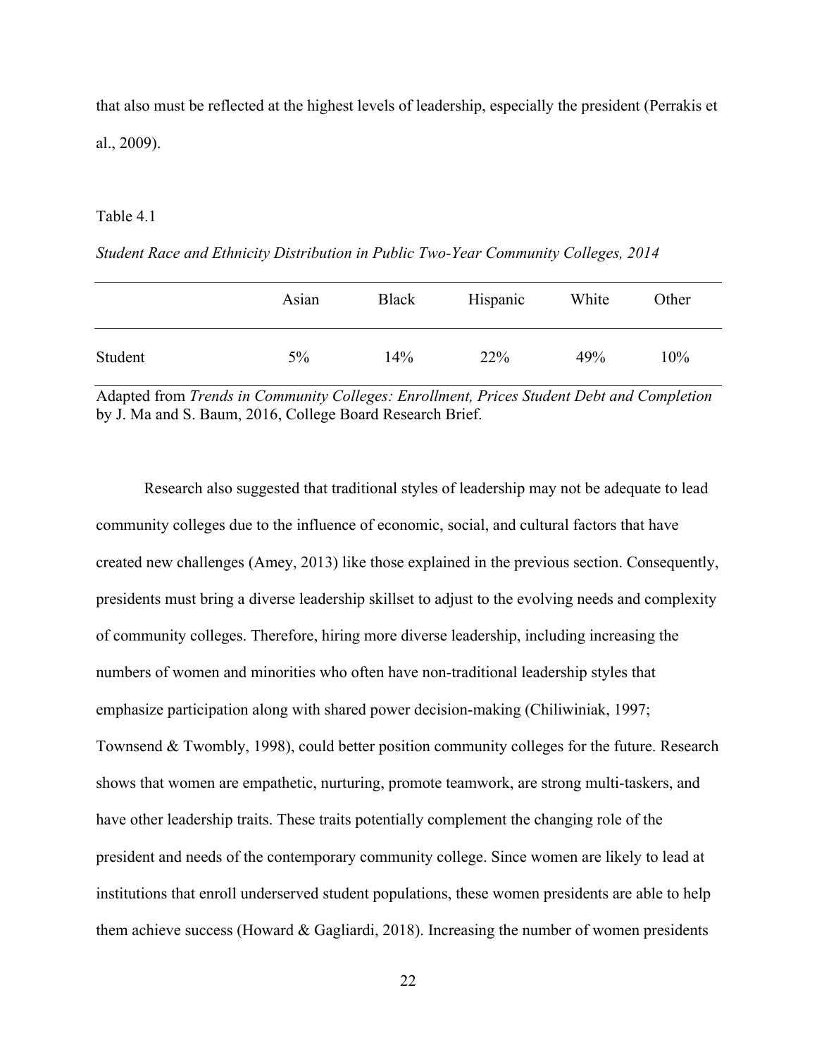that also must be reflected at the highest levels of leadership, especially the president (Perrakis et al., 2009).

Table 4.1

*Student Race and Ethnicity Distribution in Public Two-Year Community Colleges, 2014*

| | Asian | Black | Hispanic | White | Other |
|---|---|---|---|---|---|
| Student | 5% | 14% | 22% | 49% | 10% |

Adapted from *Trends in Community Colleges: Enrollment, Prices Student Debt and Completion* by J. Ma and S. Baum, 2016, College Board Research Brief.

Research also suggested that traditional styles of leadership may not be adequate to lead community colleges due to the influence of economic, social, and cultural factors that have created new challenges (Amey, 2013) like those explained in the previous section. Consequently, presidents must bring a diverse leadership skillset to adjust to the evolving needs and complexity of community colleges. Therefore, hiring more diverse leadership, including increasing the numbers of women and minorities who often have non-traditional leadership styles that emphasize participation along with shared power decision-making (Chiliwiniak, 1997; Townsend & Twombly, 1998), could better position community colleges for the future. Research shows that women are empathetic, nurturing, promote teamwork, are strong multi-taskers, and have other leadership traits. These traits potentially complement the changing role of the president and needs of the contemporary community college. Since women are likely to lead at institutions that enroll underserved student populations, these women presidents are able to help them achieve success (Howard & Gagliardi, 2018). Increasing the number of women presidents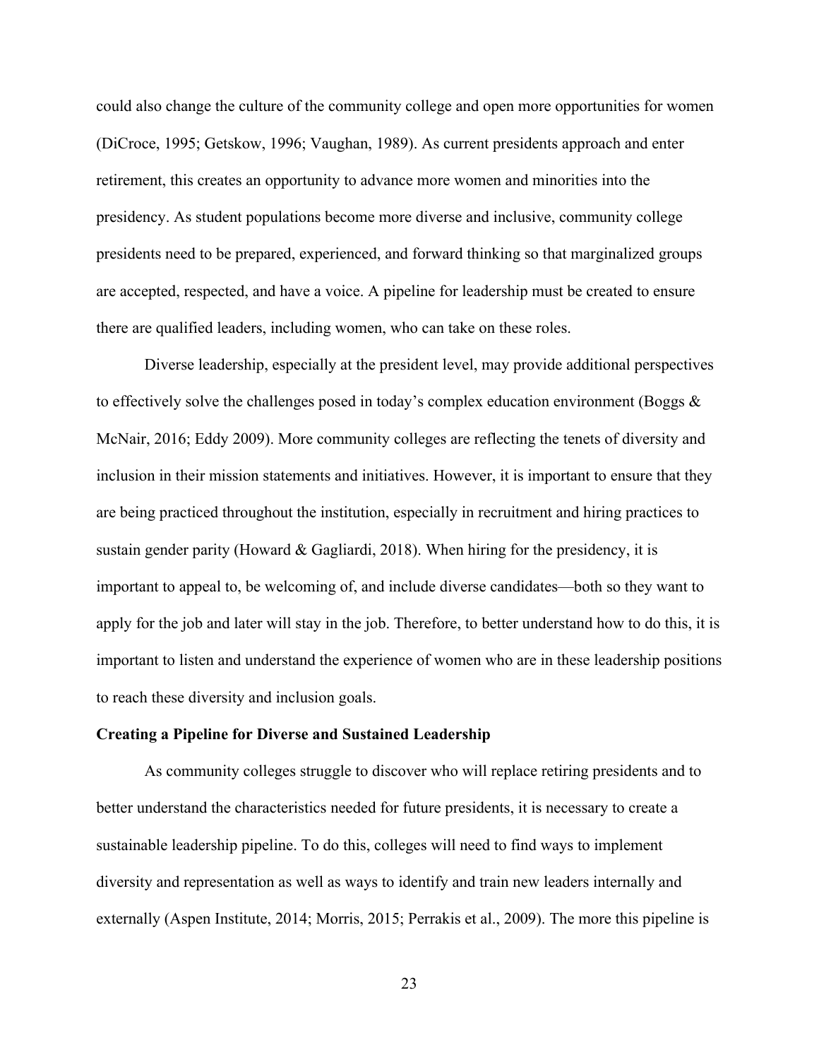could also change the culture of the community college and open more opportunities for women (DiCroce, 1995; Getskow, 1996; Vaughan, 1989). As current presidents approach and enter retirement, this creates an opportunity to advance more women and minorities into the presidency. As student populations become more diverse and inclusive, community college presidents need to be prepared, experienced, and forward thinking so that marginalized groups are accepted, respected, and have a voice. A pipeline for leadership must be created to ensure there are qualified leaders, including women, who can take on these roles.

Diverse leadership, especially at the president level, may provide additional perspectives to effectively solve the challenges posed in today's complex education environment (Boggs & McNair, 2016; Eddy 2009). More community colleges are reflecting the tenets of diversity and inclusion in their mission statements and initiatives. However, it is important to ensure that they are being practiced throughout the institution, especially in recruitment and hiring practices to sustain gender parity (Howard & Gagliardi, 2018). When hiring for the presidency, it is important to appeal to, be welcoming of, and include diverse candidates—both so they want to apply for the job and later will stay in the job. Therefore, to better understand how to do this, it is important to listen and understand the experience of women who are in these leadership positions to reach these diversity and inclusion goals.

**Creating a Pipeline for Diverse and Sustained Leadership**

As community colleges struggle to discover who will replace retiring presidents and to better understand the characteristics needed for future presidents, it is necessary to create a sustainable leadership pipeline. To do this, colleges will need to find ways to implement diversity and representation as well as ways to identify and train new leaders internally and externally (Aspen Institute, 2014; Morris, 2015; Perrakis et al., 2009). The more this pipeline is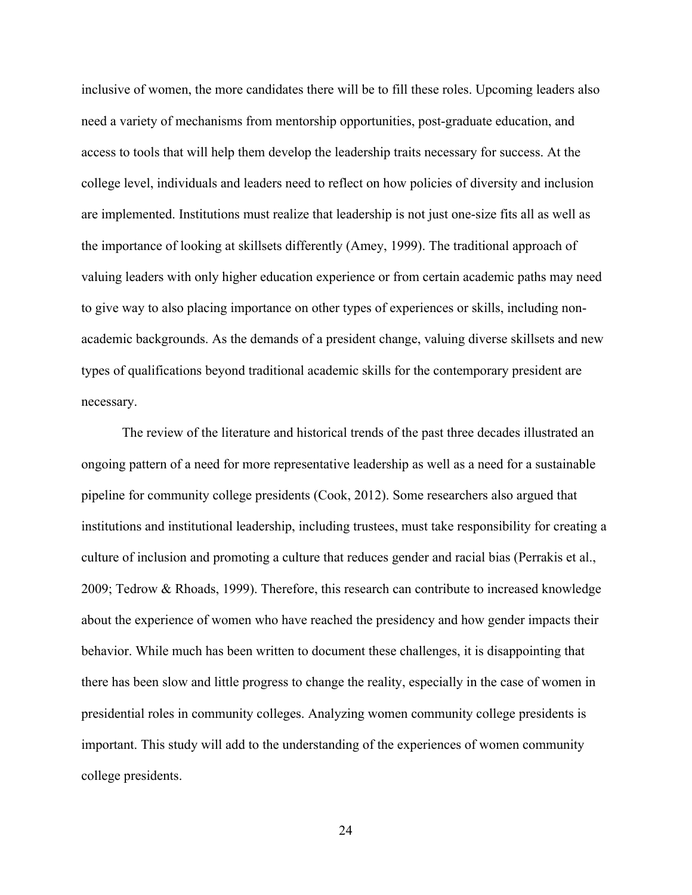inclusive of women, the more candidates there will be to fill these roles. Upcoming leaders also need a variety of mechanisms from mentorship opportunities, post-graduate education, and access to tools that will help them develop the leadership traits necessary for success. At the college level, individuals and leaders need to reflect on how policies of diversity and inclusion are implemented. Institutions must realize that leadership is not just one-size fits all as well as the importance of looking at skillsets differently (Amey, 1999). The traditional approach of valuing leaders with only higher education experience or from certain academic paths may need to give way to also placing importance on other types of experiences or skills, including non-academic backgrounds. As the demands of a president change, valuing diverse skillsets and new types of qualifications beyond traditional academic skills for the contemporary president are necessary.

The review of the literature and historical trends of the past three decades illustrated an ongoing pattern of a need for more representative leadership as well as a need for a sustainable pipeline for community college presidents (Cook, 2012). Some researchers also argued that institutions and institutional leadership, including trustees, must take responsibility for creating a culture of inclusion and promoting a culture that reduces gender and racial bias (Perrakis et al., 2009; Tedrow & Rhoads, 1999). Therefore, this research can contribute to increased knowledge about the experience of women who have reached the presidency and how gender impacts their behavior. While much has been written to document these challenges, it is disappointing that there has been slow and little progress to change the reality, especially in the case of women in presidential roles in community colleges. Analyzing women community college presidents is important. This study will add to the understanding of the experiences of women community college presidents.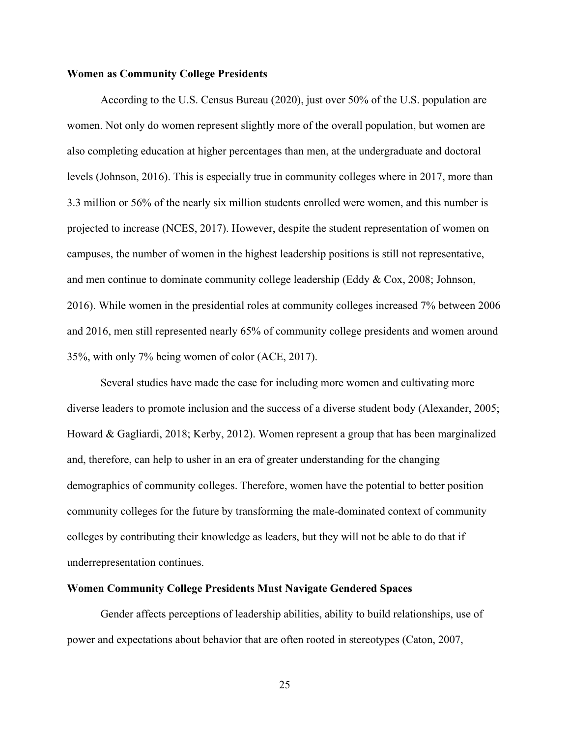### Women as Community College Presidents

According to the U.S. Census Bureau (2020), just over 50% of the U.S. population are women. Not only do women represent slightly more of the overall population, but women are also completing education at higher percentages than men, at the undergraduate and doctoral levels (Johnson, 2016). This is especially true in community colleges where in 2017, more than 3.3 million or 56% of the nearly six million students enrolled were women, and this number is projected to increase (NCES, 2017). However, despite the student representation of women on campuses, the number of women in the highest leadership positions is still not representative, and men continue to dominate community college leadership (Eddy & Cox, 2008; Johnson, 2016). While women in the presidential roles at community colleges increased 7% between 2006 and 2016, men still represented nearly 65% of community college presidents and women around 35%, with only 7% being women of color (ACE, 2017).

Several studies have made the case for including more women and cultivating more diverse leaders to promote inclusion and the success of a diverse student body (Alexander, 2005; Howard & Gagliardi, 2018; Kerby, 2012). Women represent a group that has been marginalized and, therefore, can help to usher in an era of greater understanding for the changing demographics of community colleges. Therefore, women have the potential to better position community colleges for the future by transforming the male-dominated context of community colleges by contributing their knowledge as leaders, but they will not be able to do that if underrepresentation continues.

### Women Community College Presidents Must Navigate Gendered Spaces

Gender affects perceptions of leadership abilities, ability to build relationships, use of power and expectations about behavior that are often rooted in stereotypes (Caton, 2007,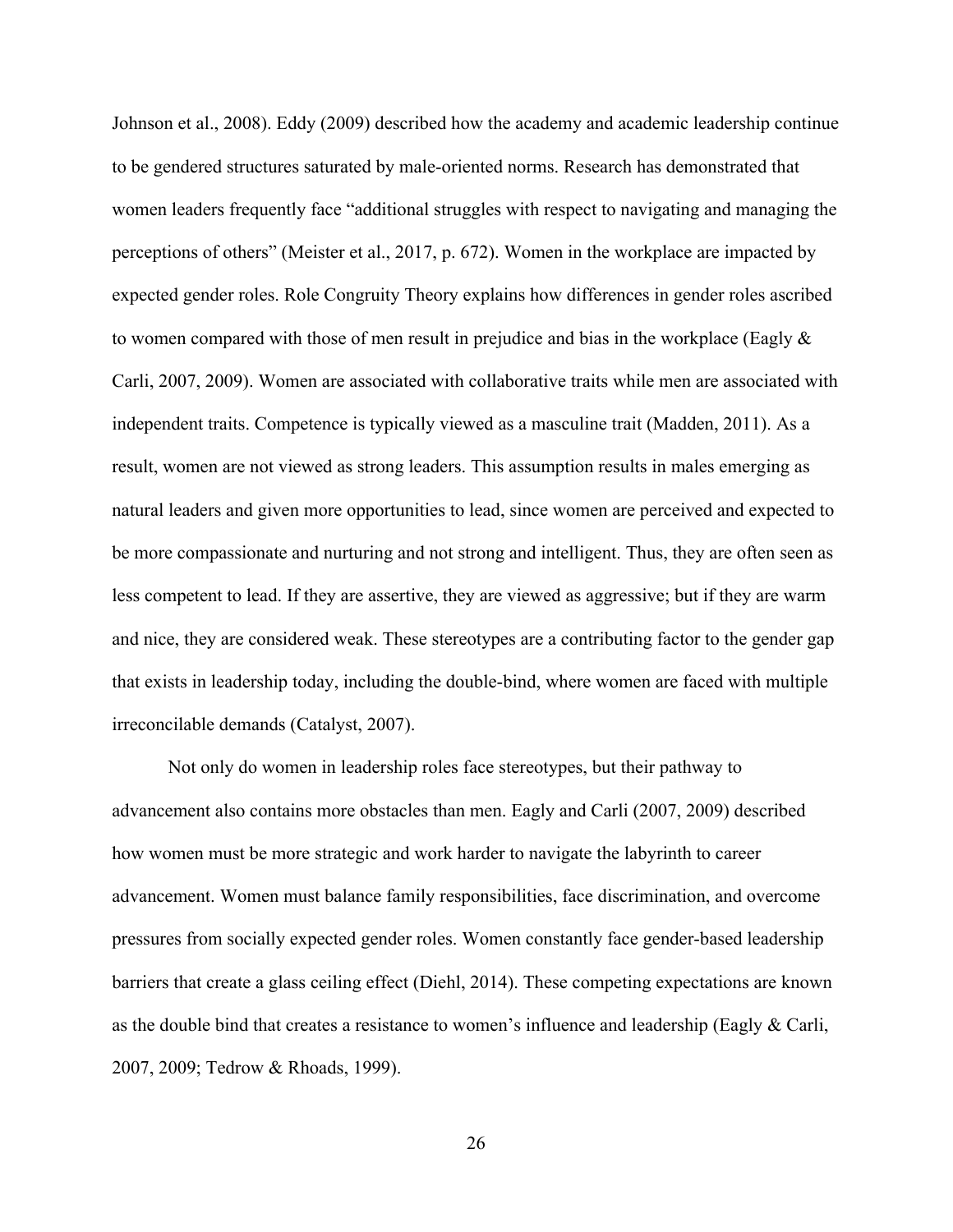Johnson et al., 2008). Eddy (2009) described how the academy and academic leadership continue to be gendered structures saturated by male-oriented norms. Research has demonstrated that women leaders frequently face "additional struggles with respect to navigating and managing the perceptions of others" (Meister et al., 2017, p. 672). Women in the workplace are impacted by expected gender roles. Role Congruity Theory explains how differences in gender roles ascribed to women compared with those of men result in prejudice and bias in the workplace (Eagly & Carli, 2007, 2009). Women are associated with collaborative traits while men are associated with independent traits. Competence is typically viewed as a masculine trait (Madden, 2011). As a result, women are not viewed as strong leaders. This assumption results in males emerging as natural leaders and given more opportunities to lead, since women are perceived and expected to be more compassionate and nurturing and not strong and intelligent. Thus, they are often seen as less competent to lead. If they are assertive, they are viewed as aggressive; but if they are warm and nice, they are considered weak. These stereotypes are a contributing factor to the gender gap that exists in leadership today, including the double-bind, where women are faced with multiple irreconcilable demands (Catalyst, 2007).

Not only do women in leadership roles face stereotypes, but their pathway to advancement also contains more obstacles than men. Eagly and Carli (2007, 2009) described how women must be more strategic and work harder to navigate the labyrinth to career advancement. Women must balance family responsibilities, face discrimination, and overcome pressures from socially expected gender roles. Women constantly face gender-based leadership barriers that create a glass ceiling effect (Diehl, 2014). These competing expectations are known as the double bind that creates a resistance to women's influence and leadership (Eagly & Carli, 2007, 2009; Tedrow & Rhoads, 1999).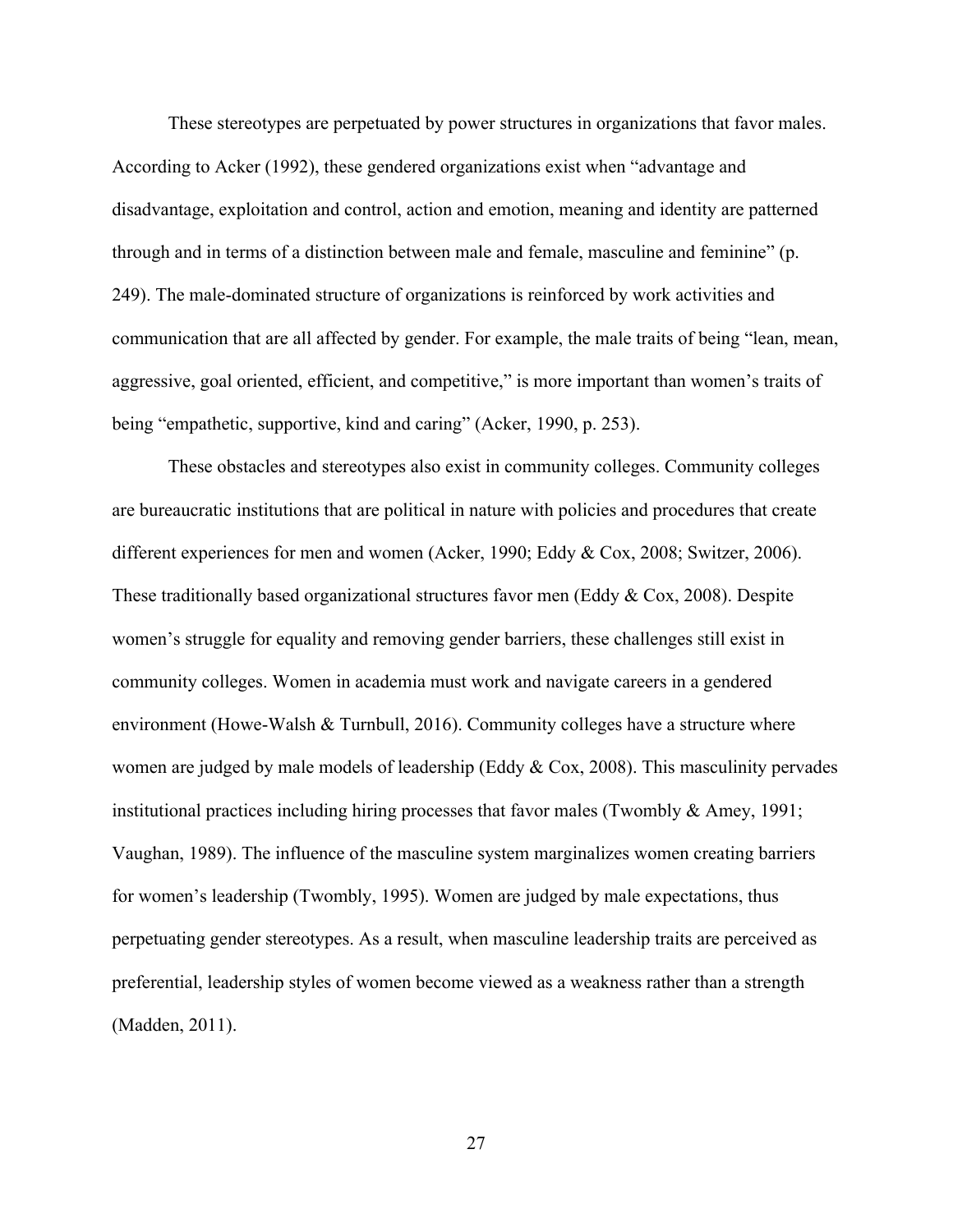These stereotypes are perpetuated by power structures in organizations that favor males. According to Acker (1992), these gendered organizations exist when "advantage and disadvantage, exploitation and control, action and emotion, meaning and identity are patterned through and in terms of a distinction between male and female, masculine and feminine" (p. 249). The male-dominated structure of organizations is reinforced by work activities and communication that are all affected by gender. For example, the male traits of being "lean, mean, aggressive, goal oriented, efficient, and competitive," is more important than women's traits of being "empathetic, supportive, kind and caring" (Acker, 1990, p. 253).

These obstacles and stereotypes also exist in community colleges. Community colleges are bureaucratic institutions that are political in nature with policies and procedures that create different experiences for men and women (Acker, 1990; Eddy & Cox, 2008; Switzer, 2006). These traditionally based organizational structures favor men (Eddy & Cox, 2008). Despite women's struggle for equality and removing gender barriers, these challenges still exist in community colleges. Women in academia must work and navigate careers in a gendered environment (Howe-Walsh & Turnbull, 2016). Community colleges have a structure where women are judged by male models of leadership (Eddy & Cox, 2008). This masculinity pervades institutional practices including hiring processes that favor males (Twombly & Amey, 1991; Vaughan, 1989). The influence of the masculine system marginalizes women creating barriers for women's leadership (Twombly, 1995). Women are judged by male expectations, thus perpetuating gender stereotypes. As a result, when masculine leadership traits are perceived as preferential, leadership styles of women become viewed as a weakness rather than a strength (Madden, 2011).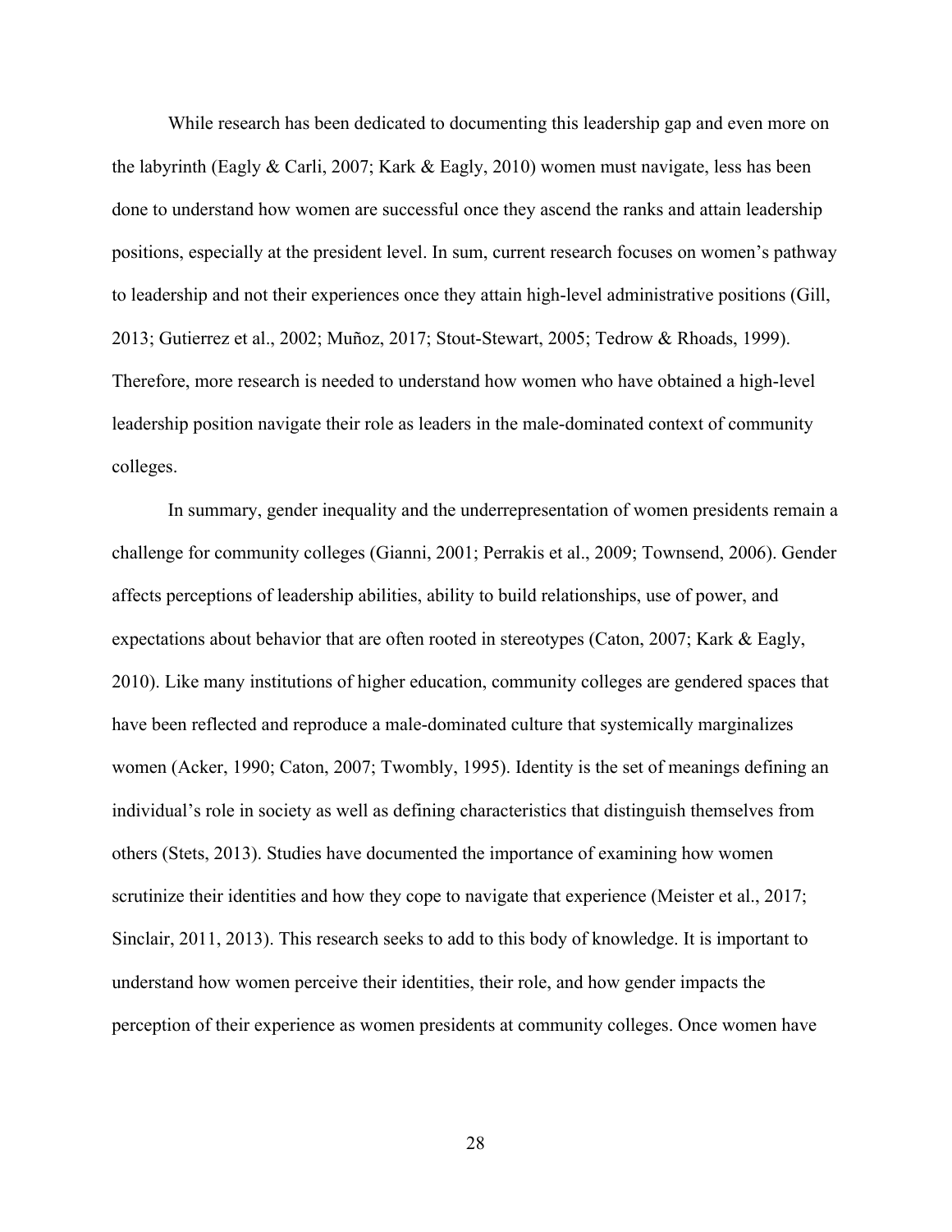While research has been dedicated to documenting this leadership gap and even more on the labyrinth (Eagly & Carli, 2007; Kark & Eagly, 2010) women must navigate, less has been done to understand how women are successful once they ascend the ranks and attain leadership positions, especially at the president level. In sum, current research focuses on women's pathway to leadership and not their experiences once they attain high-level administrative positions (Gill, 2013; Gutierrez et al., 2002; Muñoz, 2017; Stout-Stewart, 2005; Tedrow & Rhoads, 1999). Therefore, more research is needed to understand how women who have obtained a high-level leadership position navigate their role as leaders in the male-dominated context of community colleges.

In summary, gender inequality and the underrepresentation of women presidents remain a challenge for community colleges (Gianni, 2001; Perrakis et al., 2009; Townsend, 2006). Gender affects perceptions of leadership abilities, ability to build relationships, use of power, and expectations about behavior that are often rooted in stereotypes (Caton, 2007; Kark & Eagly, 2010). Like many institutions of higher education, community colleges are gendered spaces that have been reflected and reproduce a male-dominated culture that systemically marginalizes women (Acker, 1990; Caton, 2007; Twombly, 1995). Identity is the set of meanings defining an individual's role in society as well as defining characteristics that distinguish themselves from others (Stets, 2013). Studies have documented the importance of examining how women scrutinize their identities and how they cope to navigate that experience (Meister et al., 2017; Sinclair, 2011, 2013). This research seeks to add to this body of knowledge. It is important to understand how women perceive their identities, their role, and how gender impacts the perception of their experience as women presidents at community colleges. Once women have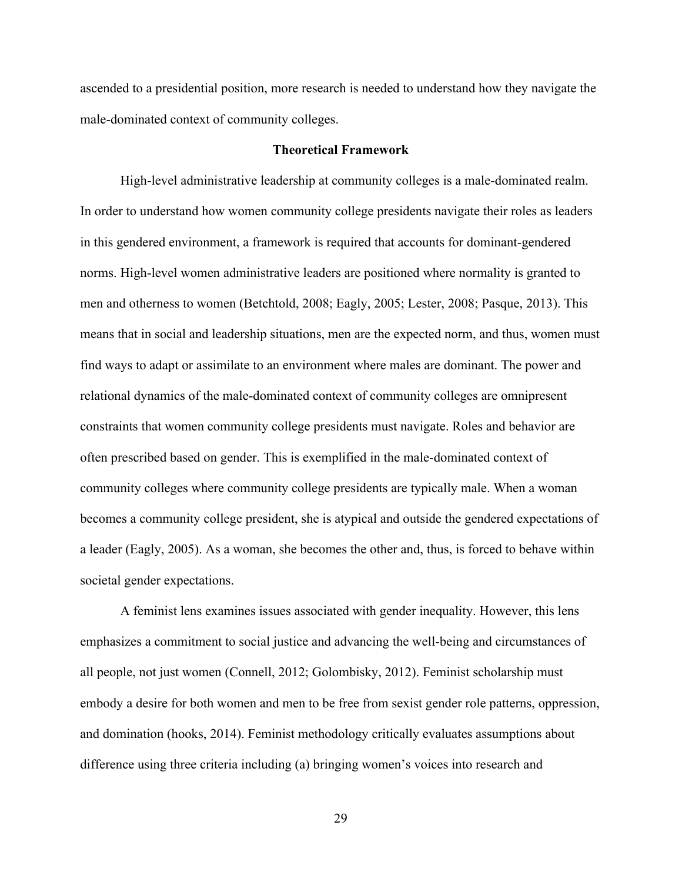ascended to a presidential position, more research is needed to understand how they navigate the male-dominated context of community colleges.

## Theoretical Framework

High-level administrative leadership at community colleges is a male-dominated realm. In order to understand how women community college presidents navigate their roles as leaders in this gendered environment, a framework is required that accounts for dominant-gendered norms. High-level women administrative leaders are positioned where normality is granted to men and otherness to women (Betchtold, 2008; Eagly, 2005; Lester, 2008; Pasque, 2013). This means that in social and leadership situations, men are the expected norm, and thus, women must find ways to adapt or assimilate to an environment where males are dominant. The power and relational dynamics of the male-dominated context of community colleges are omnipresent constraints that women community college presidents must navigate. Roles and behavior are often prescribed based on gender. This is exemplified in the male-dominated context of community colleges where community college presidents are typically male. When a woman becomes a community college president, she is atypical and outside the gendered expectations of a leader (Eagly, 2005). As a woman, she becomes the other and, thus, is forced to behave within societal gender expectations.

A feminist lens examines issues associated with gender inequality. However, this lens emphasizes a commitment to social justice and advancing the well-being and circumstances of all people, not just women (Connell, 2012; Golombisky, 2012). Feminist scholarship must embody a desire for both women and men to be free from sexist gender role patterns, oppression, and domination (hooks, 2014). Feminist methodology critically evaluates assumptions about difference using three criteria including (a) bringing women's voices into research and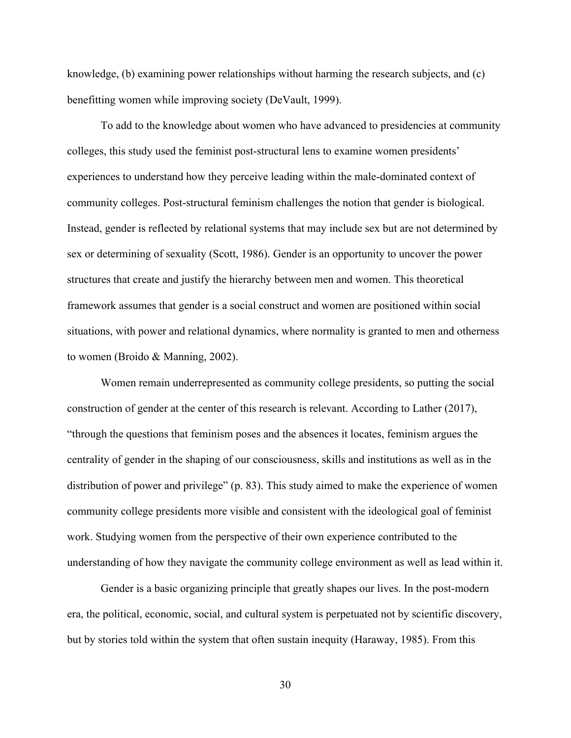knowledge, (b) examining power relationships without harming the research subjects, and (c) benefitting women while improving society (DeVault, 1999).

To add to the knowledge about women who have advanced to presidencies at community colleges, this study used the feminist post-structural lens to examine women presidents' experiences to understand how they perceive leading within the male-dominated context of community colleges. Post-structural feminism challenges the notion that gender is biological. Instead, gender is reflected by relational systems that may include sex but are not determined by sex or determining of sexuality (Scott, 1986). Gender is an opportunity to uncover the power structures that create and justify the hierarchy between men and women. This theoretical framework assumes that gender is a social construct and women are positioned within social situations, with power and relational dynamics, where normality is granted to men and otherness to women (Broido & Manning, 2002).

Women remain underrepresented as community college presidents, so putting the social construction of gender at the center of this research is relevant. According to Lather (2017), "through the questions that feminism poses and the absences it locates, feminism argues the centrality of gender in the shaping of our consciousness, skills and institutions as well as in the distribution of power and privilege" (p. 83). This study aimed to make the experience of women community college presidents more visible and consistent with the ideological goal of feminist work. Studying women from the perspective of their own experience contributed to the understanding of how they navigate the community college environment as well as lead within it.

Gender is a basic organizing principle that greatly shapes our lives. In the post-modern era, the political, economic, social, and cultural system is perpetuated not by scientific discovery, but by stories told within the system that often sustain inequity (Haraway, 1985). From this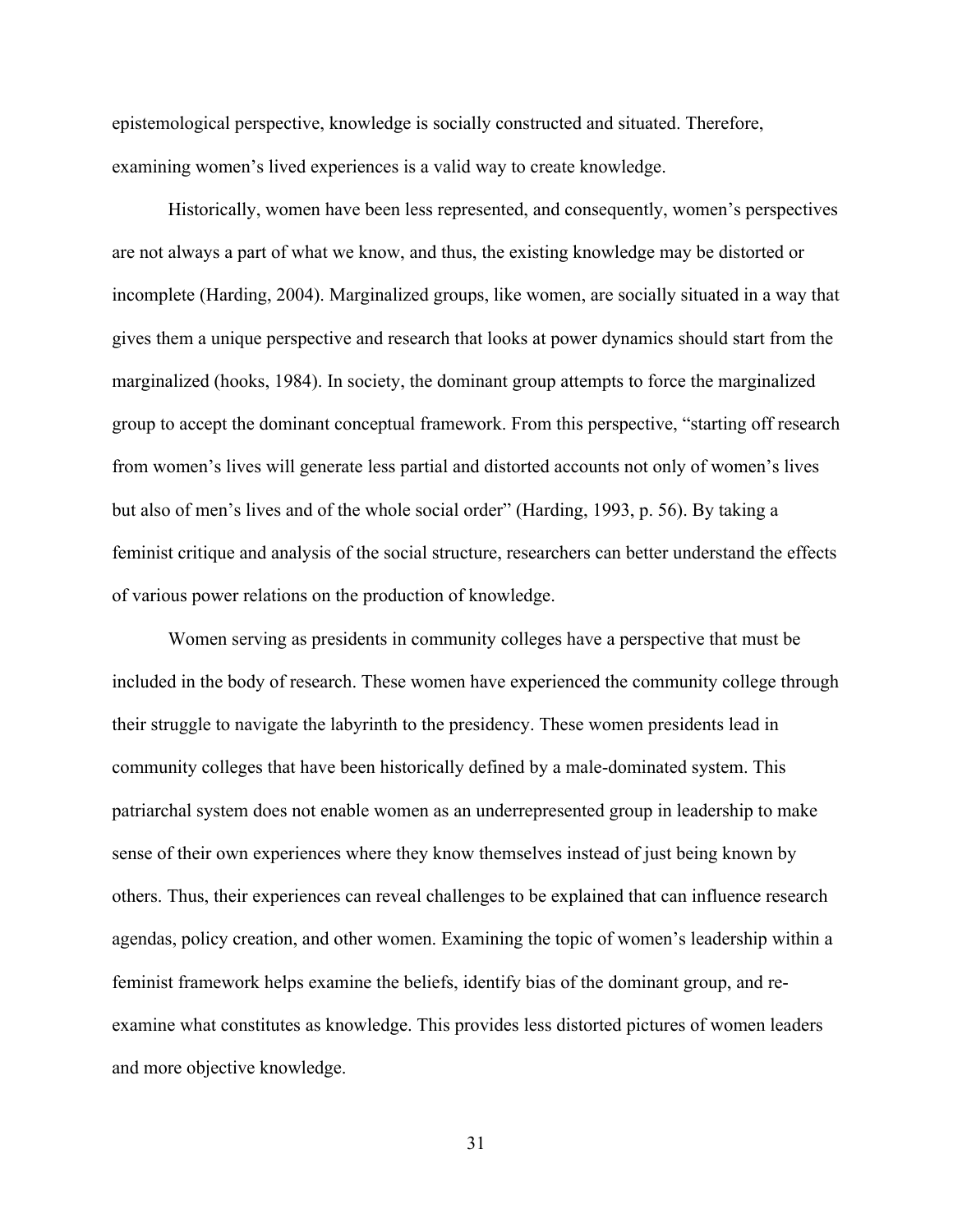epistemological perspective, knowledge is socially constructed and situated. Therefore, examining women's lived experiences is a valid way to create knowledge.

Historically, women have been less represented, and consequently, women's perspectives are not always a part of what we know, and thus, the existing knowledge may be distorted or incomplete (Harding, 2004). Marginalized groups, like women, are socially situated in a way that gives them a unique perspective and research that looks at power dynamics should start from the marginalized (hooks, 1984). In society, the dominant group attempts to force the marginalized group to accept the dominant conceptual framework. From this perspective, "starting off research from women's lives will generate less partial and distorted accounts not only of women's lives but also of men's lives and of the whole social order" (Harding, 1993, p. 56). By taking a feminist critique and analysis of the social structure, researchers can better understand the effects of various power relations on the production of knowledge.

Women serving as presidents in community colleges have a perspective that must be included in the body of research. These women have experienced the community college through their struggle to navigate the labyrinth to the presidency. These women presidents lead in community colleges that have been historically defined by a male-dominated system. This patriarchal system does not enable women as an underrepresented group in leadership to make sense of their own experiences where they know themselves instead of just being known by others. Thus, their experiences can reveal challenges to be explained that can influence research agendas, policy creation, and other women. Examining the topic of women's leadership within a feminist framework helps examine the beliefs, identify bias of the dominant group, and re-examine what constitutes as knowledge. This provides less distorted pictures of women leaders and more objective knowledge.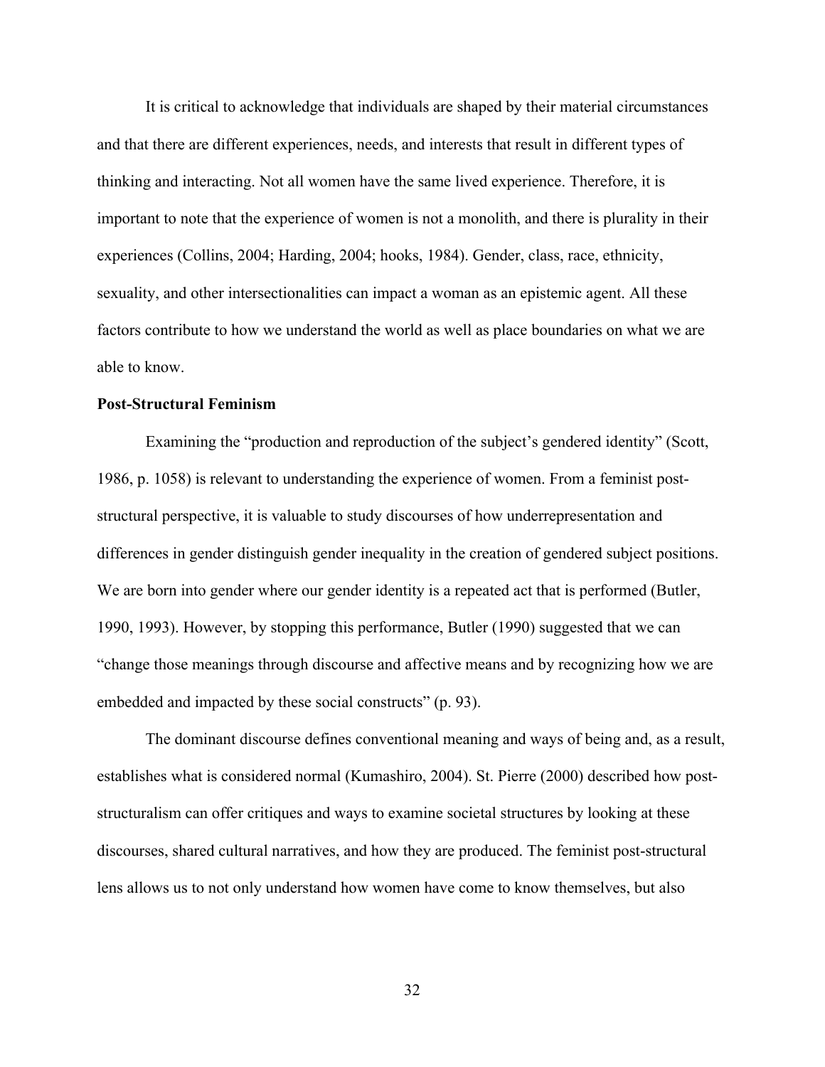It is critical to acknowledge that individuals are shaped by their material circumstances and that there are different experiences, needs, and interests that result in different types of thinking and interacting. Not all women have the same lived experience. Therefore, it is important to note that the experience of women is not a monolith, and there is plurality in their experiences (Collins, 2004; Harding, 2004; hooks, 1984). Gender, class, race, ethnicity, sexuality, and other intersectionalities can impact a woman as an epistemic agent. All these factors contribute to how we understand the world as well as place boundaries on what we are able to know.

**Post-Structural Feminism**

Examining the "production and reproduction of the subject's gendered identity" (Scott, 1986, p. 1058) is relevant to understanding the experience of women. From a feminist post-structural perspective, it is valuable to study discourses of how underrepresentation and differences in gender distinguish gender inequality in the creation of gendered subject positions. We are born into gender where our gender identity is a repeated act that is performed (Butler, 1990, 1993). However, by stopping this performance, Butler (1990) suggested that we can "change those meanings through discourse and affective means and by recognizing how we are embedded and impacted by these social constructs" (p. 93).

The dominant discourse defines conventional meaning and ways of being and, as a result, establishes what is considered normal (Kumashiro, 2004). St. Pierre (2000) described how post-structuralism can offer critiques and ways to examine societal structures by looking at these discourses, shared cultural narratives, and how they are produced. The feminist post-structural lens allows us to not only understand how women have come to know themselves, but also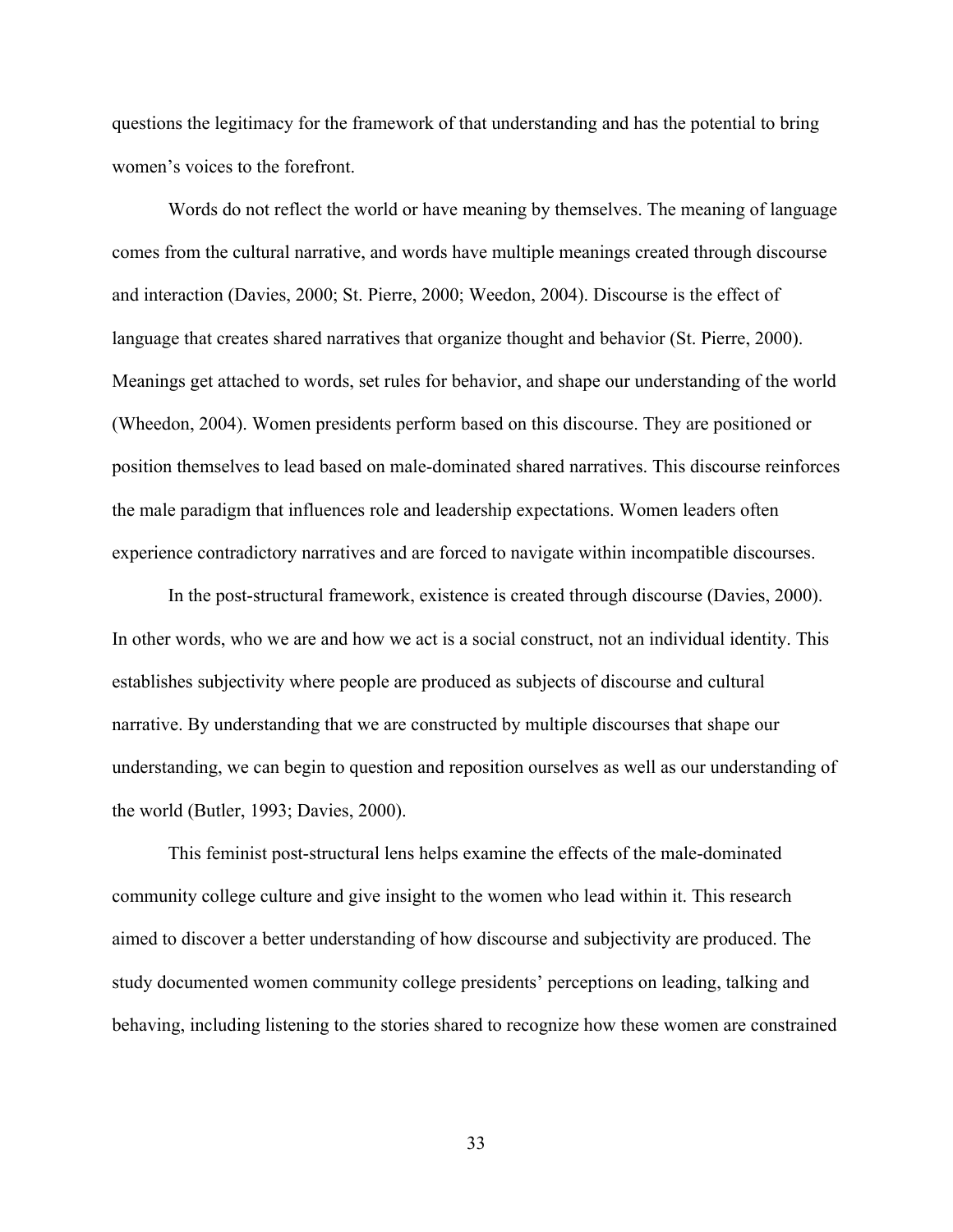questions the legitimacy for the framework of that understanding and has the potential to bring women's voices to the forefront.

Words do not reflect the world or have meaning by themselves. The meaning of language comes from the cultural narrative, and words have multiple meanings created through discourse and interaction (Davies, 2000; St. Pierre, 2000; Weedon, 2004). Discourse is the effect of language that creates shared narratives that organize thought and behavior (St. Pierre, 2000). Meanings get attached to words, set rules for behavior, and shape our understanding of the world (Wheedon, 2004). Women presidents perform based on this discourse. They are positioned or position themselves to lead based on male-dominated shared narratives. This discourse reinforces the male paradigm that influences role and leadership expectations. Women leaders often experience contradictory narratives and are forced to navigate within incompatible discourses.

In the post-structural framework, existence is created through discourse (Davies, 2000). In other words, who we are and how we act is a social construct, not an individual identity. This establishes subjectivity where people are produced as subjects of discourse and cultural narrative. By understanding that we are constructed by multiple discourses that shape our understanding, we can begin to question and reposition ourselves as well as our understanding of the world (Butler, 1993; Davies, 2000).

This feminist post-structural lens helps examine the effects of the male-dominated community college culture and give insight to the women who lead within it. This research aimed to discover a better understanding of how discourse and subjectivity are produced. The study documented women community college presidents' perceptions on leading, talking and behaving, including listening to the stories shared to recognize how these women are constrained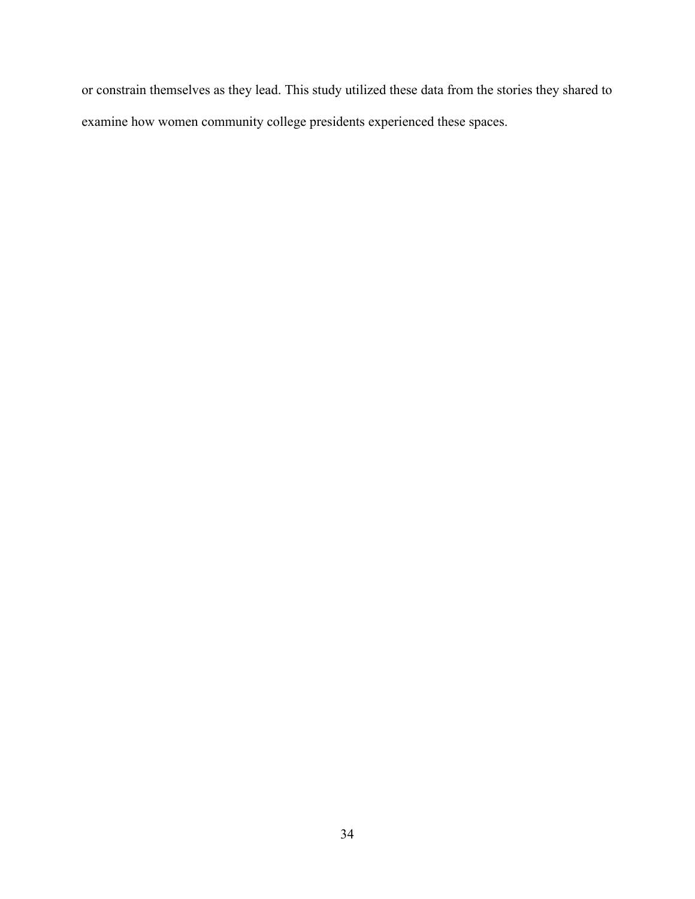or constrain themselves as they lead. This study utilized these data from the stories they shared to examine how women community college presidents experienced these spaces.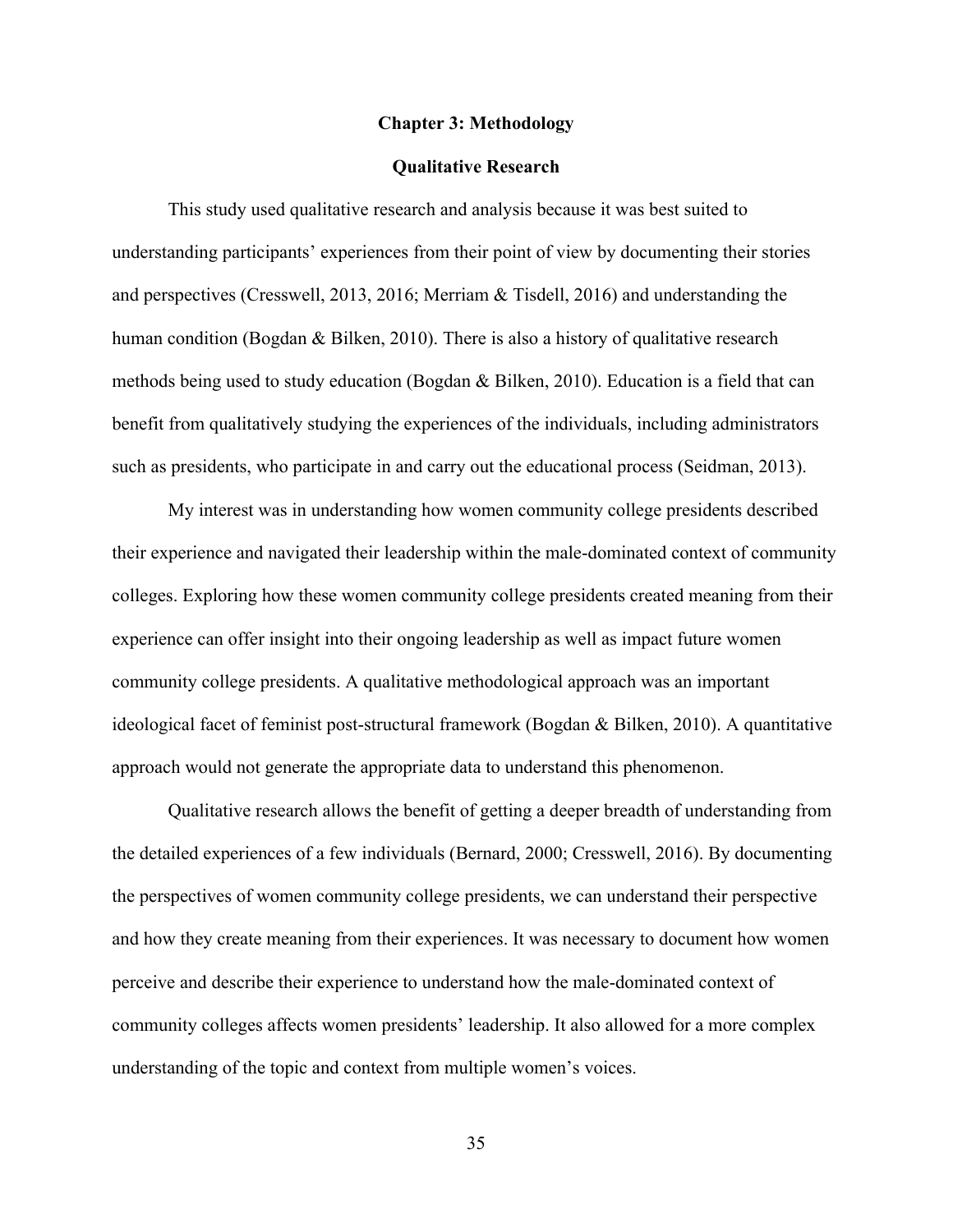# Chapter 3: Methodology

## Qualitative Research

This study used qualitative research and analysis because it was best suited to understanding participants' experiences from their point of view by documenting their stories and perspectives (Cresswell, 2013, 2016; Merriam & Tisdell, 2016) and understanding the human condition (Bogdan & Bilken, 2010). There is also a history of qualitative research methods being used to study education (Bogdan & Bilken, 2010). Education is a field that can benefit from qualitatively studying the experiences of the individuals, including administrators such as presidents, who participate in and carry out the educational process (Seidman, 2013).

My interest was in understanding how women community college presidents described their experience and navigated their leadership within the male-dominated context of community colleges. Exploring how these women community college presidents created meaning from their experience can offer insight into their ongoing leadership as well as impact future women community college presidents. A qualitative methodological approach was an important ideological facet of feminist post-structural framework (Bogdan & Bilken, 2010). A quantitative approach would not generate the appropriate data to understand this phenomenon.

Qualitative research allows the benefit of getting a deeper breadth of understanding from the detailed experiences of a few individuals (Bernard, 2000; Cresswell, 2016). By documenting the perspectives of women community college presidents, we can understand their perspective and how they create meaning from their experiences. It was necessary to document how women perceive and describe their experience to understand how the male-dominated context of community colleges affects women presidents' leadership. It also allowed for a more complex understanding of the topic and context from multiple women's voices.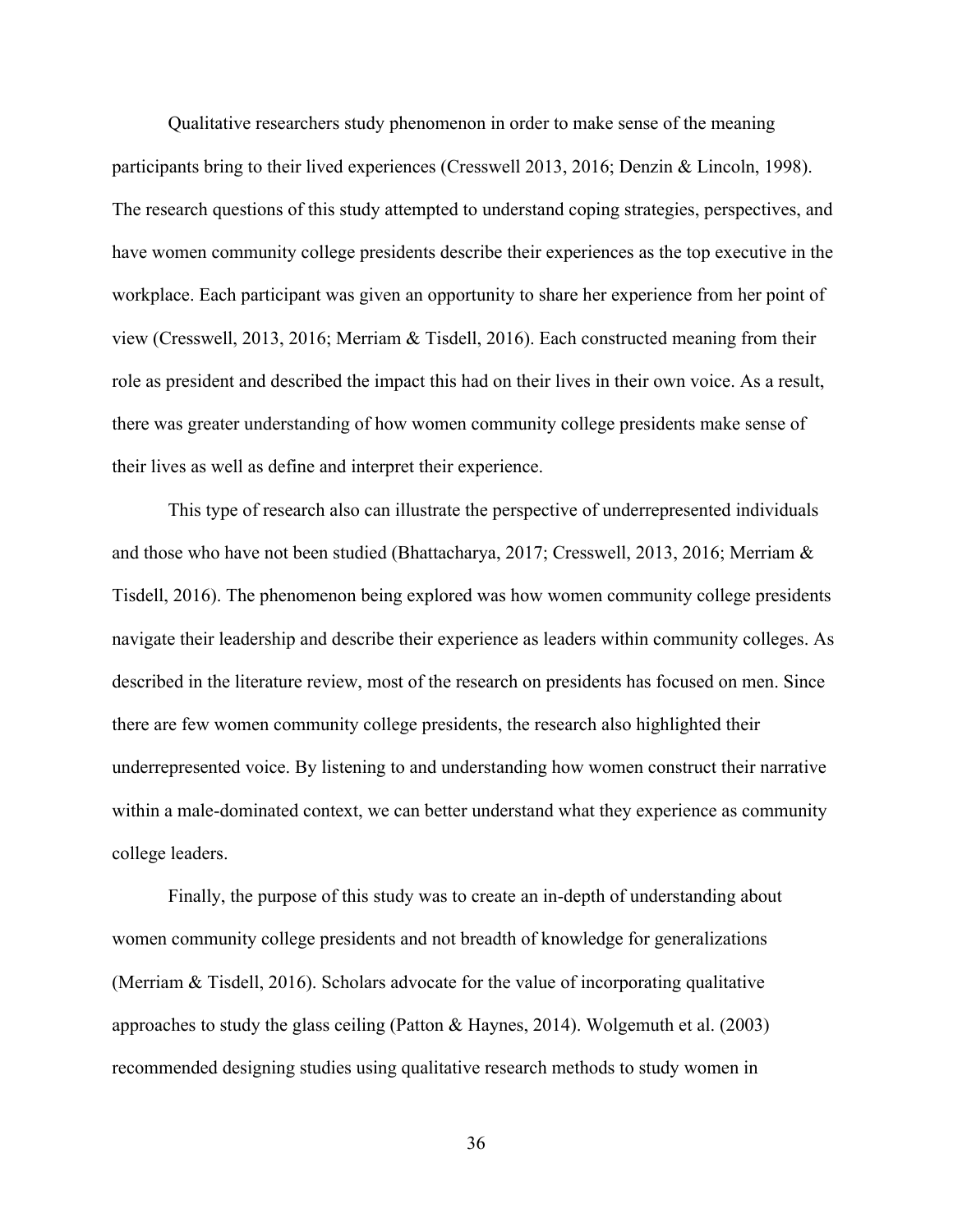Qualitative researchers study phenomenon in order to make sense of the meaning participants bring to their lived experiences (Cresswell 2013, 2016; Denzin & Lincoln, 1998). The research questions of this study attempted to understand coping strategies, perspectives, and have women community college presidents describe their experiences as the top executive in the workplace. Each participant was given an opportunity to share her experience from her point of view (Cresswell, 2013, 2016; Merriam & Tisdell, 2016). Each constructed meaning from their role as president and described the impact this had on their lives in their own voice. As a result, there was greater understanding of how women community college presidents make sense of their lives as well as define and interpret their experience.

This type of research also can illustrate the perspective of underrepresented individuals and those who have not been studied (Bhattacharya, 2017; Cresswell, 2013, 2016; Merriam & Tisdell, 2016). The phenomenon being explored was how women community college presidents navigate their leadership and describe their experience as leaders within community colleges. As described in the literature review, most of the research on presidents has focused on men. Since there are few women community college presidents, the research also highlighted their underrepresented voice. By listening to and understanding how women construct their narrative within a male-dominated context, we can better understand what they experience as community college leaders.

Finally, the purpose of this study was to create an in-depth of understanding about women community college presidents and not breadth of knowledge for generalizations (Merriam & Tisdell, 2016). Scholars advocate for the value of incorporating qualitative approaches to study the glass ceiling (Patton & Haynes, 2014). Wolgemuth et al. (2003) recommended designing studies using qualitative research methods to study women in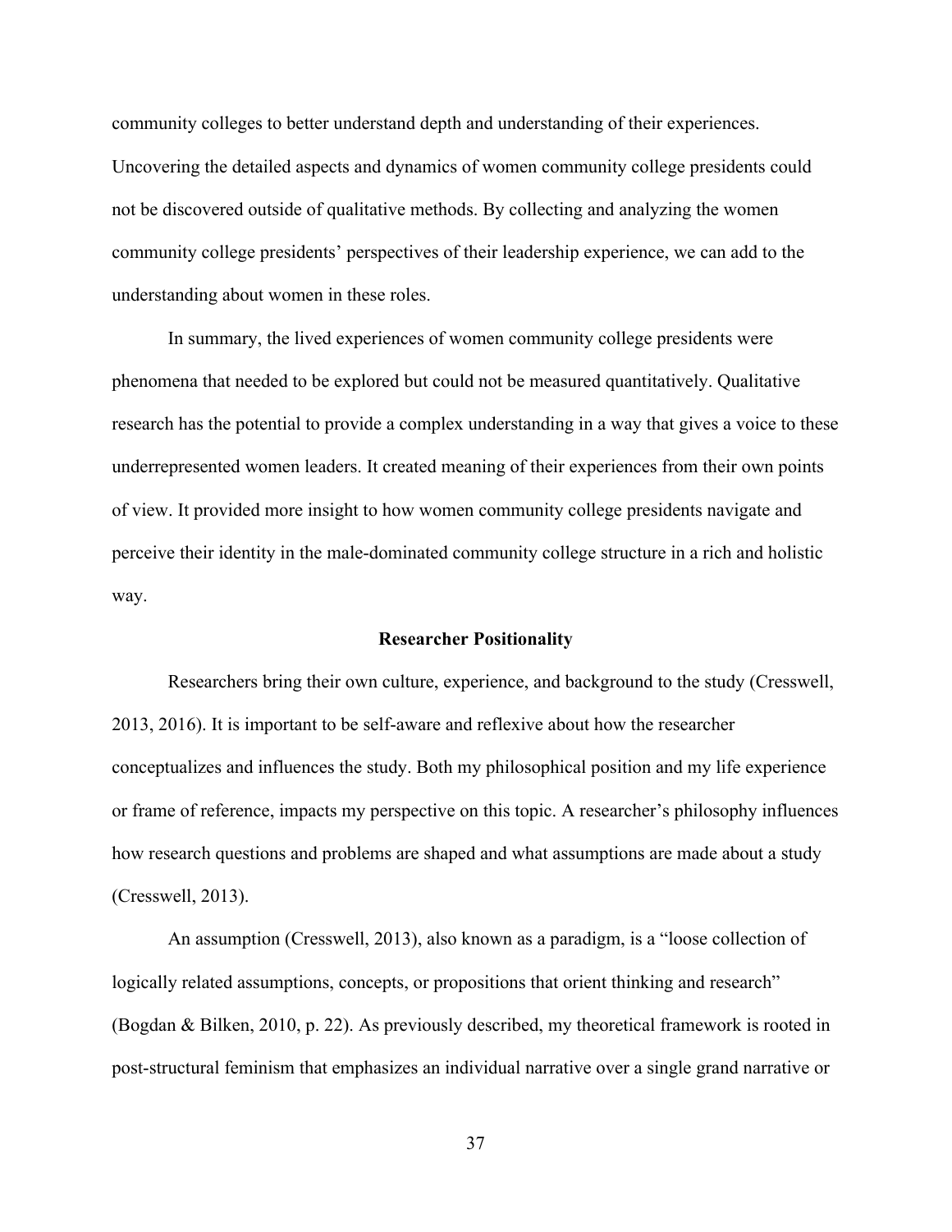community colleges to better understand depth and understanding of their experiences. Uncovering the detailed aspects and dynamics of women community college presidents could not be discovered outside of qualitative methods. By collecting and analyzing the women community college presidents' perspectives of their leadership experience, we can add to the understanding about women in these roles.

In summary, the lived experiences of women community college presidents were phenomena that needed to be explored but could not be measured quantitatively. Qualitative research has the potential to provide a complex understanding in a way that gives a voice to these underrepresented women leaders. It created meaning of their experiences from their own points of view. It provided more insight to how women community college presidents navigate and perceive their identity in the male-dominated community college structure in a rich and holistic way.

## Researcher Positionality

Researchers bring their own culture, experience, and background to the study (Cresswell, 2013, 2016). It is important to be self-aware and reflexive about how the researcher conceptualizes and influences the study. Both my philosophical position and my life experience or frame of reference, impacts my perspective on this topic. A researcher's philosophy influences how research questions and problems are shaped and what assumptions are made about a study (Cresswell, 2013).

An assumption (Cresswell, 2013), also known as a paradigm, is a "loose collection of logically related assumptions, concepts, or propositions that orient thinking and research" (Bogdan & Bilken, 2010, p. 22). As previously described, my theoretical framework is rooted in post-structural feminism that emphasizes an individual narrative over a single grand narrative or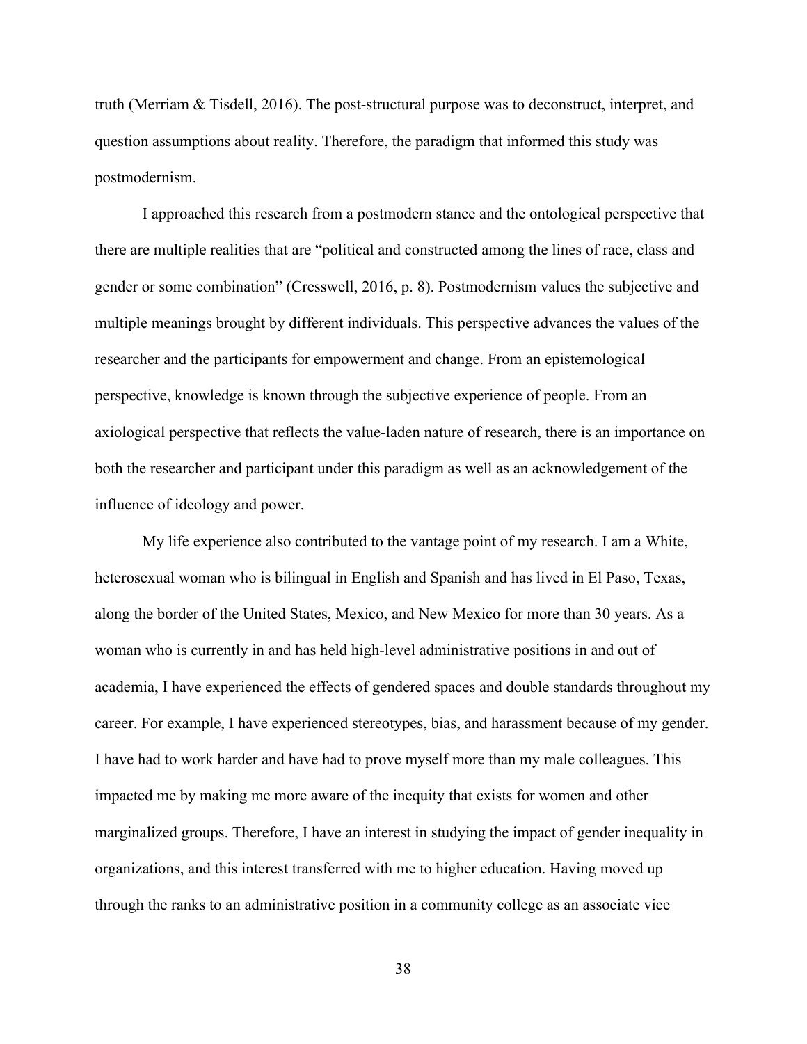truth (Merriam & Tisdell, 2016). The post-structural purpose was to deconstruct, interpret, and question assumptions about reality. Therefore, the paradigm that informed this study was postmodernism.

I approached this research from a postmodern stance and the ontological perspective that there are multiple realities that are "political and constructed among the lines of race, class and gender or some combination" (Cresswell, 2016, p. 8). Postmodernism values the subjective and multiple meanings brought by different individuals. This perspective advances the values of the researcher and the participants for empowerment and change. From an epistemological perspective, knowledge is known through the subjective experience of people. From an axiological perspective that reflects the value-laden nature of research, there is an importance on both the researcher and participant under this paradigm as well as an acknowledgement of the influence of ideology and power.

My life experience also contributed to the vantage point of my research. I am a White, heterosexual woman who is bilingual in English and Spanish and has lived in El Paso, Texas, along the border of the United States, Mexico, and New Mexico for more than 30 years. As a woman who is currently in and has held high-level administrative positions in and out of academia, I have experienced the effects of gendered spaces and double standards throughout my career. For example, I have experienced stereotypes, bias, and harassment because of my gender. I have had to work harder and have had to prove myself more than my male colleagues. This impacted me by making me more aware of the inequity that exists for women and other marginalized groups. Therefore, I have an interest in studying the impact of gender inequality in organizations, and this interest transferred with me to higher education. Having moved up through the ranks to an administrative position in a community college as an associate vice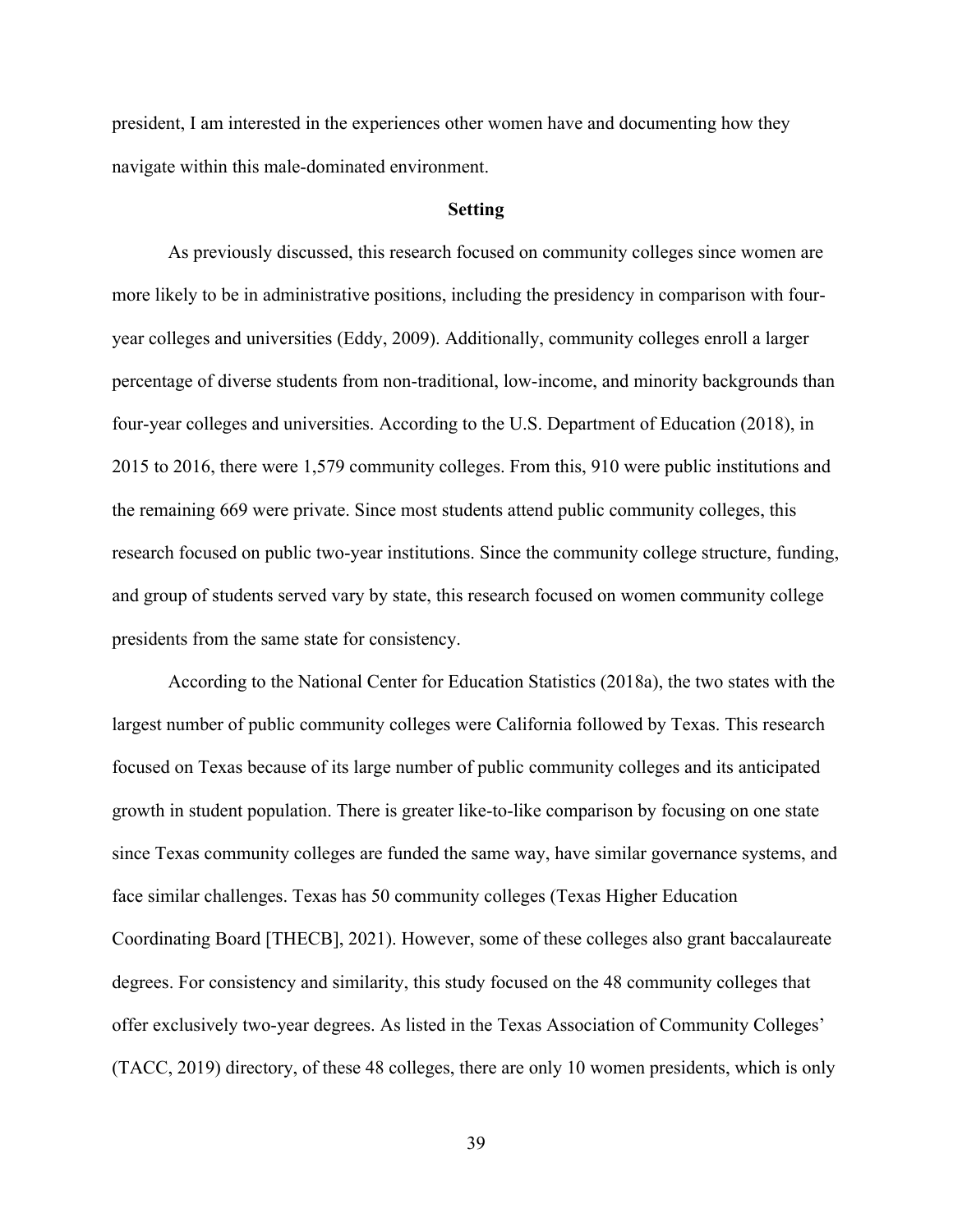president, I am interested in the experiences other women have and documenting how they navigate within this male-dominated environment.

## Setting

As previously discussed, this research focused on community colleges since women are more likely to be in administrative positions, including the presidency in comparison with four-year colleges and universities (Eddy, 2009). Additionally, community colleges enroll a larger percentage of diverse students from non-traditional, low-income, and minority backgrounds than four-year colleges and universities. According to the U.S. Department of Education (2018), in 2015 to 2016, there were 1,579 community colleges. From this, 910 were public institutions and the remaining 669 were private. Since most students attend public community colleges, this research focused on public two-year institutions. Since the community college structure, funding, and group of students served vary by state, this research focused on women community college presidents from the same state for consistency.

According to the National Center for Education Statistics (2018a), the two states with the largest number of public community colleges were California followed by Texas. This research focused on Texas because of its large number of public community colleges and its anticipated growth in student population. There is greater like-to-like comparison by focusing on one state since Texas community colleges are funded the same way, have similar governance systems, and face similar challenges. Texas has 50 community colleges (Texas Higher Education Coordinating Board [THECB], 2021). However, some of these colleges also grant baccalaureate degrees. For consistency and similarity, this study focused on the 48 community colleges that offer exclusively two-year degrees. As listed in the Texas Association of Community Colleges' (TACC, 2019) directory, of these 48 colleges, there are only 10 women presidents, which is only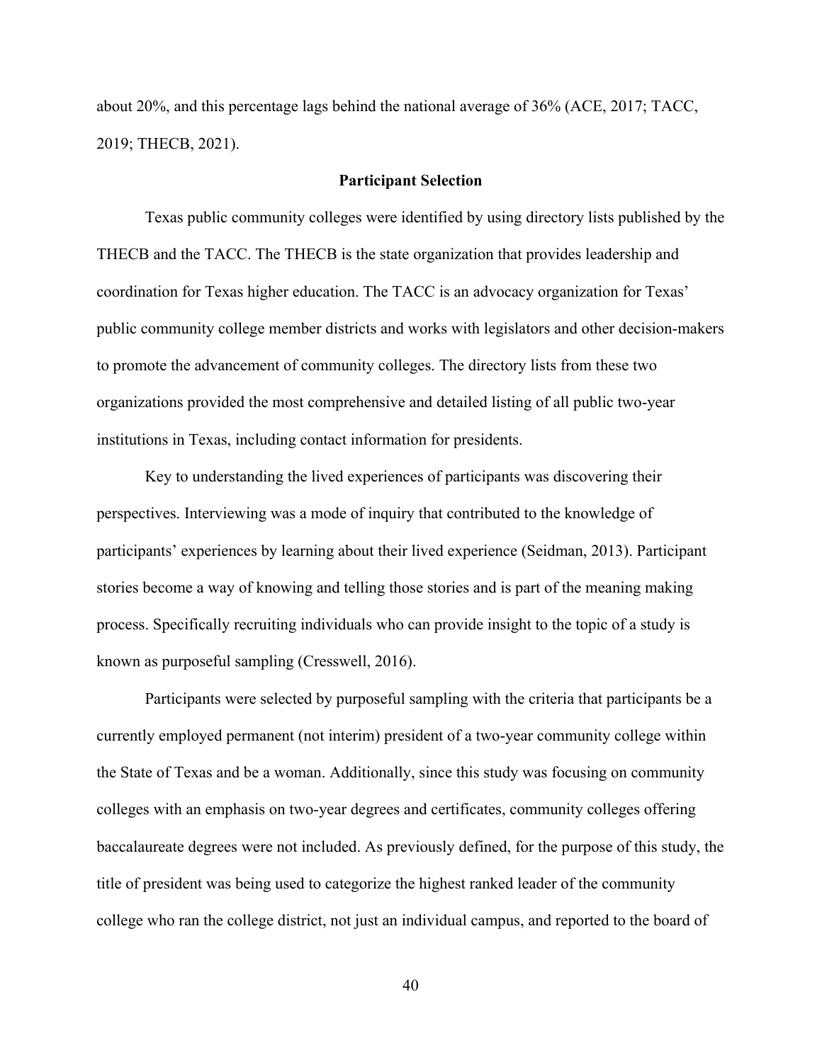about 20%, and this percentage lags behind the national average of 36% (ACE, 2017; TACC, 2019; THECB, 2021).

## Participant Selection

Texas public community colleges were identified by using directory lists published by the THECB and the TACC. The THECB is the state organization that provides leadership and coordination for Texas higher education. The TACC is an advocacy organization for Texas' public community college member districts and works with legislators and other decision-makers to promote the advancement of community colleges. The directory lists from these two organizations provided the most comprehensive and detailed listing of all public two-year institutions in Texas, including contact information for presidents.

Key to understanding the lived experiences of participants was discovering their perspectives. Interviewing was a mode of inquiry that contributed to the knowledge of participants' experiences by learning about their lived experience (Seidman, 2013). Participant stories become a way of knowing and telling those stories and is part of the meaning making process. Specifically recruiting individuals who can provide insight to the topic of a study is known as purposeful sampling (Cresswell, 2016).

Participants were selected by purposeful sampling with the criteria that participants be a currently employed permanent (not interim) president of a two-year community college within the State of Texas and be a woman. Additionally, since this study was focusing on community colleges with an emphasis on two-year degrees and certificates, community colleges offering baccalaureate degrees were not included. As previously defined, for the purpose of this study, the title of president was being used to categorize the highest ranked leader of the community college who ran the college district, not just an individual campus, and reported to the board of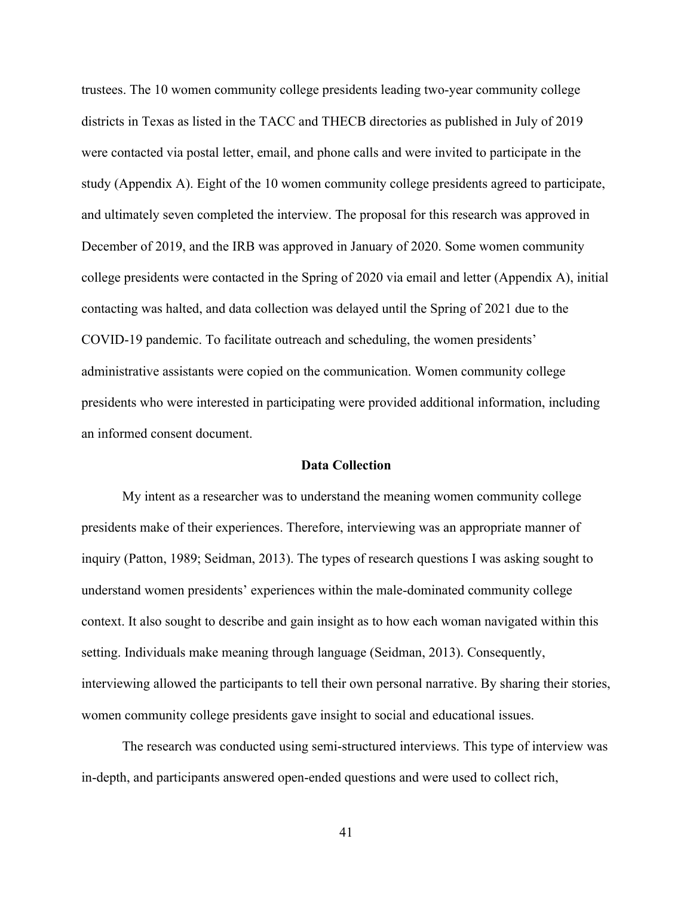trustees. The 10 women community college presidents leading two-year community college districts in Texas as listed in the TACC and THECB directories as published in July of 2019 were contacted via postal letter, email, and phone calls and were invited to participate in the study (Appendix A). Eight of the 10 women community college presidents agreed to participate, and ultimately seven completed the interview. The proposal for this research was approved in December of 2019, and the IRB was approved in January of 2020. Some women community college presidents were contacted in the Spring of 2020 via email and letter (Appendix A), initial contacting was halted, and data collection was delayed until the Spring of 2021 due to the COVID-19 pandemic. To facilitate outreach and scheduling, the women presidents' administrative assistants were copied on the communication. Women community college presidents who were interested in participating were provided additional information, including an informed consent document.

## Data Collection

My intent as a researcher was to understand the meaning women community college presidents make of their experiences. Therefore, interviewing was an appropriate manner of inquiry (Patton, 1989; Seidman, 2013). The types of research questions I was asking sought to understand women presidents' experiences within the male-dominated community college context. It also sought to describe and gain insight as to how each woman navigated within this setting. Individuals make meaning through language (Seidman, 2013). Consequently, interviewing allowed the participants to tell their own personal narrative. By sharing their stories, women community college presidents gave insight to social and educational issues.

The research was conducted using semi-structured interviews. This type of interview was in-depth, and participants answered open-ended questions and were used to collect rich,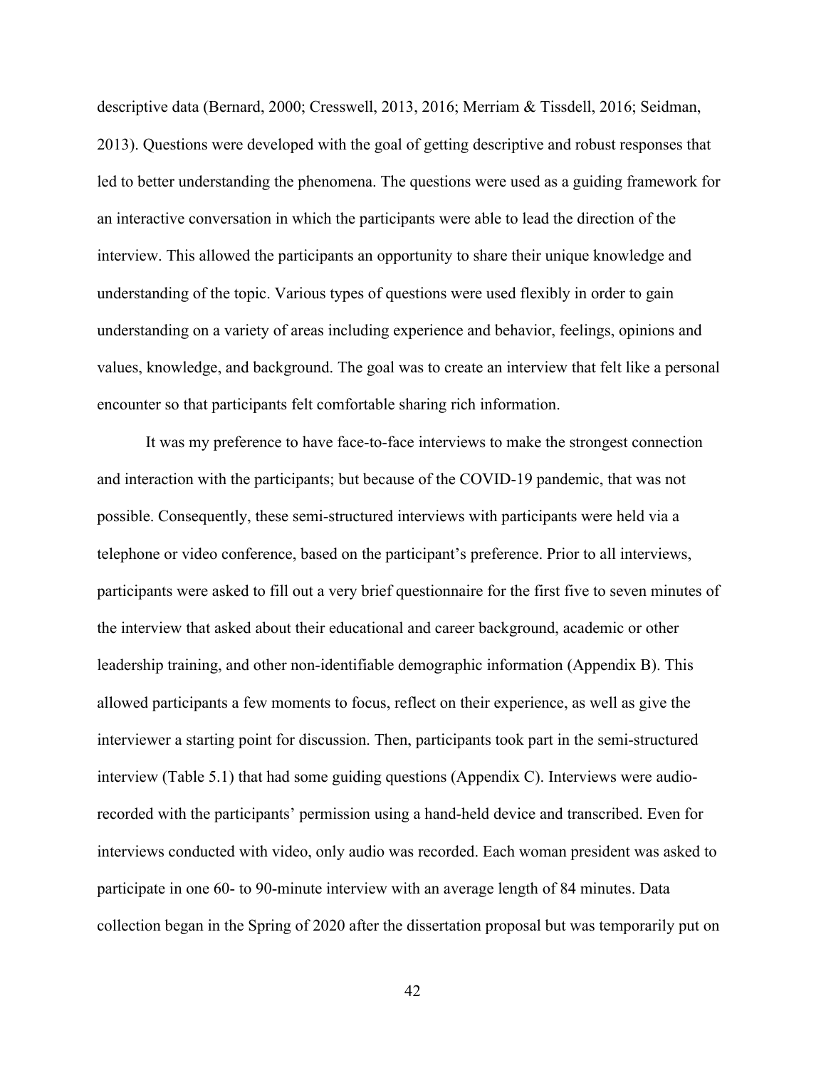descriptive data (Bernard, 2000; Cresswell, 2013, 2016; Merriam & Tissdell, 2016; Seidman, 2013). Questions were developed with the goal of getting descriptive and robust responses that led to better understanding the phenomena. The questions were used as a guiding framework for an interactive conversation in which the participants were able to lead the direction of the interview. This allowed the participants an opportunity to share their unique knowledge and understanding of the topic. Various types of questions were used flexibly in order to gain understanding on a variety of areas including experience and behavior, feelings, opinions and values, knowledge, and background. The goal was to create an interview that felt like a personal encounter so that participants felt comfortable sharing rich information.

It was my preference to have face-to-face interviews to make the strongest connection and interaction with the participants; but because of the COVID-19 pandemic, that was not possible. Consequently, these semi-structured interviews with participants were held via a telephone or video conference, based on the participant's preference. Prior to all interviews, participants were asked to fill out a very brief questionnaire for the first five to seven minutes of the interview that asked about their educational and career background, academic or other leadership training, and other non-identifiable demographic information (Appendix B). This allowed participants a few moments to focus, reflect on their experience, as well as give the interviewer a starting point for discussion. Then, participants took part in the semi-structured interview (Table 5.1) that had some guiding questions (Appendix C). Interviews were audio-recorded with the participants' permission using a hand-held device and transcribed. Even for interviews conducted with video, only audio was recorded. Each woman president was asked to participate in one 60- to 90-minute interview with an average length of 84 minutes. Data collection began in the Spring of 2020 after the dissertation proposal but was temporarily put on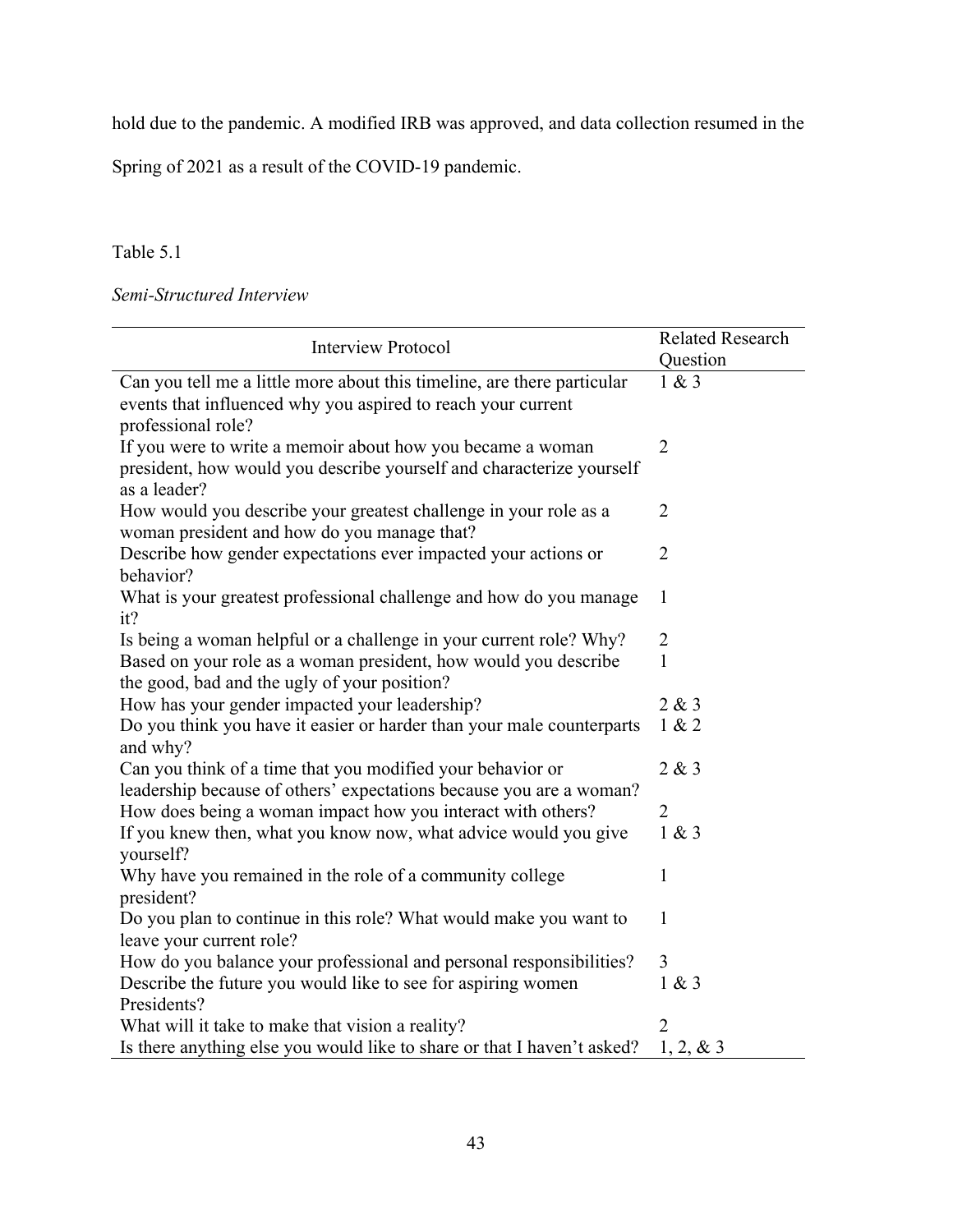hold due to the pandemic. A modified IRB was approved, and data collection resumed in the Spring of 2021 as a result of the COVID-19 pandemic.

Table 5.1

*Semi-Structured Interview*

| Interview Protocol | Related Research Question |
|---|---|
| Can you tell me a little more about this timeline, are there particular events that influenced why you aspired to reach your current professional role? | 1 & 3 |
| If you were to write a memoir about how you became a woman president, how would you describe yourself and characterize yourself as a leader? | 2 |
| How would you describe your greatest challenge in your role as a woman president and how do you manage that? | 2 |
| Describe how gender expectations ever impacted your actions or behavior? | 2 |
| What is your greatest professional challenge and how do you manage it? | 1 |
| Is being a woman helpful or a challenge in your current role? Why? | 2 |
| Based on your role as a woman president, how would you describe the good, bad and the ugly of your position? | 1 |
| How has your gender impacted your leadership? | 2 & 3 |
| Do you think you have it easier or harder than your male counterparts and why? | 1 & 2 |
| Can you think of a time that you modified your behavior or leadership because of others' expectations because you are a woman? | 2 & 3 |
| How does being a woman impact how you interact with others? | 2 |
| If you knew then, what you know now, what advice would you give yourself? | 1 & 3 |
| Why have you remained in the role of a community college president? | 1 |
| Do you plan to continue in this role? What would make you want to leave your current role? | 1 |
| How do you balance your professional and personal responsibilities? | 3 |
| Describe the future you would like to see for aspiring women Presidents? | 1 & 3 |
| What will it take to make that vision a reality? | 2 |
| Is there anything else you would like to share or that I haven't asked? | 1, 2, & 3 |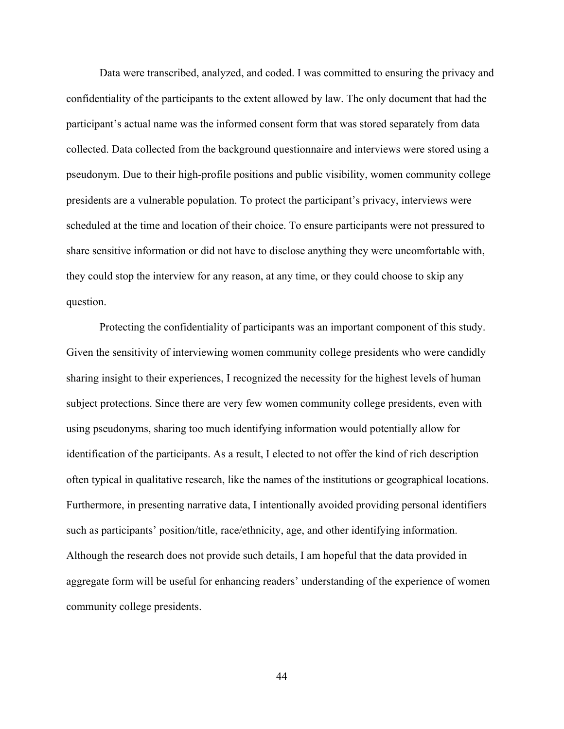Data were transcribed, analyzed, and coded. I was committed to ensuring the privacy and confidentiality of the participants to the extent allowed by law. The only document that had the participant's actual name was the informed consent form that was stored separately from data collected. Data collected from the background questionnaire and interviews were stored using a pseudonym. Due to their high-profile positions and public visibility, women community college presidents are a vulnerable population. To protect the participant's privacy, interviews were scheduled at the time and location of their choice. To ensure participants were not pressured to share sensitive information or did not have to disclose anything they were uncomfortable with, they could stop the interview for any reason, at any time, or they could choose to skip any question.

Protecting the confidentiality of participants was an important component of this study. Given the sensitivity of interviewing women community college presidents who were candidly sharing insight to their experiences, I recognized the necessity for the highest levels of human subject protections. Since there are very few women community college presidents, even with using pseudonyms, sharing too much identifying information would potentially allow for identification of the participants. As a result, I elected to not offer the kind of rich description often typical in qualitative research, like the names of the institutions or geographical locations. Furthermore, in presenting narrative data, I intentionally avoided providing personal identifiers such as participants' position/title, race/ethnicity, age, and other identifying information. Although the research does not provide such details, I am hopeful that the data provided in aggregate form will be useful for enhancing readers' understanding of the experience of women community college presidents.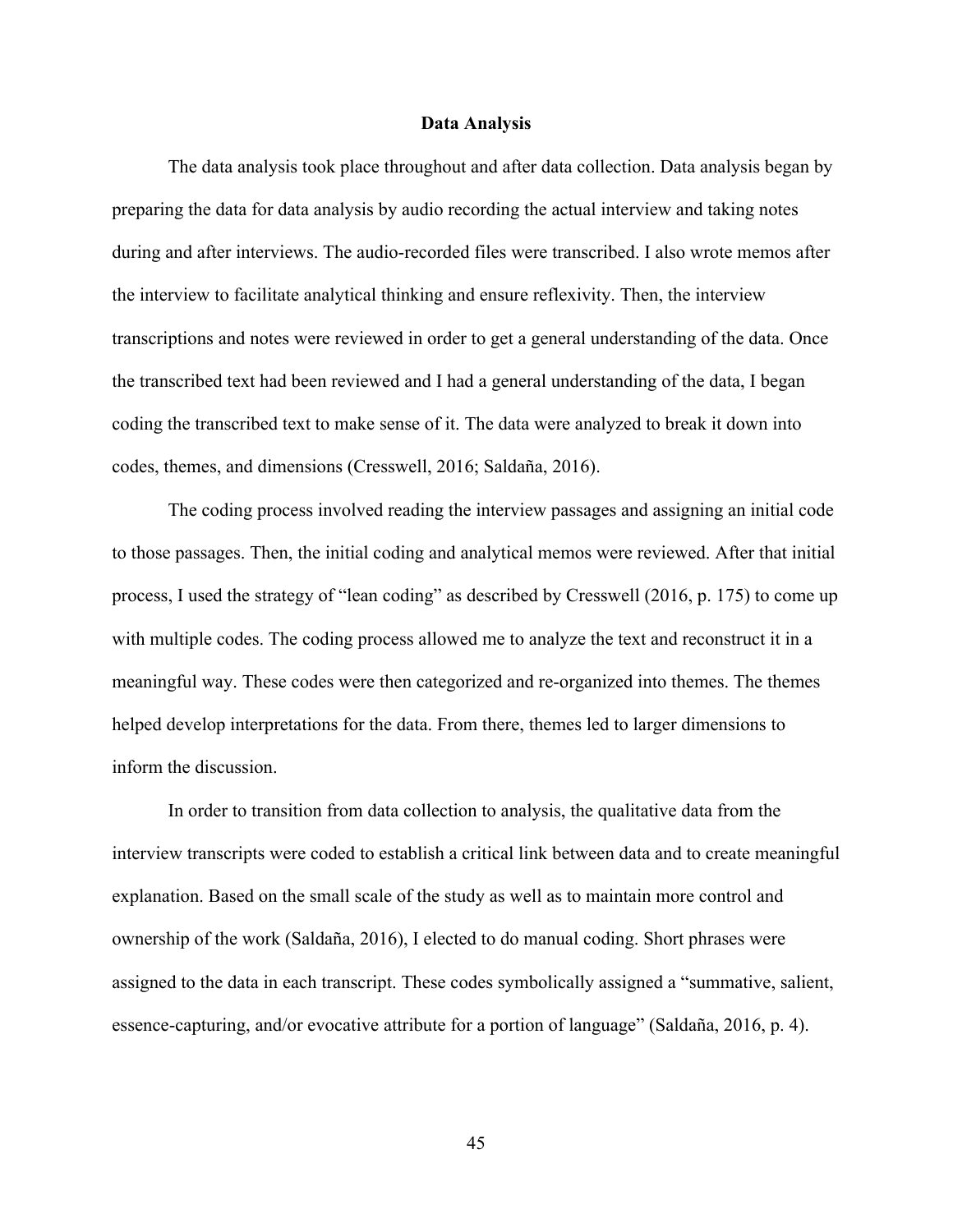## Data Analysis

The data analysis took place throughout and after data collection. Data analysis began by preparing the data for data analysis by audio recording the actual interview and taking notes during and after interviews. The audio-recorded files were transcribed. I also wrote memos after the interview to facilitate analytical thinking and ensure reflexivity. Then, the interview transcriptions and notes were reviewed in order to get a general understanding of the data. Once the transcribed text had been reviewed and I had a general understanding of the data, I began coding the transcribed text to make sense of it. The data were analyzed to break it down into codes, themes, and dimensions (Cresswell, 2016; Saldaña, 2016).

The coding process involved reading the interview passages and assigning an initial code to those passages. Then, the initial coding and analytical memos were reviewed. After that initial process, I used the strategy of "lean coding" as described by Cresswell (2016, p. 175) to come up with multiple codes. The coding process allowed me to analyze the text and reconstruct it in a meaningful way. These codes were then categorized and re-organized into themes. The themes helped develop interpretations for the data. From there, themes led to larger dimensions to inform the discussion.

In order to transition from data collection to analysis, the qualitative data from the interview transcripts were coded to establish a critical link between data and to create meaningful explanation. Based on the small scale of the study as well as to maintain more control and ownership of the work (Saldaña, 2016), I elected to do manual coding. Short phrases were assigned to the data in each transcript. These codes symbolically assigned a "summative, salient, essence-capturing, and/or evocative attribute for a portion of language" (Saldaña, 2016, p. 4).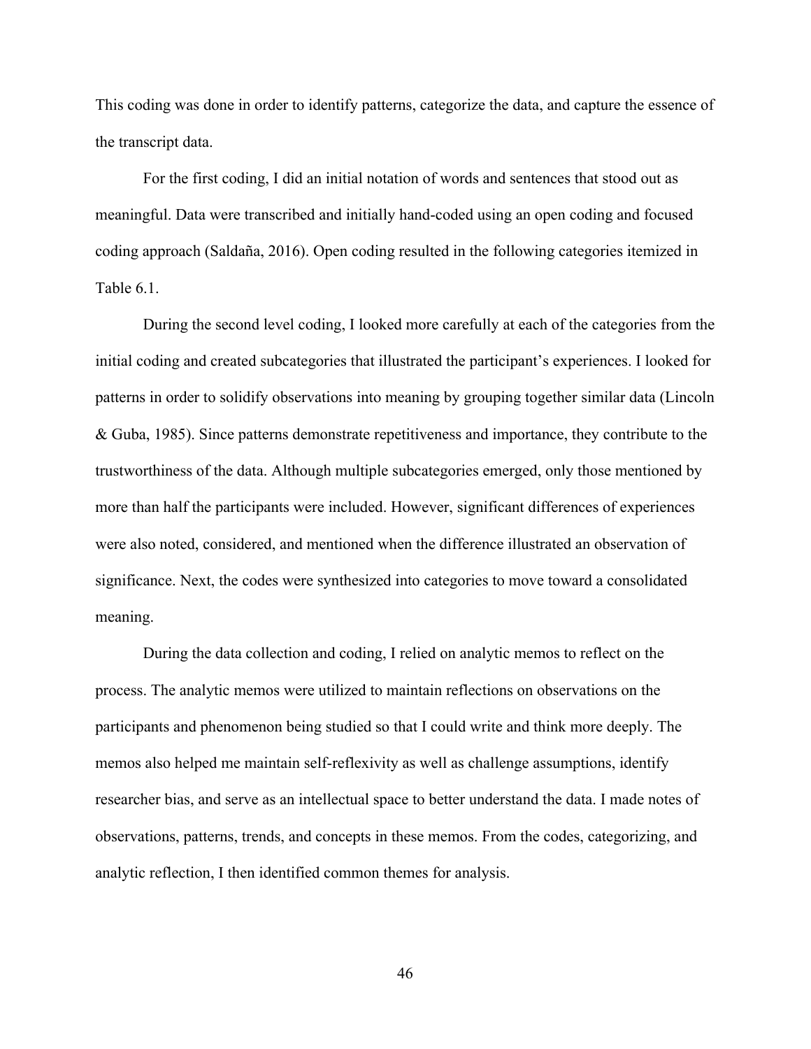This coding was done in order to identify patterns, categorize the data, and capture the essence of the transcript data.

For the first coding, I did an initial notation of words and sentences that stood out as meaningful. Data were transcribed and initially hand-coded using an open coding and focused coding approach (Saldaña, 2016). Open coding resulted in the following categories itemized in Table 6.1.

During the second level coding, I looked more carefully at each of the categories from the initial coding and created subcategories that illustrated the participant's experiences. I looked for patterns in order to solidify observations into meaning by grouping together similar data (Lincoln & Guba, 1985). Since patterns demonstrate repetitiveness and importance, they contribute to the trustworthiness of the data. Although multiple subcategories emerged, only those mentioned by more than half the participants were included. However, significant differences of experiences were also noted, considered, and mentioned when the difference illustrated an observation of significance. Next, the codes were synthesized into categories to move toward a consolidated meaning.

During the data collection and coding, I relied on analytic memos to reflect on the process. The analytic memos were utilized to maintain reflections on observations on the participants and phenomenon being studied so that I could write and think more deeply. The memos also helped me maintain self-reflexivity as well as challenge assumptions, identify researcher bias, and serve as an intellectual space to better understand the data. I made notes of observations, patterns, trends, and concepts in these memos. From the codes, categorizing, and analytic reflection, I then identified common themes for analysis.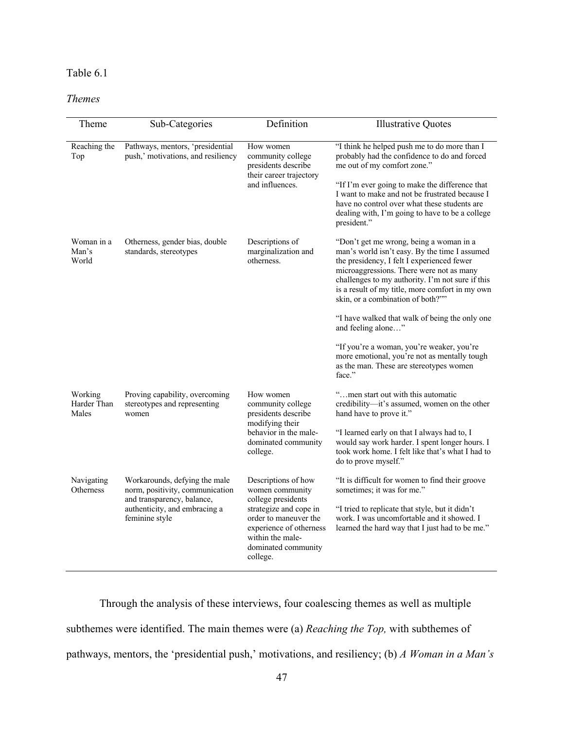Table 6.1

*Themes*

| Theme | Sub-Categories | Definition | Illustrative Quotes |
|---|---|---|---|
| Reaching the Top | Pathways, mentors, 'presidential push,' motivations, and resiliency | How women community college presidents describe their career trajectory and influences. | "I think he helped push me to do more than I probably had the confidence to do and forced me out of my comfort zone." "If I'm ever going to make the difference that I want to make and not be frustrated because I have no control over what these students are dealing with, I'm going to have to be a college president." |
| Woman in a Man's World | Otherness, gender bias, double standards, stereotypes | Descriptions of marginalization and otherness. | "Don't get me wrong, being a woman in a man's world isn't easy. By the time I assumed the presidency, I felt I experienced fewer microaggressions. There were not as many challenges to my authority. I'm not sure if this is a result of my title, more comfort in my own skin, or a combination of both?"" "I have walked that walk of being the only one and feeling alone…" "If you're a woman, you're weaker, you're more emotional, you're not as mentally tough as the man. These are stereotypes women face." |
| Working Harder Than Males | Proving capability, overcoming stereotypes and representing women | How women community college presidents describe modifying their behavior in the male-dominated community college. | "…men start out with this automatic credibility—it's assumed, women on the other hand have to prove it." "I learned early on that I always had to, I would say work harder. I spent longer hours. I took work home. I felt like that's what I had to do to prove myself." |
| Navigating Otherness | Workarounds, defying the male norm, positivity, communication and transparency, balance, authenticity, and embracing a feminine style | Descriptions of how women community college presidents strategize and cope in order to maneuver the experience of otherness within the male-dominated community college. | "It is difficult for women to find their groove sometimes; it was for me." "I tried to replicate that style, but it didn't work. I was uncomfortable and it showed. I learned the hard way that I just had to be me." |

Through the analysis of these interviews, four coalescing themes as well as multiple subthemes were identified. The main themes were (a) *Reaching the Top,* with subthemes of pathways, mentors, the 'presidential push,' motivations, and resiliency; (b) *A Woman in a Man's*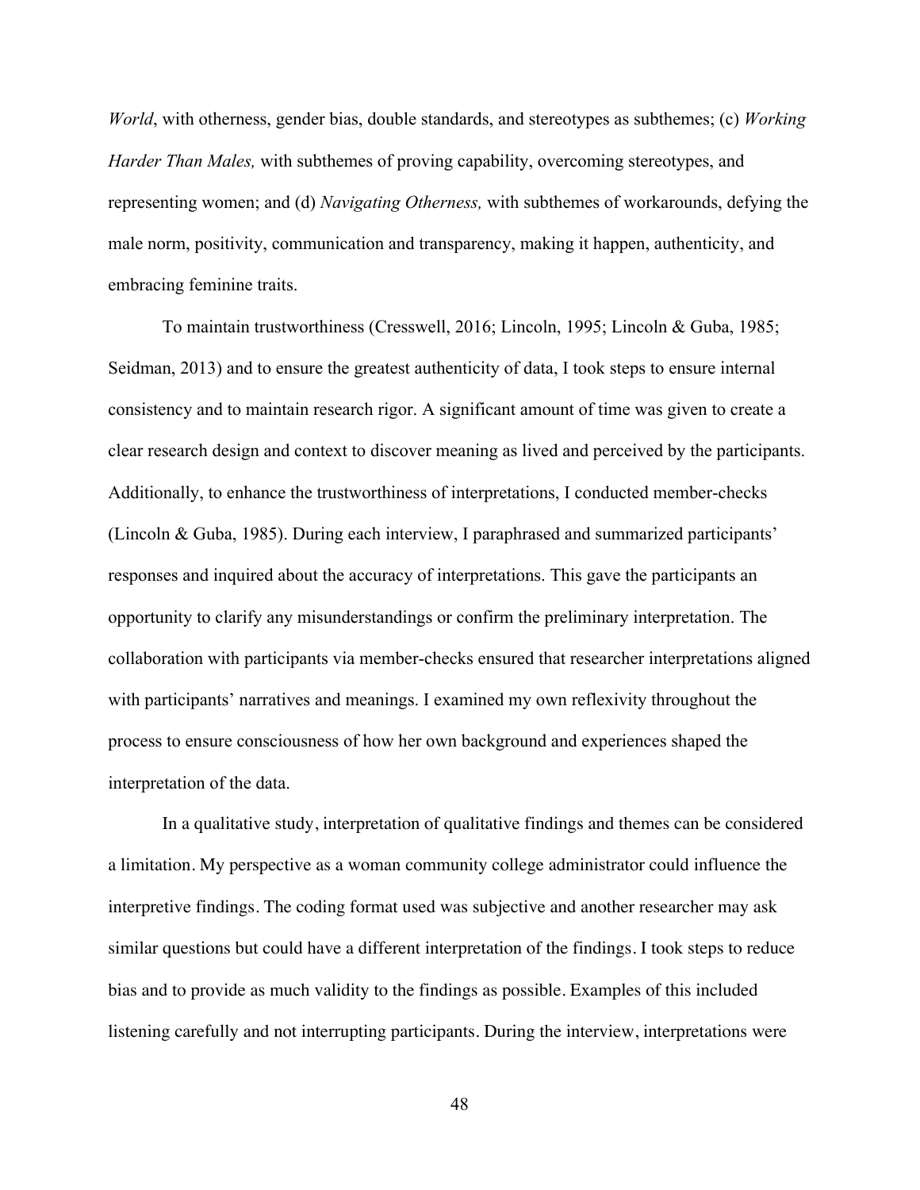*World*, with otherness, gender bias, double standards, and stereotypes as subthemes; (c) *Working Harder Than Males,* with subthemes of proving capability, overcoming stereotypes, and representing women; and (d) *Navigating Otherness,* with subthemes of workarounds, defying the male norm, positivity, communication and transparency, making it happen, authenticity, and embracing feminine traits.

To maintain trustworthiness (Cresswell, 2016; Lincoln, 1995; Lincoln & Guba, 1985; Seidman, 2013) and to ensure the greatest authenticity of data, I took steps to ensure internal consistency and to maintain research rigor. A significant amount of time was given to create a clear research design and context to discover meaning as lived and perceived by the participants. Additionally, to enhance the trustworthiness of interpretations, I conducted member-checks (Lincoln & Guba, 1985). During each interview, I paraphrased and summarized participants' responses and inquired about the accuracy of interpretations. This gave the participants an opportunity to clarify any misunderstandings or confirm the preliminary interpretation. The collaboration with participants via member-checks ensured that researcher interpretations aligned with participants' narratives and meanings. I examined my own reflexivity throughout the process to ensure consciousness of how her own background and experiences shaped the interpretation of the data.

In a qualitative study, interpretation of qualitative findings and themes can be considered a limitation. My perspective as a woman community college administrator could influence the interpretive findings. The coding format used was subjective and another researcher may ask similar questions but could have a different interpretation of the findings. I took steps to reduce bias and to provide as much validity to the findings as possible. Examples of this included listening carefully and not interrupting participants. During the interview, interpretations were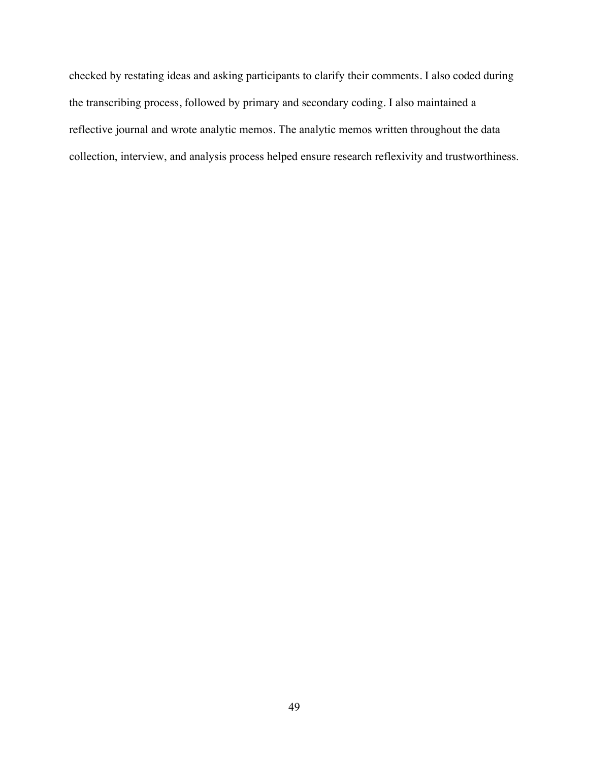checked by restating ideas and asking participants to clarify their comments. I also coded during the transcribing process, followed by primary and secondary coding. I also maintained a reflective journal and wrote analytic memos. The analytic memos written throughout the data collection, interview, and analysis process helped ensure research reflexivity and trustworthiness.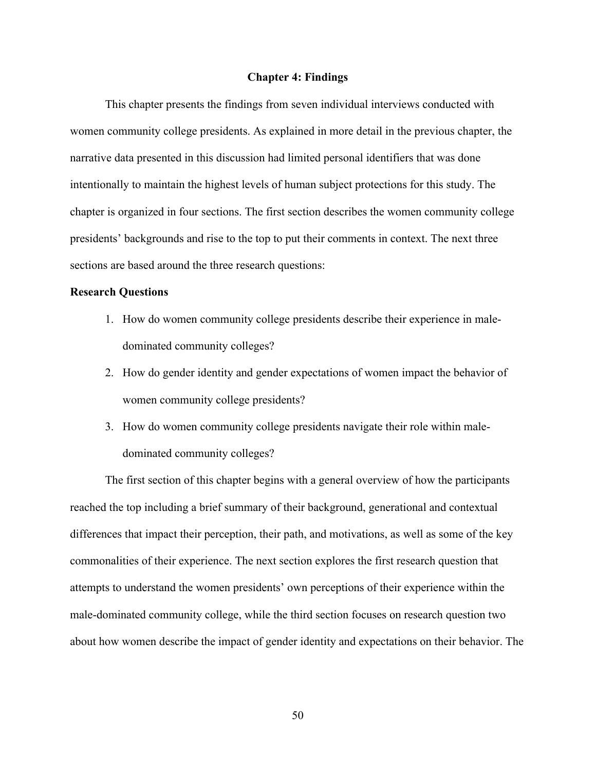# Chapter 4: Findings

This chapter presents the findings from seven individual interviews conducted with women community college presidents. As explained in more detail in the previous chapter, the narrative data presented in this discussion had limited personal identifiers that was done intentionally to maintain the highest levels of human subject protections for this study. The chapter is organized in four sections. The first section describes the women community college presidents' backgrounds and rise to the top to put their comments in context. The next three sections are based around the three research questions:

## Research Questions

1. How do women community college presidents describe their experience in male-dominated community colleges?
2. How do gender identity and gender expectations of women impact the behavior of women community college presidents?
3. How do women community college presidents navigate their role within male-dominated community colleges?

The first section of this chapter begins with a general overview of how the participants reached the top including a brief summary of their background, generational and contextual differences that impact their perception, their path, and motivations, as well as some of the key commonalities of their experience. The next section explores the first research question that attempts to understand the women presidents' own perceptions of their experience within the male-dominated community college, while the third section focuses on research question two about how women describe the impact of gender identity and expectations on their behavior. The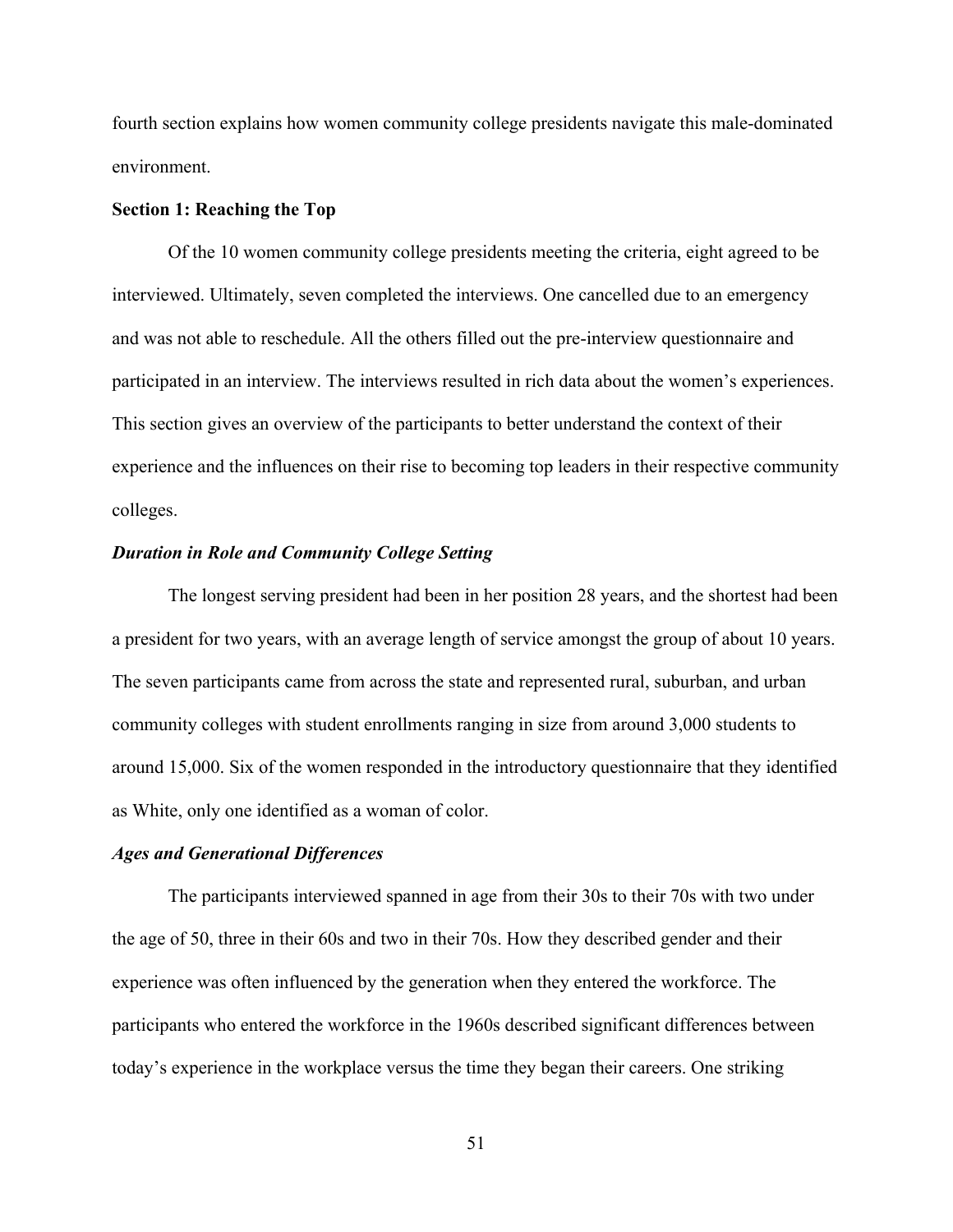fourth section explains how women community college presidents navigate this male-dominated environment.

**Section 1: Reaching the Top**

Of the 10 women community college presidents meeting the criteria, eight agreed to be interviewed. Ultimately, seven completed the interviews. One cancelled due to an emergency and was not able to reschedule. All the others filled out the pre-interview questionnaire and participated in an interview. The interviews resulted in rich data about the women's experiences. This section gives an overview of the participants to better understand the context of their experience and the influences on their rise to becoming top leaders in their respective community colleges.

***Duration in Role and Community College Setting***

The longest serving president had been in her position 28 years, and the shortest had been a president for two years, with an average length of service amongst the group of about 10 years. The seven participants came from across the state and represented rural, suburban, and urban community colleges with student enrollments ranging in size from around 3,000 students to around 15,000. Six of the women responded in the introductory questionnaire that they identified as White, only one identified as a woman of color.

***Ages and Generational Differences***

The participants interviewed spanned in age from their 30s to their 70s with two under the age of 50, three in their 60s and two in their 70s. How they described gender and their experience was often influenced by the generation when they entered the workforce. The participants who entered the workforce in the 1960s described significant differences between today's experience in the workplace versus the time they began their careers. One striking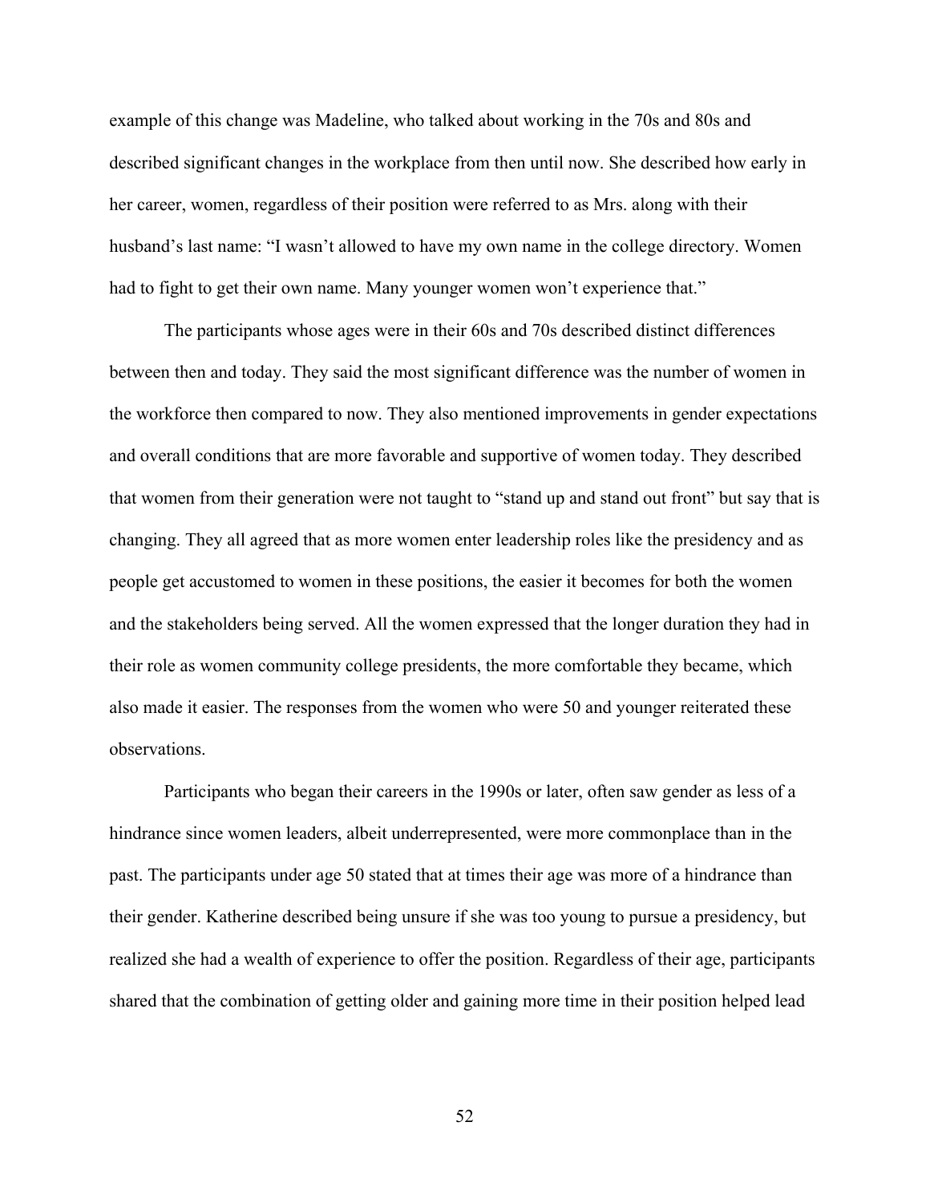example of this change was Madeline, who talked about working in the 70s and 80s and described significant changes in the workplace from then until now. She described how early in her career, women, regardless of their position were referred to as Mrs. along with their husband's last name: "I wasn't allowed to have my own name in the college directory. Women had to fight to get their own name. Many younger women won't experience that."

The participants whose ages were in their 60s and 70s described distinct differences between then and today. They said the most significant difference was the number of women in the workforce then compared to now. They also mentioned improvements in gender expectations and overall conditions that are more favorable and supportive of women today. They described that women from their generation were not taught to "stand up and stand out front" but say that is changing. They all agreed that as more women enter leadership roles like the presidency and as people get accustomed to women in these positions, the easier it becomes for both the women and the stakeholders being served. All the women expressed that the longer duration they had in their role as women community college presidents, the more comfortable they became, which also made it easier. The responses from the women who were 50 and younger reiterated these observations.

Participants who began their careers in the 1990s or later, often saw gender as less of a hindrance since women leaders, albeit underrepresented, were more commonplace than in the past. The participants under age 50 stated that at times their age was more of a hindrance than their gender. Katherine described being unsure if she was too young to pursue a presidency, but realized she had a wealth of experience to offer the position. Regardless of their age, participants shared that the combination of getting older and gaining more time in their position helped lead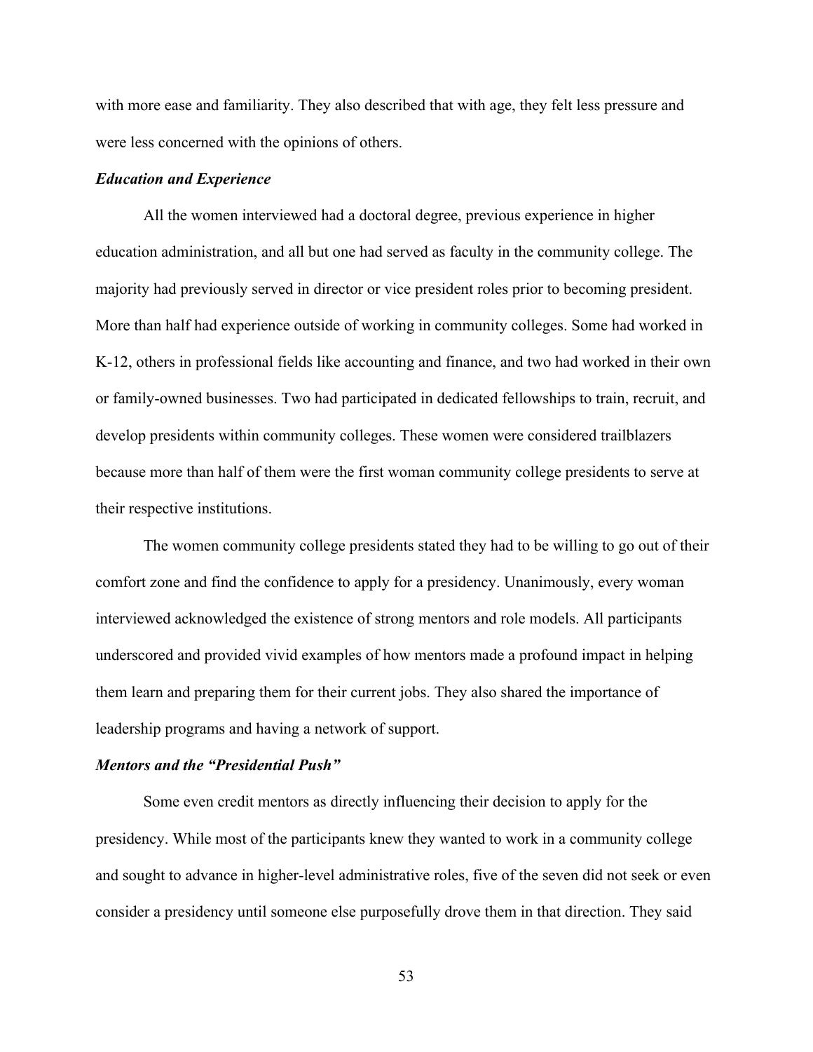with more ease and familiarity. They also described that with age, they felt less pressure and were less concerned with the opinions of others.

### *Education and Experience*

All the women interviewed had a doctoral degree, previous experience in higher education administration, and all but one had served as faculty in the community college. The majority had previously served in director or vice president roles prior to becoming president. More than half had experience outside of working in community colleges. Some had worked in K-12, others in professional fields like accounting and finance, and two had worked in their own or family-owned businesses. Two had participated in dedicated fellowships to train, recruit, and develop presidents within community colleges. These women were considered trailblazers because more than half of them were the first woman community college presidents to serve at their respective institutions.

The women community college presidents stated they had to be willing to go out of their comfort zone and find the confidence to apply for a presidency. Unanimously, every woman interviewed acknowledged the existence of strong mentors and role models. All participants underscored and provided vivid examples of how mentors made a profound impact in helping them learn and preparing them for their current jobs. They also shared the importance of leadership programs and having a network of support.

### *Mentors and the "Presidential Push"*

Some even credit mentors as directly influencing their decision to apply for the presidency. While most of the participants knew they wanted to work in a community college and sought to advance in higher-level administrative roles, five of the seven did not seek or even consider a presidency until someone else purposefully drove them in that direction. They said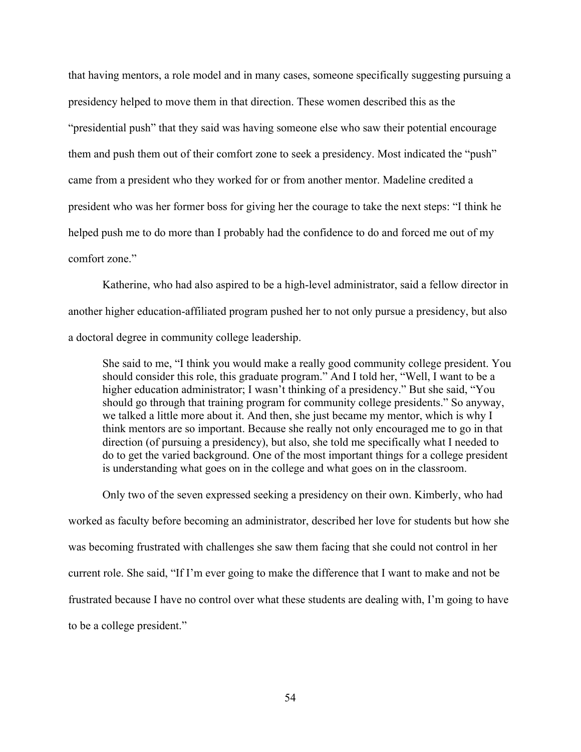that having mentors, a role model and in many cases, someone specifically suggesting pursuing a presidency helped to move them in that direction. These women described this as the "presidential push" that they said was having someone else who saw their potential encourage them and push them out of their comfort zone to seek a presidency. Most indicated the "push" came from a president who they worked for or from another mentor. Madeline credited a president who was her former boss for giving her the courage to take the next steps: "I think he helped push me to do more than I probably had the confidence to do and forced me out of my comfort zone."

Katherine, who had also aspired to be a high-level administrator, said a fellow director in another higher education-affiliated program pushed her to not only pursue a presidency, but also a doctoral degree in community college leadership.

> She said to me, "I think you would make a really good community college president. You should consider this role, this graduate program." And I told her, "Well, I want to be a higher education administrator; I wasn't thinking of a presidency." But she said, "You should go through that training program for community college presidents." So anyway, we talked a little more about it. And then, she just became my mentor, which is why I think mentors are so important. Because she really not only encouraged me to go in that direction (of pursuing a presidency), but also, she told me specifically what I needed to do to get the varied background. One of the most important things for a college president is understanding what goes on in the college and what goes on in the classroom.

Only two of the seven expressed seeking a presidency on their own. Kimberly, who had worked as faculty before becoming an administrator, described her love for students but how she was becoming frustrated with challenges she saw them facing that she could not control in her current role. She said, "If I'm ever going to make the difference that I want to make and not be frustrated because I have no control over what these students are dealing with, I'm going to have to be a college president."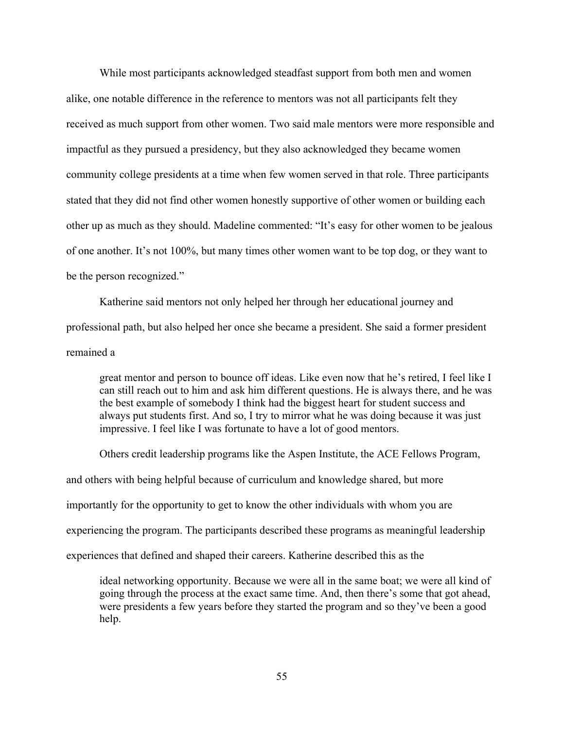While most participants acknowledged steadfast support from both men and women alike, one notable difference in the reference to mentors was not all participants felt they received as much support from other women. Two said male mentors were more responsible and impactful as they pursued a presidency, but they also acknowledged they became women community college presidents at a time when few women served in that role. Three participants stated that they did not find other women honestly supportive of other women or building each other up as much as they should. Madeline commented: "It's easy for other women to be jealous of one another. It's not 100%, but many times other women want to be top dog, or they want to be the person recognized."

Katherine said mentors not only helped her through her educational journey and professional path, but also helped her once she became a president. She said a former president remained a

> great mentor and person to bounce off ideas. Like even now that he's retired, I feel like I can still reach out to him and ask him different questions. He is always there, and he was the best example of somebody I think had the biggest heart for student success and always put students first. And so, I try to mirror what he was doing because it was just impressive. I feel like I was fortunate to have a lot of good mentors.

Others credit leadership programs like the Aspen Institute, the ACE Fellows Program, and others with being helpful because of curriculum and knowledge shared, but more importantly for the opportunity to get to know the other individuals with whom you are experiencing the program. The participants described these programs as meaningful leadership experiences that defined and shaped their careers. Katherine described this as the

> ideal networking opportunity. Because we were all in the same boat; we were all kind of going through the process at the exact same time. And, then there's some that got ahead, were presidents a few years before they started the program and so they've been a good help.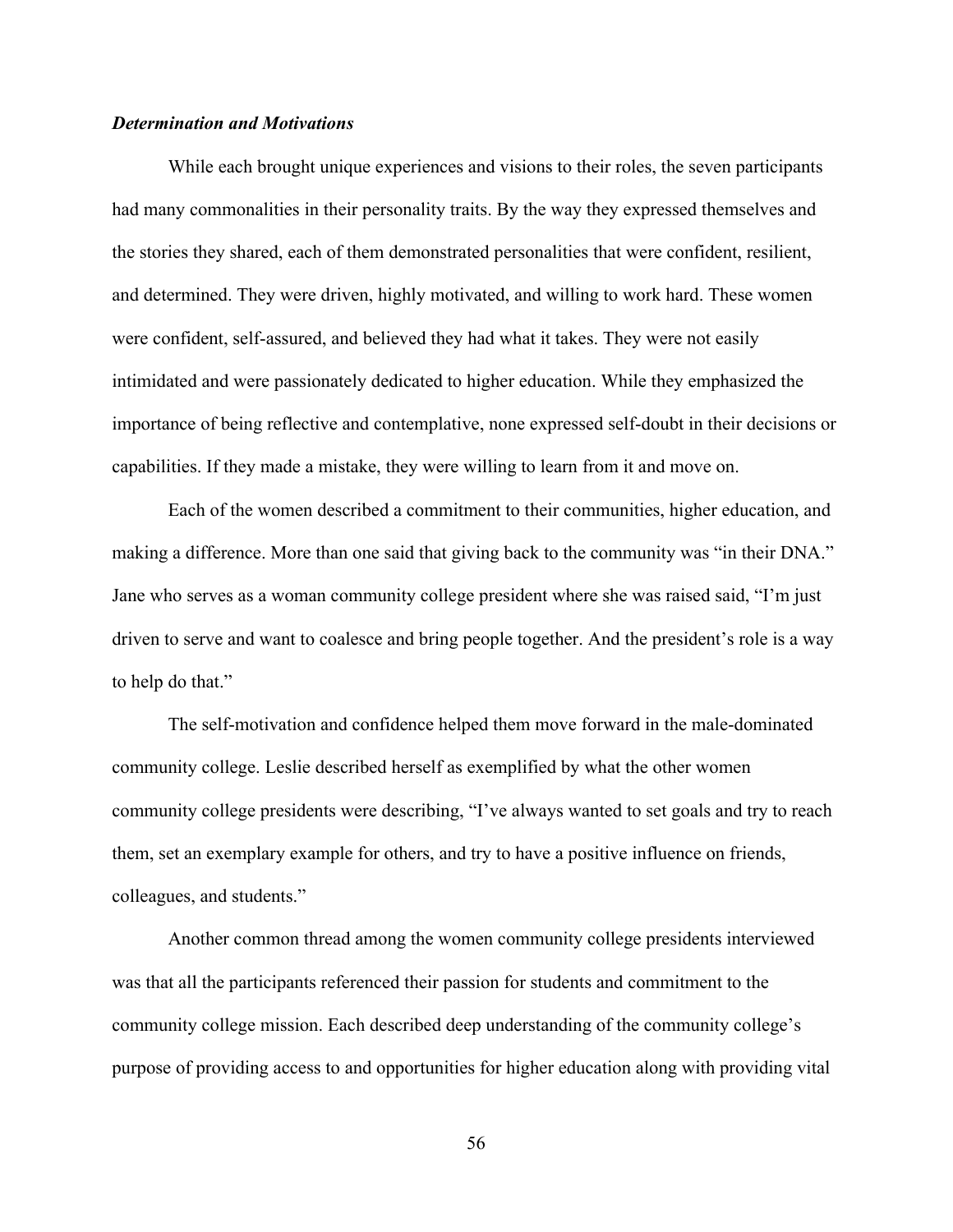***Determination and Motivations***

While each brought unique experiences and visions to their roles, the seven participants had many commonalities in their personality traits. By the way they expressed themselves and the stories they shared, each of them demonstrated personalities that were confident, resilient, and determined. They were driven, highly motivated, and willing to work hard. These women were confident, self-assured, and believed they had what it takes. They were not easily intimidated and were passionately dedicated to higher education. While they emphasized the importance of being reflective and contemplative, none expressed self-doubt in their decisions or capabilities. If they made a mistake, they were willing to learn from it and move on.

Each of the women described a commitment to their communities, higher education, and making a difference. More than one said that giving back to the community was "in their DNA." Jane who serves as a woman community college president where she was raised said, "I'm just driven to serve and want to coalesce and bring people together. And the president's role is a way to help do that."

The self-motivation and confidence helped them move forward in the male-dominated community college. Leslie described herself as exemplified by what the other women community college presidents were describing, "I've always wanted to set goals and try to reach them, set an exemplary example for others, and try to have a positive influence on friends, colleagues, and students."

Another common thread among the women community college presidents interviewed was that all the participants referenced their passion for students and commitment to the community college mission. Each described deep understanding of the community college's purpose of providing access to and opportunities for higher education along with providing vital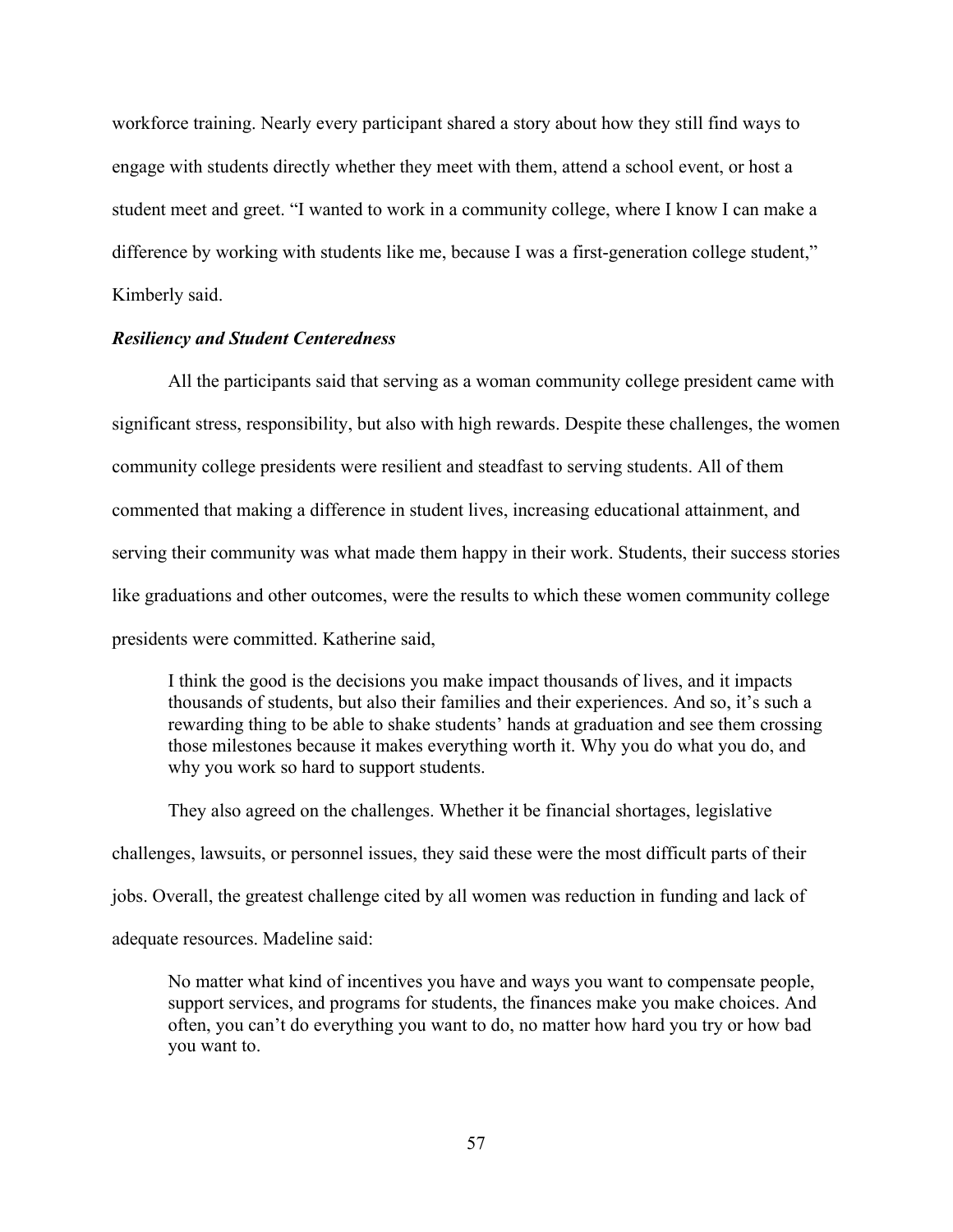workforce training. Nearly every participant shared a story about how they still find ways to engage with students directly whether they meet with them, attend a school event, or host a student meet and greet. "I wanted to work in a community college, where I know I can make a difference by working with students like me, because I was a first-generation college student," Kimberly said.

### *Resiliency and Student Centeredness*

All the participants said that serving as a woman community college president came with significant stress, responsibility, but also with high rewards. Despite these challenges, the women community college presidents were resilient and steadfast to serving students. All of them commented that making a difference in student lives, increasing educational attainment, and serving their community was what made them happy in their work. Students, their success stories like graduations and other outcomes, were the results to which these women community college presidents were committed. Katherine said,

> I think the good is the decisions you make impact thousands of lives, and it impacts thousands of students, but also their families and their experiences. And so, it's such a rewarding thing to be able to shake students' hands at graduation and see them crossing those milestones because it makes everything worth it. Why you do what you do, and why you work so hard to support students.

They also agreed on the challenges. Whether it be financial shortages, legislative challenges, lawsuits, or personnel issues, they said these were the most difficult parts of their jobs. Overall, the greatest challenge cited by all women was reduction in funding and lack of adequate resources. Madeline said:

> No matter what kind of incentives you have and ways you want to compensate people, support services, and programs for students, the finances make you make choices. And often, you can't do everything you want to do, no matter how hard you try or how bad you want to.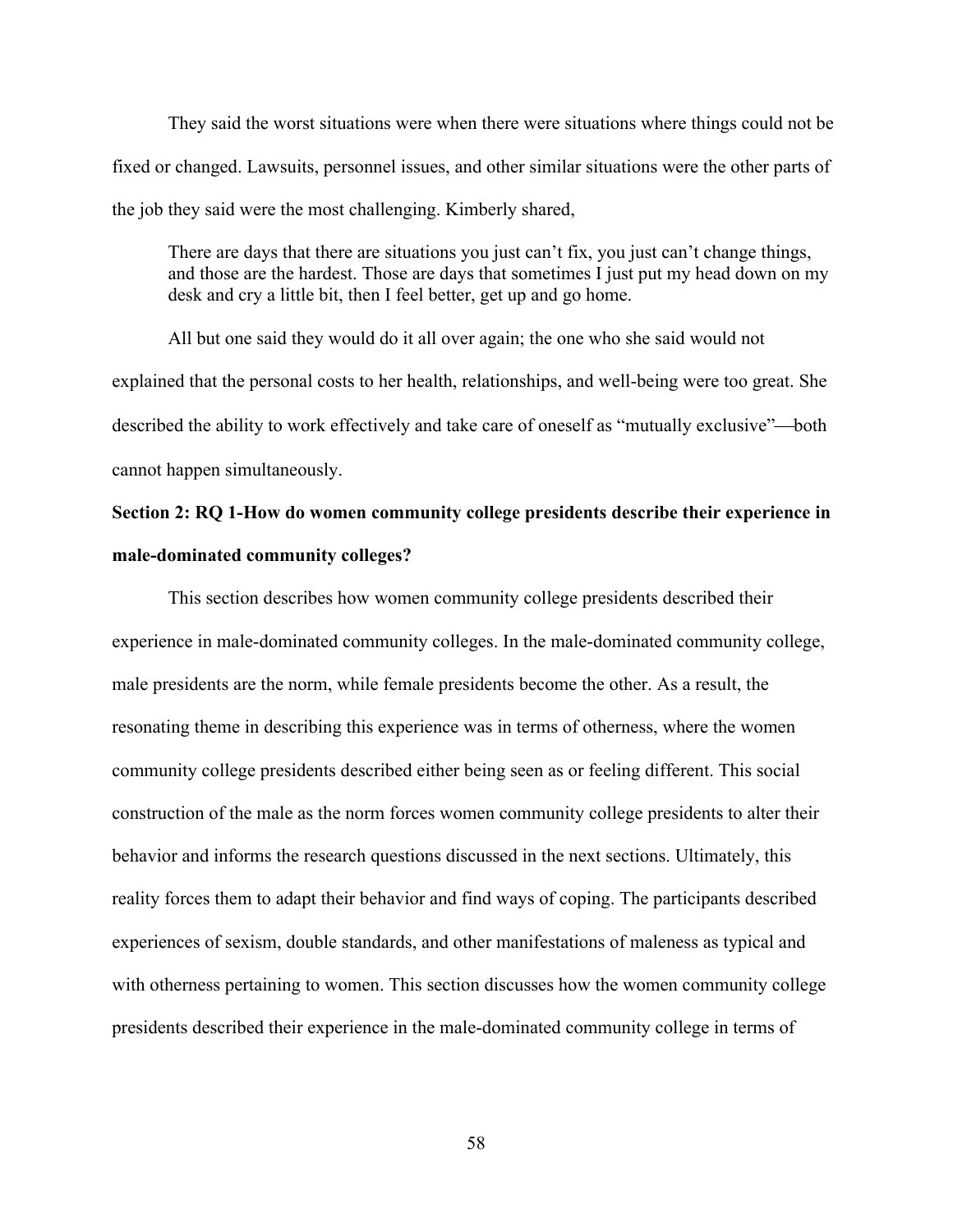They said the worst situations were when there were situations where things could not be fixed or changed. Lawsuits, personnel issues, and other similar situations were the other parts of the job they said were the most challenging. Kimberly shared,

> There are days that there are situations you just can't fix, you just can't change things, and those are the hardest. Those are days that sometimes I just put my head down on my desk and cry a little bit, then I feel better, get up and go home.

All but one said they would do it all over again; the one who she said would not explained that the personal costs to her health, relationships, and well-being were too great. She described the ability to work effectively and take care of oneself as "mutually exclusive"—both cannot happen simultaneously.

**Section 2: RQ 1-How do women community college presidents describe their experience in male-dominated community colleges?**

This section describes how women community college presidents described their experience in male-dominated community colleges. In the male-dominated community college, male presidents are the norm, while female presidents become the other. As a result, the resonating theme in describing this experience was in terms of otherness, where the women community college presidents described either being seen as or feeling different. This social construction of the male as the norm forces women community college presidents to alter their behavior and informs the research questions discussed in the next sections. Ultimately, this reality forces them to adapt their behavior and find ways of coping. The participants described experiences of sexism, double standards, and other manifestations of maleness as typical and with otherness pertaining to women. This section discusses how the women community college presidents described their experience in the male-dominated community college in terms of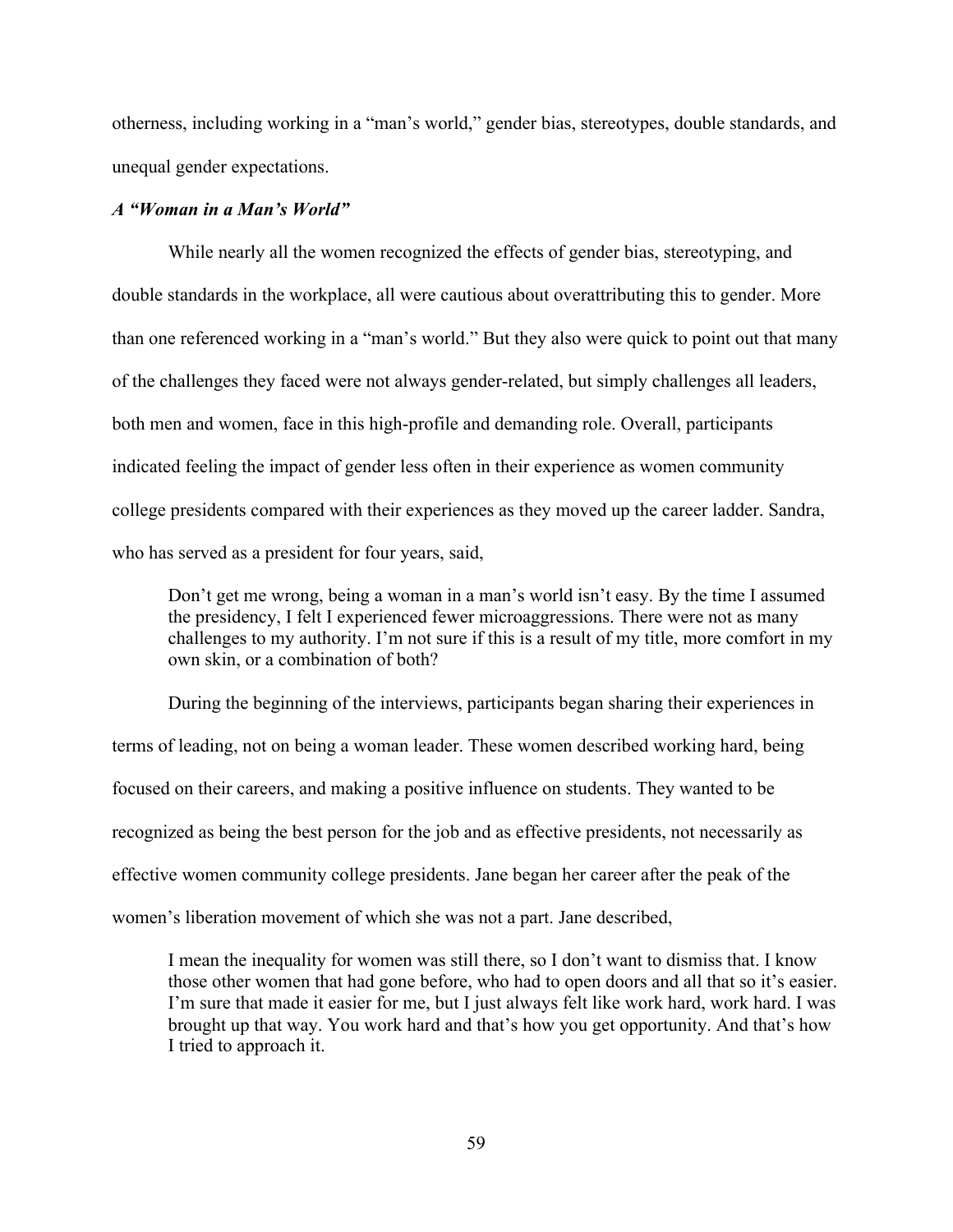otherness, including working in a "man's world," gender bias, stereotypes, double standards, and unequal gender expectations.

### *A "Woman in a Man's World"*

While nearly all the women recognized the effects of gender bias, stereotyping, and double standards in the workplace, all were cautious about overattributing this to gender. More than one referenced working in a "man's world." But they also were quick to point out that many of the challenges they faced were not always gender-related, but simply challenges all leaders, both men and women, face in this high-profile and demanding role. Overall, participants indicated feeling the impact of gender less often in their experience as women community college presidents compared with their experiences as they moved up the career ladder. Sandra, who has served as a president for four years, said,

> Don't get me wrong, being a woman in a man's world isn't easy. By the time I assumed the presidency, I felt I experienced fewer microaggressions. There were not as many challenges to my authority. I'm not sure if this is a result of my title, more comfort in my own skin, or a combination of both?

During the beginning of the interviews, participants began sharing their experiences in terms of leading, not on being a woman leader. These women described working hard, being focused on their careers, and making a positive influence on students. They wanted to be recognized as being the best person for the job and as effective presidents, not necessarily as effective women community college presidents. Jane began her career after the peak of the women's liberation movement of which she was not a part. Jane described,

> I mean the inequality for women was still there, so I don't want to dismiss that. I know those other women that had gone before, who had to open doors and all that so it's easier. I'm sure that made it easier for me, but I just always felt like work hard, work hard. I was brought up that way. You work hard and that's how you get opportunity. And that's how I tried to approach it.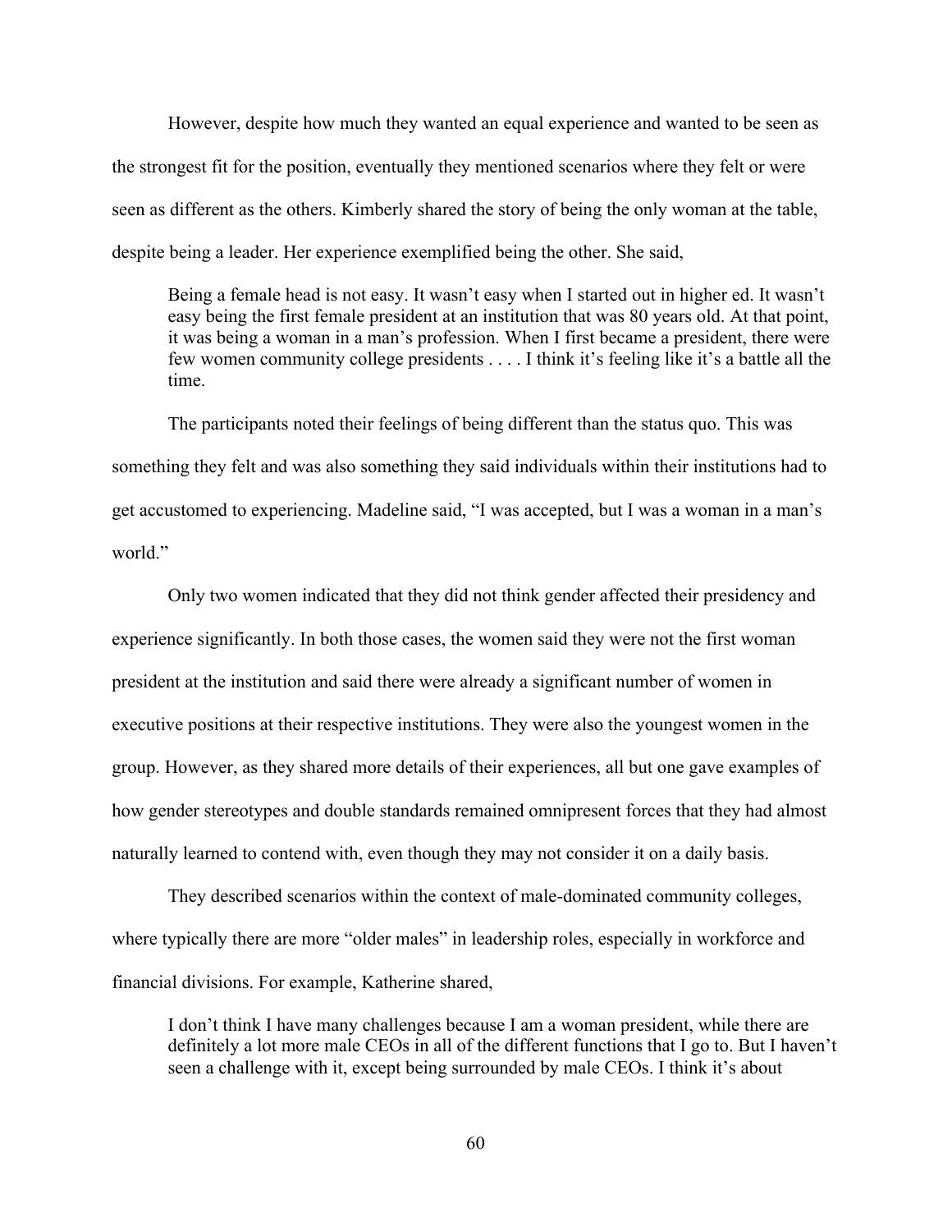However, despite how much they wanted an equal experience and wanted to be seen as the strongest fit for the position, eventually they mentioned scenarios where they felt or were seen as different as the others. Kimberly shared the story of being the only woman at the table, despite being a leader. Her experience exemplified being the other. She said,

> Being a female head is not easy. It wasn't easy when I started out in higher ed. It wasn't easy being the first female president at an institution that was 80 years old. At that point, it was being a woman in a man's profession. When I first became a president, there were few women community college presidents . . . . I think it's feeling like it's a battle all the time.

The participants noted their feelings of being different than the status quo. This was something they felt and was also something they said individuals within their institutions had to get accustomed to experiencing. Madeline said, "I was accepted, but I was a woman in a man's world."

Only two women indicated that they did not think gender affected their presidency and experience significantly. In both those cases, the women said they were not the first woman president at the institution and said there were already a significant number of women in executive positions at their respective institutions. They were also the youngest women in the group. However, as they shared more details of their experiences, all but one gave examples of how gender stereotypes and double standards remained omnipresent forces that they had almost naturally learned to contend with, even though they may not consider it on a daily basis.

They described scenarios within the context of male-dominated community colleges, where typically there are more "older males" in leadership roles, especially in workforce and financial divisions. For example, Katherine shared,

> I don't think I have many challenges because I am a woman president, while there are definitely a lot more male CEOs in all of the different functions that I go to. But I haven't seen a challenge with it, except being surrounded by male CEOs. I think it's about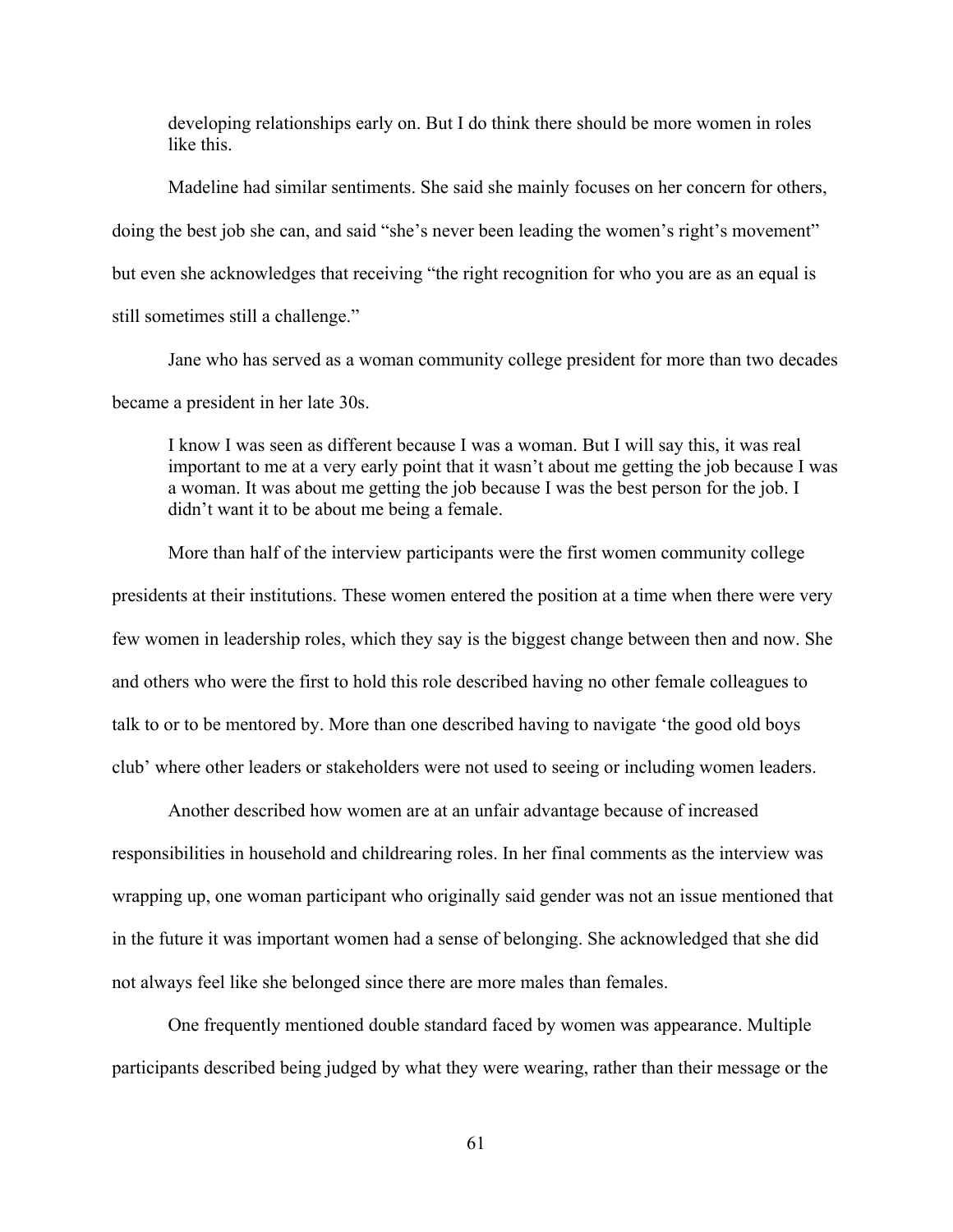> developing relationships early on. But I do think there should be more women in roles like this.

Madeline had similar sentiments. She said she mainly focuses on her concern for others, doing the best job she can, and said "she's never been leading the women's right's movement" but even she acknowledges that receiving "the right recognition for who you are as an equal is still sometimes still a challenge."

Jane who has served as a woman community college president for more than two decades became a president in her late 30s.

> I know I was seen as different because I was a woman. But I will say this, it was real important to me at a very early point that it wasn't about me getting the job because I was a woman. It was about me getting the job because I was the best person for the job. I didn't want it to be about me being a female.

More than half of the interview participants were the first women community college presidents at their institutions. These women entered the position at a time when there were very few women in leadership roles, which they say is the biggest change between then and now. She and others who were the first to hold this role described having no other female colleagues to talk to or to be mentored by. More than one described having to navigate 'the good old boys club' where other leaders or stakeholders were not used to seeing or including women leaders.

Another described how women are at an unfair advantage because of increased responsibilities in household and childrearing roles. In her final comments as the interview was wrapping up, one woman participant who originally said gender was not an issue mentioned that in the future it was important women had a sense of belonging. She acknowledged that she did not always feel like she belonged since there are more males than females.

One frequently mentioned double standard faced by women was appearance. Multiple participants described being judged by what they were wearing, rather than their message or the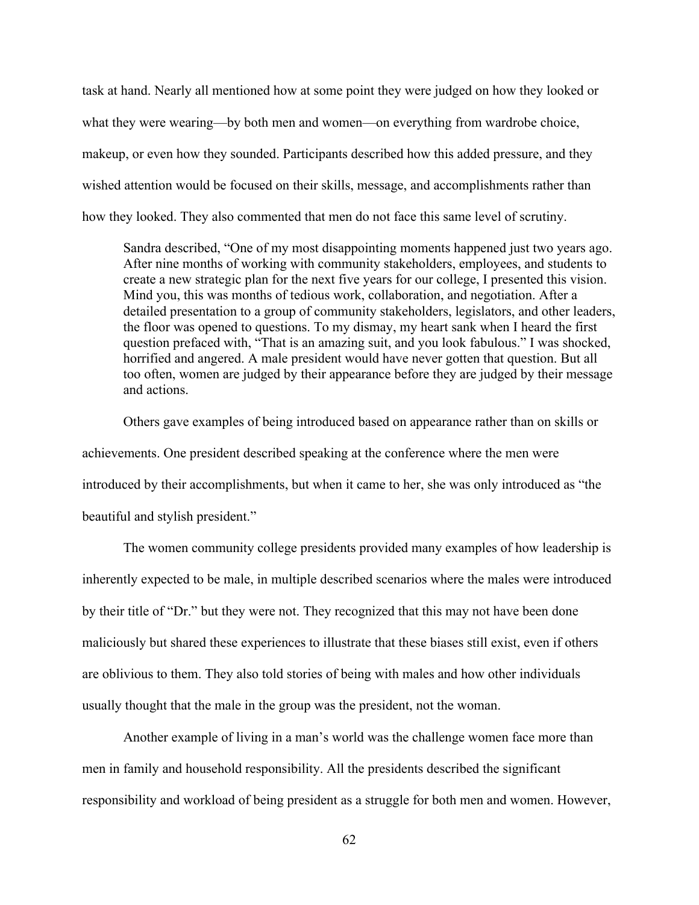task at hand. Nearly all mentioned how at some point they were judged on how they looked or what they were wearing—by both men and women—on everything from wardrobe choice, makeup, or even how they sounded. Participants described how this added pressure, and they wished attention would be focused on their skills, message, and accomplishments rather than how they looked. They also commented that men do not face this same level of scrutiny.

> Sandra described, "One of my most disappointing moments happened just two years ago. After nine months of working with community stakeholders, employees, and students to create a new strategic plan for the next five years for our college, I presented this vision. Mind you, this was months of tedious work, collaboration, and negotiation. After a detailed presentation to a group of community stakeholders, legislators, and other leaders, the floor was opened to questions. To my dismay, my heart sank when I heard the first question prefaced with, "That is an amazing suit, and you look fabulous." I was shocked, horrified and angered. A male president would have never gotten that question. But all too often, women are judged by their appearance before they are judged by their message and actions.

Others gave examples of being introduced based on appearance rather than on skills or achievements. One president described speaking at the conference where the men were introduced by their accomplishments, but when it came to her, she was only introduced as "the beautiful and stylish president."

The women community college presidents provided many examples of how leadership is inherently expected to be male, in multiple described scenarios where the males were introduced by their title of "Dr." but they were not. They recognized that this may not have been done maliciously but shared these experiences to illustrate that these biases still exist, even if others are oblivious to them. They also told stories of being with males and how other individuals usually thought that the male in the group was the president, not the woman.

Another example of living in a man's world was the challenge women face more than men in family and household responsibility. All the presidents described the significant responsibility and workload of being president as a struggle for both men and women. However,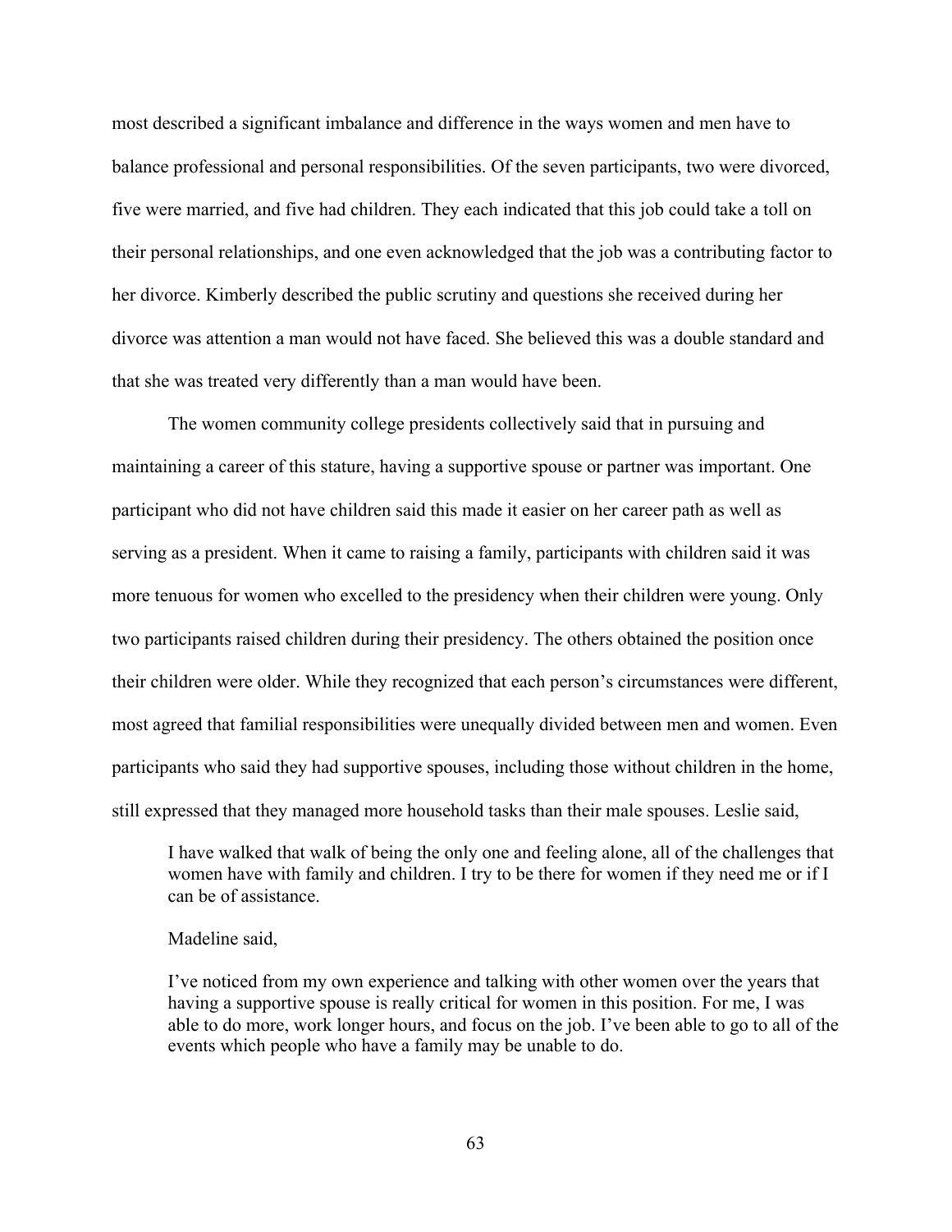most described a significant imbalance and difference in the ways women and men have to balance professional and personal responsibilities. Of the seven participants, two were divorced, five were married, and five had children. They each indicated that this job could take a toll on their personal relationships, and one even acknowledged that the job was a contributing factor to her divorce. Kimberly described the public scrutiny and questions she received during her divorce was attention a man would not have faced. She believed this was a double standard and that she was treated very differently than a man would have been.

The women community college presidents collectively said that in pursuing and maintaining a career of this stature, having a supportive spouse or partner was important. One participant who did not have children said this made it easier on her career path as well as serving as a president. When it came to raising a family, participants with children said it was more tenuous for women who excelled to the presidency when their children were young. Only two participants raised children during their presidency. The others obtained the position once their children were older. While they recognized that each person's circumstances were different, most agreed that familial responsibilities were unequally divided between men and women. Even participants who said they had supportive spouses, including those without children in the home, still expressed that they managed more household tasks than their male spouses. Leslie said,

> I have walked that walk of being the only one and feeling alone, all of the challenges that women have with family and children. I try to be there for women if they need me or if I can be of assistance.

Madeline said,

> I've noticed from my own experience and talking with other women over the years that having a supportive spouse is really critical for women in this position. For me, I was able to do more, work longer hours, and focus on the job. I've been able to go to all of the events which people who have a family may be unable to do.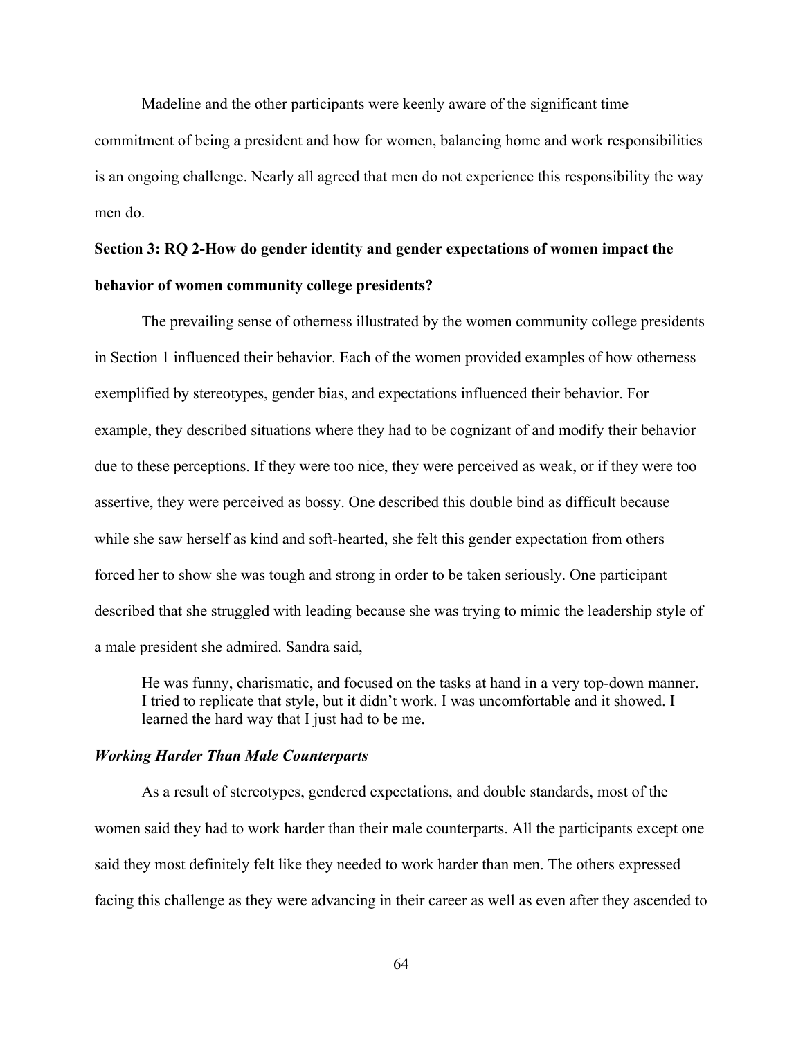Madeline and the other participants were keenly aware of the significant time commitment of being a president and how for women, balancing home and work responsibilities is an ongoing challenge. Nearly all agreed that men do not experience this responsibility the way men do.

## Section 3: RQ 2-How do gender identity and gender expectations of women impact the behavior of women community college presidents?

The prevailing sense of otherness illustrated by the women community college presidents in Section 1 influenced their behavior. Each of the women provided examples of how otherness exemplified by stereotypes, gender bias, and expectations influenced their behavior. For example, they described situations where they had to be cognizant of and modify their behavior due to these perceptions. If they were too nice, they were perceived as weak, or if they were too assertive, they were perceived as bossy. One described this double bind as difficult because while she saw herself as kind and soft-hearted, she felt this gender expectation from others forced her to show she was tough and strong in order to be taken seriously. One participant described that she struggled with leading because she was trying to mimic the leadership style of a male president she admired. Sandra said,

> He was funny, charismatic, and focused on the tasks at hand in a very top-down manner. I tried to replicate that style, but it didn't work. I was uncomfortable and it showed. I learned the hard way that I just had to be me.

### *Working Harder Than Male Counterparts*

As a result of stereotypes, gendered expectations, and double standards, most of the women said they had to work harder than their male counterparts. All the participants except one said they most definitely felt like they needed to work harder than men. The others expressed facing this challenge as they were advancing in their career as well as even after they ascended to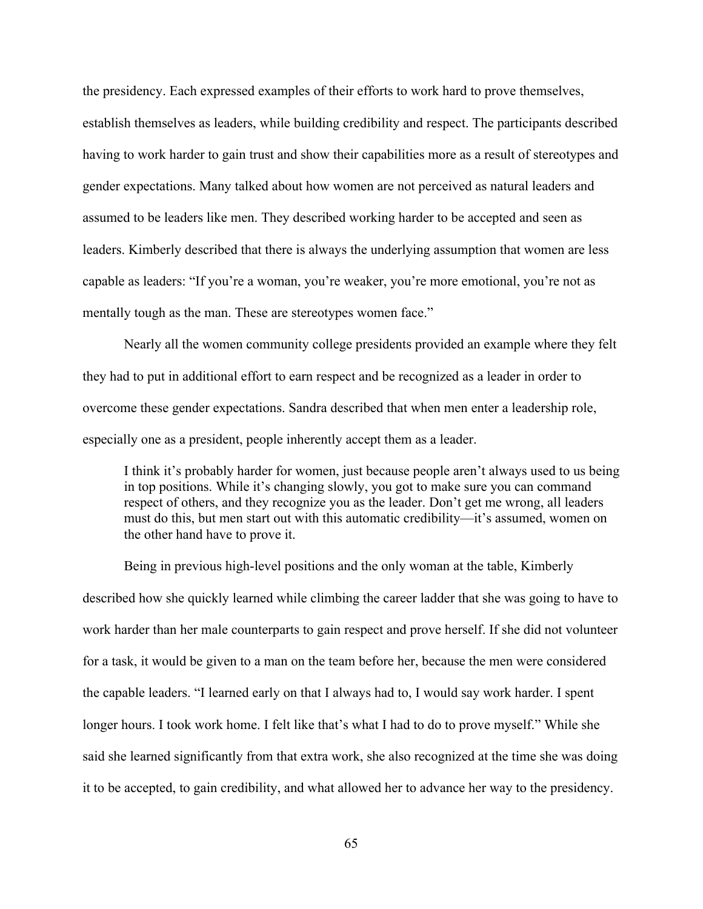the presidency. Each expressed examples of their efforts to work hard to prove themselves, establish themselves as leaders, while building credibility and respect. The participants described having to work harder to gain trust and show their capabilities more as a result of stereotypes and gender expectations. Many talked about how women are not perceived as natural leaders and assumed to be leaders like men. They described working harder to be accepted and seen as leaders. Kimberly described that there is always the underlying assumption that women are less capable as leaders: "If you're a woman, you're weaker, you're more emotional, you're not as mentally tough as the man. These are stereotypes women face."

Nearly all the women community college presidents provided an example where they felt they had to put in additional effort to earn respect and be recognized as a leader in order to overcome these gender expectations. Sandra described that when men enter a leadership role, especially one as a president, people inherently accept them as a leader.

> I think it's probably harder for women, just because people aren't always used to us being in top positions. While it's changing slowly, you got to make sure you can command respect of others, and they recognize you as the leader. Don't get me wrong, all leaders must do this, but men start out with this automatic credibility—it's assumed, women on the other hand have to prove it.

Being in previous high-level positions and the only woman at the table, Kimberly described how she quickly learned while climbing the career ladder that she was going to have to work harder than her male counterparts to gain respect and prove herself. If she did not volunteer for a task, it would be given to a man on the team before her, because the men were considered the capable leaders. "I learned early on that I always had to, I would say work harder. I spent longer hours. I took work home. I felt like that's what I had to do to prove myself." While she said she learned significantly from that extra work, she also recognized at the time she was doing it to be accepted, to gain credibility, and what allowed her to advance her way to the presidency.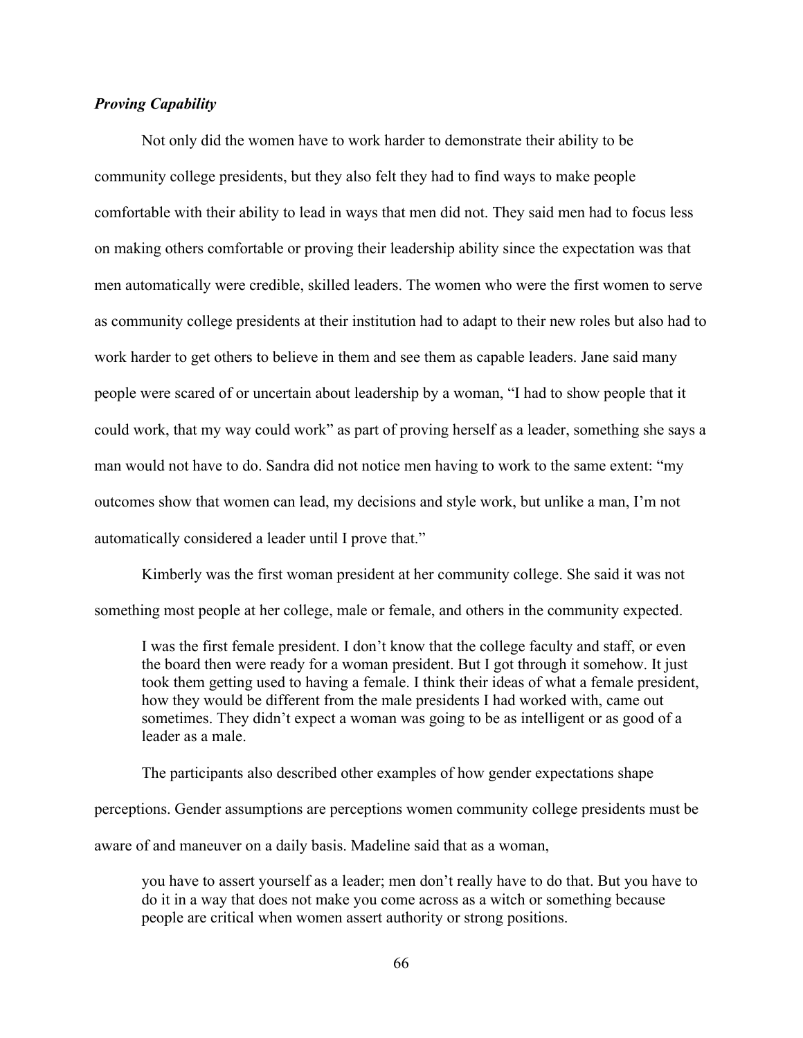***Proving Capability***

Not only did the women have to work harder to demonstrate their ability to be community college presidents, but they also felt they had to find ways to make people comfortable with their ability to lead in ways that men did not. They said men had to focus less on making others comfortable or proving their leadership ability since the expectation was that men automatically were credible, skilled leaders. The women who were the first women to serve as community college presidents at their institution had to adapt to their new roles but also had to work harder to get others to believe in them and see them as capable leaders. Jane said many people were scared of or uncertain about leadership by a woman, "I had to show people that it could work, that my way could work" as part of proving herself as a leader, something she says a man would not have to do. Sandra did not notice men having to work to the same extent: "my outcomes show that women can lead, my decisions and style work, but unlike a man, I'm not automatically considered a leader until I prove that."

Kimberly was the first woman president at her community college. She said it was not something most people at her college, male or female, and others in the community expected.

> I was the first female president. I don't know that the college faculty and staff, or even the board then were ready for a woman president. But I got through it somehow. It just took them getting used to having a female. I think their ideas of what a female president, how they would be different from the male presidents I had worked with, came out sometimes. They didn't expect a woman was going to be as intelligent or as good of a leader as a male.

The participants also described other examples of how gender expectations shape perceptions. Gender assumptions are perceptions women community college presidents must be aware of and maneuver on a daily basis. Madeline said that as a woman,

> you have to assert yourself as a leader; men don't really have to do that. But you have to do it in a way that does not make you come across as a witch or something because people are critical when women assert authority or strong positions.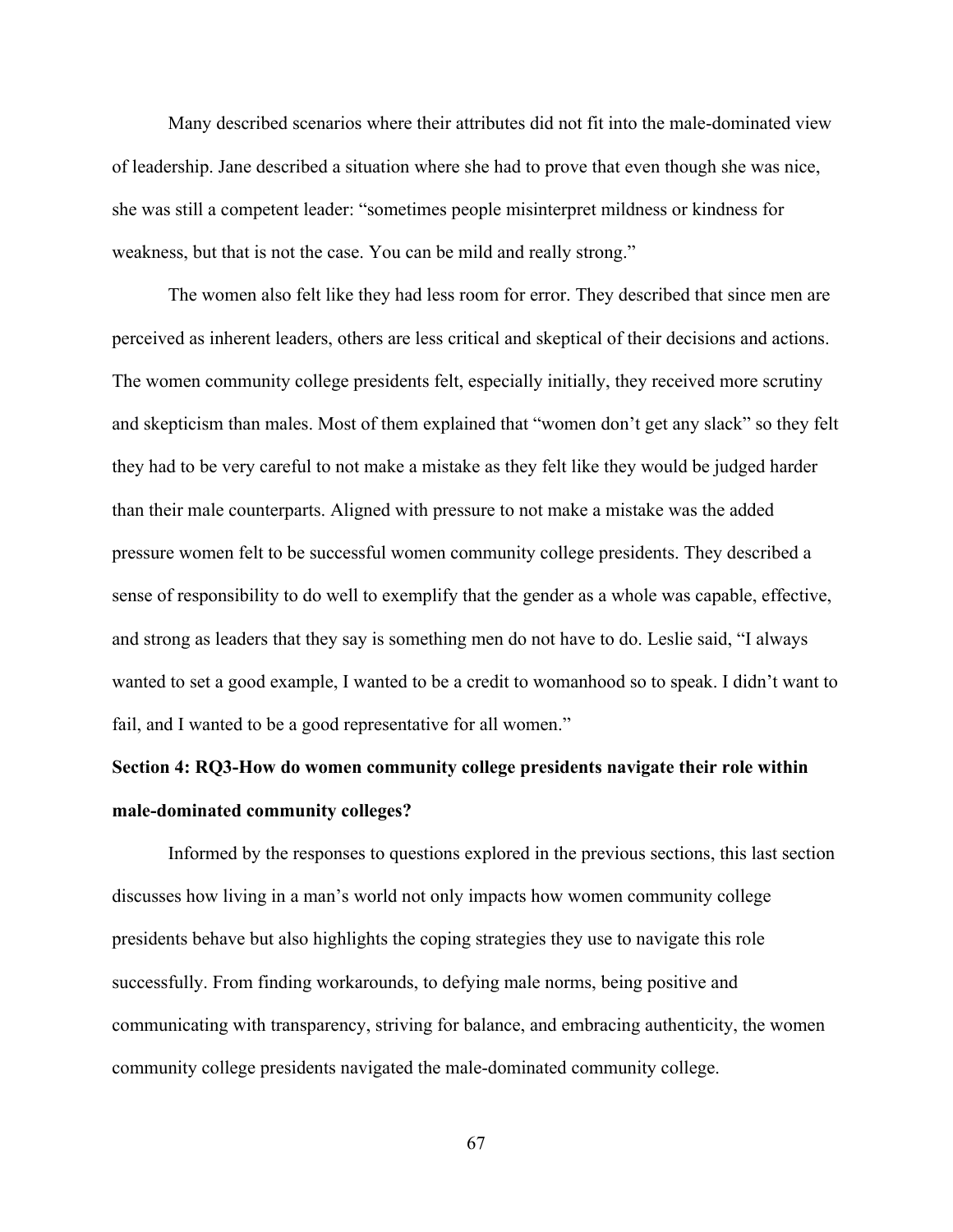Many described scenarios where their attributes did not fit into the male-dominated view of leadership. Jane described a situation where she had to prove that even though she was nice, she was still a competent leader: "sometimes people misinterpret mildness or kindness for weakness, but that is not the case. You can be mild and really strong."

The women also felt like they had less room for error. They described that since men are perceived as inherent leaders, others are less critical and skeptical of their decisions and actions. The women community college presidents felt, especially initially, they received more scrutiny and skepticism than males. Most of them explained that "women don't get any slack" so they felt they had to be very careful to not make a mistake as they felt like they would be judged harder than their male counterparts. Aligned with pressure to not make a mistake was the added pressure women felt to be successful women community college presidents. They described a sense of responsibility to do well to exemplify that the gender as a whole was capable, effective, and strong as leaders that they say is something men do not have to do. Leslie said, "I always wanted to set a good example, I wanted to be a credit to womanhood so to speak. I didn't want to fail, and I wanted to be a good representative for all women."

### Section 4: RQ3-How do women community college presidents navigate their role within male-dominated community colleges?

Informed by the responses to questions explored in the previous sections, this last section discusses how living in a man's world not only impacts how women community college presidents behave but also highlights the coping strategies they use to navigate this role successfully. From finding workarounds, to defying male norms, being positive and communicating with transparency, striving for balance, and embracing authenticity, the women community college presidents navigated the male-dominated community college.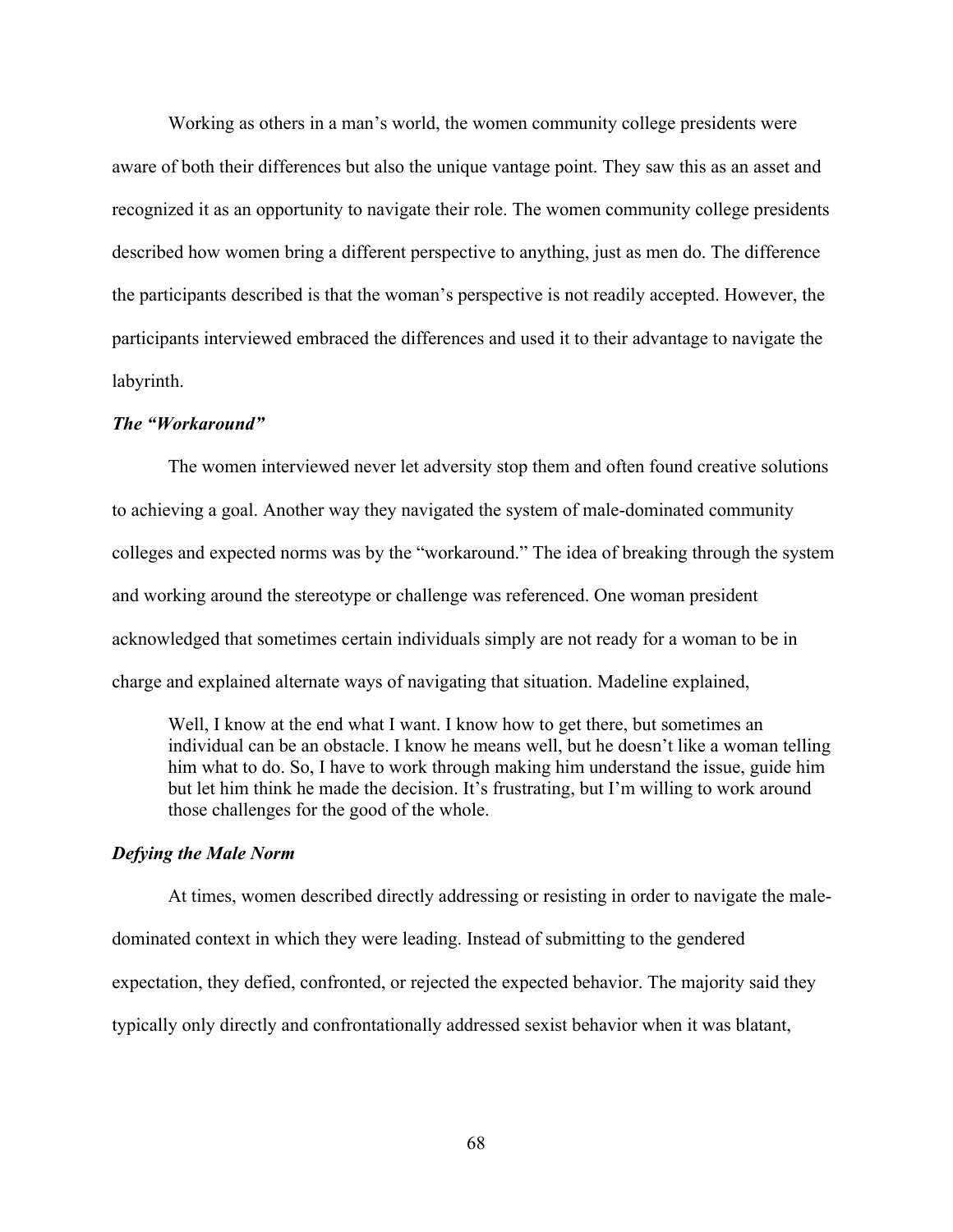Working as others in a man's world, the women community college presidents were aware of both their differences but also the unique vantage point. They saw this as an asset and recognized it as an opportunity to navigate their role. The women community college presidents described how women bring a different perspective to anything, just as men do. The difference the participants described is that the woman's perspective is not readily accepted. However, the participants interviewed embraced the differences and used it to their advantage to navigate the labyrinth.

### *The "Workaround"*

The women interviewed never let adversity stop them and often found creative solutions to achieving a goal. Another way they navigated the system of male-dominated community colleges and expected norms was by the "workaround." The idea of breaking through the system and working around the stereotype or challenge was referenced. One woman president acknowledged that sometimes certain individuals simply are not ready for a woman to be in charge and explained alternate ways of navigating that situation. Madeline explained,

> Well, I know at the end what I want. I know how to get there, but sometimes an individual can be an obstacle. I know he means well, but he doesn't like a woman telling him what to do. So, I have to work through making him understand the issue, guide him but let him think he made the decision. It's frustrating, but I'm willing to work around those challenges for the good of the whole.

### *Defying the Male Norm*

At times, women described directly addressing or resisting in order to navigate the male-dominated context in which they were leading. Instead of submitting to the gendered expectation, they defied, confronted, or rejected the expected behavior. The majority said they typically only directly and confrontationally addressed sexist behavior when it was blatant,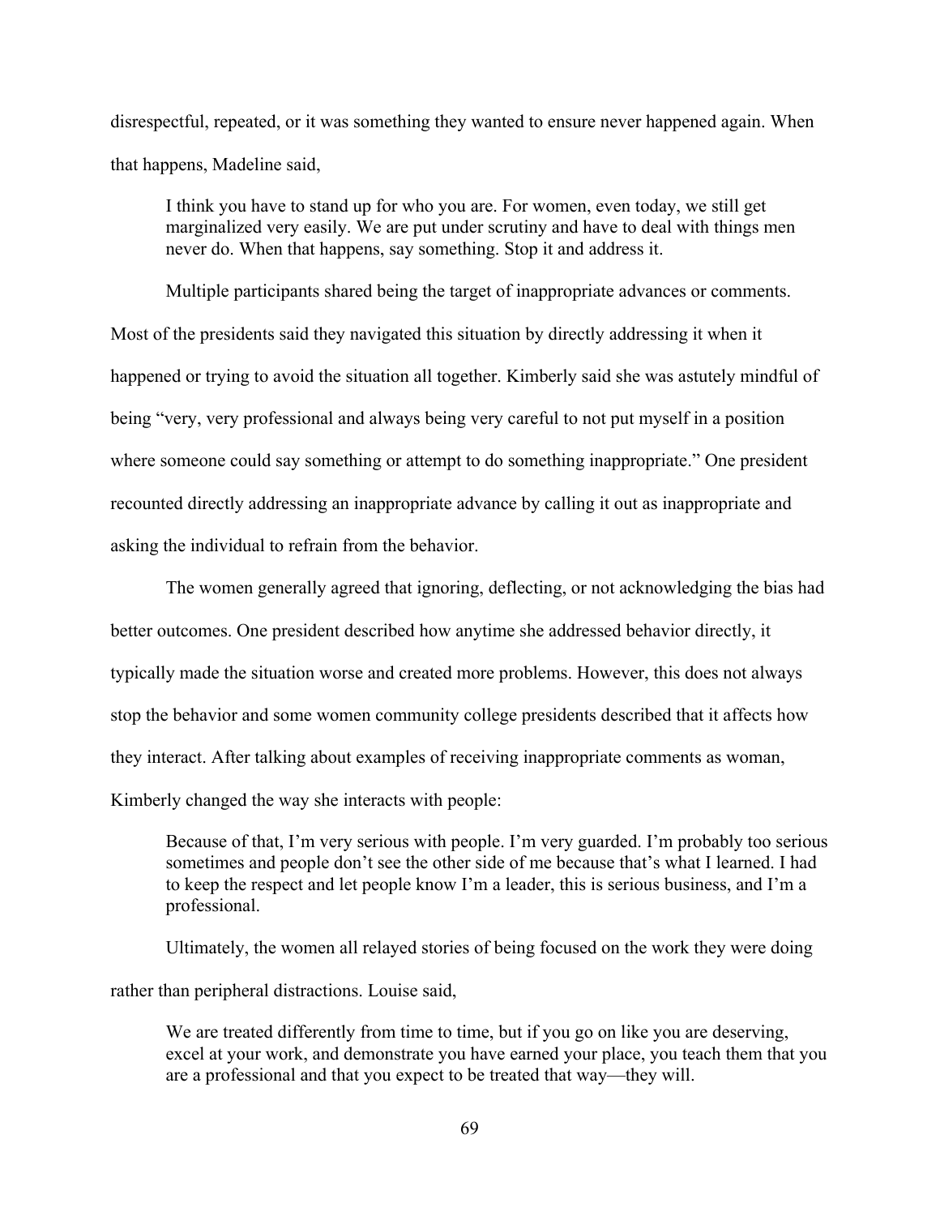disrespectful, repeated, or it was something they wanted to ensure never happened again. When that happens, Madeline said,

> I think you have to stand up for who you are. For women, even today, we still get marginalized very easily. We are put under scrutiny and have to deal with things men never do. When that happens, say something. Stop it and address it.

Multiple participants shared being the target of inappropriate advances or comments. Most of the presidents said they navigated this situation by directly addressing it when it happened or trying to avoid the situation all together. Kimberly said she was astutely mindful of being "very, very professional and always being very careful to not put myself in a position where someone could say something or attempt to do something inappropriate." One president recounted directly addressing an inappropriate advance by calling it out as inappropriate and asking the individual to refrain from the behavior.

The women generally agreed that ignoring, deflecting, or not acknowledging the bias had better outcomes. One president described how anytime she addressed behavior directly, it typically made the situation worse and created more problems. However, this does not always stop the behavior and some women community college presidents described that it affects how they interact. After talking about examples of receiving inappropriate comments as woman, Kimberly changed the way she interacts with people:

> Because of that, I'm very serious with people. I'm very guarded. I'm probably too serious sometimes and people don't see the other side of me because that's what I learned. I had to keep the respect and let people know I'm a leader, this is serious business, and I'm a professional.

Ultimately, the women all relayed stories of being focused on the work they were doing rather than peripheral distractions. Louise said,

> We are treated differently from time to time, but if you go on like you are deserving, excel at your work, and demonstrate you have earned your place, you teach them that you are a professional and that you expect to be treated that way—they will.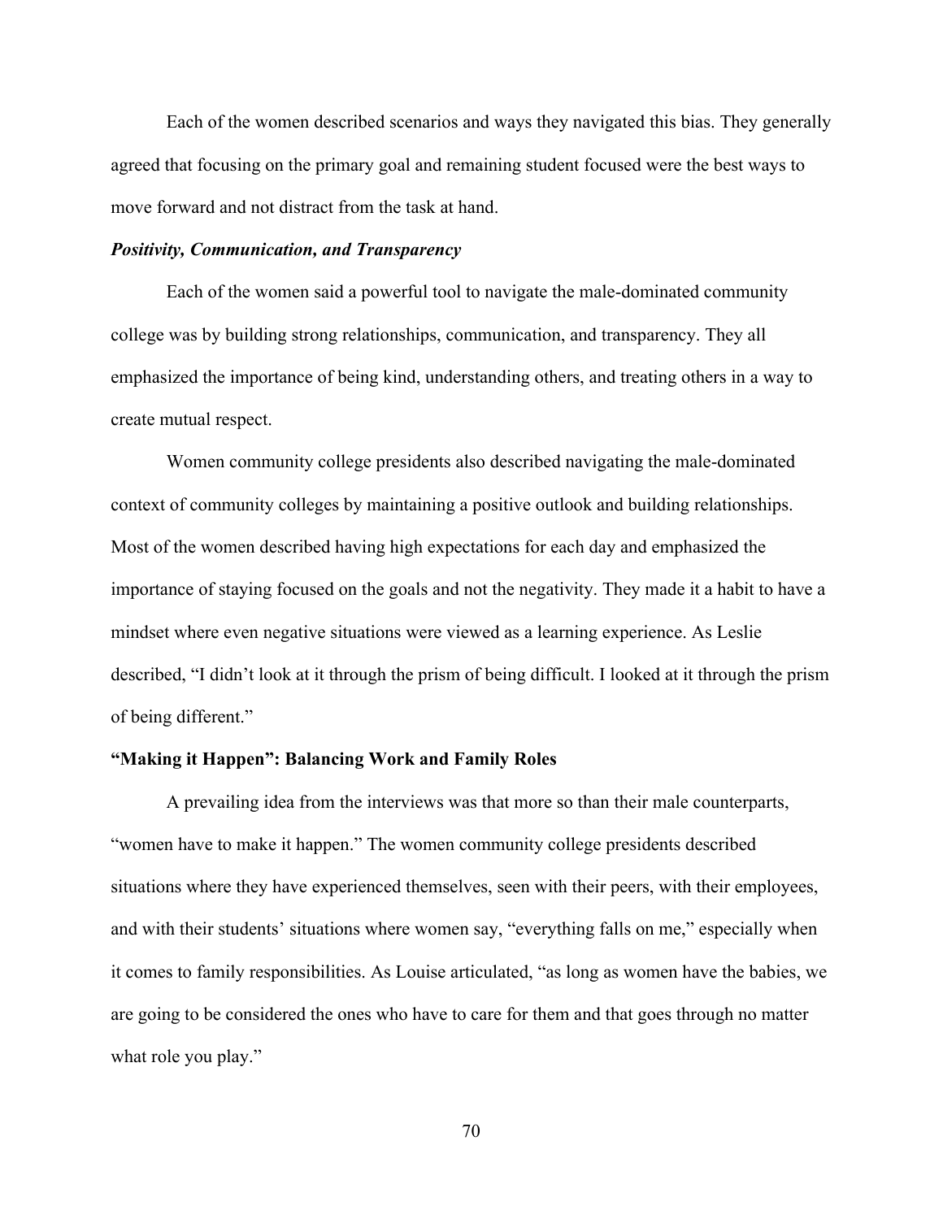Each of the women described scenarios and ways they navigated this bias. They generally agreed that focusing on the primary goal and remaining student focused were the best ways to move forward and not distract from the task at hand.

#### ***Positivity, Communication, and Transparency***

Each of the women said a powerful tool to navigate the male-dominated community college was by building strong relationships, communication, and transparency. They all emphasized the importance of being kind, understanding others, and treating others in a way to create mutual respect.

Women community college presidents also described navigating the male-dominated context of community colleges by maintaining a positive outlook and building relationships. Most of the women described having high expectations for each day and emphasized the importance of staying focused on the goals and not the negativity. They made it a habit to have a mindset where even negative situations were viewed as a learning experience. As Leslie described, "I didn't look at it through the prism of being difficult. I looked at it through the prism of being different."

### **"Making it Happen": Balancing Work and Family Roles**

A prevailing idea from the interviews was that more so than their male counterparts, "women have to make it happen." The women community college presidents described situations where they have experienced themselves, seen with their peers, with their employees, and with their students' situations where women say, "everything falls on me," especially when it comes to family responsibilities. As Louise articulated, "as long as women have the babies, we are going to be considered the ones who have to care for them and that goes through no matter what role you play."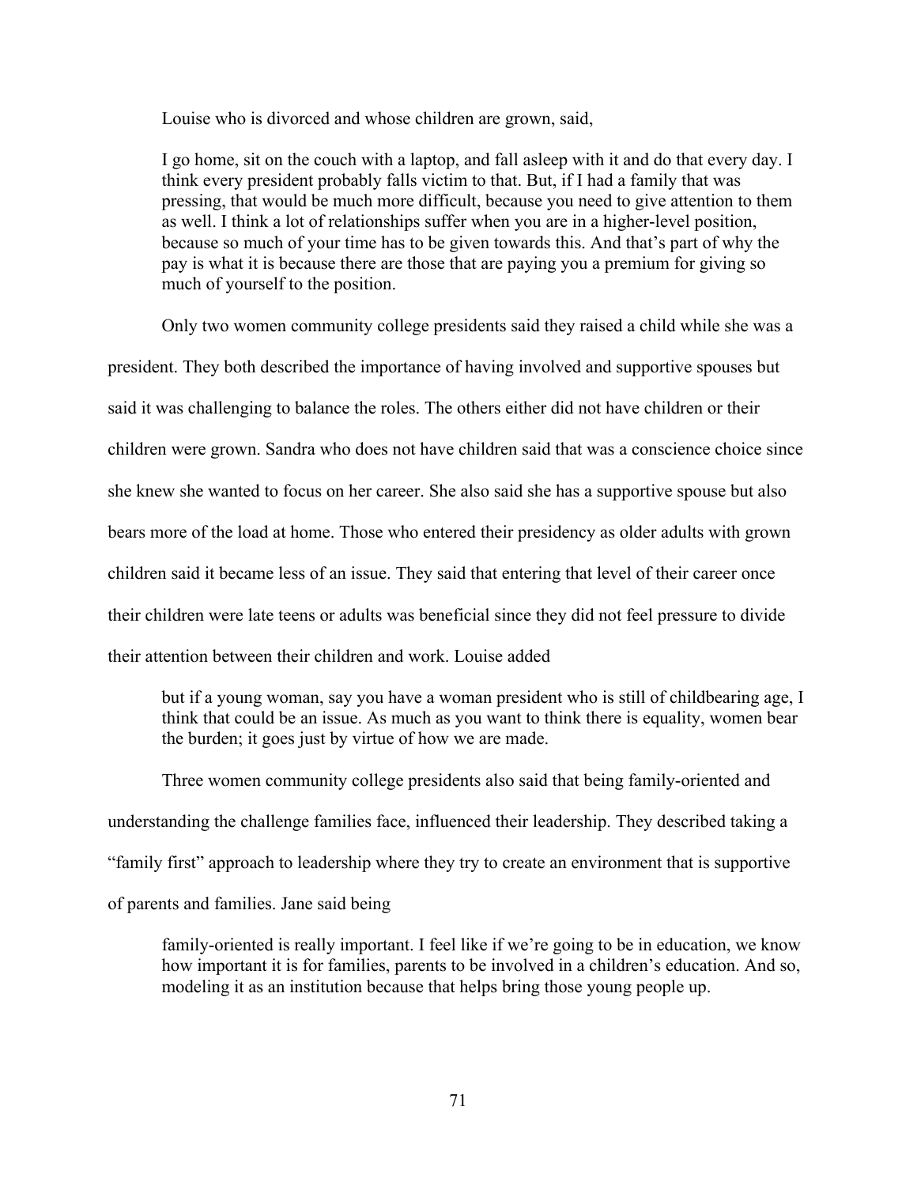Louise who is divorced and whose children are grown, said,

> I go home, sit on the couch with a laptop, and fall asleep with it and do that every day. I think every president probably falls victim to that. But, if I had a family that was pressing, that would be much more difficult, because you need to give attention to them as well. I think a lot of relationships suffer when you are in a higher-level position, because so much of your time has to be given towards this. And that's part of why the pay is what it is because there are those that are paying you a premium for giving so much of yourself to the position.

Only two women community college presidents said they raised a child while she was a president. They both described the importance of having involved and supportive spouses but said it was challenging to balance the roles. The others either did not have children or their children were grown. Sandra who does not have children said that was a conscience choice since she knew she wanted to focus on her career. She also said she has a supportive spouse but also bears more of the load at home. Those who entered their presidency as older adults with grown children said it became less of an issue. They said that entering that level of their career once their children were late teens or adults was beneficial since they did not feel pressure to divide their attention between their children and work. Louise added

> but if a young woman, say you have a woman president who is still of childbearing age, I think that could be an issue. As much as you want to think there is equality, women bear the burden; it goes just by virtue of how we are made.

Three women community college presidents also said that being family-oriented and understanding the challenge families face, influenced their leadership. They described taking a "family first" approach to leadership where they try to create an environment that is supportive of parents and families. Jane said being

> family-oriented is really important. I feel like if we're going to be in education, we know how important it is for families, parents to be involved in a children's education. And so, modeling it as an institution because that helps bring those young people up.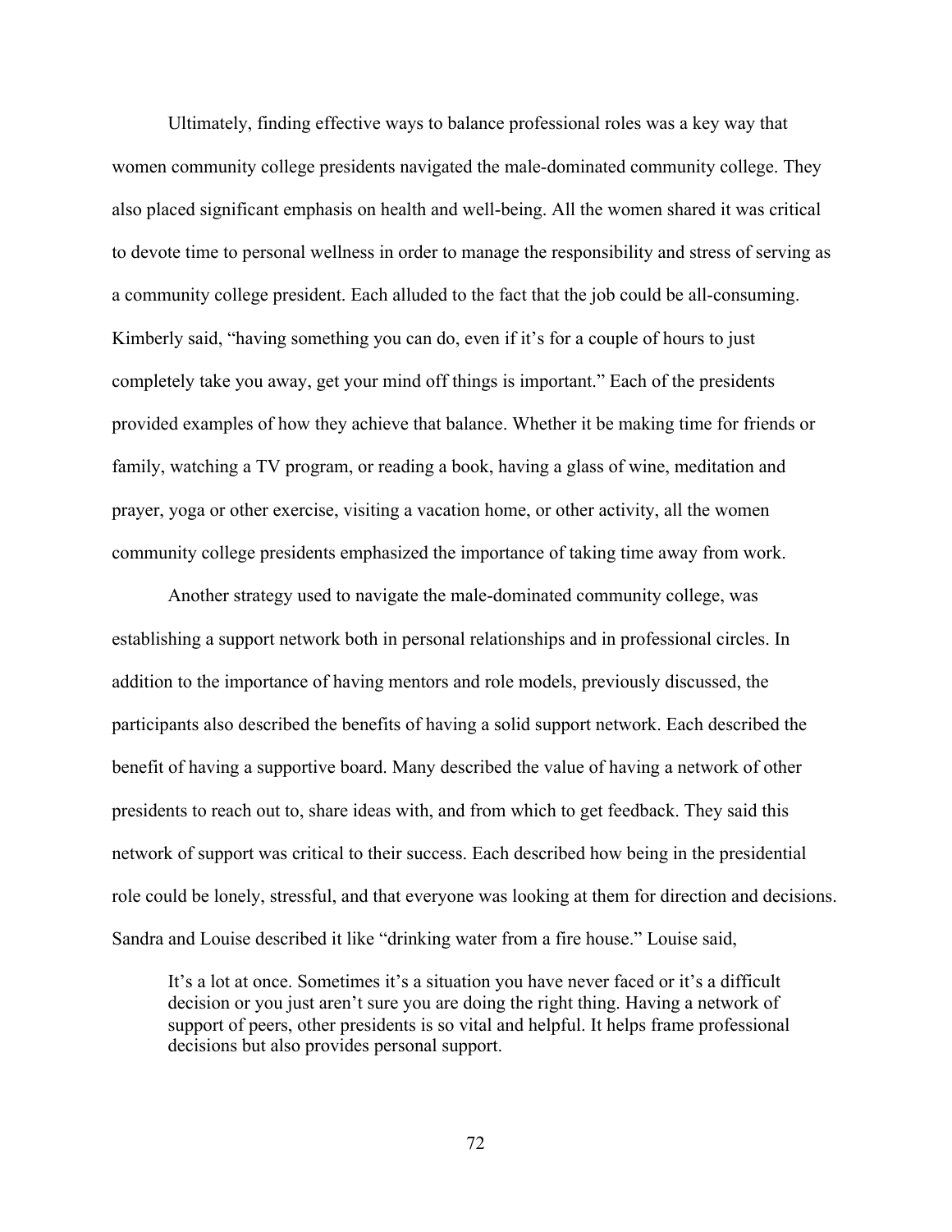Ultimately, finding effective ways to balance professional roles was a key way that women community college presidents navigated the male-dominated community college. They also placed significant emphasis on health and well-being. All the women shared it was critical to devote time to personal wellness in order to manage the responsibility and stress of serving as a community college president. Each alluded to the fact that the job could be all-consuming. Kimberly said, "having something you can do, even if it's for a couple of hours to just completely take you away, get your mind off things is important." Each of the presidents provided examples of how they achieve that balance. Whether it be making time for friends or family, watching a TV program, or reading a book, having a glass of wine, meditation and prayer, yoga or other exercise, visiting a vacation home, or other activity, all the women community college presidents emphasized the importance of taking time away from work.

Another strategy used to navigate the male-dominated community college, was establishing a support network both in personal relationships and in professional circles. In addition to the importance of having mentors and role models, previously discussed, the participants also described the benefits of having a solid support network. Each described the benefit of having a supportive board. Many described the value of having a network of other presidents to reach out to, share ideas with, and from which to get feedback. They said this network of support was critical to their success. Each described how being in the presidential role could be lonely, stressful, and that everyone was looking at them for direction and decisions. Sandra and Louise described it like "drinking water from a fire house." Louise said,

> It's a lot at once. Sometimes it's a situation you have never faced or it's a difficult decision or you just aren't sure you are doing the right thing. Having a network of support of peers, other presidents is so vital and helpful. It helps frame professional decisions but also provides personal support.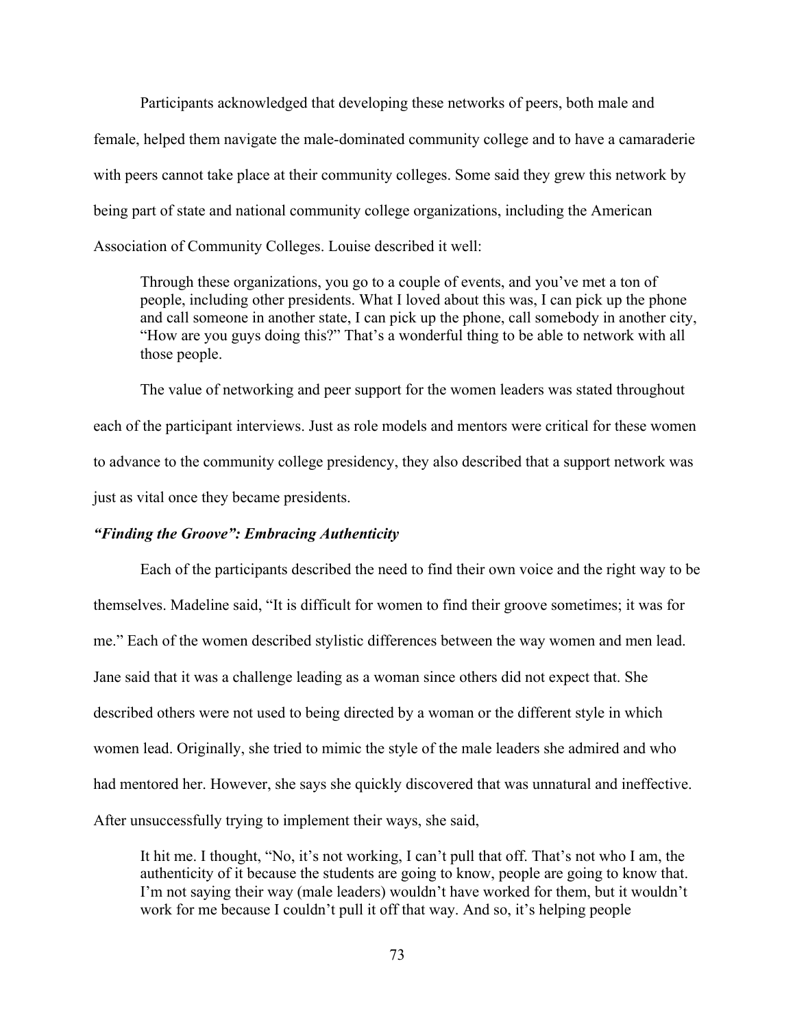Participants acknowledged that developing these networks of peers, both male and female, helped them navigate the male-dominated community college and to have a camaraderie with peers cannot take place at their community colleges. Some said they grew this network by being part of state and national community college organizations, including the American Association of Community Colleges. Louise described it well:

> Through these organizations, you go to a couple of events, and you've met a ton of people, including other presidents. What I loved about this was, I can pick up the phone and call someone in another state, I can pick up the phone, call somebody in another city, "How are you guys doing this?" That's a wonderful thing to be able to network with all those people.

The value of networking and peer support for the women leaders was stated throughout each of the participant interviews. Just as role models and mentors were critical for these women to advance to the community college presidency, they also described that a support network was just as vital once they became presidents.

### *"Finding the Groove": Embracing Authenticity*

Each of the participants described the need to find their own voice and the right way to be themselves. Madeline said, "It is difficult for women to find their groove sometimes; it was for me." Each of the women described stylistic differences between the way women and men lead. Jane said that it was a challenge leading as a woman since others did not expect that. She described others were not used to being directed by a woman or the different style in which women lead. Originally, she tried to mimic the style of the male leaders she admired and who had mentored her. However, she says she quickly discovered that was unnatural and ineffective. After unsuccessfully trying to implement their ways, she said,

> It hit me. I thought, "No, it's not working, I can't pull that off. That's not who I am, the authenticity of it because the students are going to know, people are going to know that. I'm not saying their way (male leaders) wouldn't have worked for them, but it wouldn't work for me because I couldn't pull it off that way. And so, it's helping people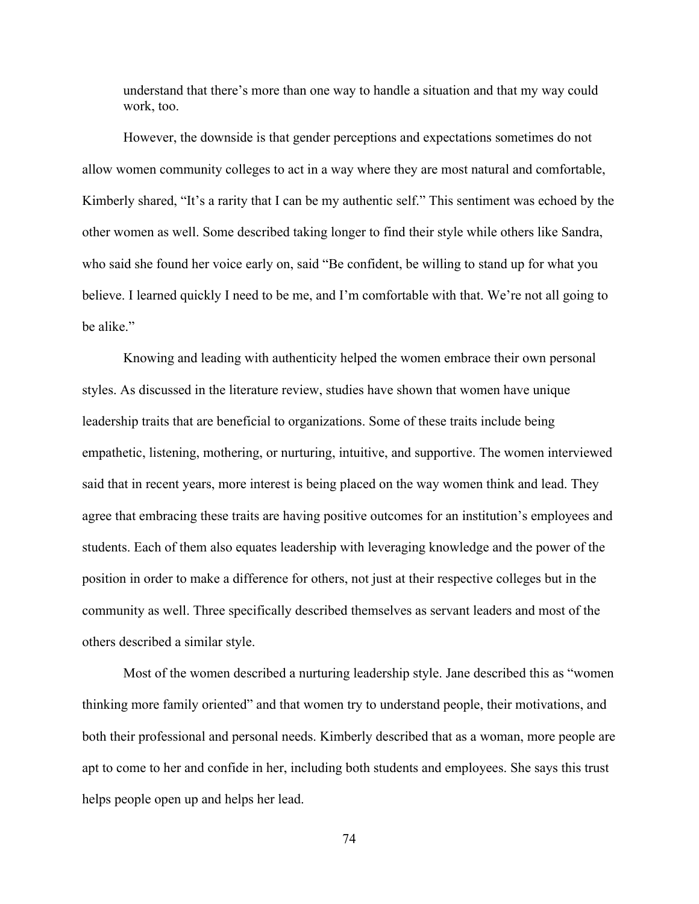> understand that there's more than one way to handle a situation and that my way could work, too.

However, the downside is that gender perceptions and expectations sometimes do not allow women community colleges to act in a way where they are most natural and comfortable, Kimberly shared, "It's a rarity that I can be my authentic self." This sentiment was echoed by the other women as well. Some described taking longer to find their style while others like Sandra, who said she found her voice early on, said "Be confident, be willing to stand up for what you believe. I learned quickly I need to be me, and I'm comfortable with that. We're not all going to be alike."

Knowing and leading with authenticity helped the women embrace their own personal styles. As discussed in the literature review, studies have shown that women have unique leadership traits that are beneficial to organizations. Some of these traits include being empathetic, listening, mothering, or nurturing, intuitive, and supportive. The women interviewed said that in recent years, more interest is being placed on the way women think and lead. They agree that embracing these traits are having positive outcomes for an institution's employees and students. Each of them also equates leadership with leveraging knowledge and the power of the position in order to make a difference for others, not just at their respective colleges but in the community as well. Three specifically described themselves as servant leaders and most of the others described a similar style.

Most of the women described a nurturing leadership style. Jane described this as "women thinking more family oriented" and that women try to understand people, their motivations, and both their professional and personal needs. Kimberly described that as a woman, more people are apt to come to her and confide in her, including both students and employees. She says this trust helps people open up and helps her lead.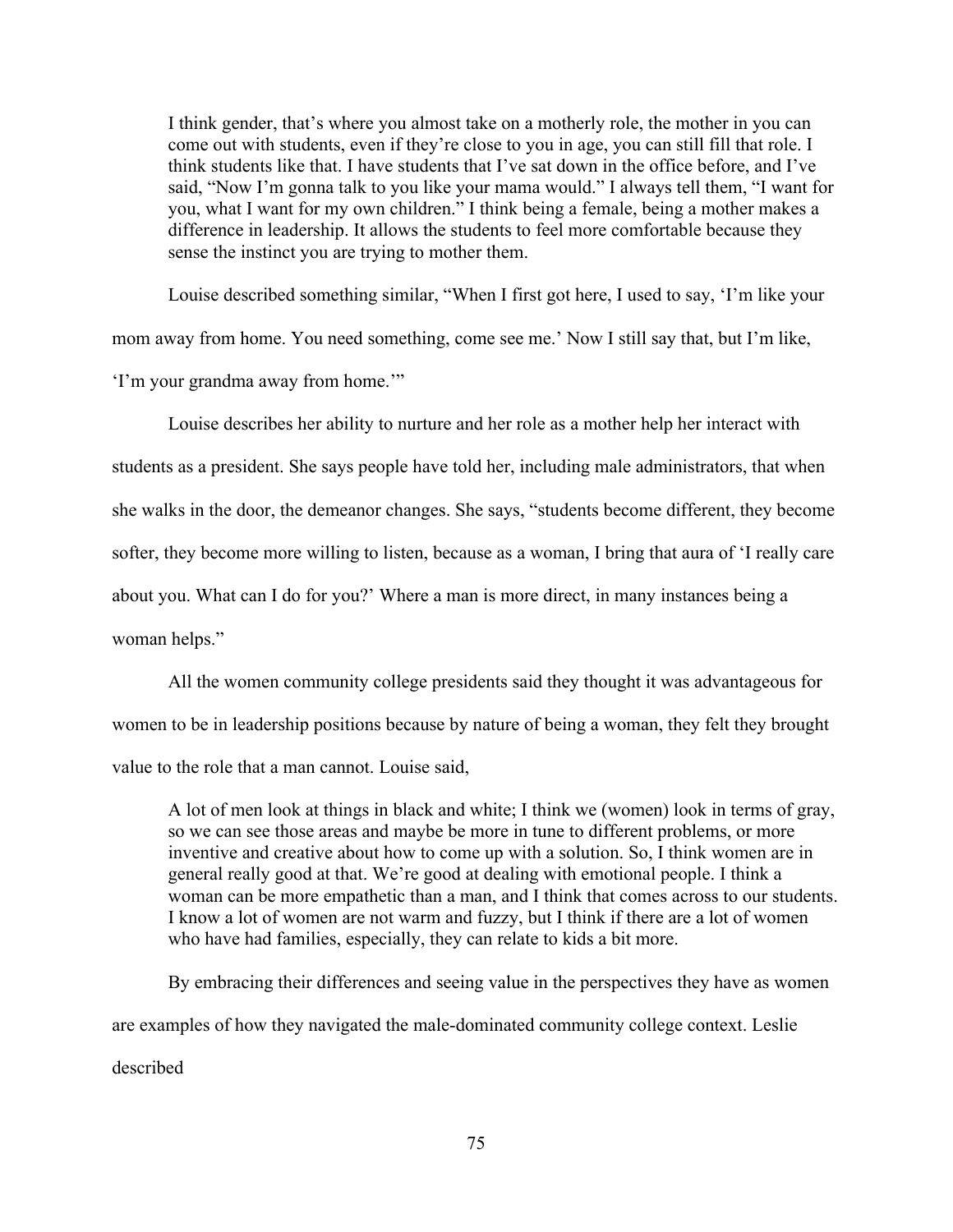> I think gender, that's where you almost take on a motherly role, the mother in you can come out with students, even if they're close to you in age, you can still fill that role. I think students like that. I have students that I've sat down in the office before, and I've said, "Now I'm gonna talk to you like your mama would." I always tell them, "I want for you, what I want for my own children." I think being a female, being a mother makes a difference in leadership. It allows the students to feel more comfortable because they sense the instinct you are trying to mother them.

Louise described something similar, "When I first got here, I used to say, 'I'm like your mom away from home. You need something, come see me.' Now I still say that, but I'm like, 'I'm your grandma away from home.'"

Louise describes her ability to nurture and her role as a mother help her interact with students as a president. She says people have told her, including male administrators, that when she walks in the door, the demeanor changes. She says, "students become different, they become softer, they become more willing to listen, because as a woman, I bring that aura of 'I really care about you. What can I do for you?' Where a man is more direct, in many instances being a woman helps."

All the women community college presidents said they thought it was advantageous for women to be in leadership positions because by nature of being a woman, they felt they brought value to the role that a man cannot. Louise said,

> A lot of men look at things in black and white; I think we (women) look in terms of gray, so we can see those areas and maybe be more in tune to different problems, or more inventive and creative about how to come up with a solution. So, I think women are in general really good at that. We're good at dealing with emotional people. I think a woman can be more empathetic than a man, and I think that comes across to our students. I know a lot of women are not warm and fuzzy, but I think if there are a lot of women who have had families, especially, they can relate to kids a bit more.

By embracing their differences and seeing value in the perspectives they have as women are examples of how they navigated the male-dominated community college context. Leslie described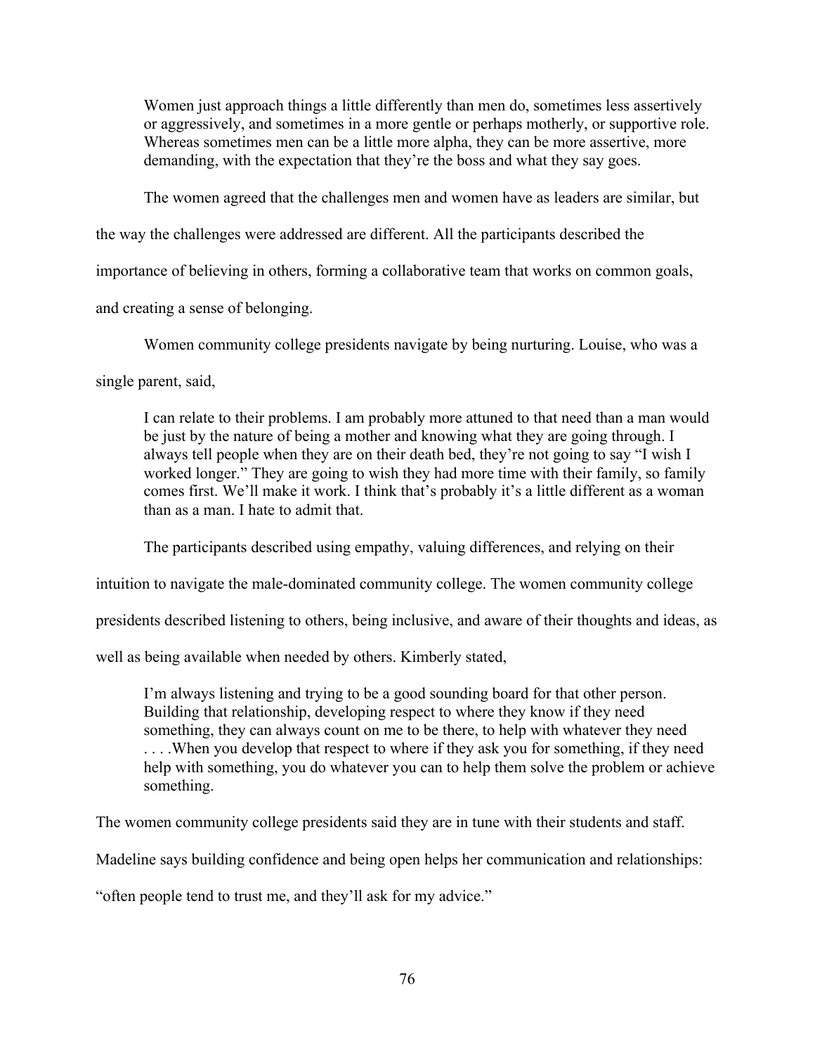> Women just approach things a little differently than men do, sometimes less assertively or aggressively, and sometimes in a more gentle or perhaps motherly, or supportive role. Whereas sometimes men can be a little more alpha, they can be more assertive, more demanding, with the expectation that they're the boss and what they say goes.

The women agreed that the challenges men and women have as leaders are similar, but the way the challenges were addressed are different. All the participants described the importance of believing in others, forming a collaborative team that works on common goals, and creating a sense of belonging.

Women community college presidents navigate by being nurturing. Louise, who was a single parent, said,

> I can relate to their problems. I am probably more attuned to that need than a man would be just by the nature of being a mother and knowing what they are going through. I always tell people when they are on their death bed, they're not going to say "I wish I worked longer." They are going to wish they had more time with their family, so family comes first. We'll make it work. I think that's probably it's a little different as a woman than as a man. I hate to admit that.

The participants described using empathy, valuing differences, and relying on their intuition to navigate the male-dominated community college. The women community college presidents described listening to others, being inclusive, and aware of their thoughts and ideas, as well as being available when needed by others. Kimberly stated,

> I'm always listening and trying to be a good sounding board for that other person. Building that relationship, developing respect to where they know if they need something, they can always count on me to be there, to help with whatever they need . . . .When you develop that respect to where if they ask you for something, if they need help with something, you do whatever you can to help them solve the problem or achieve something.

The women community college presidents said they are in tune with their students and staff. Madeline says building confidence and being open helps her communication and relationships: "often people tend to trust me, and they'll ask for my advice."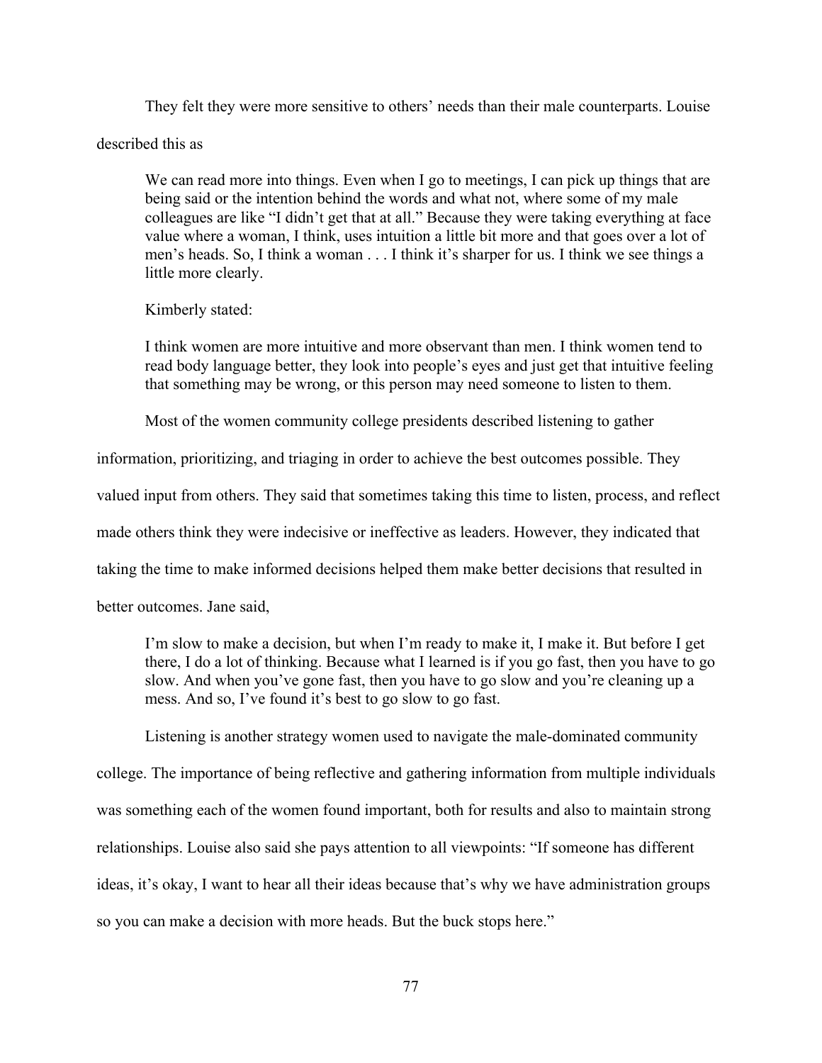They felt they were more sensitive to others' needs than their male counterparts. Louise described this as

> We can read more into things. Even when I go to meetings, I can pick up things that are being said or the intention behind the words and what not, where some of my male colleagues are like "I didn't get that at all." Because they were taking everything at face value where a woman, I think, uses intuition a little bit more and that goes over a lot of men's heads. So, I think a woman . . . I think it's sharper for us. I think we see things a little more clearly.

Kimberly stated:

> I think women are more intuitive and more observant than men. I think women tend to read body language better, they look into people's eyes and just get that intuitive feeling that something may be wrong, or this person may need someone to listen to them.

Most of the women community college presidents described listening to gather information, prioritizing, and triaging in order to achieve the best outcomes possible. They valued input from others. They said that sometimes taking this time to listen, process, and reflect made others think they were indecisive or ineffective as leaders. However, they indicated that taking the time to make informed decisions helped them make better decisions that resulted in better outcomes. Jane said,

> I'm slow to make a decision, but when I'm ready to make it, I make it. But before I get there, I do a lot of thinking. Because what I learned is if you go fast, then you have to go slow. And when you've gone fast, then you have to go slow and you're cleaning up a mess. And so, I've found it's best to go slow to go fast.

Listening is another strategy women used to navigate the male-dominated community college. The importance of being reflective and gathering information from multiple individuals was something each of the women found important, both for results and also to maintain strong relationships. Louise also said she pays attention to all viewpoints: "If someone has different ideas, it's okay, I want to hear all their ideas because that's why we have administration groups so you can make a decision with more heads. But the buck stops here."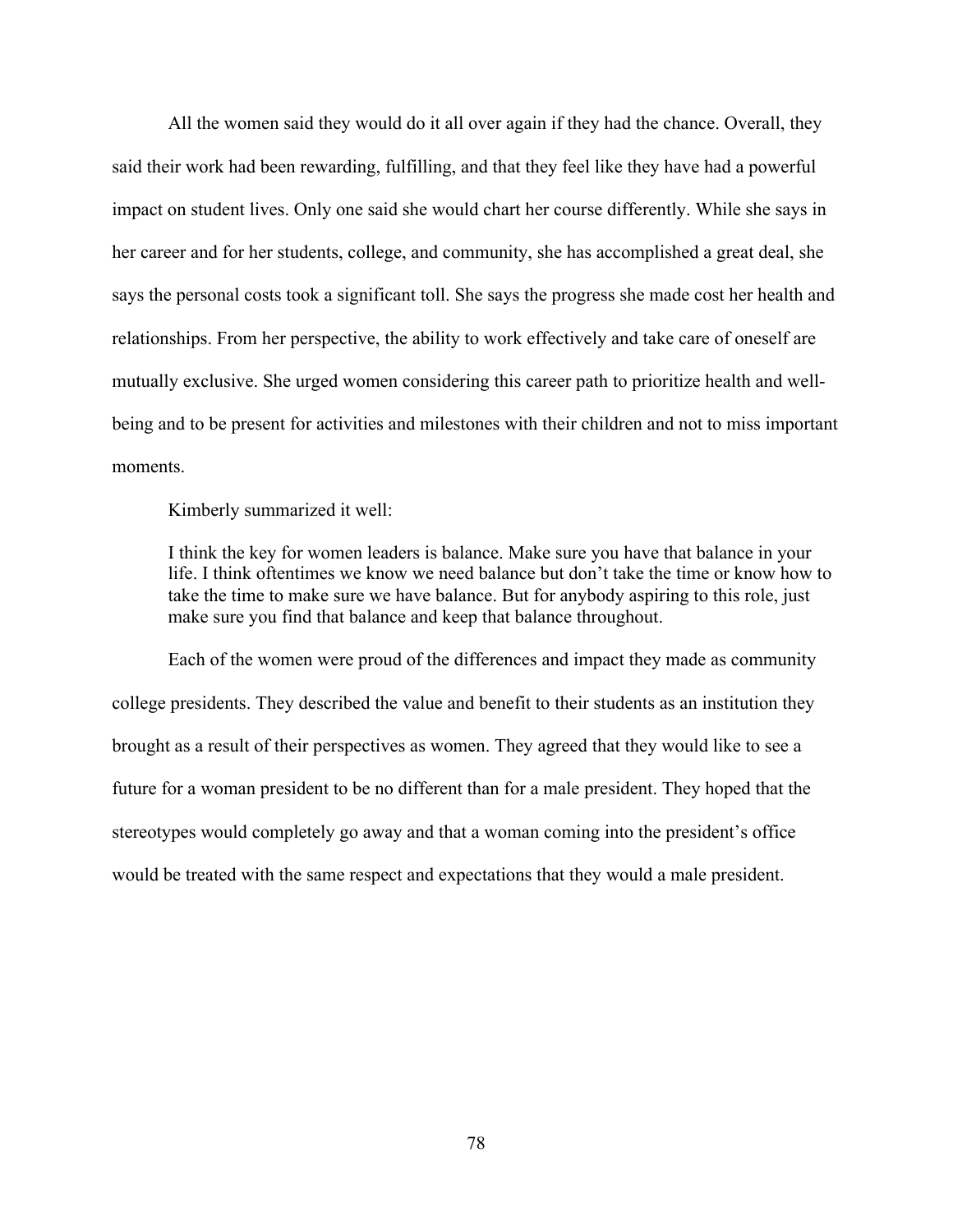All the women said they would do it all over again if they had the chance. Overall, they said their work had been rewarding, fulfilling, and that they feel like they have had a powerful impact on student lives. Only one said she would chart her course differently. While she says in her career and for her students, college, and community, she has accomplished a great deal, she says the personal costs took a significant toll. She says the progress she made cost her health and relationships. From her perspective, the ability to work effectively and take care of oneself are mutually exclusive. She urged women considering this career path to prioritize health and well-being and to be present for activities and milestones with their children and not to miss important moments.

Kimberly summarized it well:

> I think the key for women leaders is balance. Make sure you have that balance in your life. I think oftentimes we know we need balance but don't take the time or know how to take the time to make sure we have balance. But for anybody aspiring to this role, just make sure you find that balance and keep that balance throughout.

Each of the women were proud of the differences and impact they made as community college presidents. They described the value and benefit to their students as an institution they brought as a result of their perspectives as women. They agreed that they would like to see a future for a woman president to be no different than for a male president. They hoped that the stereotypes would completely go away and that a woman coming into the president's office would be treated with the same respect and expectations that they would a male president.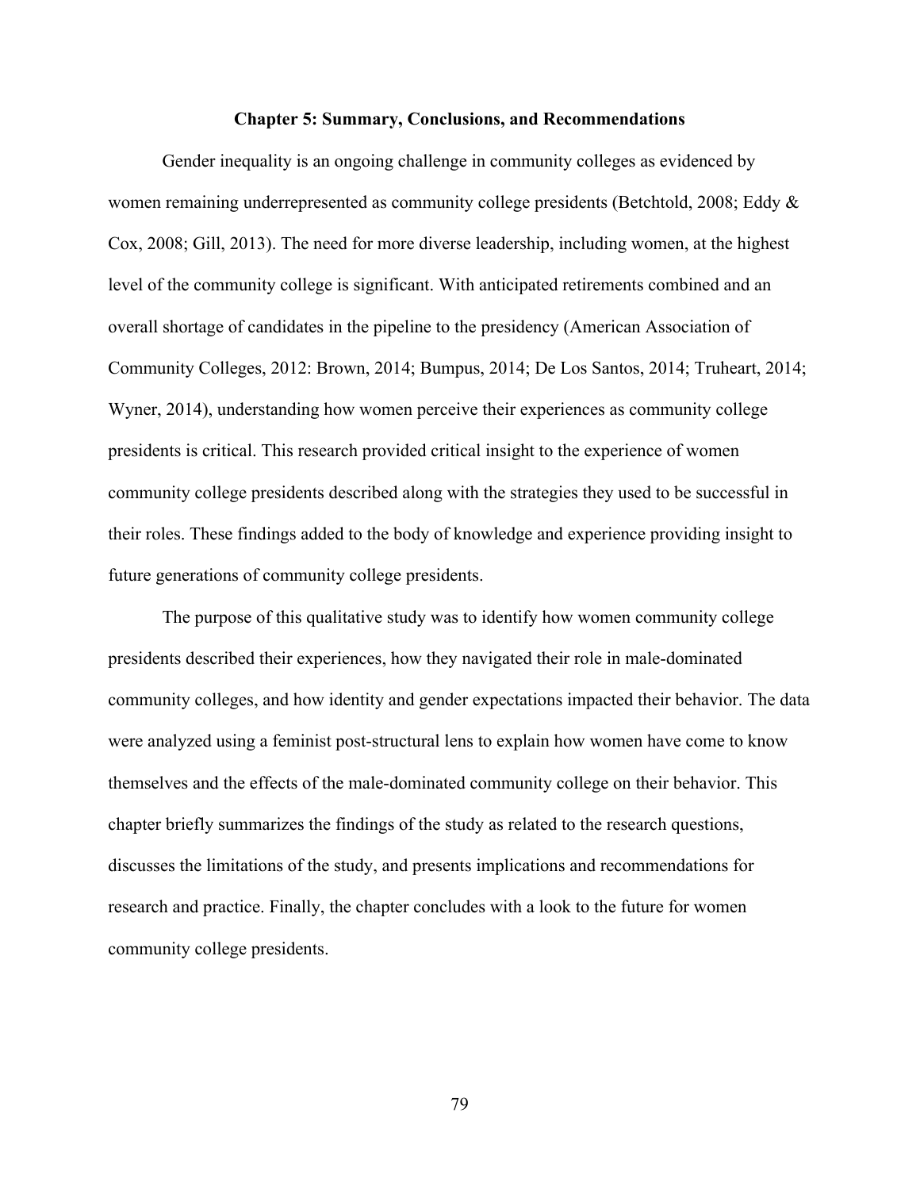# Chapter 5: Summary, Conclusions, and Recommendations

Gender inequality is an ongoing challenge in community colleges as evidenced by women remaining underrepresented as community college presidents (Betchtold, 2008; Eddy & Cox, 2008; Gill, 2013). The need for more diverse leadership, including women, at the highest level of the community college is significant. With anticipated retirements combined and an overall shortage of candidates in the pipeline to the presidency (American Association of Community Colleges, 2012: Brown, 2014; Bumpus, 2014; De Los Santos, 2014; Truheart, 2014; Wyner, 2014), understanding how women perceive their experiences as community college presidents is critical. This research provided critical insight to the experience of women community college presidents described along with the strategies they used to be successful in their roles. These findings added to the body of knowledge and experience providing insight to future generations of community college presidents.

The purpose of this qualitative study was to identify how women community college presidents described their experiences, how they navigated their role in male-dominated community colleges, and how identity and gender expectations impacted their behavior. The data were analyzed using a feminist post-structural lens to explain how women have come to know themselves and the effects of the male-dominated community college on their behavior. This chapter briefly summarizes the findings of the study as related to the research questions, discusses the limitations of the study, and presents implications and recommendations for research and practice. Finally, the chapter concludes with a look to the future for women community college presidents.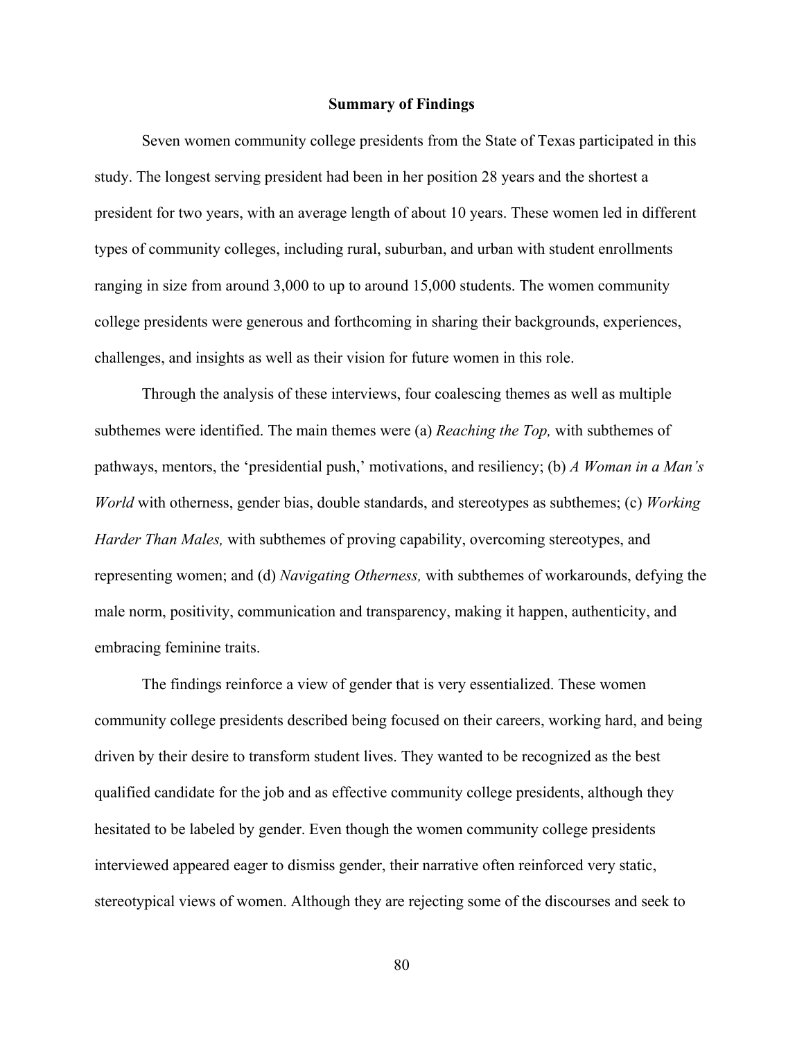## Summary of Findings

Seven women community college presidents from the State of Texas participated in this study. The longest serving president had been in her position 28 years and the shortest a president for two years, with an average length of about 10 years. These women led in different types of community colleges, including rural, suburban, and urban with student enrollments ranging in size from around 3,000 to up to around 15,000 students. The women community college presidents were generous and forthcoming in sharing their backgrounds, experiences, challenges, and insights as well as their vision for future women in this role.

Through the analysis of these interviews, four coalescing themes as well as multiple subthemes were identified. The main themes were (a) *Reaching the Top,* with subthemes of pathways, mentors, the 'presidential push,' motivations, and resiliency; (b) *A Woman in a Man's World* with otherness, gender bias, double standards, and stereotypes as subthemes; (c) *Working Harder Than Males,* with subthemes of proving capability, overcoming stereotypes, and representing women; and (d) *Navigating Otherness,* with subthemes of workarounds, defying the male norm, positivity, communication and transparency, making it happen, authenticity, and embracing feminine traits.

The findings reinforce a view of gender that is very essentialized. These women community college presidents described being focused on their careers, working hard, and being driven by their desire to transform student lives. They wanted to be recognized as the best qualified candidate for the job and as effective community college presidents, although they hesitated to be labeled by gender. Even though the women community college presidents interviewed appeared eager to dismiss gender, their narrative often reinforced very static, stereotypical views of women. Although they are rejecting some of the discourses and seek to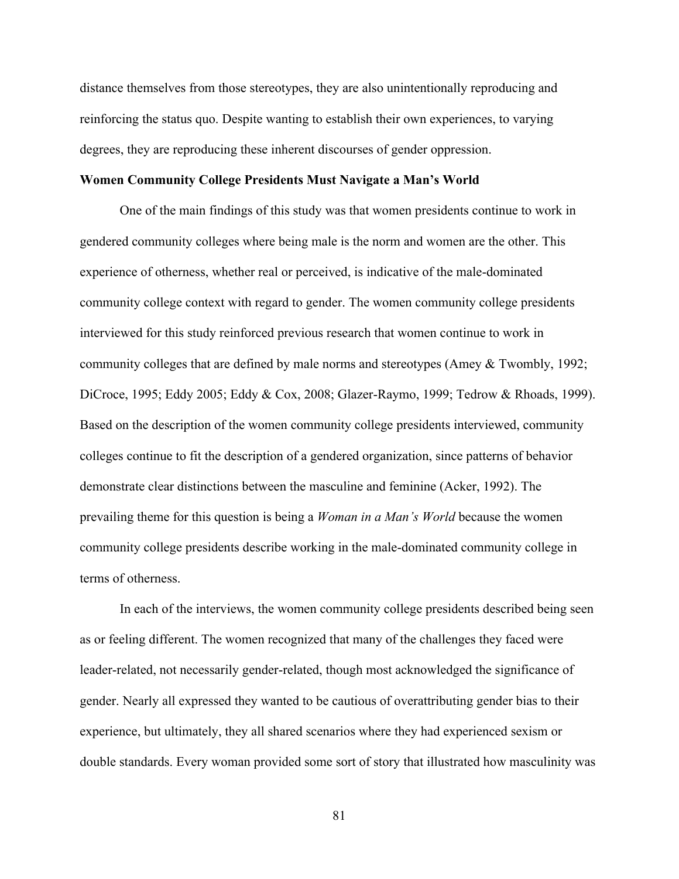distance themselves from those stereotypes, they are also unintentionally reproducing and reinforcing the status quo. Despite wanting to establish their own experiences, to varying degrees, they are reproducing these inherent discourses of gender oppression.

**Women Community College Presidents Must Navigate a Man's World**

One of the main findings of this study was that women presidents continue to work in gendered community colleges where being male is the norm and women are the other. This experience of otherness, whether real or perceived, is indicative of the male-dominated community college context with regard to gender. The women community college presidents interviewed for this study reinforced previous research that women continue to work in community colleges that are defined by male norms and stereotypes (Amey & Twombly, 1992; DiCroce, 1995; Eddy 2005; Eddy & Cox, 2008; Glazer-Raymo, 1999; Tedrow & Rhoads, 1999). Based on the description of the women community college presidents interviewed, community colleges continue to fit the description of a gendered organization, since patterns of behavior demonstrate clear distinctions between the masculine and feminine (Acker, 1992). The prevailing theme for this question is being a *Woman in a Man's World* because the women community college presidents describe working in the male-dominated community college in terms of otherness.

In each of the interviews, the women community college presidents described being seen as or feeling different. The women recognized that many of the challenges they faced were leader-related, not necessarily gender-related, though most acknowledged the significance of gender. Nearly all expressed they wanted to be cautious of overattributing gender bias to their experience, but ultimately, they all shared scenarios where they had experienced sexism or double standards. Every woman provided some sort of story that illustrated how masculinity was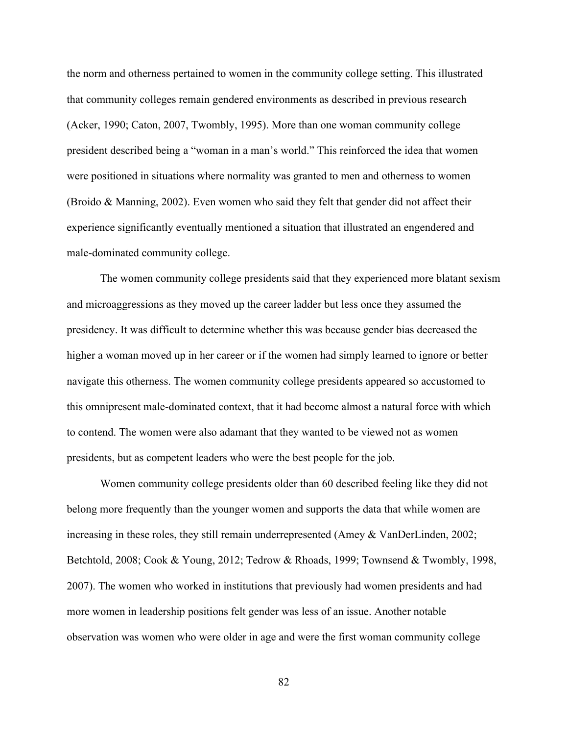the norm and otherness pertained to women in the community college setting. This illustrated that community colleges remain gendered environments as described in previous research (Acker, 1990; Caton, 2007, Twombly, 1995). More than one woman community college president described being a "woman in a man's world." This reinforced the idea that women were positioned in situations where normality was granted to men and otherness to women (Broido & Manning, 2002). Even women who said they felt that gender did not affect their experience significantly eventually mentioned a situation that illustrated an engendered and male-dominated community college.

The women community college presidents said that they experienced more blatant sexism and microaggressions as they moved up the career ladder but less once they assumed the presidency. It was difficult to determine whether this was because gender bias decreased the higher a woman moved up in her career or if the women had simply learned to ignore or better navigate this otherness. The women community college presidents appeared so accustomed to this omnipresent male-dominated context, that it had become almost a natural force with which to contend. The women were also adamant that they wanted to be viewed not as women presidents, but as competent leaders who were the best people for the job.

Women community college presidents older than 60 described feeling like they did not belong more frequently than the younger women and supports the data that while women are increasing in these roles, they still remain underrepresented (Amey & VanDerLinden, 2002; Betchtold, 2008; Cook & Young, 2012; Tedrow & Rhoads, 1999; Townsend & Twombly, 1998, 2007). The women who worked in institutions that previously had women presidents and had more women in leadership positions felt gender was less of an issue. Another notable observation was women who were older in age and were the first woman community college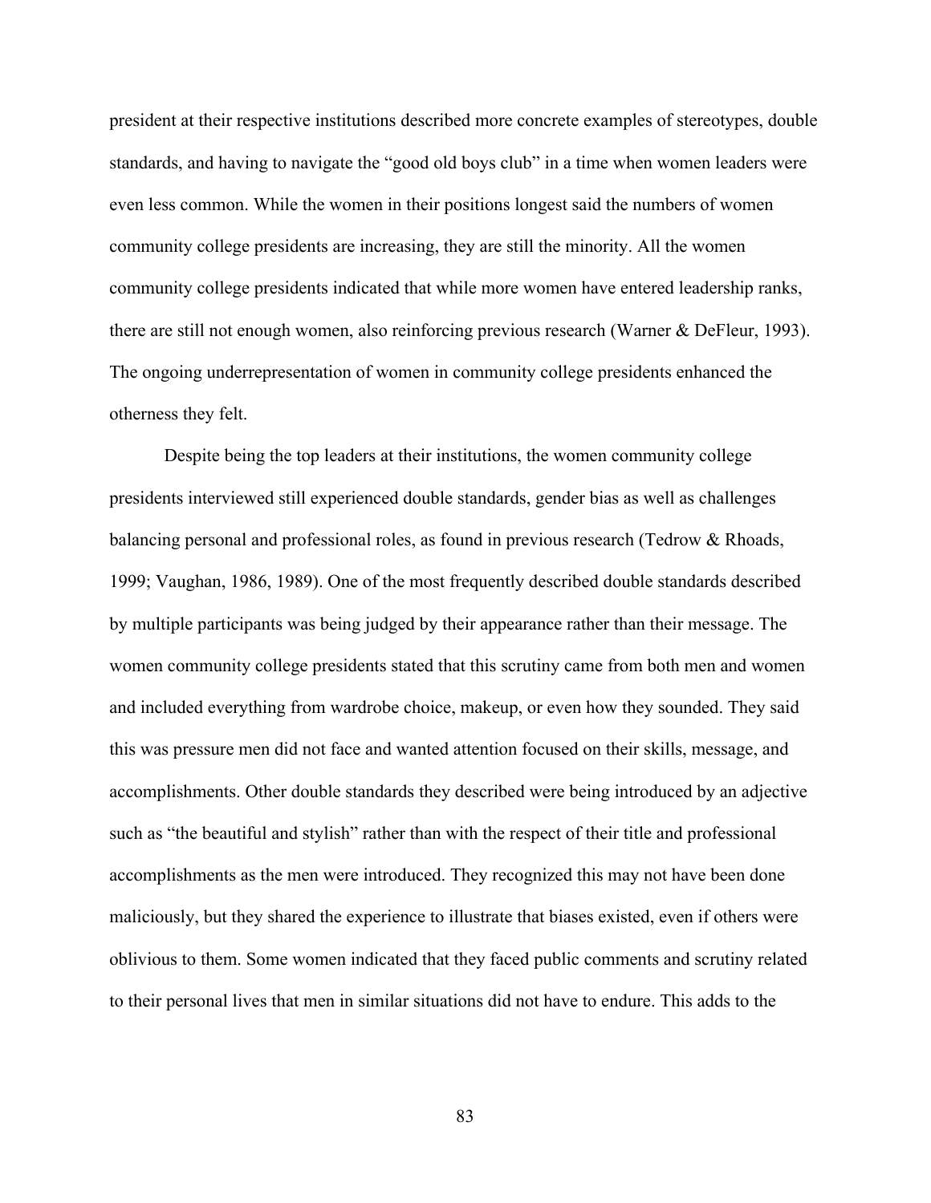president at their respective institutions described more concrete examples of stereotypes, double standards, and having to navigate the "good old boys club" in a time when women leaders were even less common. While the women in their positions longest said the numbers of women community college presidents are increasing, they are still the minority. All the women community college presidents indicated that while more women have entered leadership ranks, there are still not enough women, also reinforcing previous research (Warner & DeFleur, 1993). The ongoing underrepresentation of women in community college presidents enhanced the otherness they felt.

Despite being the top leaders at their institutions, the women community college presidents interviewed still experienced double standards, gender bias as well as challenges balancing personal and professional roles, as found in previous research (Tedrow & Rhoads, 1999; Vaughan, 1986, 1989). One of the most frequently described double standards described by multiple participants was being judged by their appearance rather than their message. The women community college presidents stated that this scrutiny came from both men and women and included everything from wardrobe choice, makeup, or even how they sounded. They said this was pressure men did not face and wanted attention focused on their skills, message, and accomplishments. Other double standards they described were being introduced by an adjective such as "the beautiful and stylish" rather than with the respect of their title and professional accomplishments as the men were introduced. They recognized this may not have been done maliciously, but they shared the experience to illustrate that biases existed, even if others were oblivious to them. Some women indicated that they faced public comments and scrutiny related to their personal lives that men in similar situations did not have to endure. This adds to the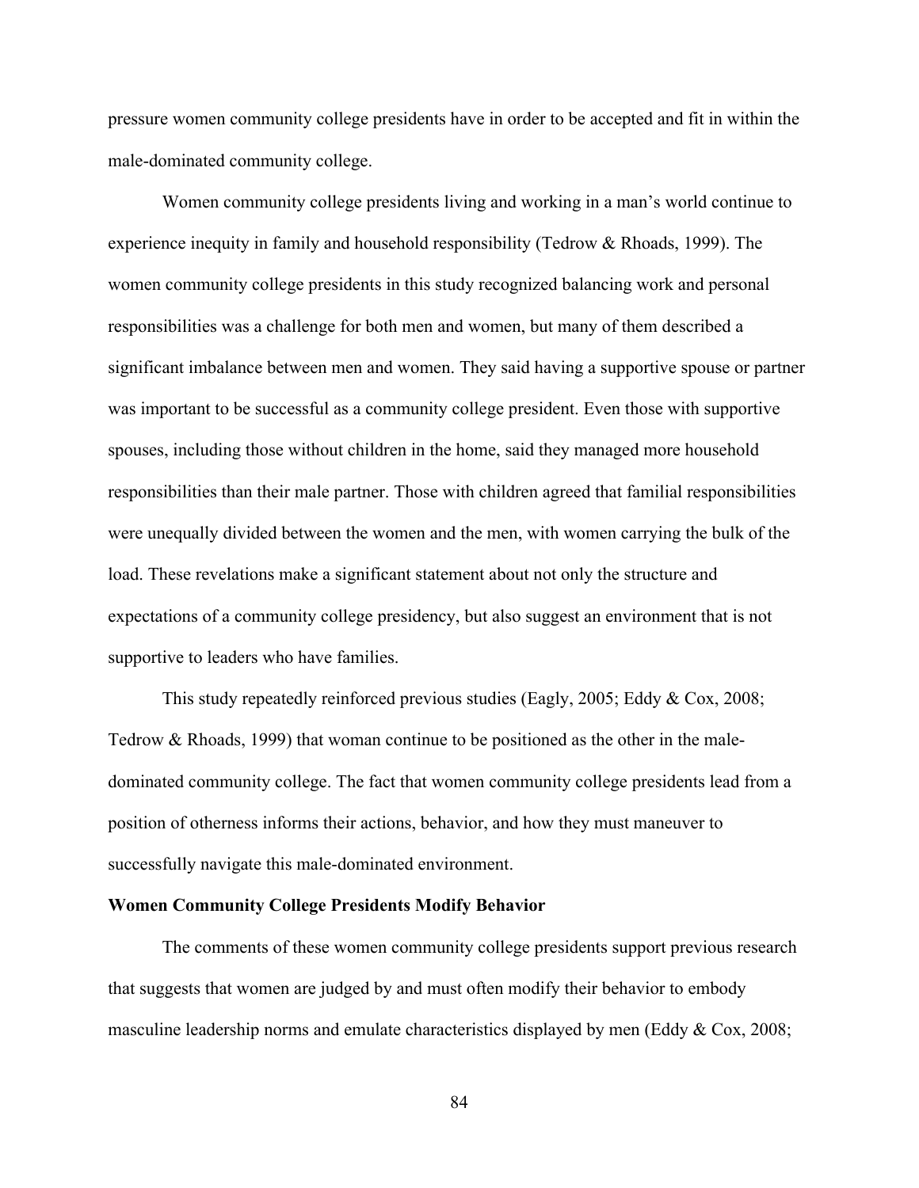pressure women community college presidents have in order to be accepted and fit in within the male-dominated community college.

Women community college presidents living and working in a man's world continue to experience inequity in family and household responsibility (Tedrow & Rhoads, 1999). The women community college presidents in this study recognized balancing work and personal responsibilities was a challenge for both men and women, but many of them described a significant imbalance between men and women. They said having a supportive spouse or partner was important to be successful as a community college president. Even those with supportive spouses, including those without children in the home, said they managed more household responsibilities than their male partner. Those with children agreed that familial responsibilities were unequally divided between the women and the men, with women carrying the bulk of the load. These revelations make a significant statement about not only the structure and expectations of a community college presidency, but also suggest an environment that is not supportive to leaders who have families.

This study repeatedly reinforced previous studies (Eagly, 2005; Eddy & Cox, 2008; Tedrow & Rhoads, 1999) that woman continue to be positioned as the other in the male-dominated community college. The fact that women community college presidents lead from a position of otherness informs their actions, behavior, and how they must maneuver to successfully navigate this male-dominated environment.

**Women Community College Presidents Modify Behavior**

The comments of these women community college presidents support previous research that suggests that women are judged by and must often modify their behavior to embody masculine leadership norms and emulate characteristics displayed by men (Eddy & Cox, 2008;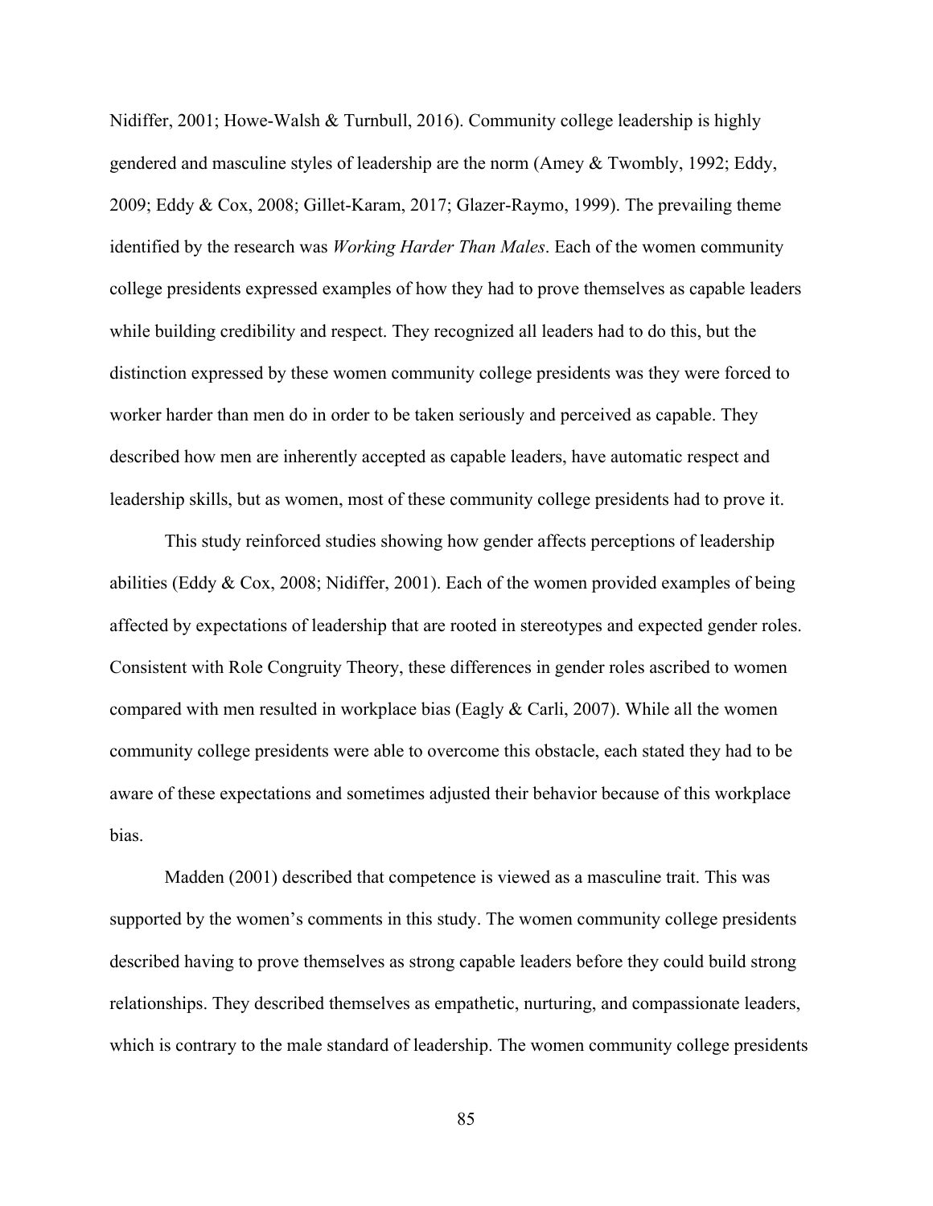Nidiffer, 2001; Howe-Walsh & Turnbull, 2016). Community college leadership is highly gendered and masculine styles of leadership are the norm (Amey & Twombly, 1992; Eddy, 2009; Eddy & Cox, 2008; Gillet-Karam, 2017; Glazer-Raymo, 1999). The prevailing theme identified by the research was *Working Harder Than Males*. Each of the women community college presidents expressed examples of how they had to prove themselves as capable leaders while building credibility and respect. They recognized all leaders had to do this, but the distinction expressed by these women community college presidents was they were forced to worker harder than men do in order to be taken seriously and perceived as capable. They described how men are inherently accepted as capable leaders, have automatic respect and leadership skills, but as women, most of these community college presidents had to prove it.

This study reinforced studies showing how gender affects perceptions of leadership abilities (Eddy & Cox, 2008; Nidiffer, 2001). Each of the women provided examples of being affected by expectations of leadership that are rooted in stereotypes and expected gender roles. Consistent with Role Congruity Theory, these differences in gender roles ascribed to women compared with men resulted in workplace bias (Eagly & Carli, 2007). While all the women community college presidents were able to overcome this obstacle, each stated they had to be aware of these expectations and sometimes adjusted their behavior because of this workplace bias.

Madden (2001) described that competence is viewed as a masculine trait. This was supported by the women's comments in this study. The women community college presidents described having to prove themselves as strong capable leaders before they could build strong relationships. They described themselves as empathetic, nurturing, and compassionate leaders, which is contrary to the male standard of leadership. The women community college presidents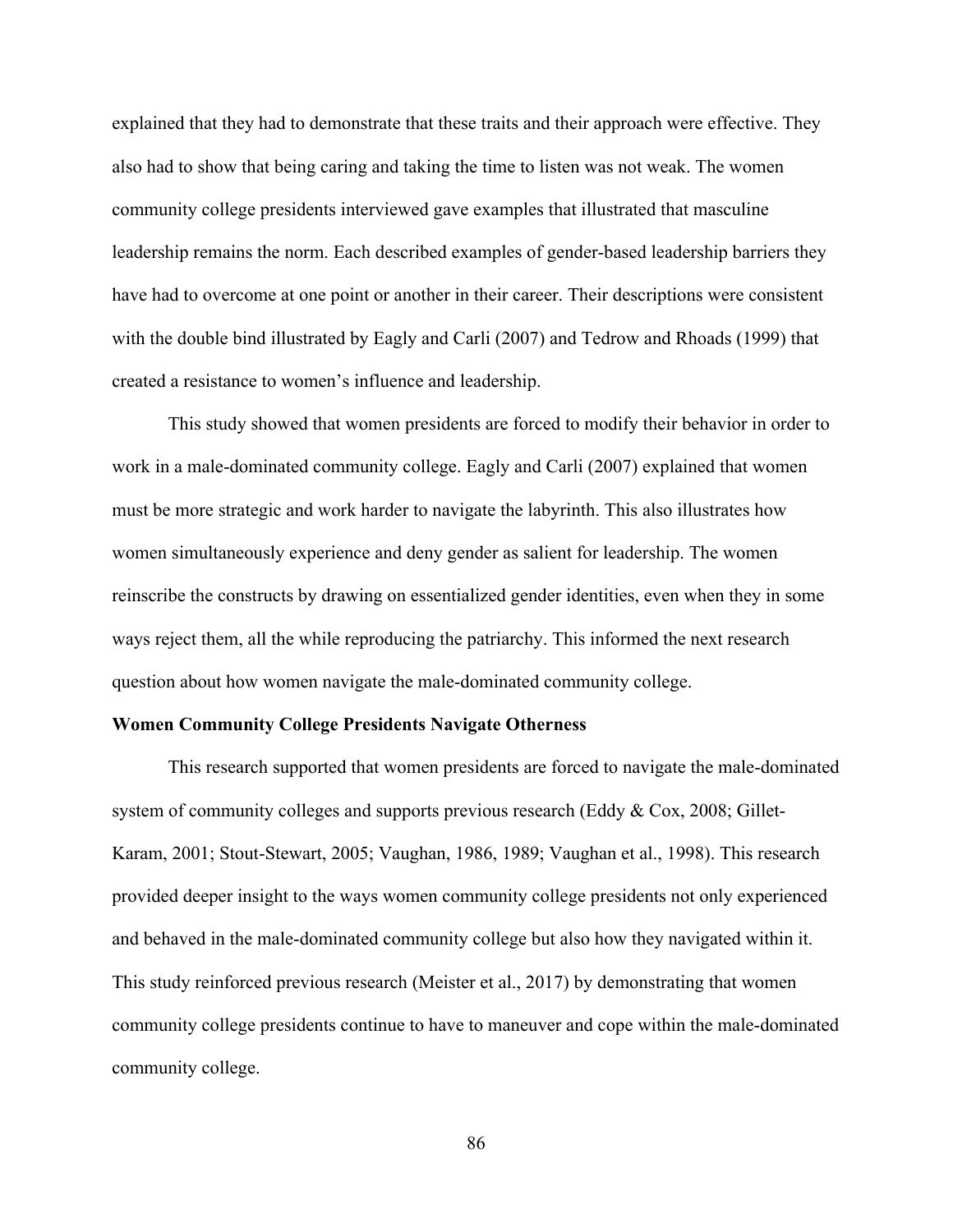explained that they had to demonstrate that these traits and their approach were effective. They also had to show that being caring and taking the time to listen was not weak. The women community college presidents interviewed gave examples that illustrated that masculine leadership remains the norm. Each described examples of gender-based leadership barriers they have had to overcome at one point or another in their career. Their descriptions were consistent with the double bind illustrated by Eagly and Carli (2007) and Tedrow and Rhoads (1999) that created a resistance to women's influence and leadership.

This study showed that women presidents are forced to modify their behavior in order to work in a male-dominated community college. Eagly and Carli (2007) explained that women must be more strategic and work harder to navigate the labyrinth. This also illustrates how women simultaneously experience and deny gender as salient for leadership. The women reinscribe the constructs by drawing on essentialized gender identities, even when they in some ways reject them, all the while reproducing the patriarchy. This informed the next research question about how women navigate the male-dominated community college.

**Women Community College Presidents Navigate Otherness**

This research supported that women presidents are forced to navigate the male-dominated system of community colleges and supports previous research (Eddy & Cox, 2008; Gillet-Karam, 2001; Stout-Stewart, 2005; Vaughan, 1986, 1989; Vaughan et al., 1998). This research provided deeper insight to the ways women community college presidents not only experienced and behaved in the male-dominated community college but also how they navigated within it. This study reinforced previous research (Meister et al., 2017) by demonstrating that women community college presidents continue to have to maneuver and cope within the male-dominated community college.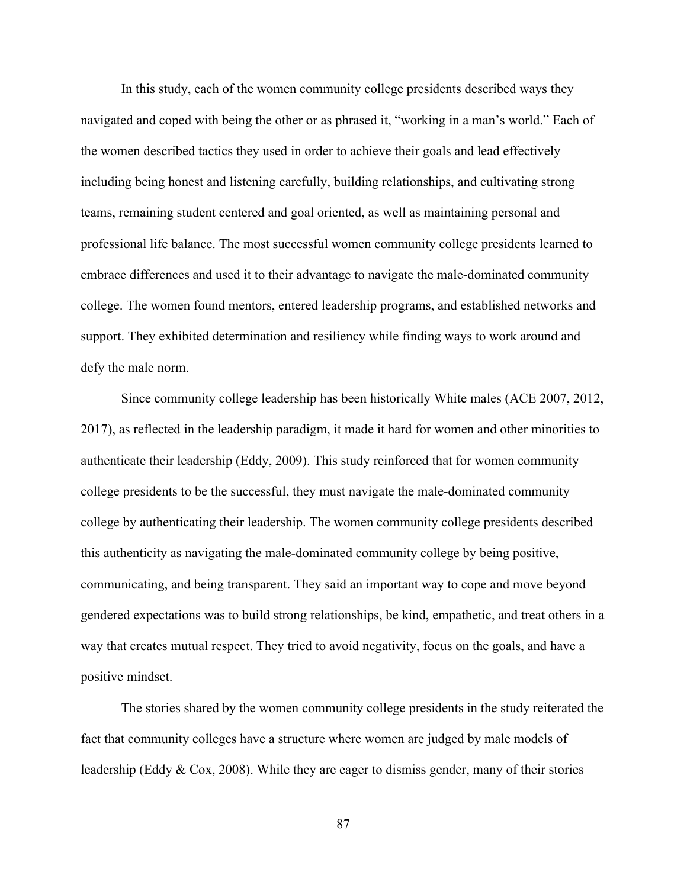In this study, each of the women community college presidents described ways they navigated and coped with being the other or as phrased it, "working in a man's world." Each of the women described tactics they used in order to achieve their goals and lead effectively including being honest and listening carefully, building relationships, and cultivating strong teams, remaining student centered and goal oriented, as well as maintaining personal and professional life balance. The most successful women community college presidents learned to embrace differences and used it to their advantage to navigate the male-dominated community college. The women found mentors, entered leadership programs, and established networks and support. They exhibited determination and resiliency while finding ways to work around and defy the male norm.

Since community college leadership has been historically White males (ACE 2007, 2012, 2017), as reflected in the leadership paradigm, it made it hard for women and other minorities to authenticate their leadership (Eddy, 2009). This study reinforced that for women community college presidents to be the successful, they must navigate the male-dominated community college by authenticating their leadership. The women community college presidents described this authenticity as navigating the male-dominated community college by being positive, communicating, and being transparent. They said an important way to cope and move beyond gendered expectations was to build strong relationships, be kind, empathetic, and treat others in a way that creates mutual respect. They tried to avoid negativity, focus on the goals, and have a positive mindset.

The stories shared by the women community college presidents in the study reiterated the fact that community colleges have a structure where women are judged by male models of leadership (Eddy & Cox, 2008). While they are eager to dismiss gender, many of their stories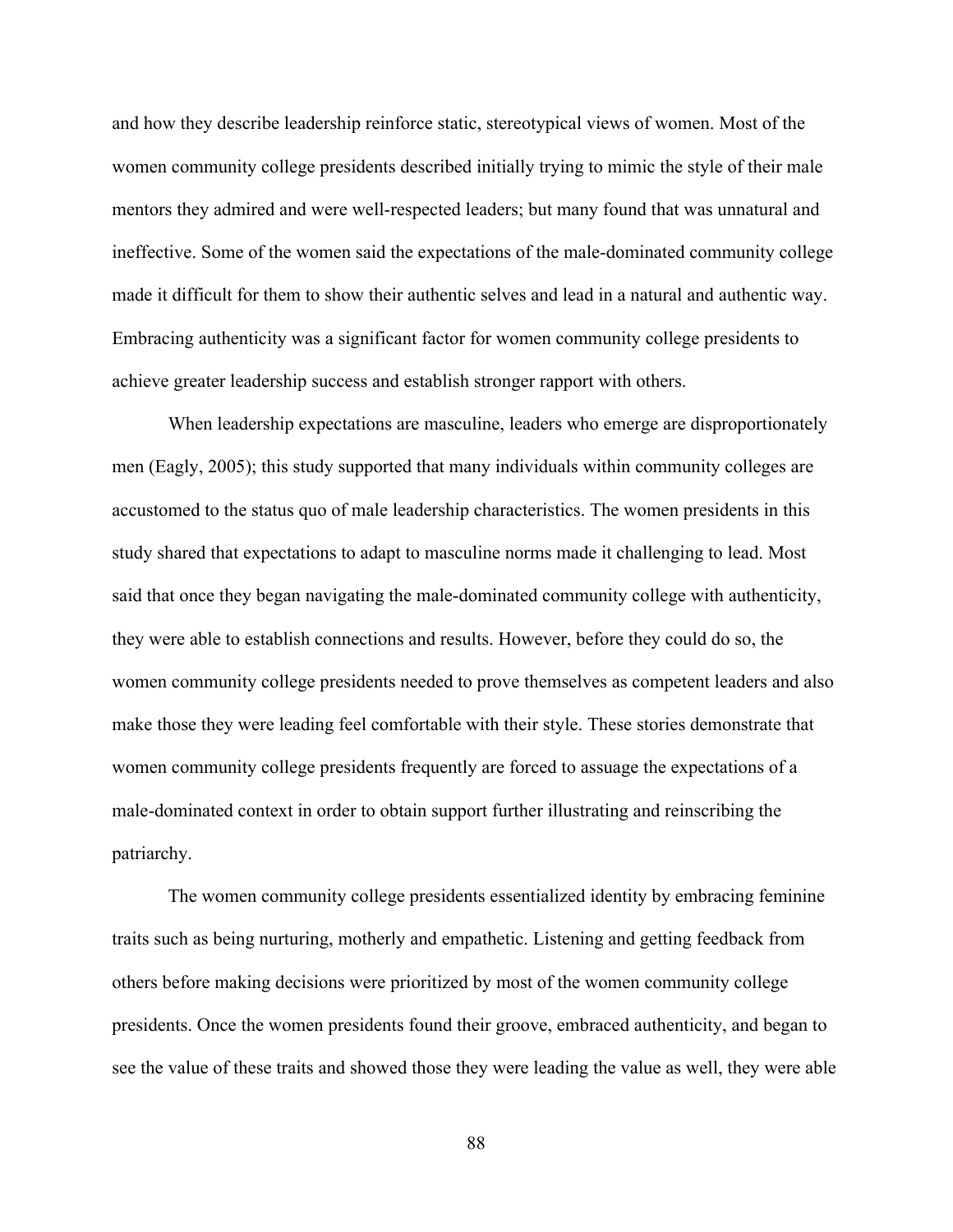and how they describe leadership reinforce static, stereotypical views of women. Most of the women community college presidents described initially trying to mimic the style of their male mentors they admired and were well-respected leaders; but many found that was unnatural and ineffective. Some of the women said the expectations of the male-dominated community college made it difficult for them to show their authentic selves and lead in a natural and authentic way. Embracing authenticity was a significant factor for women community college presidents to achieve greater leadership success and establish stronger rapport with others.

When leadership expectations are masculine, leaders who emerge are disproportionately men (Eagly, 2005); this study supported that many individuals within community colleges are accustomed to the status quo of male leadership characteristics. The women presidents in this study shared that expectations to adapt to masculine norms made it challenging to lead. Most said that once they began navigating the male-dominated community college with authenticity, they were able to establish connections and results. However, before they could do so, the women community college presidents needed to prove themselves as competent leaders and also make those they were leading feel comfortable with their style. These stories demonstrate that women community college presidents frequently are forced to assuage the expectations of a male-dominated context in order to obtain support further illustrating and reinscribing the patriarchy.

The women community college presidents essentialized identity by embracing feminine traits such as being nurturing, motherly and empathetic. Listening and getting feedback from others before making decisions were prioritized by most of the women community college presidents. Once the women presidents found their groove, embraced authenticity, and began to see the value of these traits and showed those they were leading the value as well, they were able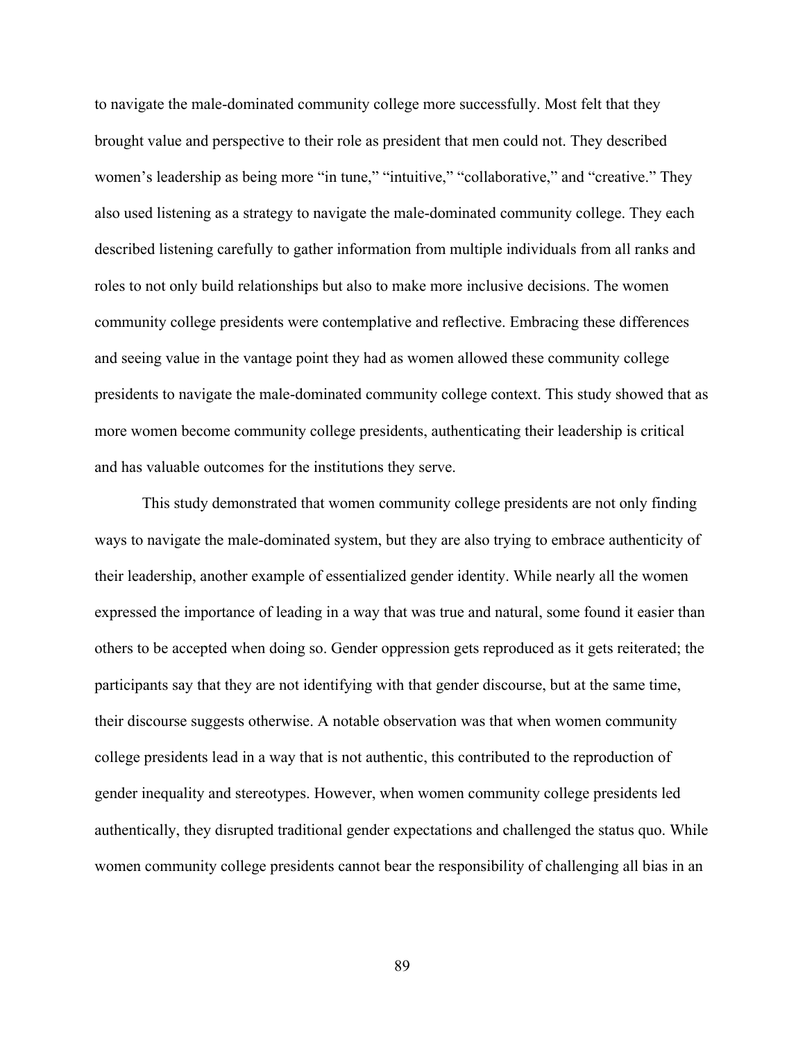to navigate the male-dominated community college more successfully. Most felt that they brought value and perspective to their role as president that men could not. They described women's leadership as being more "in tune," "intuitive," "collaborative," and "creative." They also used listening as a strategy to navigate the male-dominated community college. They each described listening carefully to gather information from multiple individuals from all ranks and roles to not only build relationships but also to make more inclusive decisions. The women community college presidents were contemplative and reflective. Embracing these differences and seeing value in the vantage point they had as women allowed these community college presidents to navigate the male-dominated community college context. This study showed that as more women become community college presidents, authenticating their leadership is critical and has valuable outcomes for the institutions they serve.

This study demonstrated that women community college presidents are not only finding ways to navigate the male-dominated system, but they are also trying to embrace authenticity of their leadership, another example of essentialized gender identity. While nearly all the women expressed the importance of leading in a way that was true and natural, some found it easier than others to be accepted when doing so. Gender oppression gets reproduced as it gets reiterated; the participants say that they are not identifying with that gender discourse, but at the same time, their discourse suggests otherwise. A notable observation was that when women community college presidents lead in a way that is not authentic, this contributed to the reproduction of gender inequality and stereotypes. However, when women community college presidents led authentically, they disrupted traditional gender expectations and challenged the status quo. While women community college presidents cannot bear the responsibility of challenging all bias in an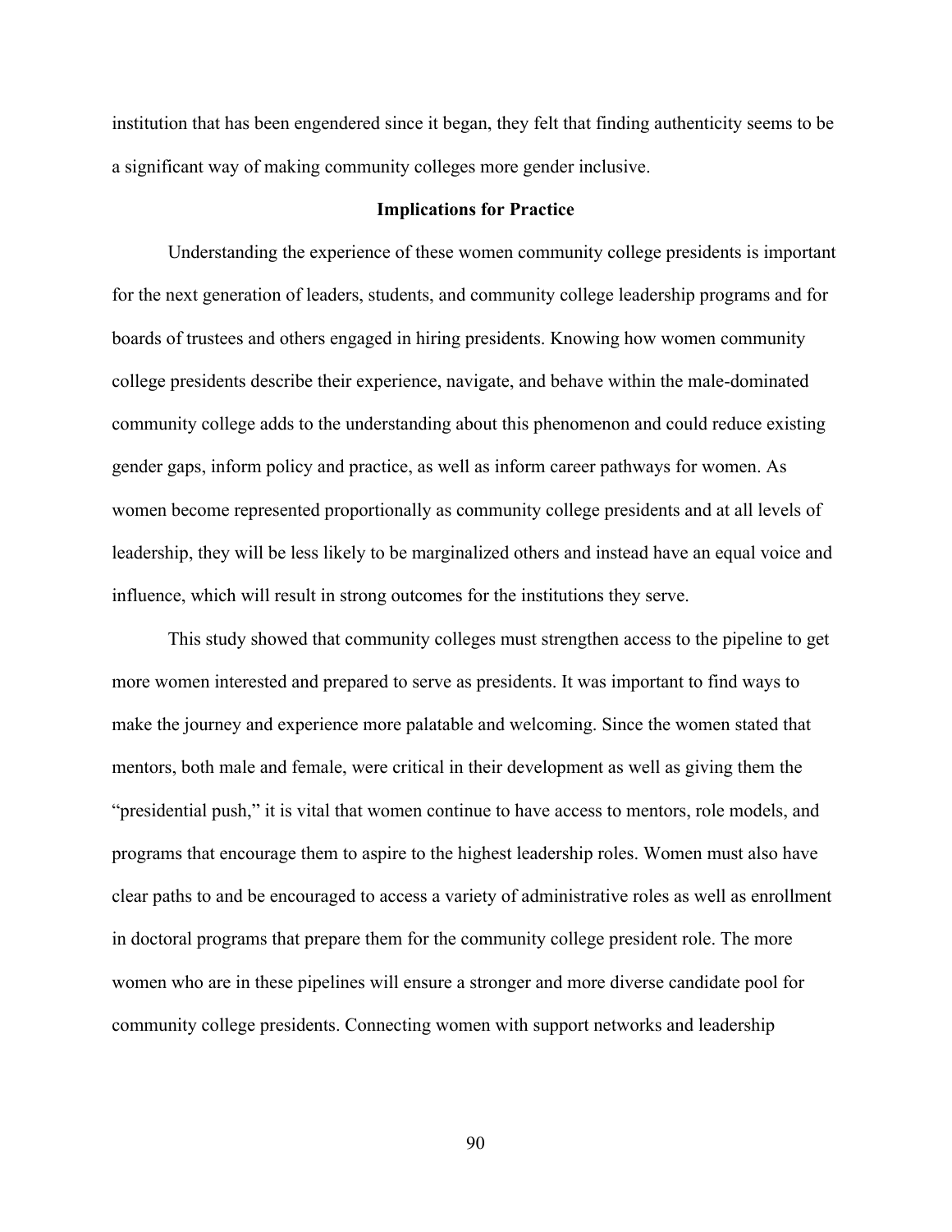institution that has been engendered since it began, they felt that finding authenticity seems to be a significant way of making community colleges more gender inclusive.

## Implications for Practice

Understanding the experience of these women community college presidents is important for the next generation of leaders, students, and community college leadership programs and for boards of trustees and others engaged in hiring presidents. Knowing how women community college presidents describe their experience, navigate, and behave within the male-dominated community college adds to the understanding about this phenomenon and could reduce existing gender gaps, inform policy and practice, as well as inform career pathways for women. As women become represented proportionally as community college presidents and at all levels of leadership, they will be less likely to be marginalized others and instead have an equal voice and influence, which will result in strong outcomes for the institutions they serve.

This study showed that community colleges must strengthen access to the pipeline to get more women interested and prepared to serve as presidents. It was important to find ways to make the journey and experience more palatable and welcoming. Since the women stated that mentors, both male and female, were critical in their development as well as giving them the "presidential push," it is vital that women continue to have access to mentors, role models, and programs that encourage them to aspire to the highest leadership roles. Women must also have clear paths to and be encouraged to access a variety of administrative roles as well as enrollment in doctoral programs that prepare them for the community college president role. The more women who are in these pipelines will ensure a stronger and more diverse candidate pool for community college presidents. Connecting women with support networks and leadership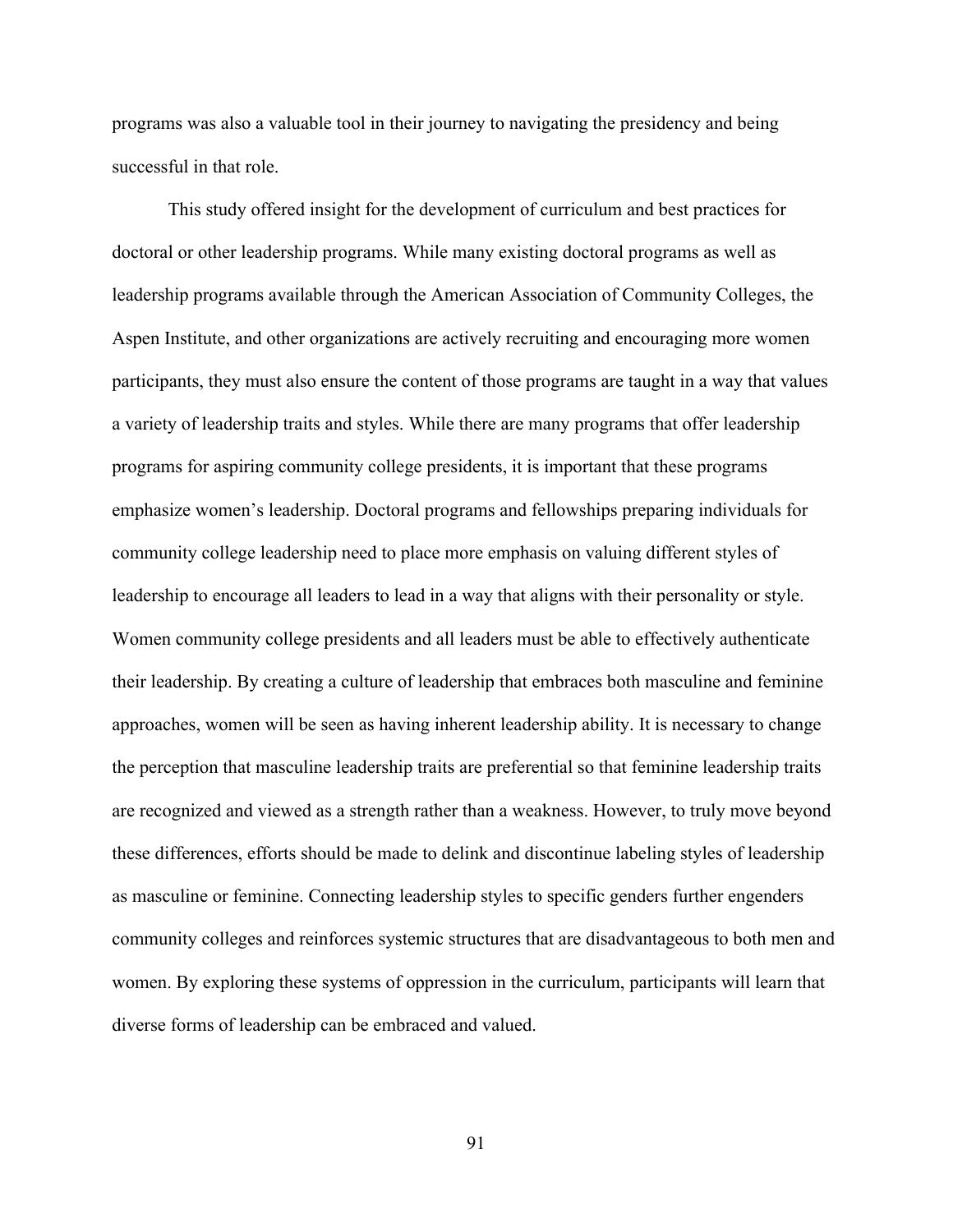programs was also a valuable tool in their journey to navigating the presidency and being successful in that role.

This study offered insight for the development of curriculum and best practices for doctoral or other leadership programs. While many existing doctoral programs as well as leadership programs available through the American Association of Community Colleges, the Aspen Institute, and other organizations are actively recruiting and encouraging more women participants, they must also ensure the content of those programs are taught in a way that values a variety of leadership traits and styles. While there are many programs that offer leadership programs for aspiring community college presidents, it is important that these programs emphasize women's leadership. Doctoral programs and fellowships preparing individuals for community college leadership need to place more emphasis on valuing different styles of leadership to encourage all leaders to lead in a way that aligns with their personality or style. Women community college presidents and all leaders must be able to effectively authenticate their leadership. By creating a culture of leadership that embraces both masculine and feminine approaches, women will be seen as having inherent leadership ability. It is necessary to change the perception that masculine leadership traits are preferential so that feminine leadership traits are recognized and viewed as a strength rather than a weakness. However, to truly move beyond these differences, efforts should be made to delink and discontinue labeling styles of leadership as masculine or feminine. Connecting leadership styles to specific genders further engenders community colleges and reinforces systemic structures that are disadvantageous to both men and women. By exploring these systems of oppression in the curriculum, participants will learn that diverse forms of leadership can be embraced and valued.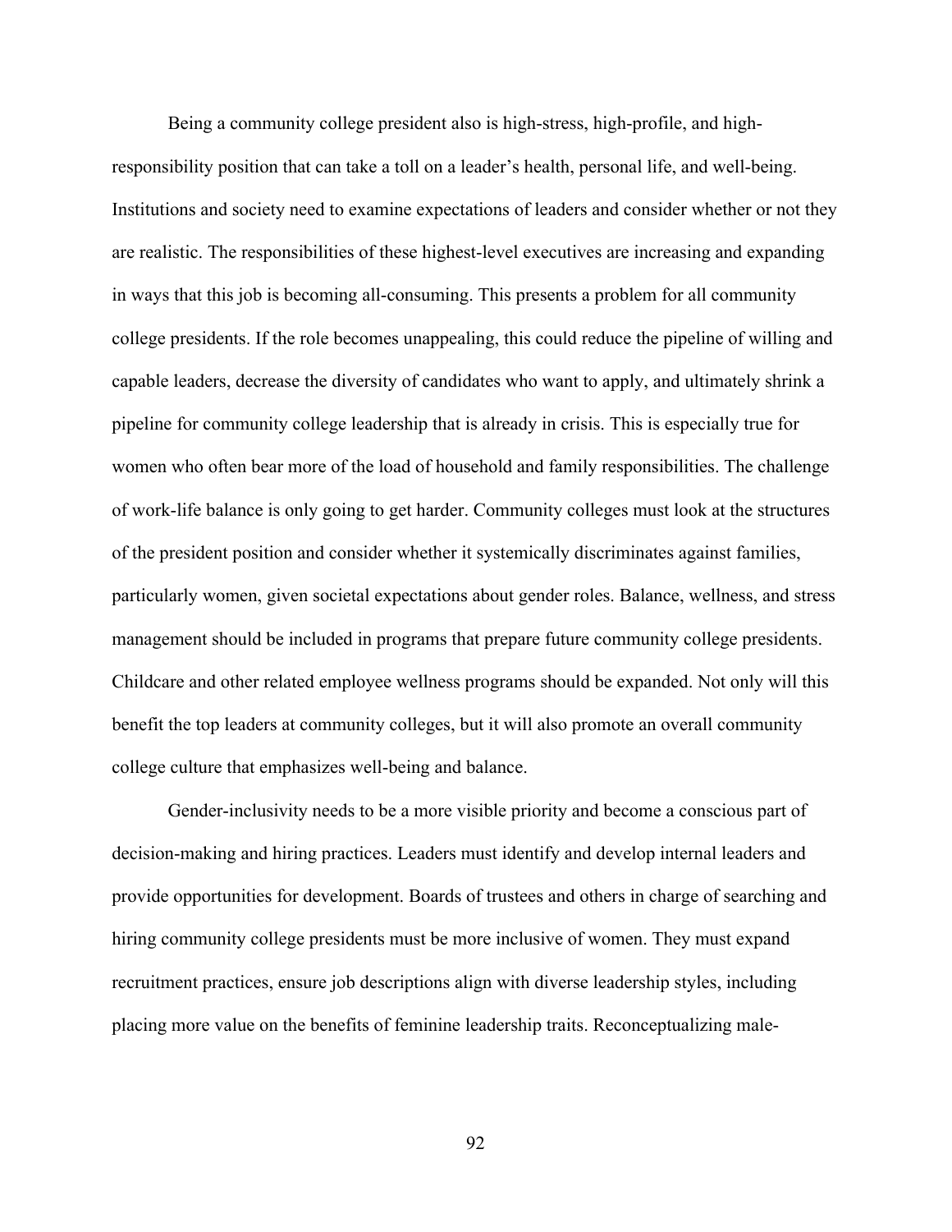Being a community college president also is high-stress, high-profile, and high-responsibility position that can take a toll on a leader's health, personal life, and well-being. Institutions and society need to examine expectations of leaders and consider whether or not they are realistic. The responsibilities of these highest-level executives are increasing and expanding in ways that this job is becoming all-consuming. This presents a problem for all community college presidents. If the role becomes unappealing, this could reduce the pipeline of willing and capable leaders, decrease the diversity of candidates who want to apply, and ultimately shrink a pipeline for community college leadership that is already in crisis. This is especially true for women who often bear more of the load of household and family responsibilities. The challenge of work-life balance is only going to get harder. Community colleges must look at the structures of the president position and consider whether it systemically discriminates against families, particularly women, given societal expectations about gender roles. Balance, wellness, and stress management should be included in programs that prepare future community college presidents. Childcare and other related employee wellness programs should be expanded. Not only will this benefit the top leaders at community colleges, but it will also promote an overall community college culture that emphasizes well-being and balance.

Gender-inclusivity needs to be a more visible priority and become a conscious part of decision-making and hiring practices. Leaders must identify and develop internal leaders and provide opportunities for development. Boards of trustees and others in charge of searching and hiring community college presidents must be more inclusive of women. They must expand recruitment practices, ensure job descriptions align with diverse leadership styles, including placing more value on the benefits of feminine leadership traits. Reconceptualizing male-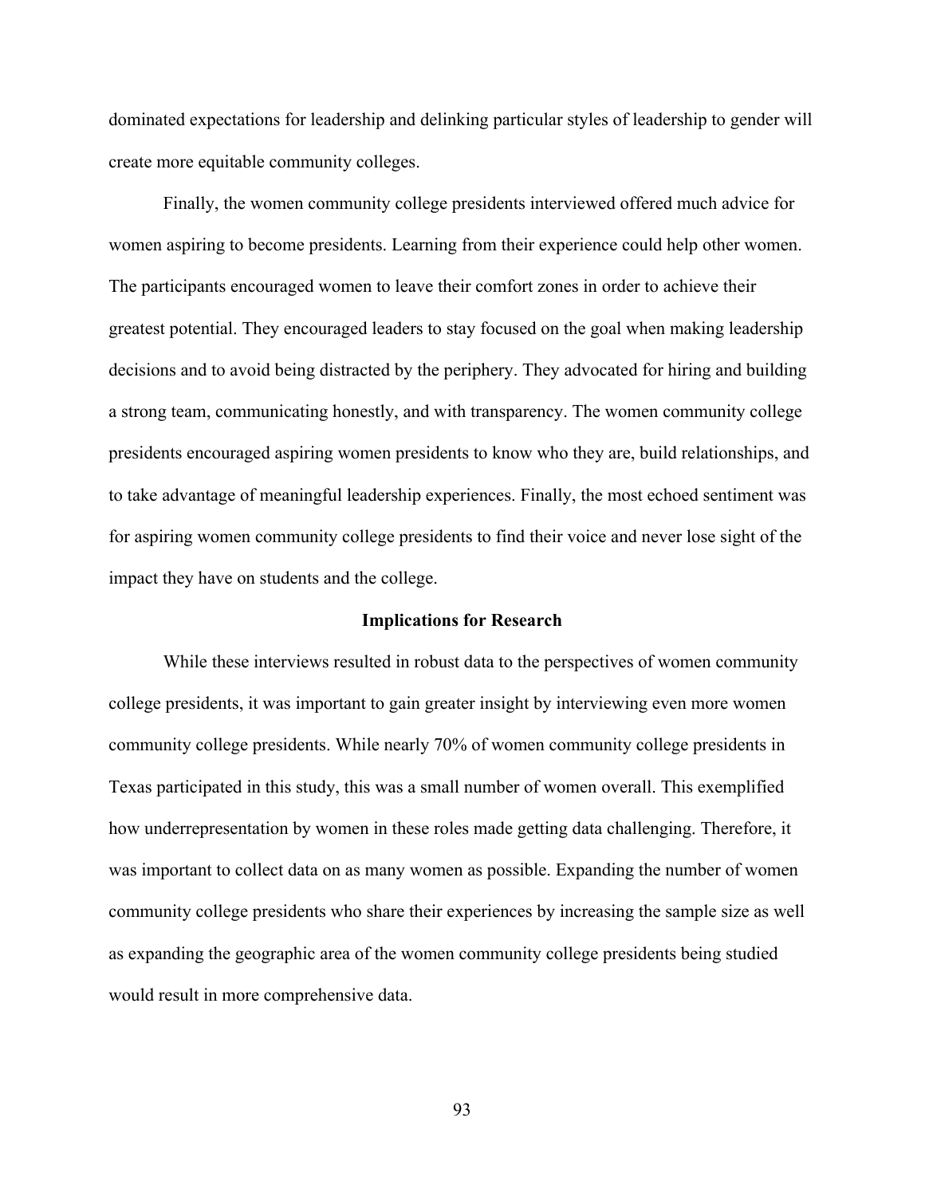dominated expectations for leadership and delinking particular styles of leadership to gender will create more equitable community colleges.

Finally, the women community college presidents interviewed offered much advice for women aspiring to become presidents. Learning from their experience could help other women. The participants encouraged women to leave their comfort zones in order to achieve their greatest potential. They encouraged leaders to stay focused on the goal when making leadership decisions and to avoid being distracted by the periphery. They advocated for hiring and building a strong team, communicating honestly, and with transparency. The women community college presidents encouraged aspiring women presidents to know who they are, build relationships, and to take advantage of meaningful leadership experiences. Finally, the most echoed sentiment was for aspiring women community college presidents to find their voice and never lose sight of the impact they have on students and the college.

## Implications for Research

While these interviews resulted in robust data to the perspectives of women community college presidents, it was important to gain greater insight by interviewing even more women community college presidents. While nearly 70% of women community college presidents in Texas participated in this study, this was a small number of women overall. This exemplified how underrepresentation by women in these roles made getting data challenging. Therefore, it was important to collect data on as many women as possible. Expanding the number of women community college presidents who share their experiences by increasing the sample size as well as expanding the geographic area of the women community college presidents being studied would result in more comprehensive data.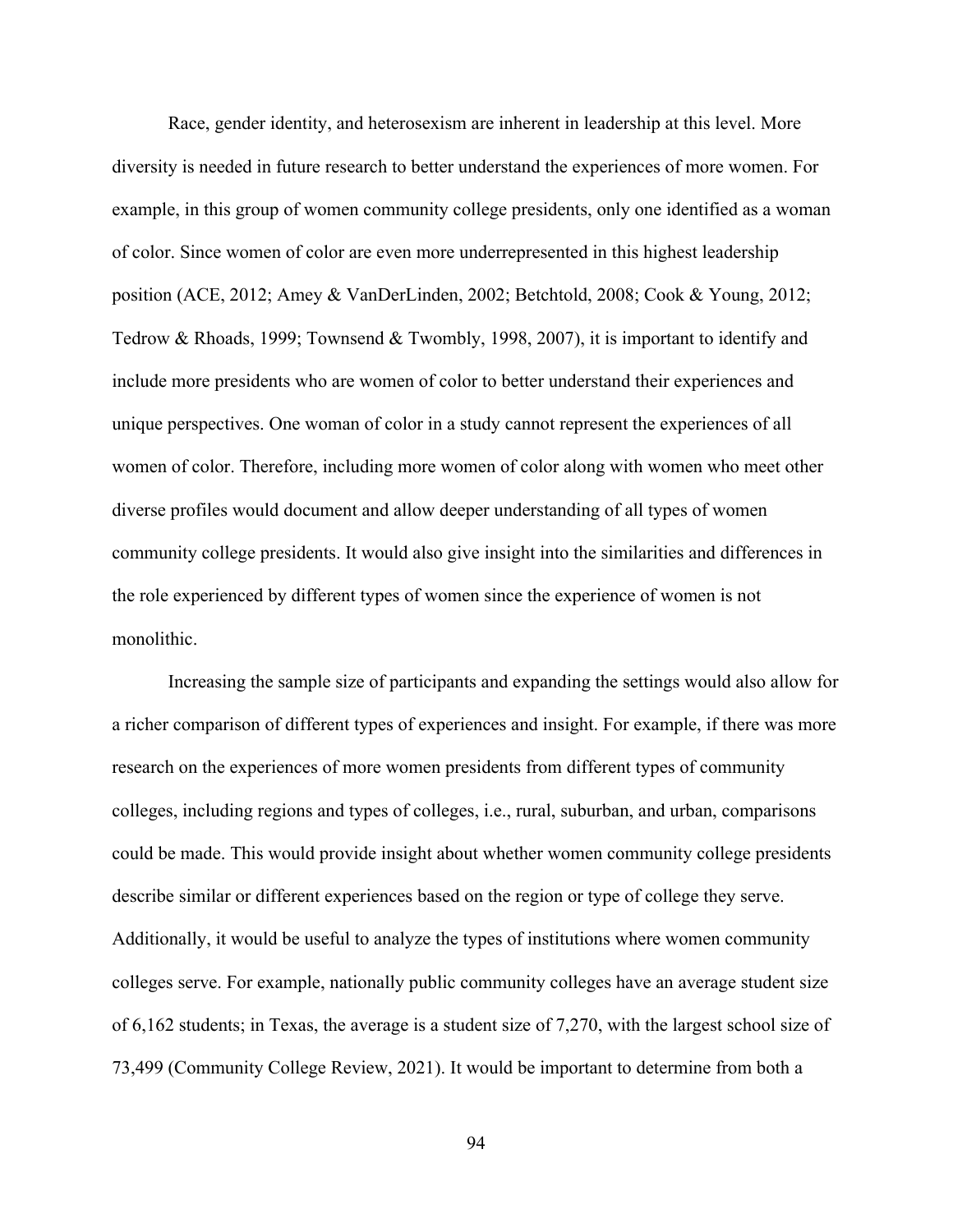Race, gender identity, and heterosexism are inherent in leadership at this level. More diversity is needed in future research to better understand the experiences of more women. For example, in this group of women community college presidents, only one identified as a woman of color. Since women of color are even more underrepresented in this highest leadership position (ACE, 2012; Amey & VanDerLinden, 2002; Betchtold, 2008; Cook & Young, 2012; Tedrow & Rhoads, 1999; Townsend & Twombly, 1998, 2007), it is important to identify and include more presidents who are women of color to better understand their experiences and unique perspectives. One woman of color in a study cannot represent the experiences of all women of color. Therefore, including more women of color along with women who meet other diverse profiles would document and allow deeper understanding of all types of women community college presidents. It would also give insight into the similarities and differences in the role experienced by different types of women since the experience of women is not monolithic.

Increasing the sample size of participants and expanding the settings would also allow for a richer comparison of different types of experiences and insight. For example, if there was more research on the experiences of more women presidents from different types of community colleges, including regions and types of colleges, i.e., rural, suburban, and urban, comparisons could be made. This would provide insight about whether women community college presidents describe similar or different experiences based on the region or type of college they serve. Additionally, it would be useful to analyze the types of institutions where women community colleges serve. For example, nationally public community colleges have an average student size of 6,162 students; in Texas, the average is a student size of 7,270, with the largest school size of 73,499 (Community College Review, 2021). It would be important to determine from both a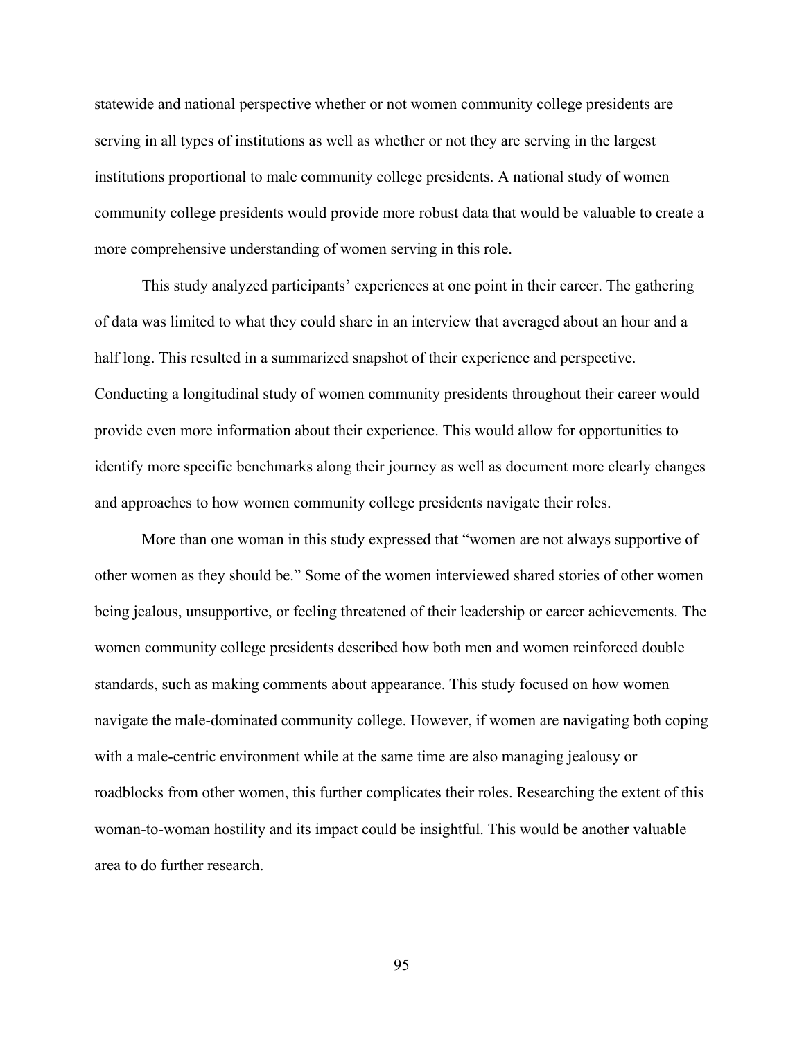statewide and national perspective whether or not women community college presidents are serving in all types of institutions as well as whether or not they are serving in the largest institutions proportional to male community college presidents. A national study of women community college presidents would provide more robust data that would be valuable to create a more comprehensive understanding of women serving in this role.

This study analyzed participants' experiences at one point in their career. The gathering of data was limited to what they could share in an interview that averaged about an hour and a half long. This resulted in a summarized snapshot of their experience and perspective. Conducting a longitudinal study of women community presidents throughout their career would provide even more information about their experience. This would allow for opportunities to identify more specific benchmarks along their journey as well as document more clearly changes and approaches to how women community college presidents navigate their roles.

More than one woman in this study expressed that "women are not always supportive of other women as they should be." Some of the women interviewed shared stories of other women being jealous, unsupportive, or feeling threatened of their leadership or career achievements. The women community college presidents described how both men and women reinforced double standards, such as making comments about appearance. This study focused on how women navigate the male-dominated community college. However, if women are navigating both coping with a male-centric environment while at the same time are also managing jealousy or roadblocks from other women, this further complicates their roles. Researching the extent of this woman-to-woman hostility and its impact could be insightful. This would be another valuable area to do further research.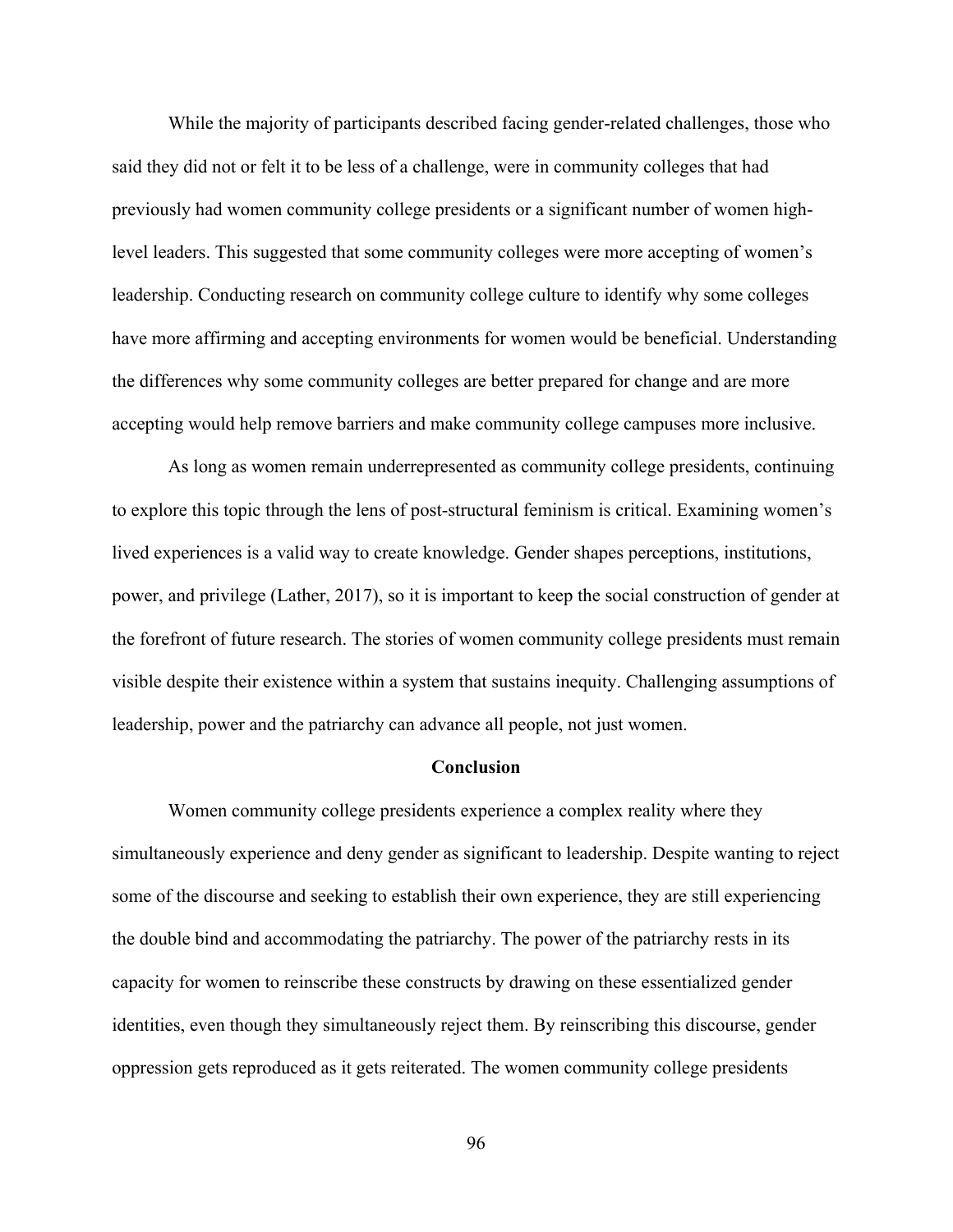While the majority of participants described facing gender-related challenges, those who said they did not or felt it to be less of a challenge, were in community colleges that had previously had women community college presidents or a significant number of women high-level leaders. This suggested that some community colleges were more accepting of women's leadership. Conducting research on community college culture to identify why some colleges have more affirming and accepting environments for women would be beneficial. Understanding the differences why some community colleges are better prepared for change and are more accepting would help remove barriers and make community college campuses more inclusive.

As long as women remain underrepresented as community college presidents, continuing to explore this topic through the lens of post-structural feminism is critical. Examining women's lived experiences is a valid way to create knowledge. Gender shapes perceptions, institutions, power, and privilege (Lather, 2017), so it is important to keep the social construction of gender at the forefront of future research. The stories of women community college presidents must remain visible despite their existence within a system that sustains inequity. Challenging assumptions of leadership, power and the patriarchy can advance all people, not just women.

## Conclusion

Women community college presidents experience a complex reality where they simultaneously experience and deny gender as significant to leadership. Despite wanting to reject some of the discourse and seeking to establish their own experience, they are still experiencing the double bind and accommodating the patriarchy. The power of the patriarchy rests in its capacity for women to reinscribe these constructs by drawing on these essentialized gender identities, even though they simultaneously reject them. By reinscribing this discourse, gender oppression gets reproduced as it gets reiterated. The women community college presidents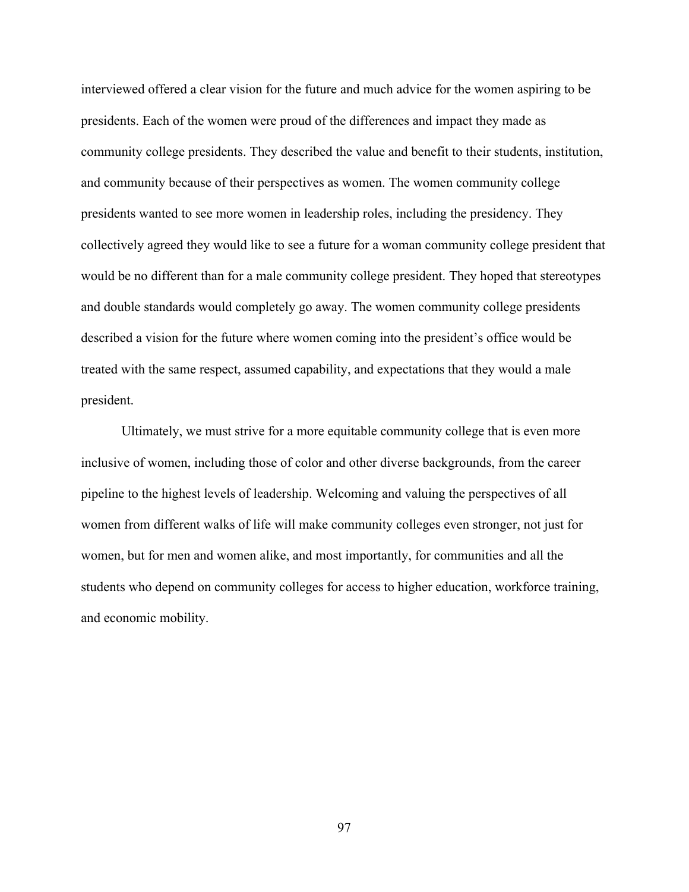interviewed offered a clear vision for the future and much advice for the women aspiring to be presidents. Each of the women were proud of the differences and impact they made as community college presidents. They described the value and benefit to their students, institution, and community because of their perspectives as women. The women community college presidents wanted to see more women in leadership roles, including the presidency. They collectively agreed they would like to see a future for a woman community college president that would be no different than for a male community college president. They hoped that stereotypes and double standards would completely go away. The women community college presidents described a vision for the future where women coming into the president's office would be treated with the same respect, assumed capability, and expectations that they would a male president.

Ultimately, we must strive for a more equitable community college that is even more inclusive of women, including those of color and other diverse backgrounds, from the career pipeline to the highest levels of leadership. Welcoming and valuing the perspectives of all women from different walks of life will make community colleges even stronger, not just for women, but for men and women alike, and most importantly, for communities and all the students who depend on community colleges for access to higher education, workforce training, and economic mobility.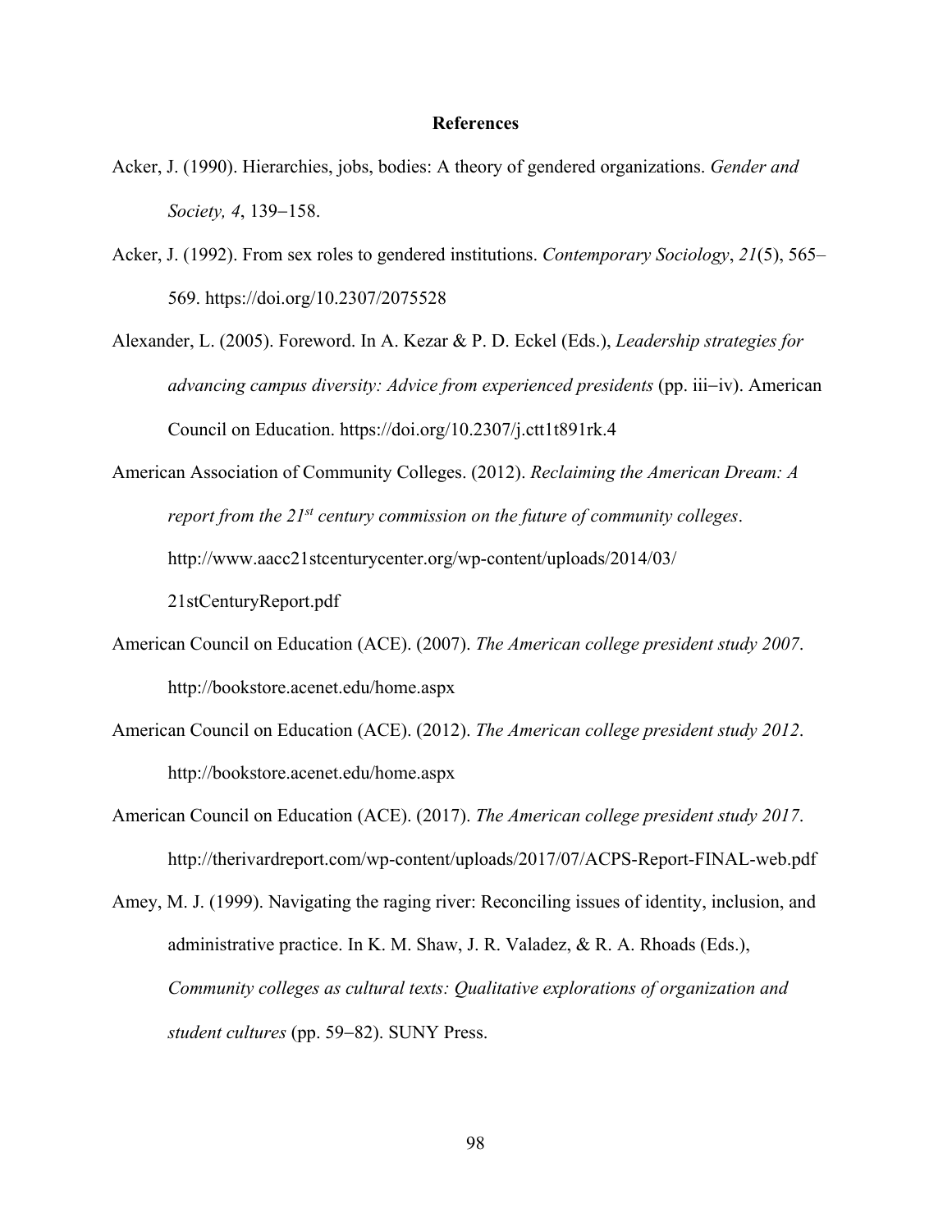# References

Acker, J. (1990). Hierarchies, jobs, bodies: A theory of gendered organizations. *Gender and Society, 4*, 139−158.

Acker, J. (1992). From sex roles to gendered institutions. *Contemporary Sociology*, *21*(5), 565–569. https://doi.org/10.2307/2075528

Alexander, L. (2005). Foreword. In A. Kezar & P. D. Eckel (Eds.), *Leadership strategies for advancing campus diversity: Advice from experienced presidents* (pp. iii−iv). American Council on Education. https://doi.org/10.2307/j.ctt1t891rk.4

American Association of Community Colleges. (2012). *Reclaiming the American Dream: A report from the 21st century commission on the future of community colleges*. http://www.aacc21stcenturycenter.org/wp-content/uploads/2014/03/21stCenturyReport.pdf

American Council on Education (ACE). (2007). *The American college president study 2007*. http://bookstore.acenet.edu/home.aspx

American Council on Education (ACE). (2012). *The American college president study 2012*. http://bookstore.acenet.edu/home.aspx

American Council on Education (ACE). (2017). *The American college president study 2017*. http://therivardreport.com/wp-content/uploads/2017/07/ACPS-Report-FINAL-web.pdf

Amey, M. J. (1999). Navigating the raging river: Reconciling issues of identity, inclusion, and administrative practice. In K. M. Shaw, J. R. Valadez, & R. A. Rhoads (Eds.), *Community colleges as cultural texts: Qualitative explorations of organization and student cultures* (pp. 59−82). SUNY Press.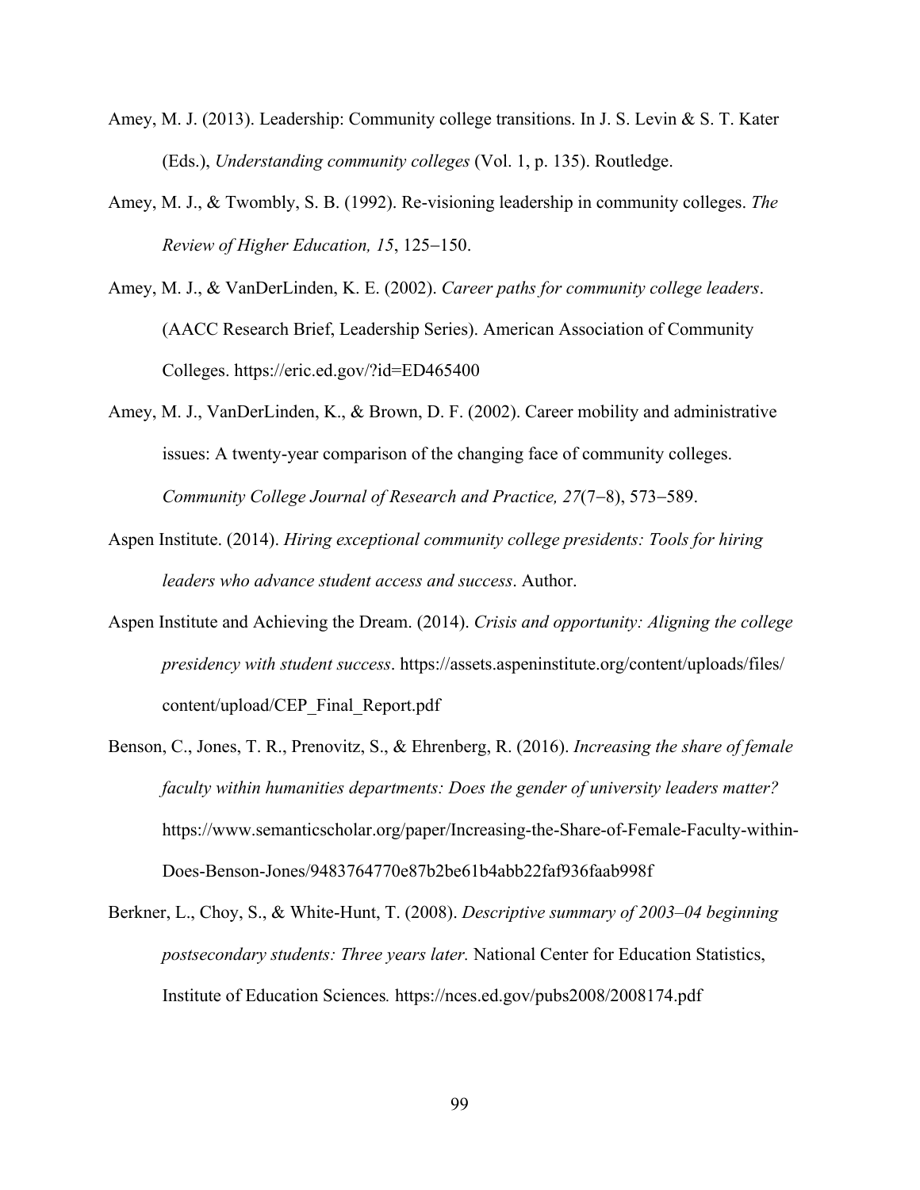Amey, M. J. (2013). Leadership: Community college transitions. In J. S. Levin & S. T. Kater (Eds.), *Understanding community colleges* (Vol. 1, p. 135). Routledge.

Amey, M. J., & Twombly, S. B. (1992). Re-visioning leadership in community colleges. *The Review of Higher Education, 15*, 125−150.

Amey, M. J., & VanDerLinden, K. E. (2002). *Career paths for community college leaders*. (AACC Research Brief, Leadership Series). American Association of Community Colleges. https://eric.ed.gov/?id=ED465400

Amey, M. J., VanDerLinden, K., & Brown, D. F. (2002). Career mobility and administrative issues: A twenty-year comparison of the changing face of community colleges. *Community College Journal of Research and Practice, 27*(7−8), 573−589.

Aspen Institute. (2014). *Hiring exceptional community college presidents: Tools for hiring leaders who advance student access and success*. Author.

Aspen Institute and Achieving the Dream. (2014). *Crisis and opportunity: Aligning the college presidency with student success*. https://assets.aspeninstitute.org/content/uploads/files/content/upload/CEP_Final_Report.pdf

Benson, C., Jones, T. R., Prenovitz, S., & Ehrenberg, R. (2016). *Increasing the share of female faculty within humanities departments: Does the gender of university leaders matter?* https://www.semanticscholar.org/paper/Increasing-the-Share-of-Female-Faculty-within-Does-Benson-Jones/9483764770e87b2be61b4abb22faf936faab998f

Berkner, L., Choy, S., & White-Hunt, T. (2008). *Descriptive summary of 2003–04 beginning postsecondary students: Three years later.* National Center for Education Statistics, Institute of Education Sciences*.* https://nces.ed.gov/pubs2008/2008174.pdf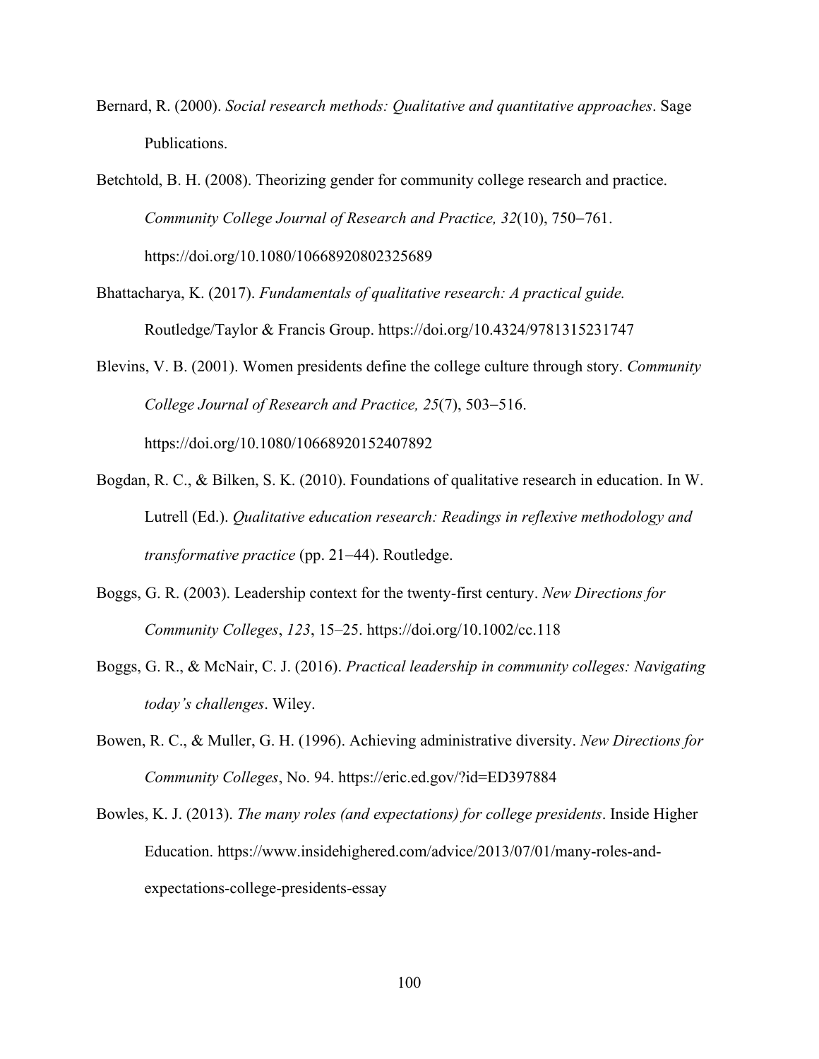Bernard, R. (2000). *Social research methods: Qualitative and quantitative approaches*. Sage Publications.

Betchtold, B. H. (2008). Theorizing gender for community college research and practice. *Community College Journal of Research and Practice, 32*(10), 750−761. https://doi.org/10.1080/10668920802325689

Bhattacharya, K. (2017). *Fundamentals of qualitative research: A practical guide.* Routledge/Taylor & Francis Group. https://doi.org/10.4324/9781315231747

Blevins, V. B. (2001). Women presidents define the college culture through story. *Community College Journal of Research and Practice, 25*(7), 503−516. https://doi.org/10.1080/10668920152407892

Bogdan, R. C., & Bilken, S. K. (2010). Foundations of qualitative research in education. In W. Lutrell (Ed.). *Qualitative education research: Readings in reflexive methodology and transformative practice* (pp. 21−44). Routledge.

Boggs, G. R. (2003). Leadership context for the twenty-first century. *New Directions for Community Colleges*, *123*, 15–25. https://doi.org/10.1002/cc.118

Boggs, G. R., & McNair, C. J. (2016). *Practical leadership in community colleges: Navigating today's challenges*. Wiley.

Bowen, R. C., & Muller, G. H. (1996). Achieving administrative diversity. *New Directions for Community Colleges*, No. 94. https://eric.ed.gov/?id=ED397884

Bowles, K. J. (2013). *The many roles (and expectations) for college presidents*. Inside Higher Education. https://www.insidehighered.com/advice/2013/07/01/many-roles-and-expectations-college-presidents-essay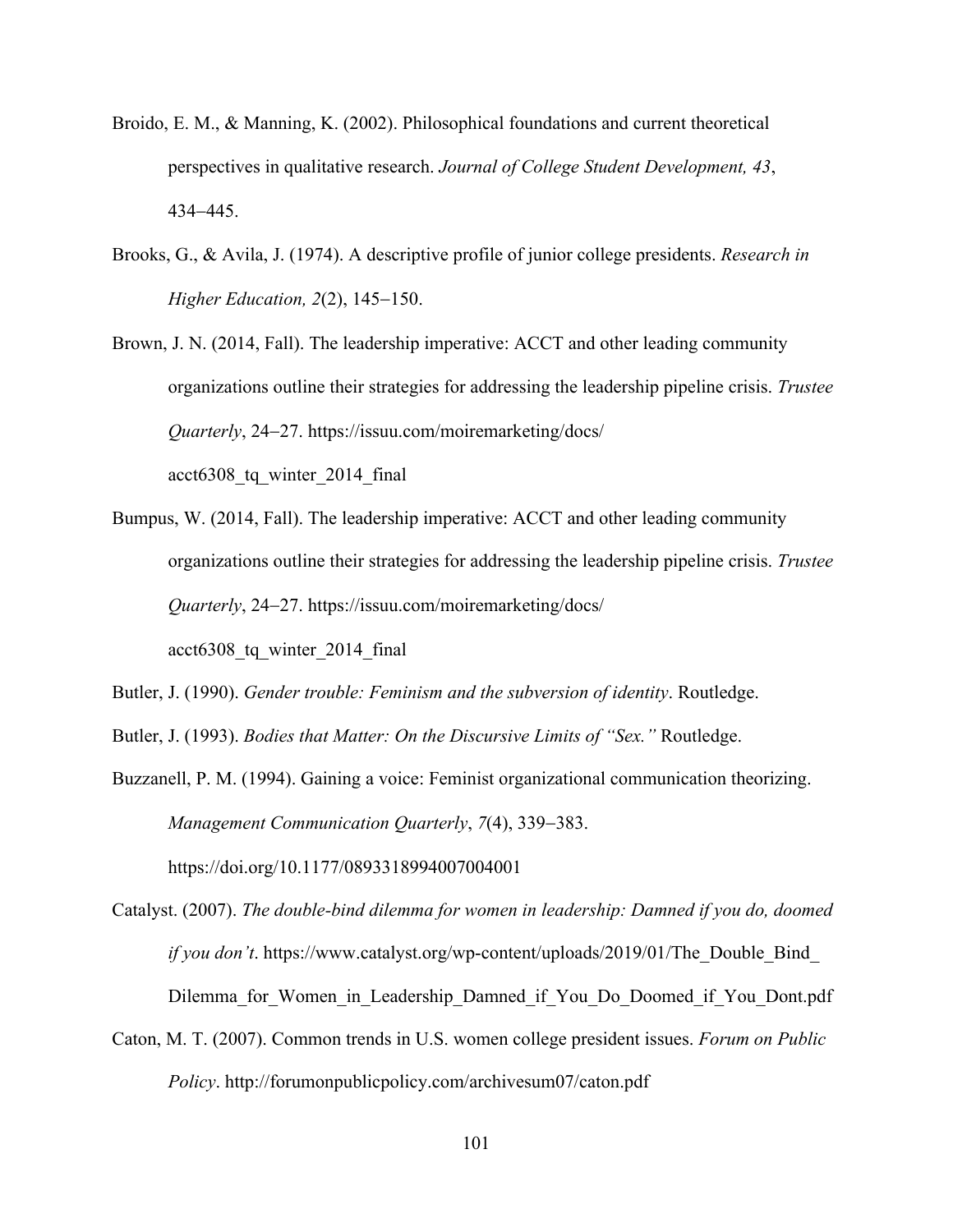Broido, E. M., & Manning, K. (2002). Philosophical foundations and current theoretical perspectives in qualitative research. *Journal of College Student Development, 43*, 434–445.

Brooks, G., & Avila, J. (1974). A descriptive profile of junior college presidents. *Research in Higher Education, 2*(2), 145–150.

Brown, J. N. (2014, Fall). The leadership imperative: ACCT and other leading community organizations outline their strategies for addressing the leadership pipeline crisis. *Trustee Quarterly*, 24–27. https://issuu.com/moiremarketing/docs/acct6308_tq_winter_2014_final

Bumpus, W. (2014, Fall). The leadership imperative: ACCT and other leading community organizations outline their strategies for addressing the leadership pipeline crisis. *Trustee Quarterly*, 24–27. https://issuu.com/moiremarketing/docs/acct6308_tq_winter_2014_final

Butler, J. (1990). *Gender trouble: Feminism and the subversion of identity*. Routledge.

Butler, J. (1993). *Bodies that Matter: On the Discursive Limits of "Sex."* Routledge.

Buzzanell, P. M. (1994). Gaining a voice: Feminist organizational communication theorizing. *Management Communication Quarterly*, *7*(4), 339–383. https://doi.org/10.1177/0893318994007004001

Catalyst. (2007). *The double-bind dilemma for women in leadership: Damned if you do, doomed if you don't*. https://www.catalyst.org/wp-content/uploads/2019/01/The_Double_Bind_Dilemma_for_Women_in_Leadership_Damned_if_You_Do_Doomed_if_You_Dont.pdf

Caton, M. T. (2007). Common trends in U.S. women college president issues. *Forum on Public Policy*. http://forumonpublicpolicy.com/archivesum07/caton.pdf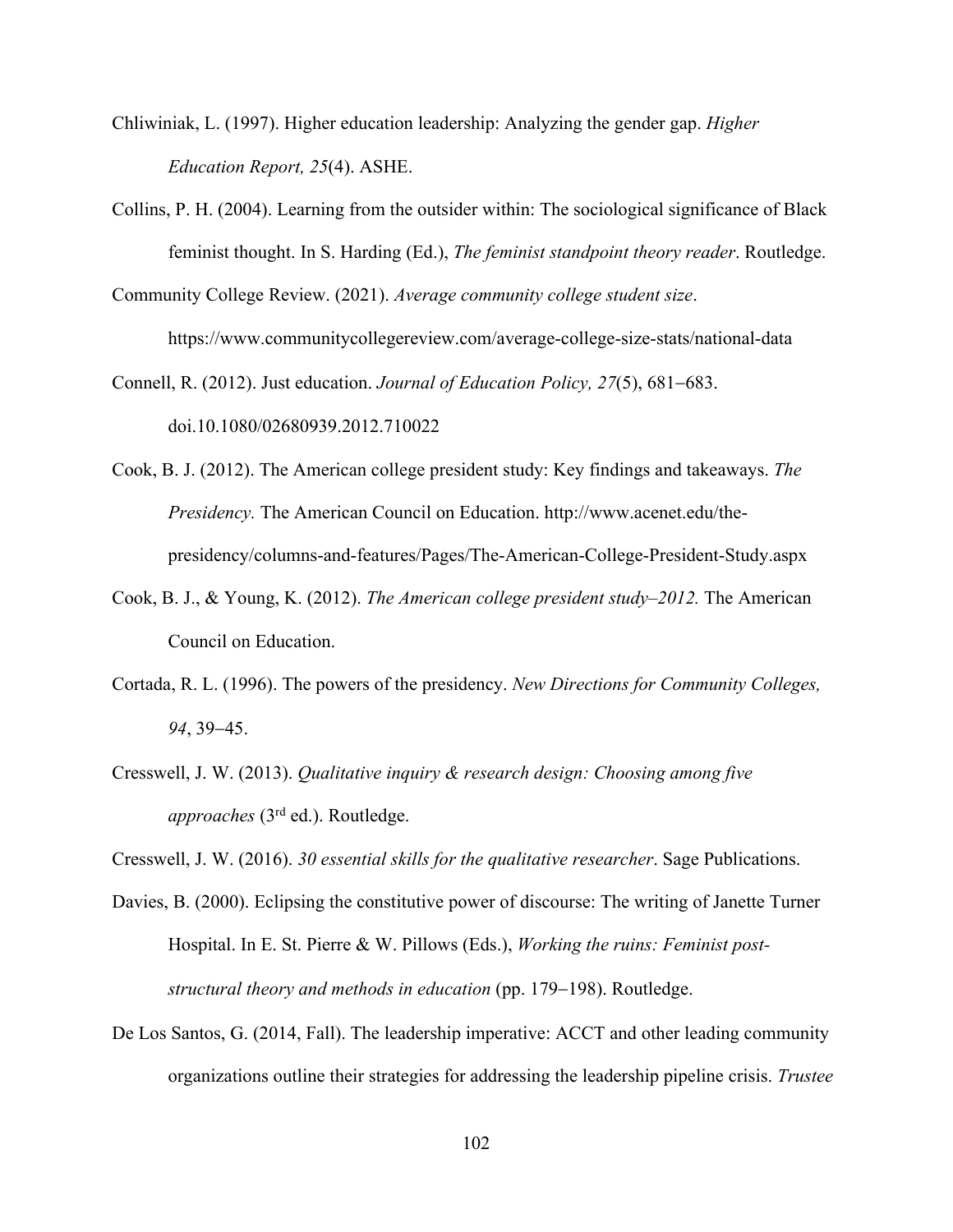Chliwiniak, L. (1997). Higher education leadership: Analyzing the gender gap. *Higher Education Report, 25*(4). ASHE.

Collins, P. H. (2004). Learning from the outsider within: The sociological significance of Black feminist thought. In S. Harding (Ed.), *The feminist standpoint theory reader*. Routledge.

Community College Review. (2021). *Average community college student size*. https://www.communitycollegereview.com/average-college-size-stats/national-data

Connell, R. (2012). Just education. *Journal of Education Policy, 27*(5), 681−683. doi.10.1080/02680939.2012.710022

Cook, B. J. (2012). The American college president study: Key findings and takeaways. *The Presidency.* The American Council on Education. http://www.acenet.edu/the-presidency/columns-and-features/Pages/The-American-College-President-Study.aspx

Cook, B. J., & Young, K. (2012). *The American college president study–2012.* The American Council on Education.

Cortada, R. L. (1996). The powers of the presidency. *New Directions for Community Colleges, 94*, 39−45.

Cresswell, J. W. (2013). *Qualitative inquiry & research design: Choosing among five approaches* (3rd ed.). Routledge.

Cresswell, J. W. (2016). *30 essential skills for the qualitative researcher*. Sage Publications.

Davies, B. (2000). Eclipsing the constitutive power of discourse: The writing of Janette Turner Hospital. In E. St. Pierre & W. Pillows (Eds.), *Working the ruins: Feminist post-structural theory and methods in education* (pp. 179−198). Routledge.

De Los Santos, G. (2014, Fall). The leadership imperative: ACCT and other leading community organizations outline their strategies for addressing the leadership pipeline crisis. *Trustee*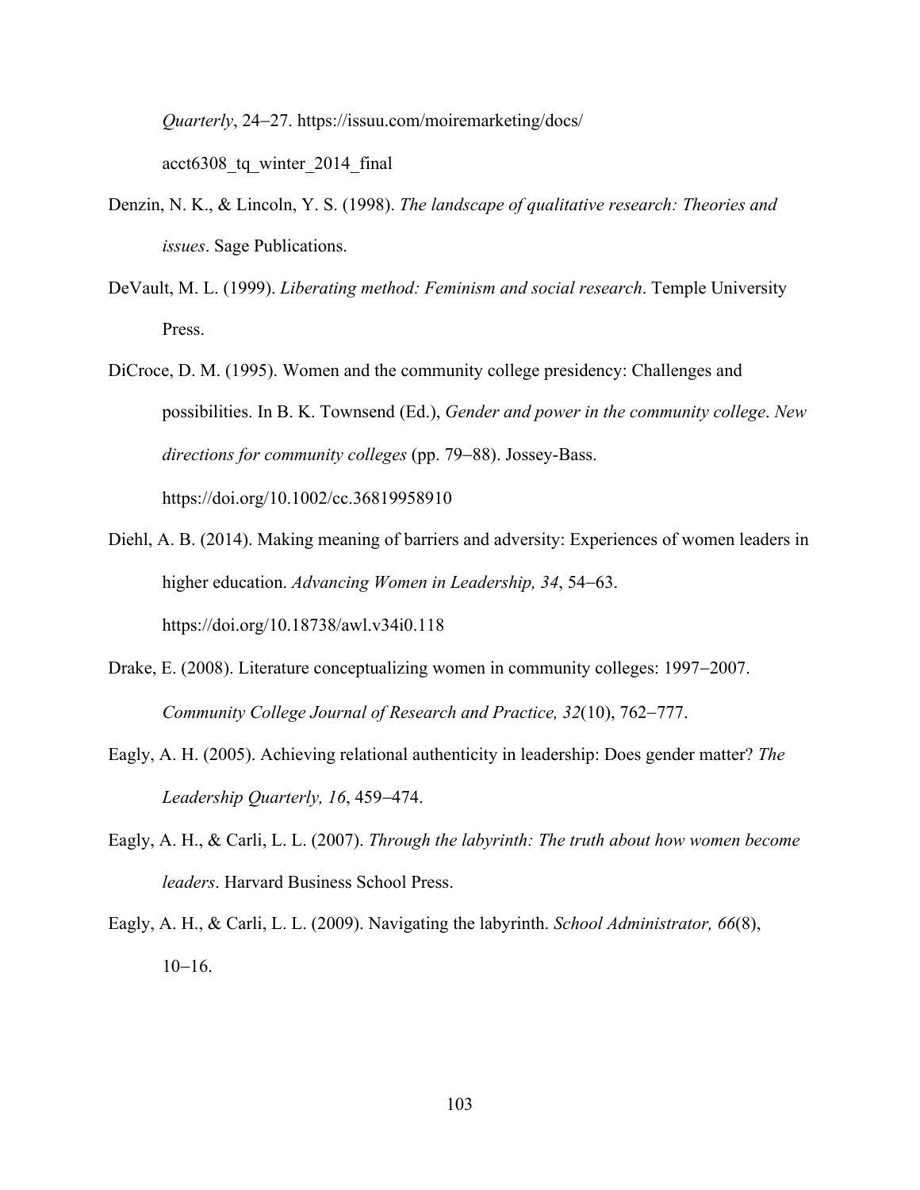*Quarterly*, 24–27. https://issuu.com/moiremarketing/docs/acct6308_tq_winter_2014_final

Denzin, N. K., & Lincoln, Y. S. (1998). *The landscape of qualitative research: Theories and issues*. Sage Publications.

DeVault, M. L. (1999). *Liberating method: Feminism and social research*. Temple University Press.

DiCroce, D. M. (1995). Women and the community college presidency: Challenges and possibilities. In B. K. Townsend (Ed.), *Gender and power in the community college*. *New directions for community colleges* (pp. 79–88). Jossey-Bass. https://doi.org/10.1002/cc.36819958910

Diehl, A. B. (2014). Making meaning of barriers and adversity: Experiences of women leaders in higher education. *Advancing Women in Leadership, 34*, 54–63. https://doi.org/10.18738/awl.v34i0.118

Drake, E. (2008). Literature conceptualizing women in community colleges: 1997–2007. *Community College Journal of Research and Practice, 32*(10), 762–777.

Eagly, A. H. (2005). Achieving relational authenticity in leadership: Does gender matter? *The Leadership Quarterly, 16*, 459–474.

Eagly, A. H., & Carli, L. L. (2007). *Through the labyrinth: The truth about how women become leaders*. Harvard Business School Press.

Eagly, A. H., & Carli, L. L. (2009). Navigating the labyrinth. *School Administrator, 66*(8), 10–16.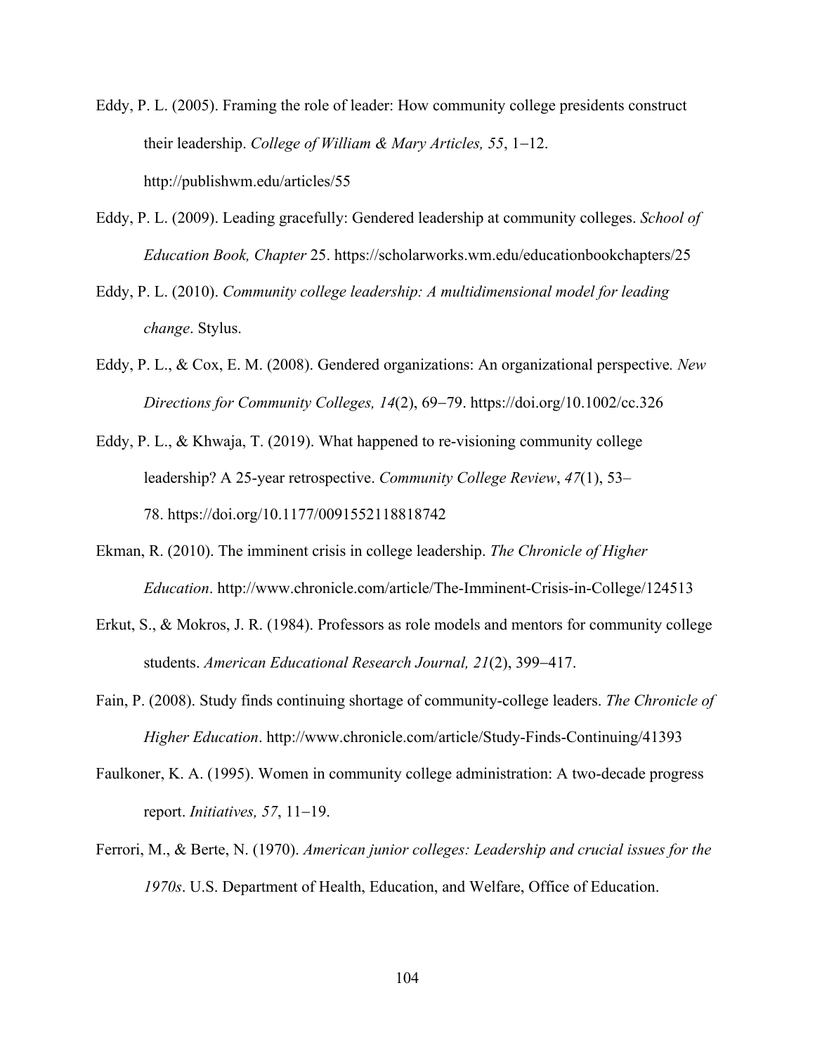Eddy, P. L. (2005). Framing the role of leader: How community college presidents construct their leadership. *College of William & Mary Articles, 55*, 1–12. http://publishwm.edu/articles/55

Eddy, P. L. (2009). Leading gracefully: Gendered leadership at community colleges. *School of Education Book, Chapter* 25. https://scholarworks.wm.edu/educationbookchapters/25

Eddy, P. L. (2010). *Community college leadership: A multidimensional model for leading change*. Stylus.

Eddy, P. L., & Cox, E. M. (2008). Gendered organizations: An organizational perspective*. New Directions for Community Colleges, 14*(2), 69–79. https://doi.org/10.1002/cc.326

Eddy, P. L., & Khwaja, T. (2019). What happened to re-visioning community college leadership? A 25-year retrospective. *Community College Review*, *47*(1), 53–78. https://doi.org/10.1177/0091552118818742

Ekman, R. (2010). The imminent crisis in college leadership. *The Chronicle of Higher Education*. http://www.chronicle.com/article/The-Imminent-Crisis-in-College/124513

Erkut, S., & Mokros, J. R. (1984). Professors as role models and mentors for community college students. *American Educational Research Journal, 21*(2), 399–417.

Fain, P. (2008). Study finds continuing shortage of community-college leaders. *The Chronicle of Higher Education*. http://www.chronicle.com/article/Study-Finds-Continuing/41393

Faulkoner, K. A. (1995). Women in community college administration: A two-decade progress report. *Initiatives, 57*, 11–19.

Ferrori, M., & Berte, N. (1970). *American junior colleges: Leadership and crucial issues for the 1970s*. U.S. Department of Health, Education, and Welfare, Office of Education.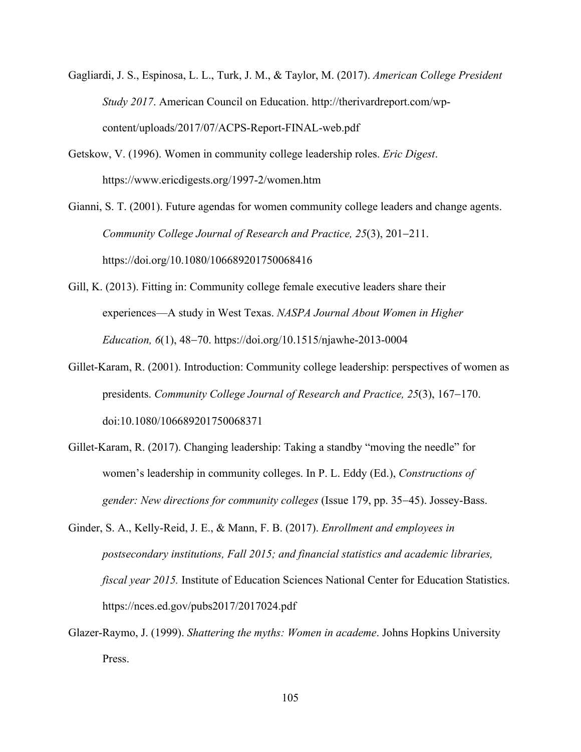Gagliardi, J. S., Espinosa, L. L., Turk, J. M., & Taylor, M. (2017). *American College President Study 2017*. American Council on Education. http://therivardreport.com/wp-content/uploads/2017/07/ACPS-Report-FINAL-web.pdf

Getskow, V. (1996). Women in community college leadership roles. *Eric Digest*. https://www.ericdigests.org/1997-2/women.htm

Gianni, S. T. (2001). Future agendas for women community college leaders and change agents. *Community College Journal of Research and Practice, 25*(3), 201–211. https://doi.org/10.1080/106689201750068416

Gill, K. (2013). Fitting in: Community college female executive leaders share their experiences—A study in West Texas. *NASPA Journal About Women in Higher Education, 6*(1), 48–70. https://doi.org/10.1515/njawhe-2013-0004

Gillet-Karam, R. (2001). Introduction: Community college leadership: perspectives of women as presidents. *Community College Journal of Research and Practice, 25*(3), 167–170. doi:10.1080/106689201750068371

Gillet-Karam, R. (2017). Changing leadership: Taking a standby "moving the needle" for women's leadership in community colleges. In P. L. Eddy (Ed.), *Constructions of gender: New directions for community colleges* (Issue 179, pp. 35–45). Jossey-Bass.

Ginder, S. A., Kelly-Reid, J. E., & Mann, F. B. (2017). *Enrollment and employees in postsecondary institutions, Fall 2015; and financial statistics and academic libraries, fiscal year 2015.* Institute of Education Sciences National Center for Education Statistics. https://nces.ed.gov/pubs2017/2017024.pdf

Glazer-Raymo, J. (1999). *Shattering the myths: Women in academe*. Johns Hopkins University Press.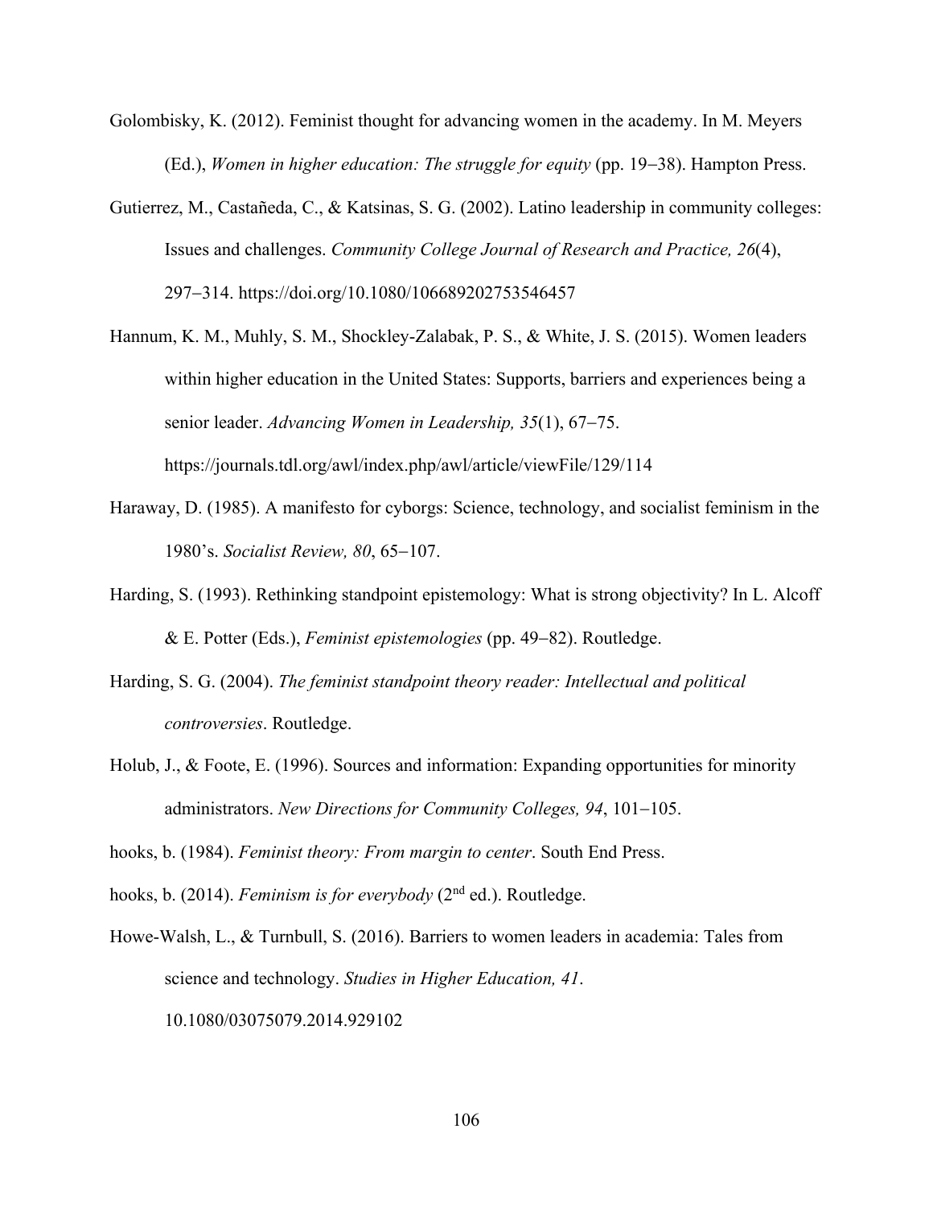Golombisky, K. (2012). Feminist thought for advancing women in the academy. In M. Meyers (Ed.), *Women in higher education: The struggle for equity* (pp. 19−38). Hampton Press.

Gutierrez, M., Castañeda, C., & Katsinas, S. G. (2002). Latino leadership in community colleges: Issues and challenges. *Community College Journal of Research and Practice, 26*(4), 297−314. https://doi.org/10.1080/106689202753546457

Hannum, K. M., Muhly, S. M., Shockley-Zalabak, P. S., & White, J. S. (2015). Women leaders within higher education in the United States: Supports, barriers and experiences being a senior leader. *Advancing Women in Leadership, 35*(1), 67−75. https://journals.tdl.org/awl/index.php/awl/article/viewFile/129/114

Haraway, D. (1985). A manifesto for cyborgs: Science, technology, and socialist feminism in the 1980's. *Socialist Review, 80*, 65−107.

Harding, S. (1993). Rethinking standpoint epistemology: What is strong objectivity? In L. Alcoff & E. Potter (Eds.), *Feminist epistemologies* (pp. 49−82). Routledge.

Harding, S. G. (2004). *The feminist standpoint theory reader: Intellectual and political controversies*. Routledge.

Holub, J., & Foote, E. (1996). Sources and information: Expanding opportunities for minority administrators. *New Directions for Community Colleges, 94*, 101−105.

hooks, b. (1984). *Feminist theory: From margin to center*. South End Press.

hooks, b. (2014). *Feminism is for everybody* (2nd ed.). Routledge.

Howe-Walsh, L., & Turnbull, S. (2016). Barriers to women leaders in academia: Tales from science and technology. *Studies in Higher Education, 41*. 10.1080/03075079.2014.929102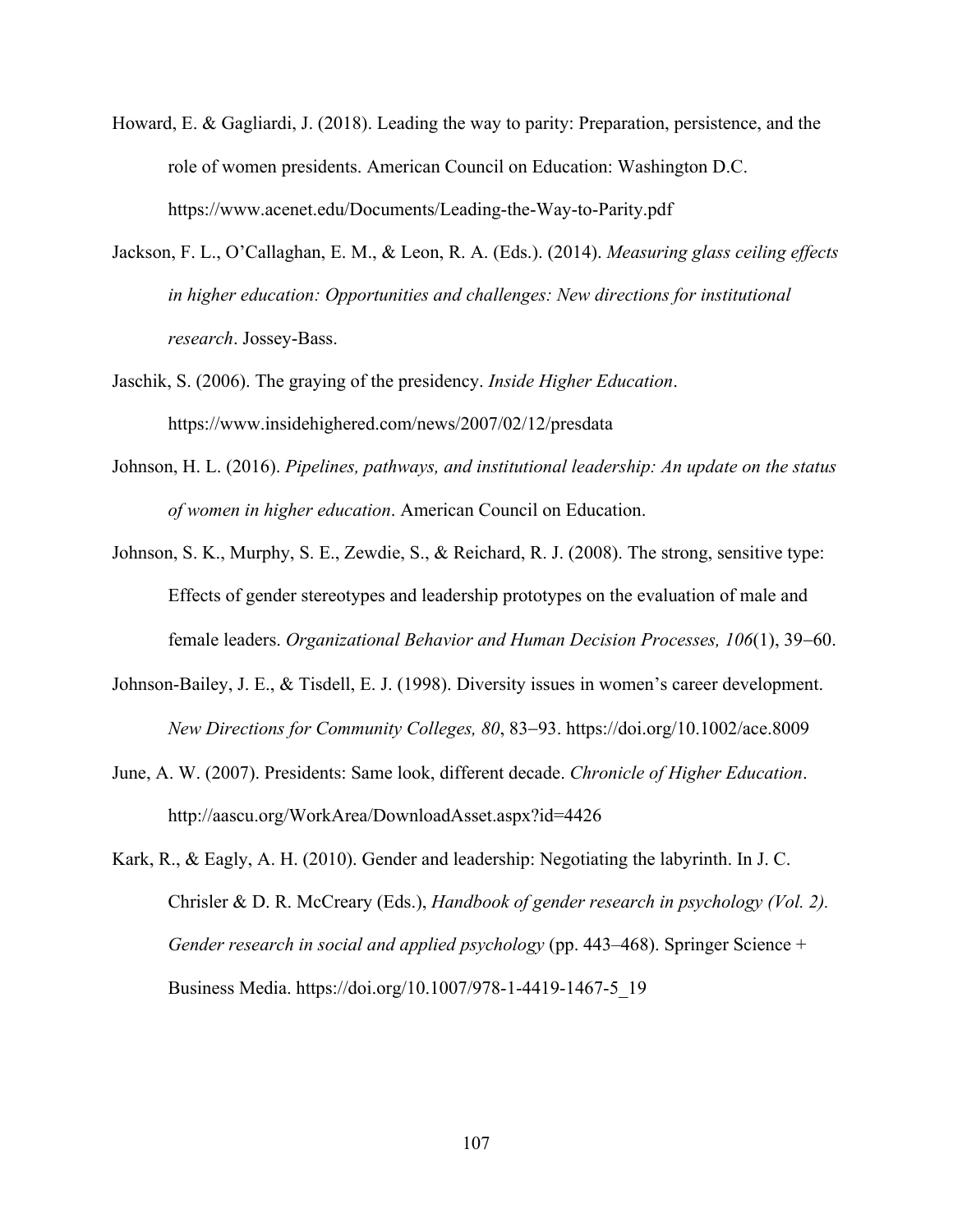Howard, E. & Gagliardi, J. (2018). Leading the way to parity: Preparation, persistence, and the role of women presidents. American Council on Education: Washington D.C. https://www.acenet.edu/Documents/Leading-the-Way-to-Parity.pdf

Jackson, F. L., O'Callaghan, E. M., & Leon, R. A. (Eds.). (2014). *Measuring glass ceiling effects in higher education: Opportunities and challenges: New directions for institutional research*. Jossey-Bass.

Jaschik, S. (2006). The graying of the presidency. *Inside Higher Education*. https://www.insidehighered.com/news/2007/02/12/presdata

Johnson, H. L. (2016). *Pipelines, pathways, and institutional leadership: An update on the status of women in higher education*. American Council on Education.

Johnson, S. K., Murphy, S. E., Zewdie, S., & Reichard, R. J. (2008). The strong, sensitive type: Effects of gender stereotypes and leadership prototypes on the evaluation of male and female leaders. *Organizational Behavior and Human Decision Processes, 106*(1), 39–60.

Johnson-Bailey, J. E., & Tisdell, E. J. (1998). Diversity issues in women's career development. *New Directions for Community Colleges, 80*, 83–93. https://doi.org/10.1002/ace.8009

June, A. W. (2007). Presidents: Same look, different decade. *Chronicle of Higher Education*. http://aascu.org/WorkArea/DownloadAsset.aspx?id=4426

Kark, R., & Eagly, A. H. (2010). Gender and leadership: Negotiating the labyrinth. In J. C. Chrisler & D. R. McCreary (Eds.), *Handbook of gender research in psychology (Vol. 2). Gender research in social and applied psychology* (pp. 443–468). Springer Science + Business Media. https://doi.org/10.1007/978-1-4419-1467-5_19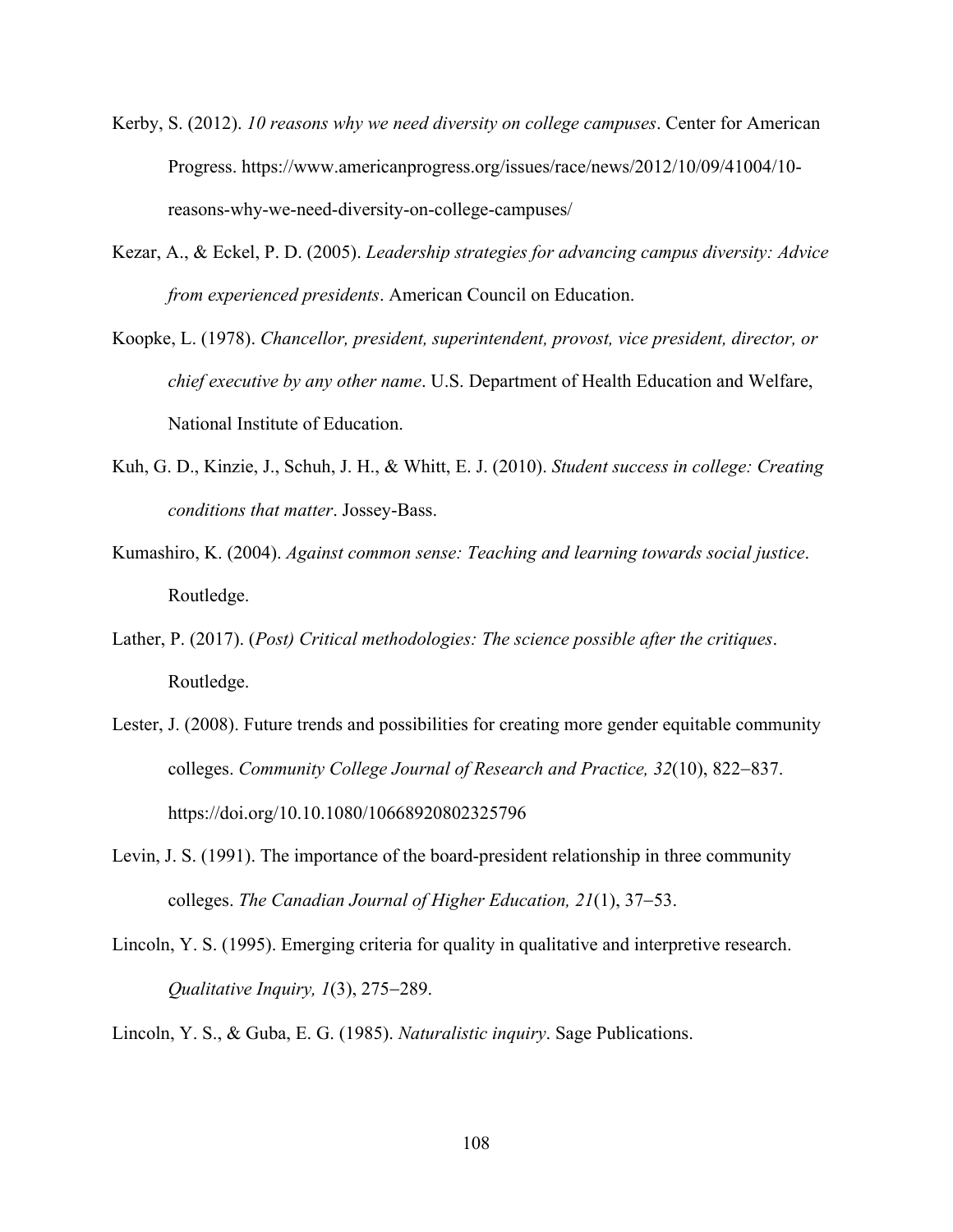Kerby, S. (2012). *10 reasons why we need diversity on college campuses*. Center for American Progress. https://www.americanprogress.org/issues/race/news/2012/10/09/41004/10-reasons-why-we-need-diversity-on-college-campuses/

Kezar, A., & Eckel, P. D. (2005). *Leadership strategies for advancing campus diversity: Advice from experienced presidents*. American Council on Education.

Koopke, L. (1978). *Chancellor, president, superintendent, provost, vice president, director, or chief executive by any other name*. U.S. Department of Health Education and Welfare, National Institute of Education.

Kuh, G. D., Kinzie, J., Schuh, J. H., & Whitt, E. J. (2010). *Student success in college: Creating conditions that matter*. Jossey-Bass.

Kumashiro, K. (2004). *Against common sense: Teaching and learning towards social justice*. Routledge.

Lather, P. (2017). (*Post) Critical methodologies: The science possible after the critiques*. Routledge.

Lester, J. (2008). Future trends and possibilities for creating more gender equitable community colleges. *Community College Journal of Research and Practice, 32*(10), 822–837. https://doi.org/10.10.1080/10668920802325796

Levin, J. S. (1991). The importance of the board-president relationship in three community colleges. *The Canadian Journal of Higher Education, 21*(1), 37–53.

Lincoln, Y. S. (1995). Emerging criteria for quality in qualitative and interpretive research. *Qualitative Inquiry, 1*(3), 275–289.

Lincoln, Y. S., & Guba, E. G. (1985). *Naturalistic inquiry*. Sage Publications.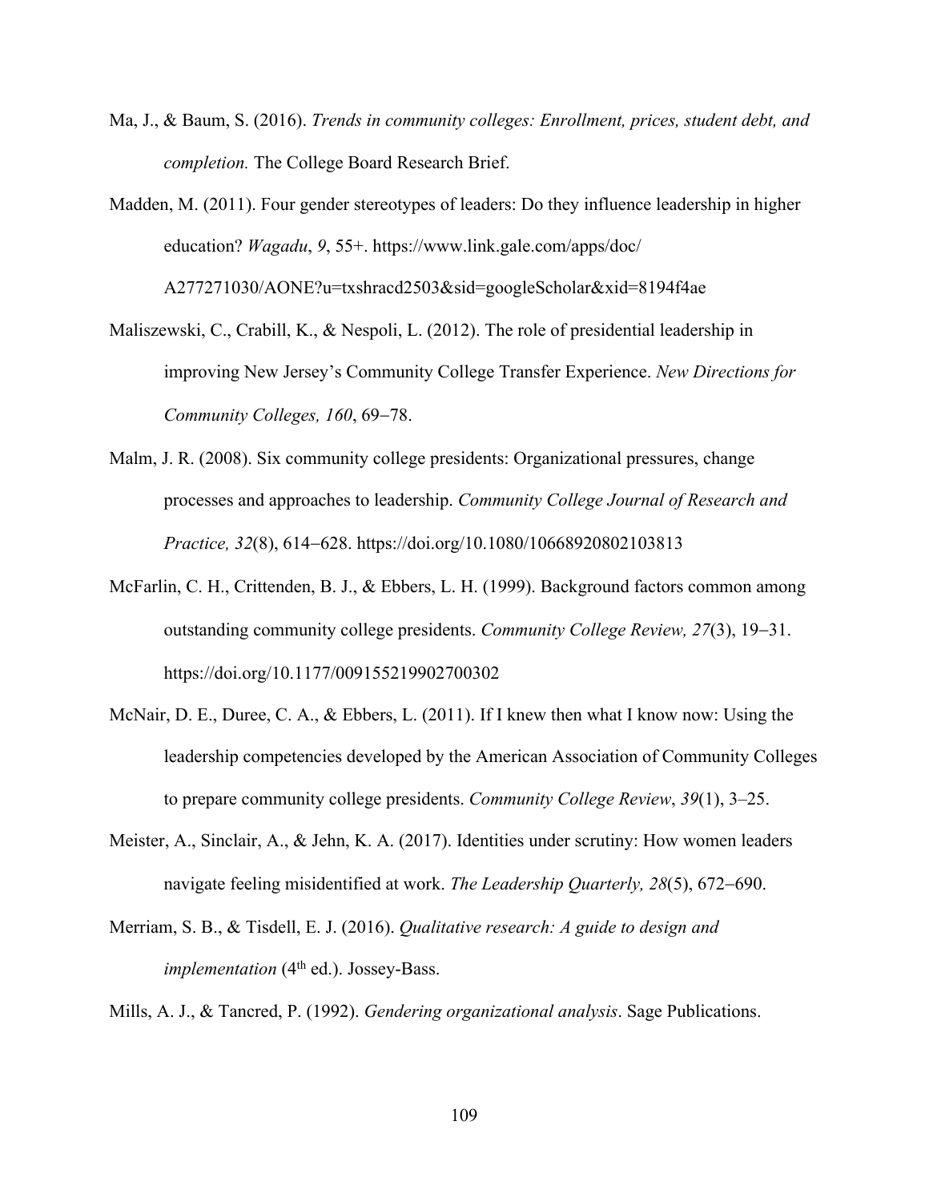Ma, J., & Baum, S. (2016). *Trends in community colleges: Enrollment, prices, student debt, and completion.* The College Board Research Brief.

Madden, M. (2011). Four gender stereotypes of leaders: Do they influence leadership in higher education? *Wagadu*, *9*, 55+. https://www.link.gale.com/apps/doc/A277271030/AONE?u=txshracd2503&sid=googleScholar&xid=8194f4ae

Maliszewski, C., Crabill, K., & Nespoli, L. (2012). The role of presidential leadership in improving New Jersey's Community College Transfer Experience. *New Directions for Community Colleges, 160*, 69−78.

Malm, J. R. (2008). Six community college presidents: Organizational pressures, change processes and approaches to leadership. *Community College Journal of Research and Practice, 32*(8), 614−628. https://doi.org/10.1080/10668920802103813

McFarlin, C. H., Crittenden, B. J., & Ebbers, L. H. (1999). Background factors common among outstanding community college presidents. *Community College Review, 27*(3), 19−31. https://doi.org/10.1177/009155219902700302

McNair, D. E., Duree, C. A., & Ebbers, L. (2011). If I knew then what I know now: Using the leadership competencies developed by the American Association of Community Colleges to prepare community college presidents. *Community College Review*, *39*(1), 3–25.

Meister, A., Sinclair, A., & Jehn, K. A. (2017). Identities under scrutiny: How women leaders navigate feeling misidentified at work. *The Leadership Quarterly, 28*(5), 672−690.

Merriam, S. B., & Tisdell, E. J. (2016). *Qualitative research: A guide to design and implementation* (4th ed.). Jossey-Bass.

Mills, A. J., & Tancred, P. (1992). *Gendering organizational analysis*. Sage Publications.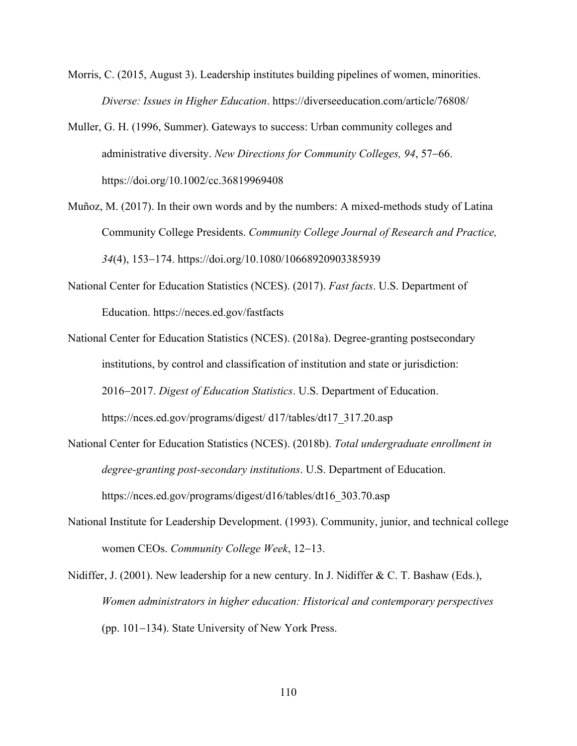Morris, C. (2015, August 3). Leadership institutes building pipelines of women, minorities. *Diverse: Issues in Higher Education*. https://diverseeducation.com/article/76808/

Muller, G. H. (1996, Summer). Gateways to success: Urban community colleges and administrative diversity. *New Directions for Community Colleges, 94*, 57–66. https://doi.org/10.1002/cc.36819969408

Muñoz, M. (2017). In their own words and by the numbers: A mixed-methods study of Latina Community College Presidents. *Community College Journal of Research and Practice, 34*(4), 153–174. https://doi.org/10.1080/10668920903385939

National Center for Education Statistics (NCES). (2017). *Fast facts*. U.S. Department of Education. https://neces.ed.gov/fastfacts

National Center for Education Statistics (NCES). (2018a). Degree-granting postsecondary institutions, by control and classification of institution and state or jurisdiction: 2016–2017. *Digest of Education Statistics*. U.S. Department of Education. https://nces.ed.gov/programs/digest/ d17/tables/dt17_317.20.asp

National Center for Education Statistics (NCES). (2018b). *Total undergraduate enrollment in degree-granting post-secondary institutions*. U.S. Department of Education. https://nces.ed.gov/programs/digest/d16/tables/dt16_303.70.asp

National Institute for Leadership Development. (1993). Community, junior, and technical college women CEOs. *Community College Week*, 12–13.

Nidiffer, J. (2001). New leadership for a new century. In J. Nidiffer & C. T. Bashaw (Eds.), *Women administrators in higher education: Historical and contemporary perspectives* (pp. 101–134). State University of New York Press.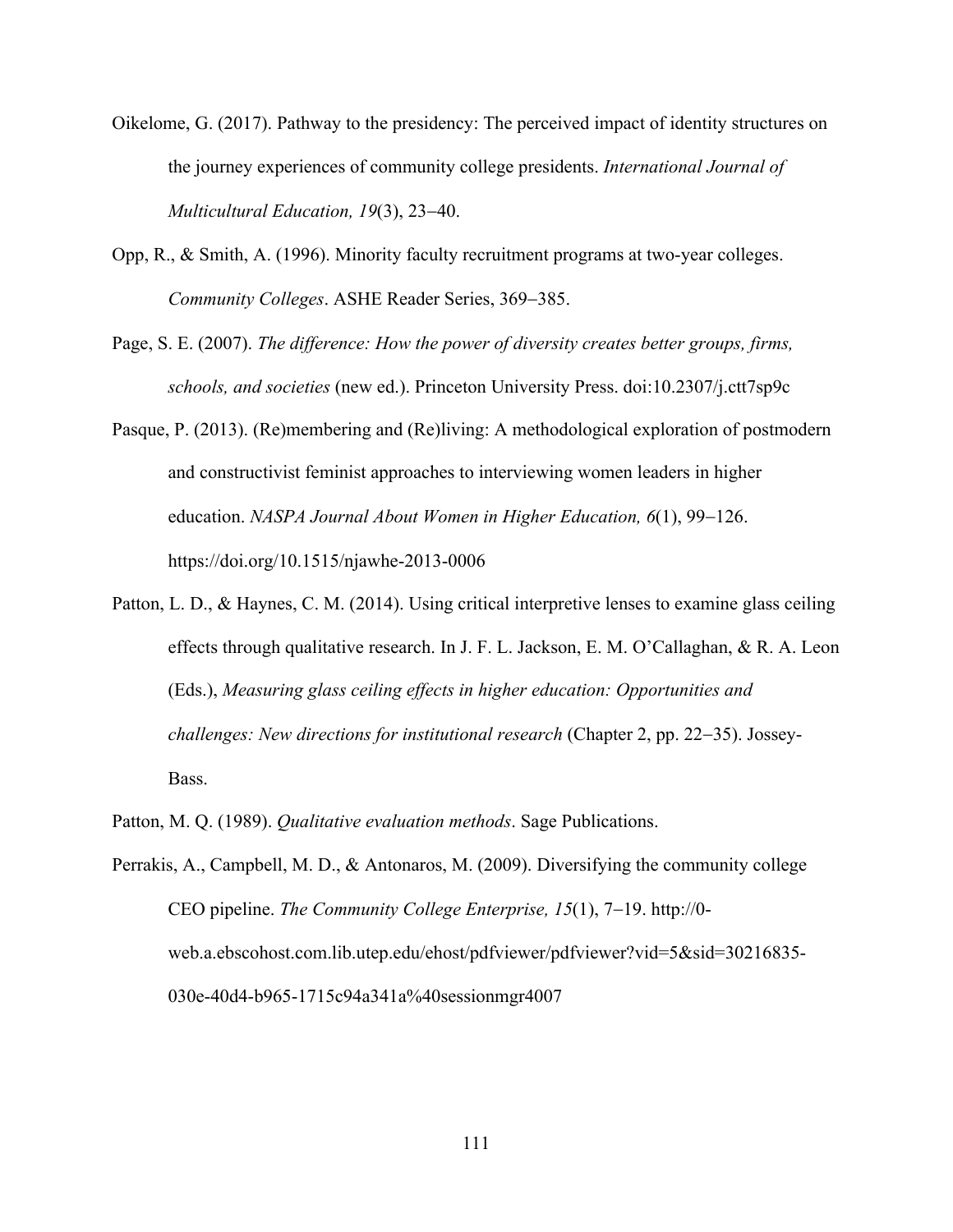Oikelome, G. (2017). Pathway to the presidency: The perceived impact of identity structures on the journey experiences of community college presidents. *International Journal of Multicultural Education, 19*(3), 23–40.

Opp, R., & Smith, A. (1996). Minority faculty recruitment programs at two-year colleges. *Community Colleges*. ASHE Reader Series, 369–385.

Page, S. E. (2007). *The difference: How the power of diversity creates better groups, firms, schools, and societies* (new ed.). Princeton University Press. doi:10.2307/j.ctt7sp9c

Pasque, P. (2013). (Re)membering and (Re)living: A methodological exploration of postmodern and constructivist feminist approaches to interviewing women leaders in higher education. *NASPA Journal About Women in Higher Education, 6*(1), 99–126. https://doi.org/10.1515/njawhe-2013-0006

Patton, L. D., & Haynes, C. M. (2014). Using critical interpretive lenses to examine glass ceiling effects through qualitative research. In J. F. L. Jackson, E. M. O'Callaghan, & R. A. Leon (Eds.), *Measuring glass ceiling effects in higher education: Opportunities and challenges: New directions for institutional research* (Chapter 2, pp. 22–35). Jossey-Bass.

Patton, M. Q. (1989). *Qualitative evaluation methods*. Sage Publications.

Perrakis, A., Campbell, M. D., & Antonaros, M. (2009). Diversifying the community college CEO pipeline. *The Community College Enterprise, 15*(1), 7–19. http://0-web.a.ebscohost.com.lib.utep.edu/ehost/pdfviewer/pdfviewer?vid=5&sid=30216835-030e-40d4-b965-1715c94a341a%40sessionmgr4007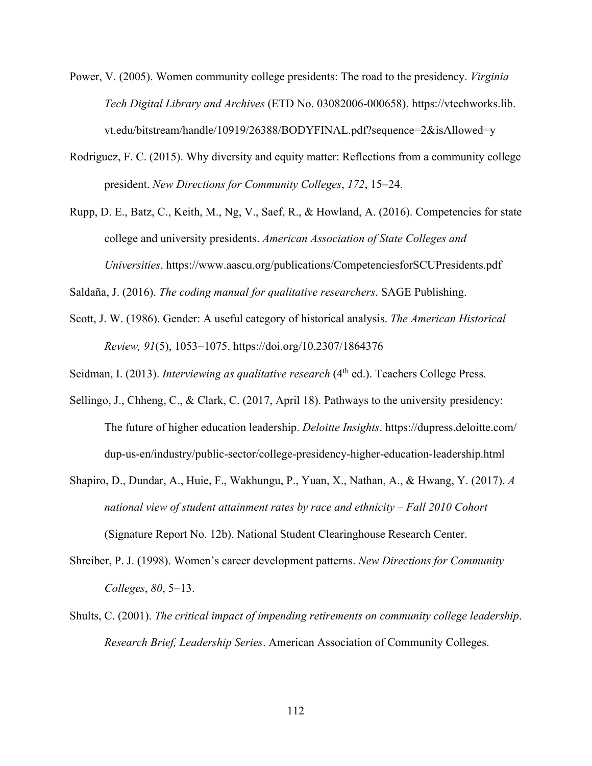Power, V. (2005). Women community college presidents: The road to the presidency. *Virginia Tech Digital Library and Archives* (ETD No. 03082006-000658). https://vtechworks.lib.vt.edu/bitstream/handle/10919/26388/BODYFINAL.pdf?sequence=2&isAllowed=y

Rodriguez, F. C. (2015). Why diversity and equity matter: Reflections from a community college president. *New Directions for Community Colleges*, *172*, 15−24.

Rupp, D. E., Batz, C., Keith, M., Ng, V., Saef, R., & Howland, A. (2016). Competencies for state college and university presidents. *American Association of State Colleges and Universities*. https://www.aascu.org/publications/CompetenciesforSCUPresidents.pdf

Saldaña, J. (2016). *The coding manual for qualitative researchers*. SAGE Publishing.

Scott, J. W. (1986). Gender: A useful category of historical analysis. *The American Historical Review, 91*(5), 1053−1075. https://doi.org/10.2307/1864376

Seidman, I. (2013). *Interviewing as qualitative research* (4th ed.). Teachers College Press.

Sellingo, J., Chheng, C., & Clark, C. (2017, April 18). Pathways to the university presidency: The future of higher education leadership. *Deloitte Insights*. https://dupress.deloitte.com/dup-us-en/industry/public-sector/college-presidency-higher-education-leadership.html

Shapiro, D., Dundar, A., Huie, F., Wakhungu, P., Yuan, X., Nathan, A., & Hwang, Y. (2017). *A national view of student attainment rates by race and ethnicity – Fall 2010 Cohort* (Signature Report No. 12b). National Student Clearinghouse Research Center.

Shreiber, P. J. (1998). Women's career development patterns. *New Directions for Community Colleges*, *80*, 5−13.

Shults, C. (2001). *The critical impact of impending retirements on community college leadership*. *Research Brief, Leadership Series*. American Association of Community Colleges.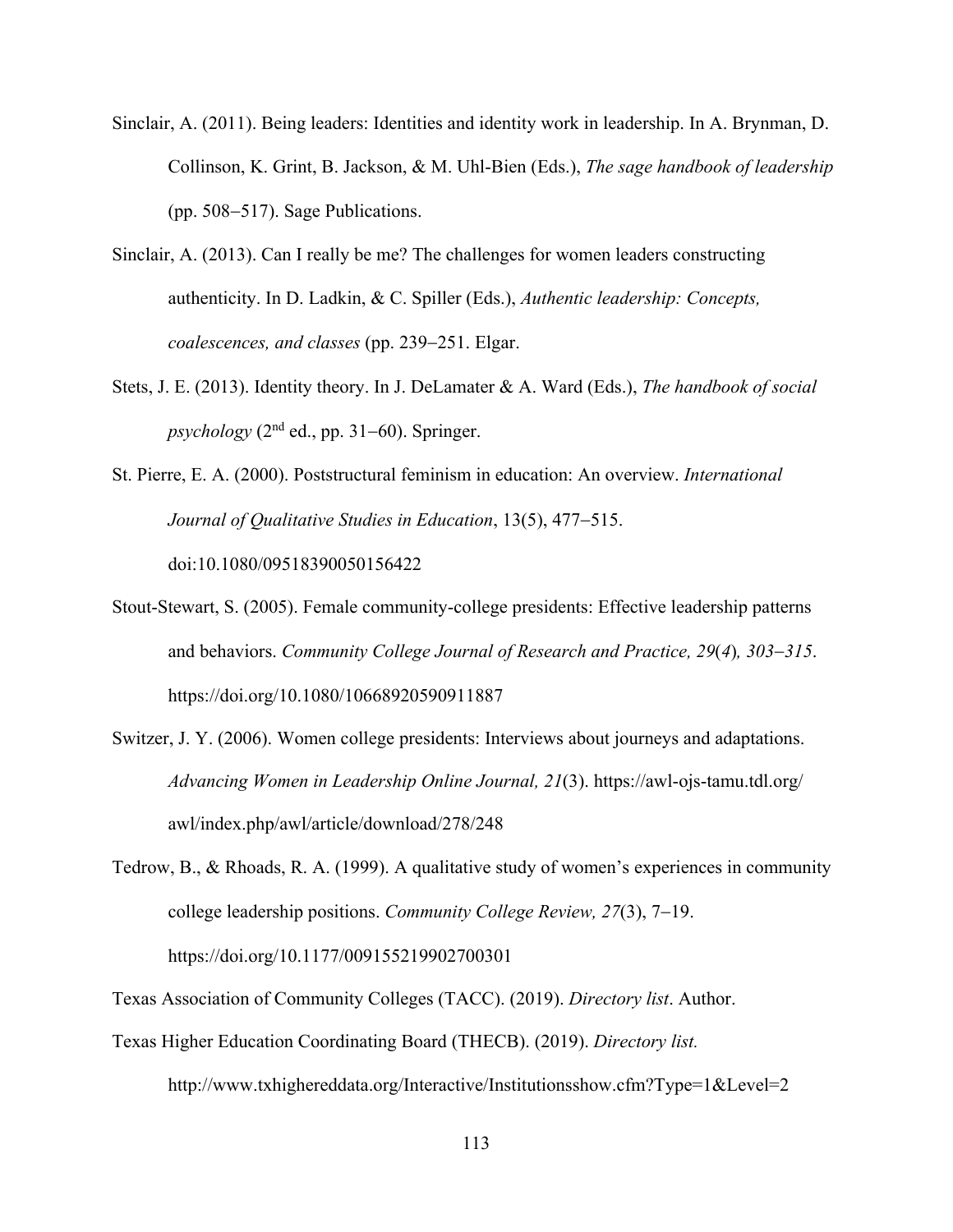Sinclair, A. (2011). Being leaders: Identities and identity work in leadership. In A. Brynman, D. Collinson, K. Grint, B. Jackson, & M. Uhl-Bien (Eds.), *The sage handbook of leadership* (pp. 508−517). Sage Publications.

Sinclair, A. (2013). Can I really be me? The challenges for women leaders constructing authenticity. In D. Ladkin, & C. Spiller (Eds.), *Authentic leadership: Concepts, coalescences, and classes* (pp. 239−251. Elgar.

Stets, J. E. (2013). Identity theory. In J. DeLamater & A. Ward (Eds.), *The handbook of social psychology* (2nd ed., pp. 31−60). Springer.

St. Pierre, E. A. (2000). Poststructural feminism in education: An overview. *International Journal of Qualitative Studies in Education*, 13(5), 477−515. doi:10.1080/09518390050156422

Stout-Stewart, S. (2005). Female community-college presidents: Effective leadership patterns and behaviors. *Community College Journal of Research and Practice, 29*(*4*)*, 303−315*. https://doi.org/10.1080/10668920590911887

Switzer, J. Y. (2006). Women college presidents: Interviews about journeys and adaptations. *Advancing Women in Leadership Online Journal, 21*(3). https://awl-ojs-tamu.tdl.org/awl/index.php/awl/article/download/278/248

Tedrow, B., & Rhoads, R. A. (1999). A qualitative study of women's experiences in community college leadership positions. *Community College Review, 27*(3), 7−19. https://doi.org/10.1177/009155219902700301

Texas Association of Community Colleges (TACC). (2019). *Directory list*. Author.

Texas Higher Education Coordinating Board (THECB). (2019). *Directory list.* http://www.txhighereddata.org/Interactive/Institutionsshow.cfm?Type=1&Level=2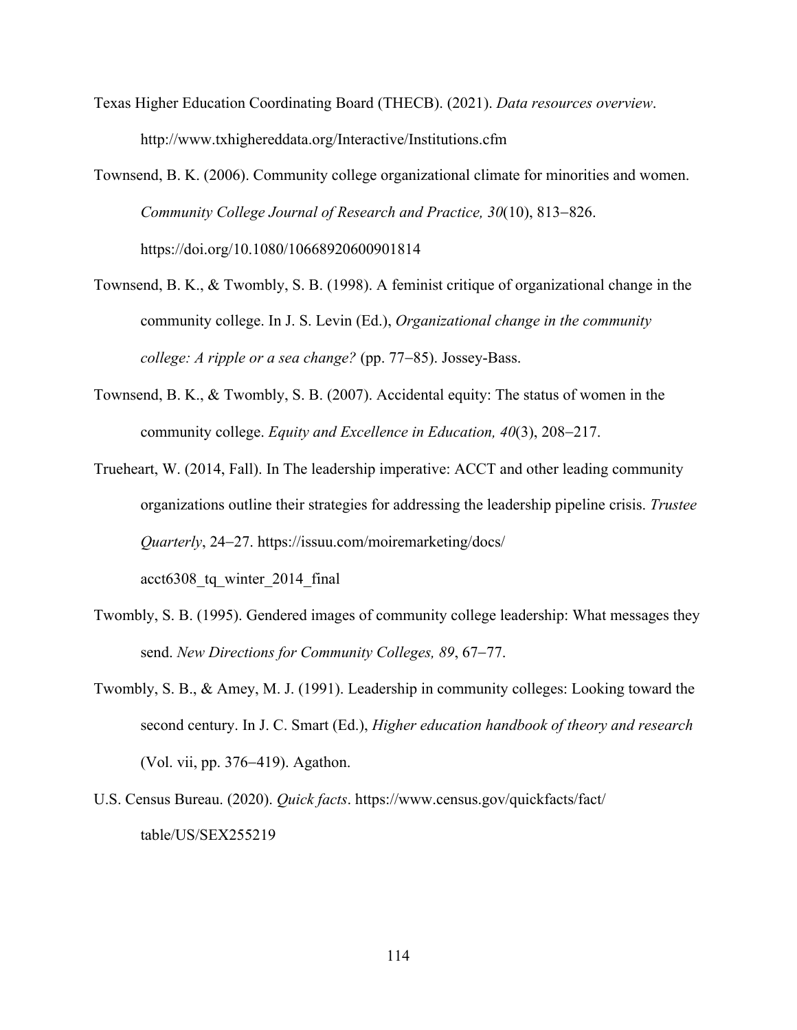Texas Higher Education Coordinating Board (THECB). (2021). *Data resources overview*. http://www.txhighereddata.org/Interactive/Institutions.cfm

Townsend, B. K. (2006). Community college organizational climate for minorities and women. *Community College Journal of Research and Practice, 30*(10), 813–826. https://doi.org/10.1080/10668920600901814

Townsend, B. K., & Twombly, S. B. (1998). A feminist critique of organizational change in the community college. In J. S. Levin (Ed.), *Organizational change in the community college: A ripple or a sea change?* (pp. 77–85). Jossey-Bass.

Townsend, B. K., & Twombly, S. B. (2007). Accidental equity: The status of women in the community college. *Equity and Excellence in Education, 40*(3), 208–217.

Trueheart, W. (2014, Fall). In The leadership imperative: ACCT and other leading community organizations outline their strategies for addressing the leadership pipeline crisis. *Trustee Quarterly*, 24–27. https://issuu.com/moiremarketing/docs/acct6308_tq_winter_2014_final

Twombly, S. B. (1995). Gendered images of community college leadership: What messages they send. *New Directions for Community Colleges, 89*, 67–77.

Twombly, S. B., & Amey, M. J. (1991). Leadership in community colleges: Looking toward the second century. In J. C. Smart (Ed.), *Higher education handbook of theory and research* (Vol. vii, pp. 376–419). Agathon.

U.S. Census Bureau. (2020). *Quick facts*. https://www.census.gov/quickfacts/fact/table/US/SEX255219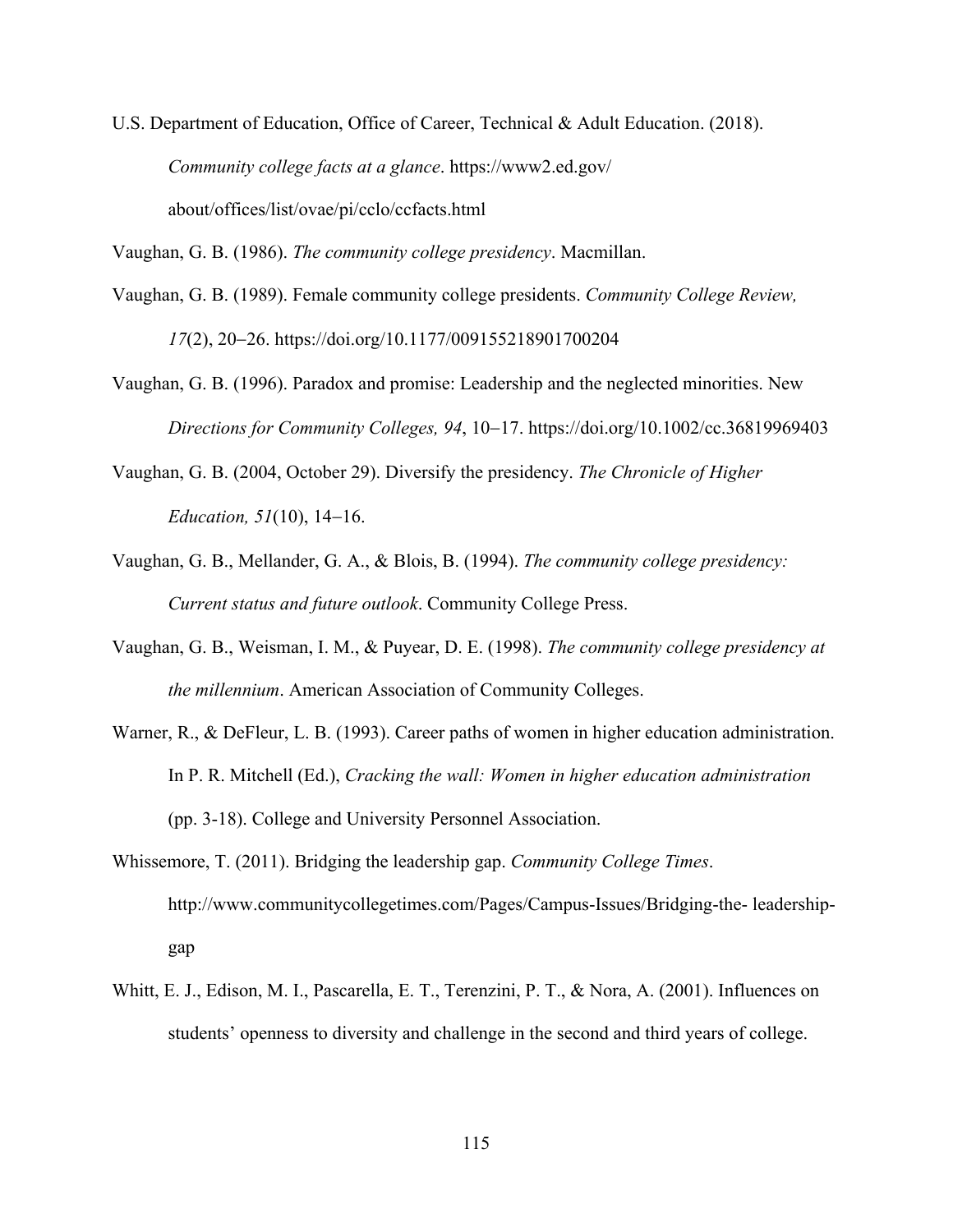U.S. Department of Education, Office of Career, Technical & Adult Education. (2018). *Community college facts at a glance*. https://www2.ed.gov/about/offices/list/ovae/pi/cclo/ccfacts.html

Vaughan, G. B. (1986). *The community college presidency*. Macmillan.

Vaughan, G. B. (1989). Female community college presidents. *Community College Review, 17*(2), 20−26. https://doi.org/10.1177/009155218901700204

Vaughan, G. B. (1996). Paradox and promise: Leadership and the neglected minorities. New *Directions for Community Colleges, 94*, 10−17. https://doi.org/10.1002/cc.36819969403

Vaughan, G. B. (2004, October 29). Diversify the presidency. *The Chronicle of Higher Education, 51*(10), 14−16.

Vaughan, G. B., Mellander, G. A., & Blois, B. (1994). *The community college presidency: Current status and future outlook*. Community College Press.

Vaughan, G. B., Weisman, I. M., & Puyear, D. E. (1998). *The community college presidency at the millennium*. American Association of Community Colleges.

Warner, R., & DeFleur, L. B. (1993). Career paths of women in higher education administration. In P. R. Mitchell (Ed.), *Cracking the wall: Women in higher education administration* (pp. 3-18). College and University Personnel Association.

Whissemore, T. (2011). Bridging the leadership gap. *Community College Times*. http://www.communitycollegetimes.com/Pages/Campus-Issues/Bridging-the- leadership-gap

Whitt, E. J., Edison, M. I., Pascarella, E. T., Terenzini, P. T., & Nora, A. (2001). Influences on students' openness to diversity and challenge in the second and third years of college.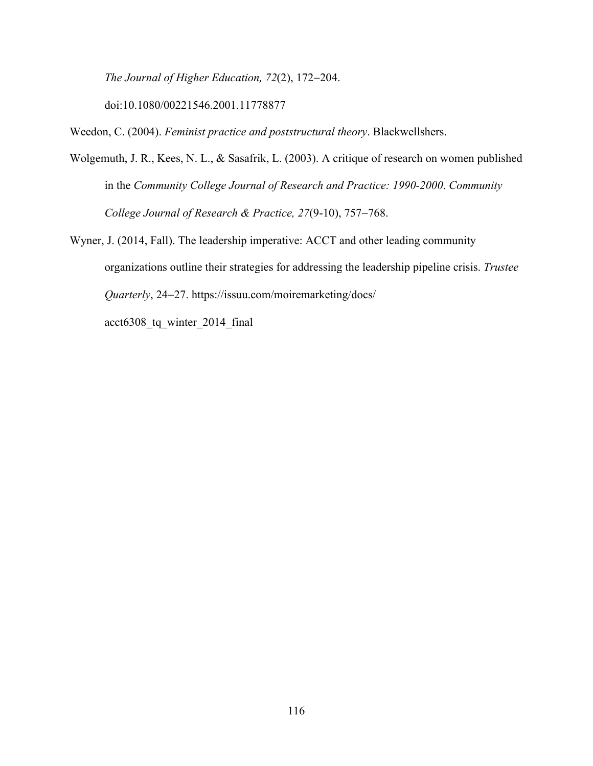*The Journal of Higher Education, 72*(2), 172–204. doi:10.1080/00221546.2001.11778877

Weedon, C. (2004). *Feminist practice and poststructural theory*. Blackwellshers.

Wolgemuth, J. R., Kees, N. L., & Sasafrik, L. (2003). A critique of research on women published in the *Community College Journal of Research and Practice: 1990-2000*. *Community College Journal of Research & Practice, 27*(9-10), 757–768.

Wyner, J. (2014, Fall). The leadership imperative: ACCT and other leading community organizations outline their strategies for addressing the leadership pipeline crisis. *Trustee Quarterly*, 24–27. https://issuu.com/moiremarketing/docs/acct6308_tq_winter_2014_final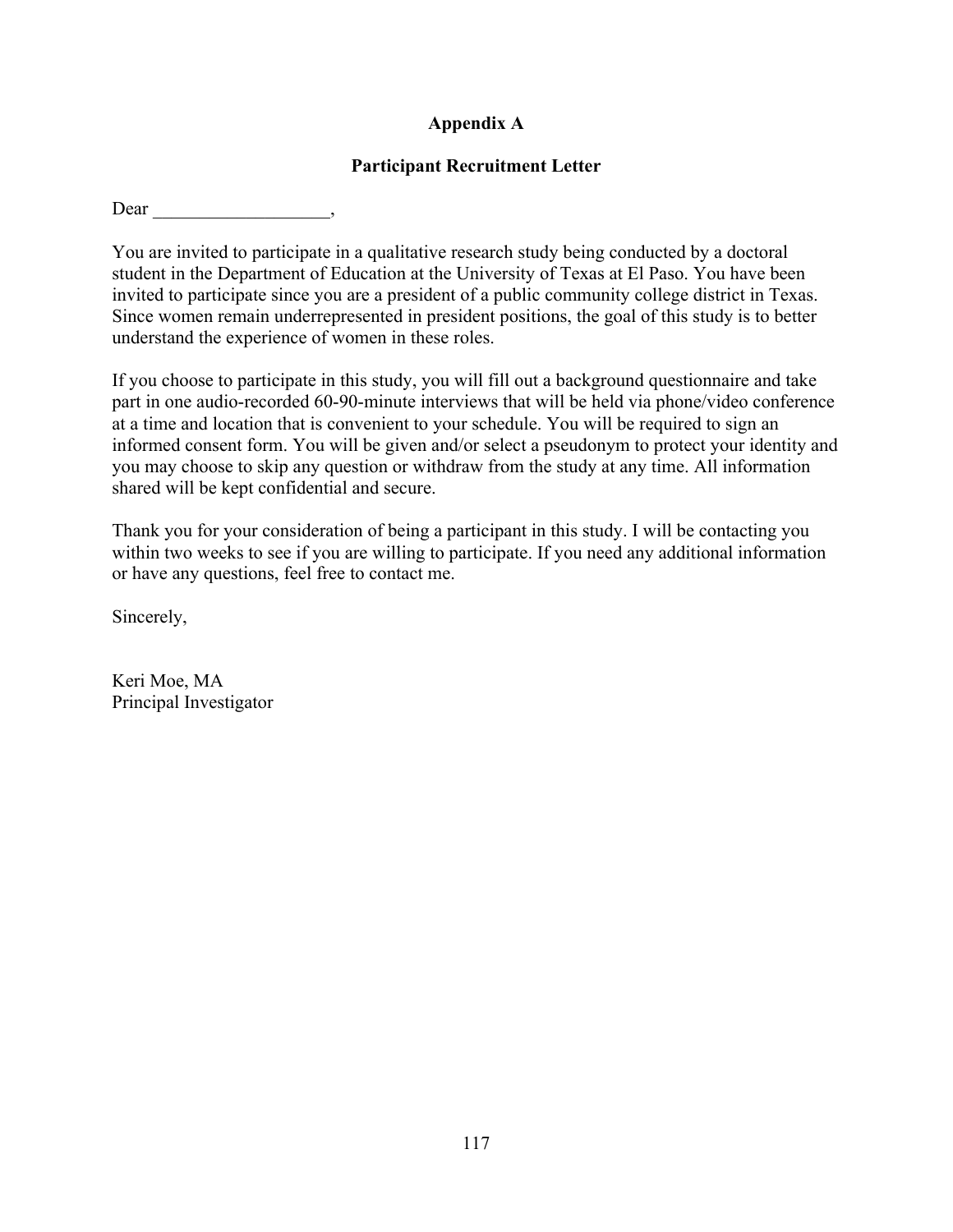## Appendix A

## Participant Recruitment Letter

Dear ___________________,

You are invited to participate in a qualitative research study being conducted by a doctoral student in the Department of Education at the University of Texas at El Paso. You have been invited to participate since you are a president of a public community college district in Texas. Since women remain underrepresented in president positions, the goal of this study is to better understand the experience of women in these roles.

If you choose to participate in this study, you will fill out a background questionnaire and take part in one audio-recorded 60-90-minute interviews that will be held via phone/video conference at a time and location that is convenient to your schedule. You will be required to sign an informed consent form. You will be given and/or select a pseudonym to protect your identity and you may choose to skip any question or withdraw from the study at any time. All information shared will be kept confidential and secure.

Thank you for your consideration of being a participant in this study. I will be contacting you within two weeks to see if you are willing to participate. If you need any additional information or have any questions, feel free to contact me.

Sincerely,

Keri Moe, MA
Principal Investigator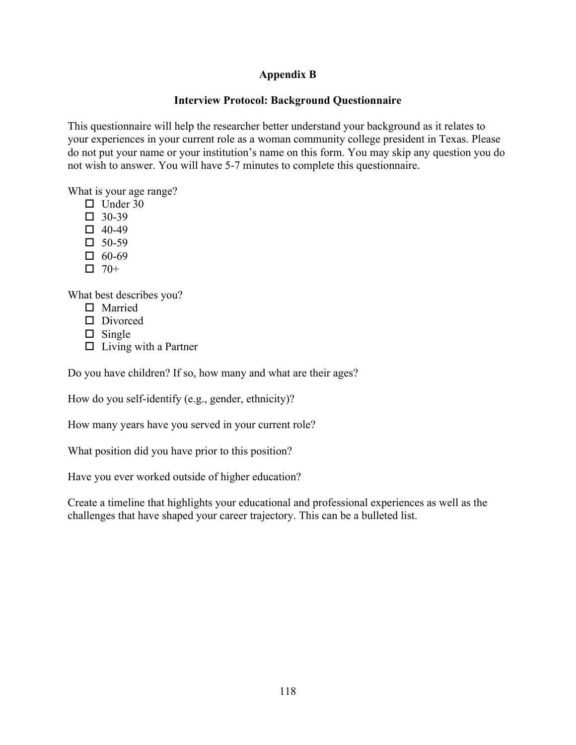# Appendix B

## Interview Protocol: Background Questionnaire

This questionnaire will help the researcher better understand your background as it relates to your experiences in your current role as a woman community college president in Texas. Please do not put your name or your institution's name on this form. You may skip any question you do not wish to answer. You will have 5-7 minutes to complete this questionnaire.

What is your age range?

- ☐ Under 30
- ☐ 30-39
- ☐ 40-49
- ☐ 50-59
- ☐ 60-69
- ☐ 70+

What best describes you?

- ☐ Married
- ☐ Divorced
- ☐ Single
- ☐ Living with a Partner

Do you have children? If so, how many and what are their ages?

How do you self-identify (e.g., gender, ethnicity)?

How many years have you served in your current role?

What position did you have prior to this position?

Have you ever worked outside of higher education?

Create a timeline that highlights your educational and professional experiences as well as the challenges that have shaped your career trajectory. This can be a bulleted list.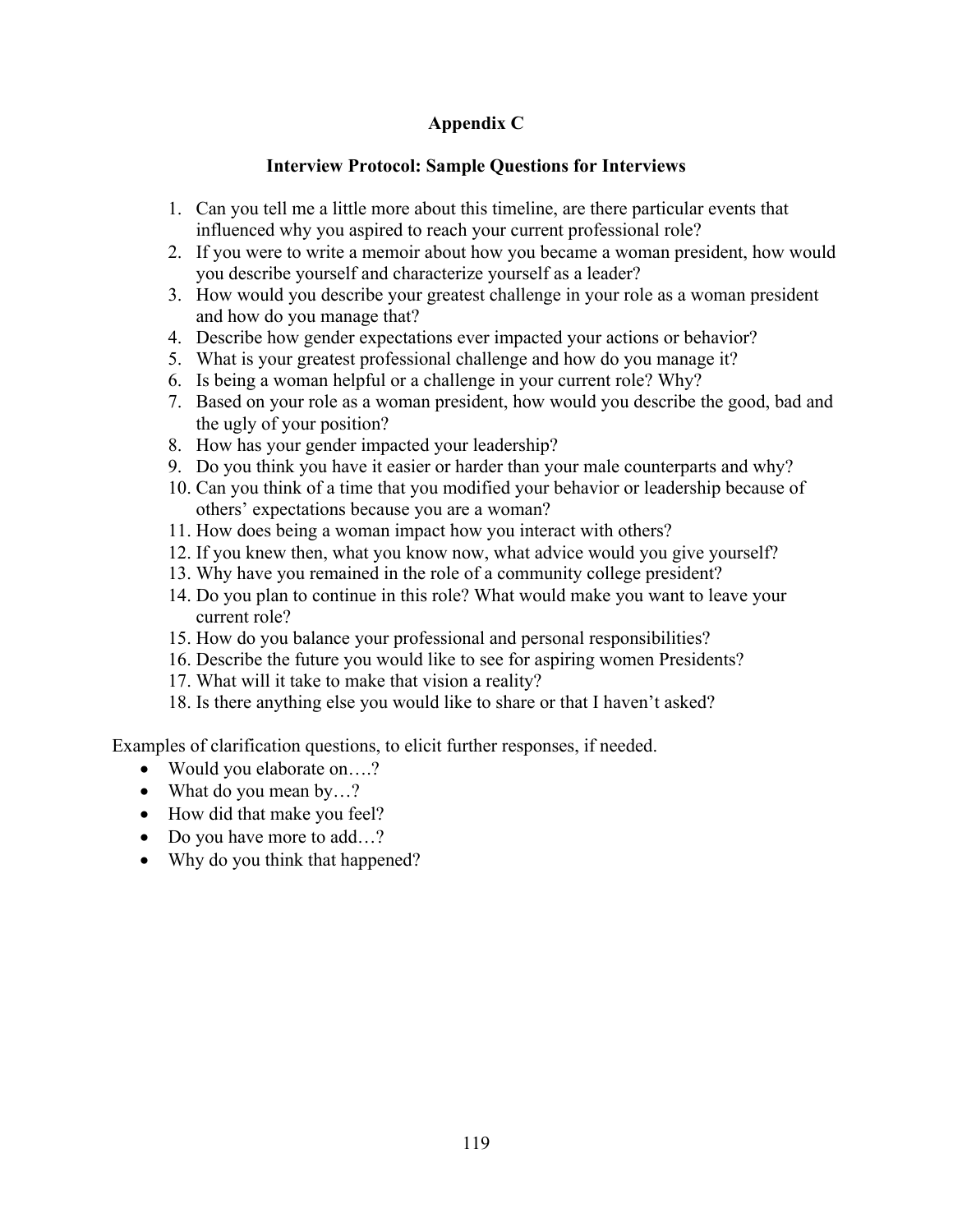## Appendix C

### Interview Protocol: Sample Questions for Interviews

1. Can you tell me a little more about this timeline, are there particular events that influenced why you aspired to reach your current professional role?
2. If you were to write a memoir about how you became a woman president, how would you describe yourself and characterize yourself as a leader?
3. How would you describe your greatest challenge in your role as a woman president and how do you manage that?
4. Describe how gender expectations ever impacted your actions or behavior?
5. What is your greatest professional challenge and how do you manage it?
6. Is being a woman helpful or a challenge in your current role? Why?
7. Based on your role as a woman president, how would you describe the good, bad and the ugly of your position?
8. How has your gender impacted your leadership?
9. Do you think you have it easier or harder than your male counterparts and why?
10. Can you think of a time that you modified your behavior or leadership because of others' expectations because you are a woman?
11. How does being a woman impact how you interact with others?
12. If you knew then, what you know now, what advice would you give yourself?
13. Why have you remained in the role of a community college president?
14. Do you plan to continue in this role? What would make you want to leave your current role?
15. How do you balance your professional and personal responsibilities?
16. Describe the future you would like to see for aspiring women Presidents?
17. What will it take to make that vision a reality?
18. Is there anything else you would like to share or that I haven't asked?

Examples of clarification questions, to elicit further responses, if needed.

- Would you elaborate on….?
- What do you mean by…?
- How did that make you feel?
- Do you have more to add…?
- Why do you think that happened?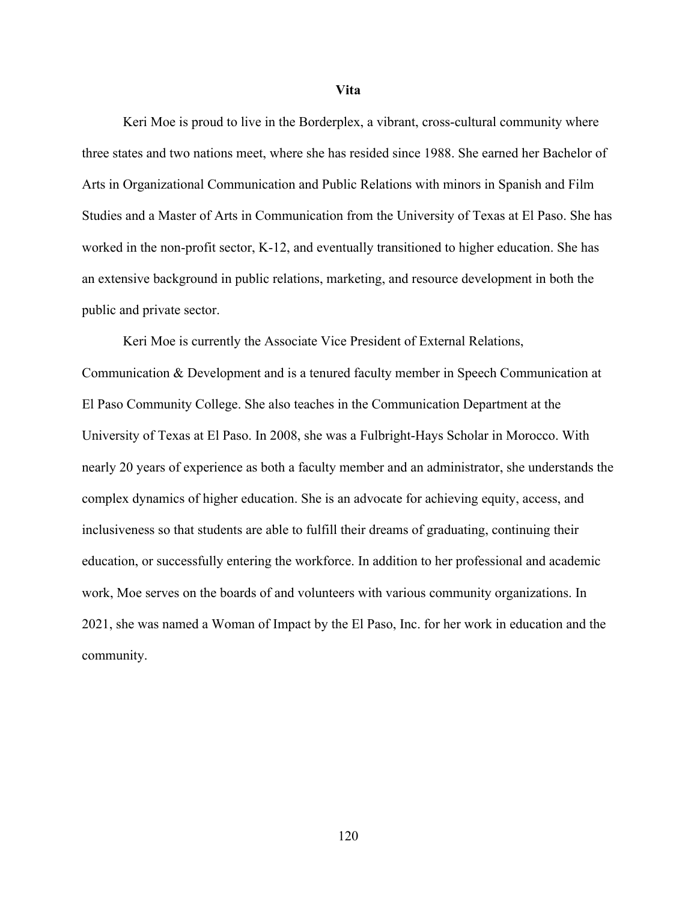# Vita

Keri Moe is proud to live in the Borderplex, a vibrant, cross-cultural community where three states and two nations meet, where she has resided since 1988. She earned her Bachelor of Arts in Organizational Communication and Public Relations with minors in Spanish and Film Studies and a Master of Arts in Communication from the University of Texas at El Paso. She has worked in the non-profit sector, K-12, and eventually transitioned to higher education. She has an extensive background in public relations, marketing, and resource development in both the public and private sector.

Keri Moe is currently the Associate Vice President of External Relations, Communication & Development and is a tenured faculty member in Speech Communication at El Paso Community College. She also teaches in the Communication Department at the University of Texas at El Paso. In 2008, she was a Fulbright-Hays Scholar in Morocco. With nearly 20 years of experience as both a faculty member and an administrator, she understands the complex dynamics of higher education. She is an advocate for achieving equity, access, and inclusiveness so that students are able to fulfill their dreams of graduating, continuing their education, or successfully entering the workforce. In addition to her professional and academic work, Moe serves on the boards of and volunteers with various community organizations. In 2021, she was named a Woman of Impact by the El Paso, Inc. for her work in education and the community.